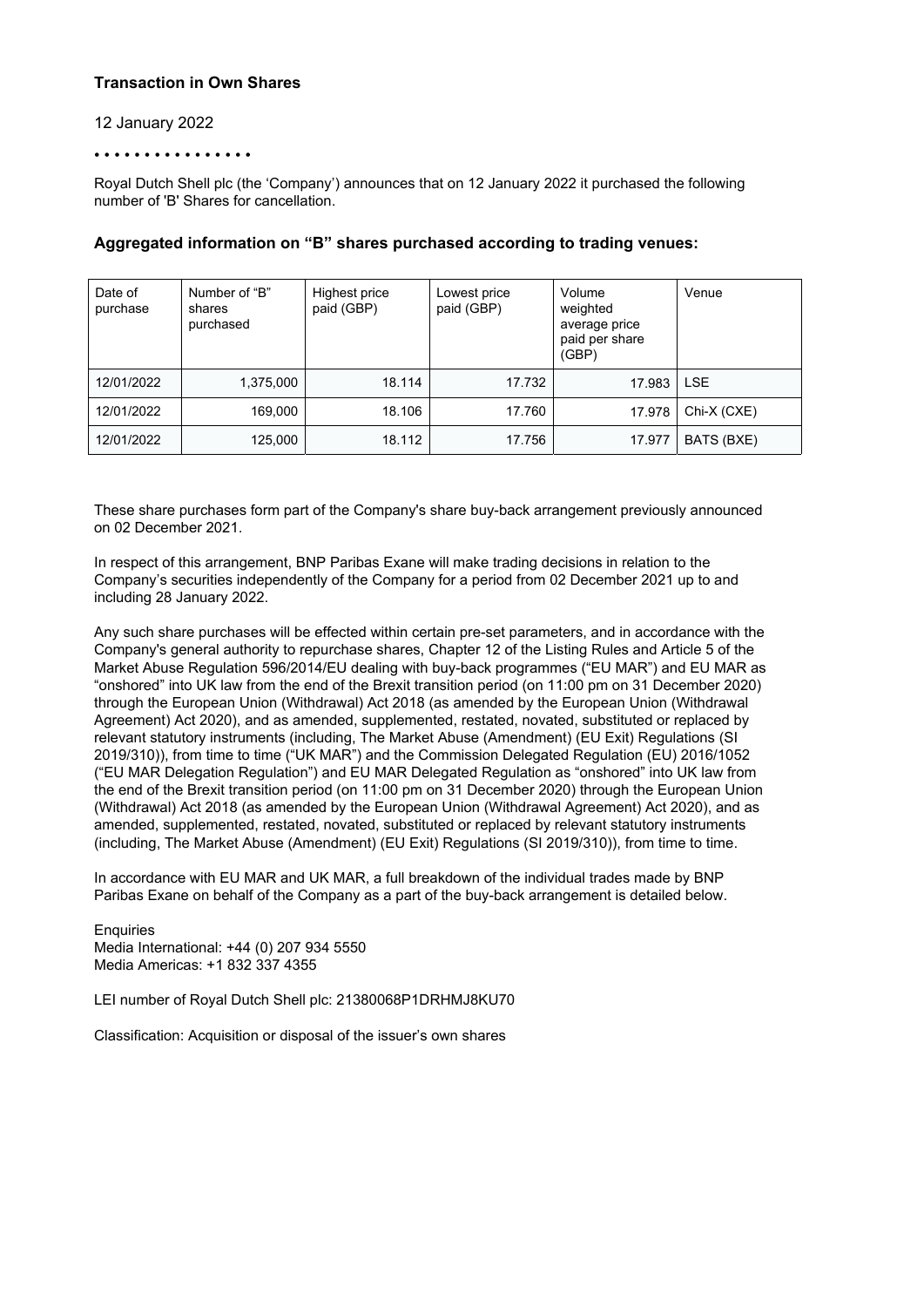**Transaction in Own Shares**

12 January 2022

• • • • • • • • • • • • • • • •

Royal Dutch Shell plc (the 'Company') announces that on 12 January 2022 it purchased the following number of 'B' Shares for cancellation.

### Aggregated information on "B" shares purchased according to trading venues:

| Date of purchase | Number of "B" shares purchased | Highest price paid (GBP) | Lowest price paid (GBP) | Volume weighted average price paid per share (GBP) | Venue |
|---|---|---|---|---|---|
| 12/01/2022 | 1,375,000 | 18.114 | 17.732 | 17.983 | LSE |
| 12/01/2022 | 169,000 | 18.106 | 17.760 | 17.978 | Chi-X (CXE) |
| 12/01/2022 | 125,000 | 18.112 | 17.756 | 17.977 | BATS (BXE) |

These share purchases form part of the Company's share buy-back arrangement previously announced on 02 December 2021.

In respect of this arrangement, BNP Paribas Exane will make trading decisions in relation to the Company's securities independently of the Company for a period from 02 December 2021 up to and including 28 January 2022.

Any such share purchases will be effected within certain pre-set parameters, and in accordance with the Company's general authority to repurchase shares, Chapter 12 of the Listing Rules and Article 5 of the Market Abuse Regulation 596/2014/EU dealing with buy-back programmes ("EU MAR") and EU MAR as "onshored" into UK law from the end of the Brexit transition period (on 11:00 pm on 31 December 2020) through the European Union (Withdrawal) Act 2018 (as amended by the European Union (Withdrawal Agreement) Act 2020), and as amended, supplemented, restated, novated, substituted or replaced by relevant statutory instruments (including, The Market Abuse (Amendment) (EU Exit) Regulations (SI 2019/310)), from time to time ("UK MAR") and the Commission Delegated Regulation (EU) 2016/1052 ("EU MAR Delegation Regulation") and EU MAR Delegated Regulation as "onshored" into UK law from the end of the Brexit transition period (on 11:00 pm on 31 December 2020) through the European Union (Withdrawal) Act 2018 (as amended by the European Union (Withdrawal Agreement) Act 2020), and as amended, supplemented, restated, novated, substituted or replaced by relevant statutory instruments (including, The Market Abuse (Amendment) (EU Exit) Regulations (SI 2019/310)), from time to time.

In accordance with EU MAR and UK MAR, a full breakdown of the individual trades made by BNP Paribas Exane on behalf of the Company as a part of the buy-back arrangement is detailed below.

Enquiries
Media International: +44 (0) 207 934 5550
Media Americas: +1 832 337 4355

LEI number of Royal Dutch Shell plc: 21380068P1DRHMJ8KU70

Classification: Acquisition or disposal of the issuer's own shares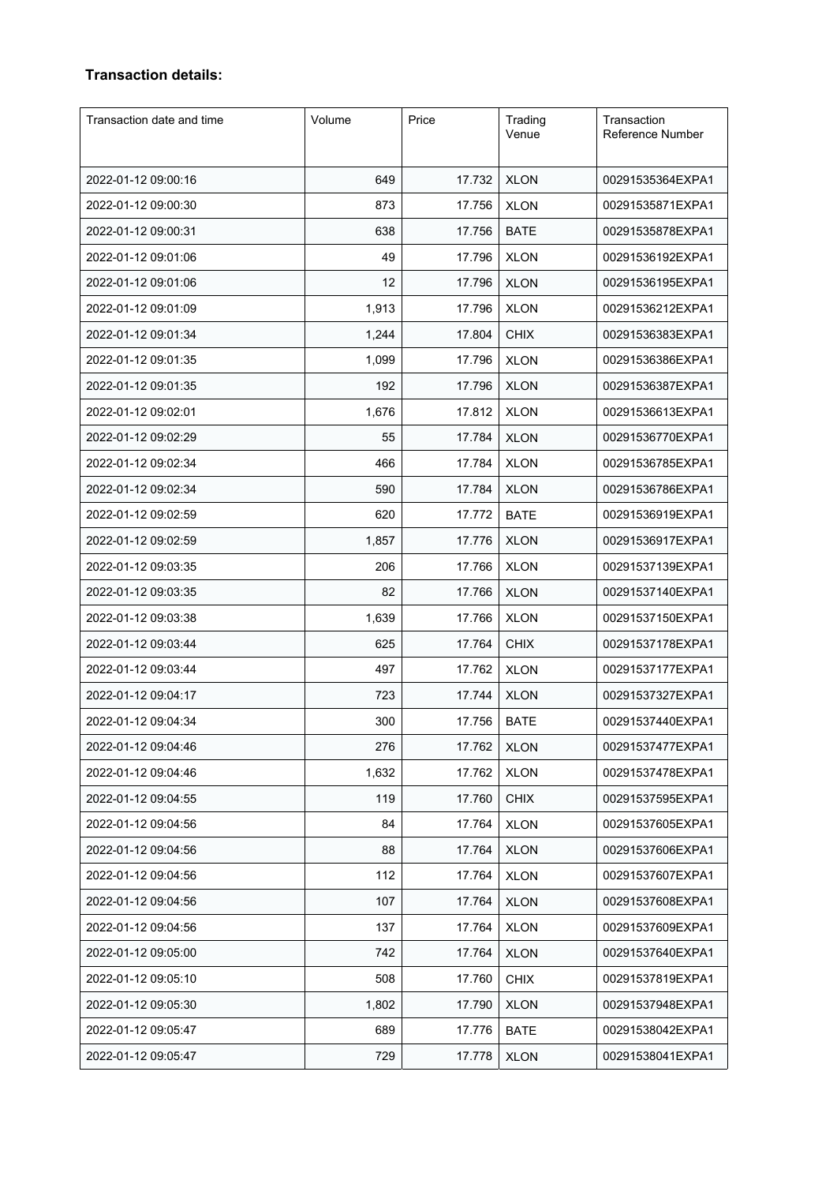**Transaction details:**

| Transaction date and time | Volume | Price | Trading Venue | Transaction Reference Number |
|---|---|---|---|---|
| 2022-01-12 09:00:16 | 649 | 17.732 | XLON | 00291535364EXPA1 |
| 2022-01-12 09:00:30 | 873 | 17.756 | XLON | 00291535871EXPA1 |
| 2022-01-12 09:00:31 | 638 | 17.756 | BATE | 00291535878EXPA1 |
| 2022-01-12 09:01:06 | 49 | 17.796 | XLON | 00291536192EXPA1 |
| 2022-01-12 09:01:06 | 12 | 17.796 | XLON | 00291536195EXPA1 |
| 2022-01-12 09:01:09 | 1,913 | 17.796 | XLON | 00291536212EXPA1 |
| 2022-01-12 09:01:34 | 1,244 | 17.804 | CHIX | 00291536383EXPA1 |
| 2022-01-12 09:01:35 | 1,099 | 17.796 | XLON | 00291536386EXPA1 |
| 2022-01-12 09:01:35 | 192 | 17.796 | XLON | 00291536387EXPA1 |
| 2022-01-12 09:02:01 | 1,676 | 17.812 | XLON | 00291536613EXPA1 |
| 2022-01-12 09:02:29 | 55 | 17.784 | XLON | 00291536770EXPA1 |
| 2022-01-12 09:02:34 | 466 | 17.784 | XLON | 00291536785EXPA1 |
| 2022-01-12 09:02:34 | 590 | 17.784 | XLON | 00291536786EXPA1 |
| 2022-01-12 09:02:59 | 620 | 17.772 | BATE | 00291536919EXPA1 |
| 2022-01-12 09:02:59 | 1,857 | 17.776 | XLON | 00291536917EXPA1 |
| 2022-01-12 09:03:35 | 206 | 17.766 | XLON | 00291537139EXPA1 |
| 2022-01-12 09:03:35 | 82 | 17.766 | XLON | 00291537140EXPA1 |
| 2022-01-12 09:03:38 | 1,639 | 17.766 | XLON | 00291537150EXPA1 |
| 2022-01-12 09:03:44 | 625 | 17.764 | CHIX | 00291537178EXPA1 |
| 2022-01-12 09:03:44 | 497 | 17.762 | XLON | 00291537177EXPA1 |
| 2022-01-12 09:04:17 | 723 | 17.744 | XLON | 00291537327EXPA1 |
| 2022-01-12 09:04:34 | 300 | 17.756 | BATE | 00291537440EXPA1 |
| 2022-01-12 09:04:46 | 276 | 17.762 | XLON | 00291537477EXPA1 |
| 2022-01-12 09:04:46 | 1,632 | 17.762 | XLON | 00291537478EXPA1 |
| 2022-01-12 09:04:55 | 119 | 17.760 | CHIX | 00291537595EXPA1 |
| 2022-01-12 09:04:56 | 84 | 17.764 | XLON | 00291537605EXPA1 |
| 2022-01-12 09:04:56 | 88 | 17.764 | XLON | 00291537606EXPA1 |
| 2022-01-12 09:04:56 | 112 | 17.764 | XLON | 00291537607EXPA1 |
| 2022-01-12 09:04:56 | 107 | 17.764 | XLON | 00291537608EXPA1 |
| 2022-01-12 09:04:56 | 137 | 17.764 | XLON | 00291537609EXPA1 |
| 2022-01-12 09:05:00 | 742 | 17.764 | XLON | 00291537640EXPA1 |
| 2022-01-12 09:05:10 | 508 | 17.760 | CHIX | 00291537819EXPA1 |
| 2022-01-12 09:05:30 | 1,802 | 17.790 | XLON | 00291537948EXPA1 |
| 2022-01-12 09:05:47 | 689 | 17.776 | BATE | 00291538042EXPA1 |
| 2022-01-12 09:05:47 | 729 | 17.778 | XLON | 00291538041EXPA1 |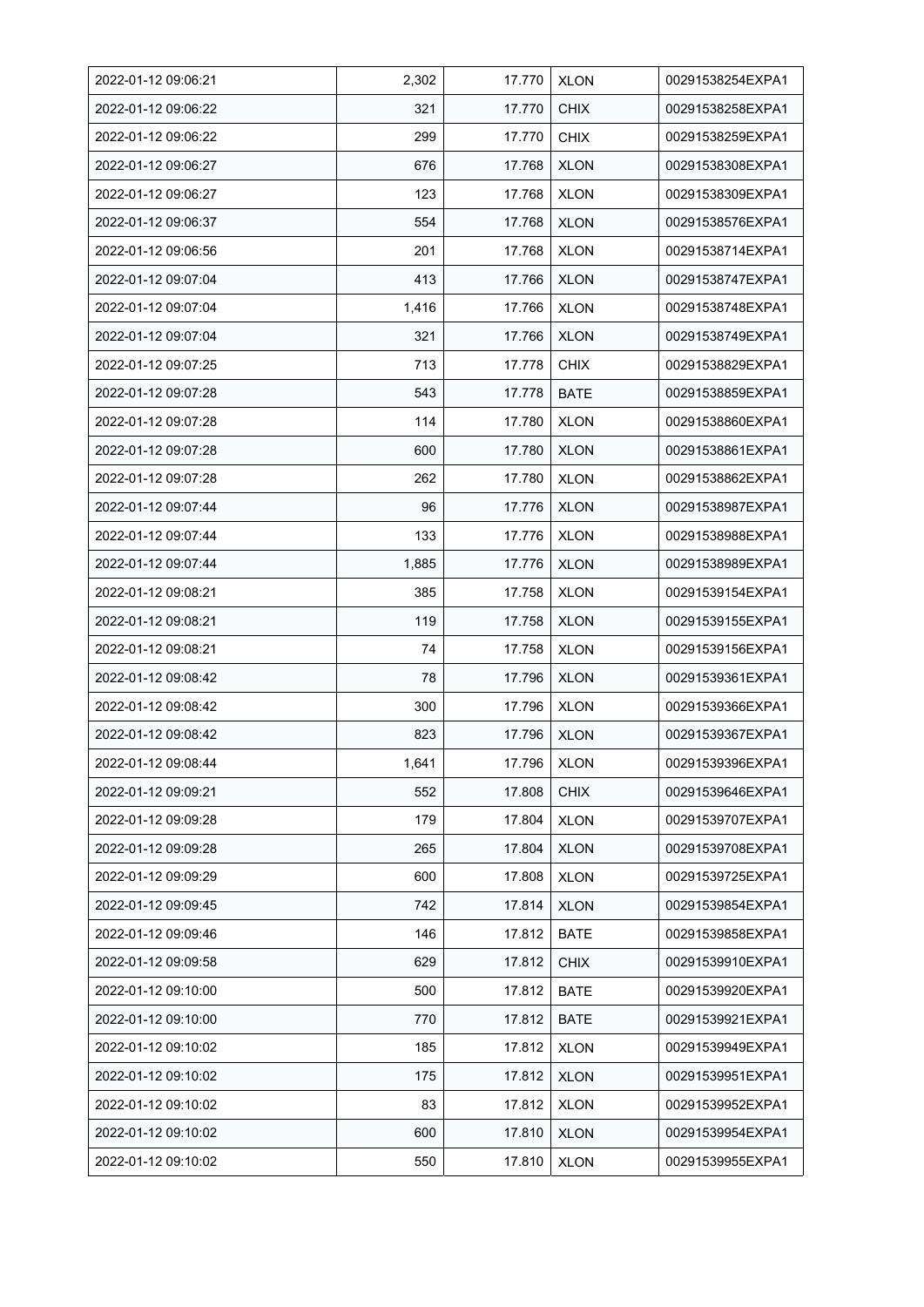| 2022-01-12 09:06:21 | 2,302 | 17.770 | XLON | 00291538254EXPA1 |
|---|---|---|---|---|
| 2022-01-12 09:06:22 | 321 | 17.770 | CHIX | 00291538258EXPA1 |
| 2022-01-12 09:06:22 | 299 | 17.770 | CHIX | 00291538259EXPA1 |
| 2022-01-12 09:06:27 | 676 | 17.768 | XLON | 00291538308EXPA1 |
| 2022-01-12 09:06:27 | 123 | 17.768 | XLON | 00291538309EXPA1 |
| 2022-01-12 09:06:37 | 554 | 17.768 | XLON | 00291538576EXPA1 |
| 2022-01-12 09:06:56 | 201 | 17.768 | XLON | 00291538714EXPA1 |
| 2022-01-12 09:07:04 | 413 | 17.766 | XLON | 00291538747EXPA1 |
| 2022-01-12 09:07:04 | 1,416 | 17.766 | XLON | 00291538748EXPA1 |
| 2022-01-12 09:07:04 | 321 | 17.766 | XLON | 00291538749EXPA1 |
| 2022-01-12 09:07:25 | 713 | 17.778 | CHIX | 00291538829EXPA1 |
| 2022-01-12 09:07:28 | 543 | 17.778 | BATE | 00291538859EXPA1 |
| 2022-01-12 09:07:28 | 114 | 17.780 | XLON | 00291538860EXPA1 |
| 2022-01-12 09:07:28 | 600 | 17.780 | XLON | 00291538861EXPA1 |
| 2022-01-12 09:07:28 | 262 | 17.780 | XLON | 00291538862EXPA1 |
| 2022-01-12 09:07:44 | 96 | 17.776 | XLON | 00291538987EXPA1 |
| 2022-01-12 09:07:44 | 133 | 17.776 | XLON | 00291538988EXPA1 |
| 2022-01-12 09:07:44 | 1,885 | 17.776 | XLON | 00291538989EXPA1 |
| 2022-01-12 09:08:21 | 385 | 17.758 | XLON | 00291539154EXPA1 |
| 2022-01-12 09:08:21 | 119 | 17.758 | XLON | 00291539155EXPA1 |
| 2022-01-12 09:08:21 | 74 | 17.758 | XLON | 00291539156EXPA1 |
| 2022-01-12 09:08:42 | 78 | 17.796 | XLON | 00291539361EXPA1 |
| 2022-01-12 09:08:42 | 300 | 17.796 | XLON | 00291539366EXPA1 |
| 2022-01-12 09:08:42 | 823 | 17.796 | XLON | 00291539367EXPA1 |
| 2022-01-12 09:08:44 | 1,641 | 17.796 | XLON | 00291539396EXPA1 |
| 2022-01-12 09:09:21 | 552 | 17.808 | CHIX | 00291539646EXPA1 |
| 2022-01-12 09:09:28 | 179 | 17.804 | XLON | 00291539707EXPA1 |
| 2022-01-12 09:09:28 | 265 | 17.804 | XLON | 00291539708EXPA1 |
| 2022-01-12 09:09:29 | 600 | 17.808 | XLON | 00291539725EXPA1 |
| 2022-01-12 09:09:45 | 742 | 17.814 | XLON | 00291539854EXPA1 |
| 2022-01-12 09:09:46 | 146 | 17.812 | BATE | 00291539858EXPA1 |
| 2022-01-12 09:09:58 | 629 | 17.812 | CHIX | 00291539910EXPA1 |
| 2022-01-12 09:10:00 | 500 | 17.812 | BATE | 00291539920EXPA1 |
| 2022-01-12 09:10:00 | 770 | 17.812 | BATE | 00291539921EXPA1 |
| 2022-01-12 09:10:02 | 185 | 17.812 | XLON | 00291539949EXPA1 |
| 2022-01-12 09:10:02 | 175 | 17.812 | XLON | 00291539951EXPA1 |
| 2022-01-12 09:10:02 | 83 | 17.812 | XLON | 00291539952EXPA1 |
| 2022-01-12 09:10:02 | 600 | 17.810 | XLON | 00291539954EXPA1 |
| 2022-01-12 09:10:02 | 550 | 17.810 | XLON | 00291539955EXPA1 |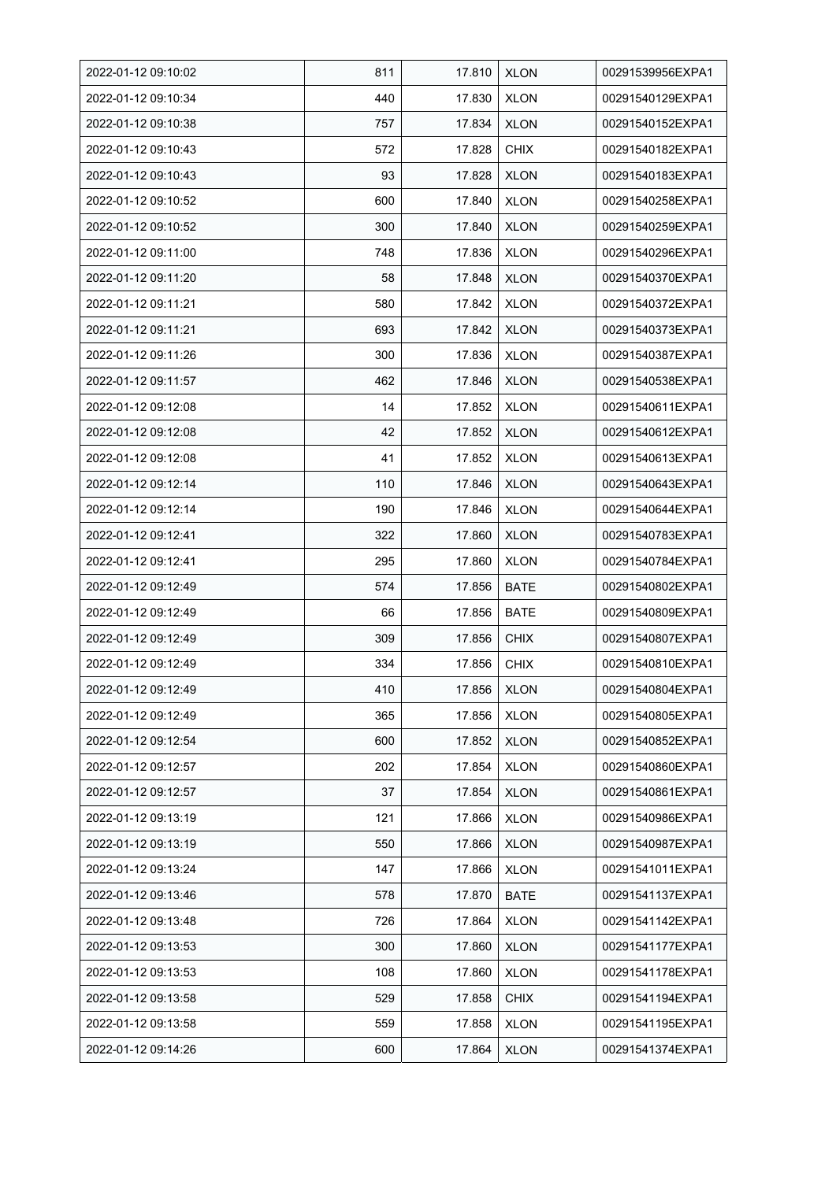| 2022-01-12 09:10:02 | 811 | 17.810 | XLON | 00291539956EXPA1 |
|---|---|---|---|---|
| 2022-01-12 09:10:34 | 440 | 17.830 | XLON | 00291540129EXPA1 |
| 2022-01-12 09:10:38 | 757 | 17.834 | XLON | 00291540152EXPA1 |
| 2022-01-12 09:10:43 | 572 | 17.828 | CHIX | 00291540182EXPA1 |
| 2022-01-12 09:10:43 | 93 | 17.828 | XLON | 00291540183EXPA1 |
| 2022-01-12 09:10:52 | 600 | 17.840 | XLON | 00291540258EXPA1 |
| 2022-01-12 09:10:52 | 300 | 17.840 | XLON | 00291540259EXPA1 |
| 2022-01-12 09:11:00 | 748 | 17.836 | XLON | 00291540296EXPA1 |
| 2022-01-12 09:11:20 | 58 | 17.848 | XLON | 00291540370EXPA1 |
| 2022-01-12 09:11:21 | 580 | 17.842 | XLON | 00291540372EXPA1 |
| 2022-01-12 09:11:21 | 693 | 17.842 | XLON | 00291540373EXPA1 |
| 2022-01-12 09:11:26 | 300 | 17.836 | XLON | 00291540387EXPA1 |
| 2022-01-12 09:11:57 | 462 | 17.846 | XLON | 00291540538EXPA1 |
| 2022-01-12 09:12:08 | 14 | 17.852 | XLON | 00291540611EXPA1 |
| 2022-01-12 09:12:08 | 42 | 17.852 | XLON | 00291540612EXPA1 |
| 2022-01-12 09:12:08 | 41 | 17.852 | XLON | 00291540613EXPA1 |
| 2022-01-12 09:12:14 | 110 | 17.846 | XLON | 00291540643EXPA1 |
| 2022-01-12 09:12:14 | 190 | 17.846 | XLON | 00291540644EXPA1 |
| 2022-01-12 09:12:41 | 322 | 17.860 | XLON | 00291540783EXPA1 |
| 2022-01-12 09:12:41 | 295 | 17.860 | XLON | 00291540784EXPA1 |
| 2022-01-12 09:12:49 | 574 | 17.856 | BATE | 00291540802EXPA1 |
| 2022-01-12 09:12:49 | 66 | 17.856 | BATE | 00291540809EXPA1 |
| 2022-01-12 09:12:49 | 309 | 17.856 | CHIX | 00291540807EXPA1 |
| 2022-01-12 09:12:49 | 334 | 17.856 | CHIX | 00291540810EXPA1 |
| 2022-01-12 09:12:49 | 410 | 17.856 | XLON | 00291540804EXPA1 |
| 2022-01-12 09:12:49 | 365 | 17.856 | XLON | 00291540805EXPA1 |
| 2022-01-12 09:12:54 | 600 | 17.852 | XLON | 00291540852EXPA1 |
| 2022-01-12 09:12:57 | 202 | 17.854 | XLON | 00291540860EXPA1 |
| 2022-01-12 09:12:57 | 37 | 17.854 | XLON | 00291540861EXPA1 |
| 2022-01-12 09:13:19 | 121 | 17.866 | XLON | 00291540986EXPA1 |
| 2022-01-12 09:13:19 | 550 | 17.866 | XLON | 00291540987EXPA1 |
| 2022-01-12 09:13:24 | 147 | 17.866 | XLON | 00291541011EXPA1 |
| 2022-01-12 09:13:46 | 578 | 17.870 | BATE | 00291541137EXPA1 |
| 2022-01-12 09:13:48 | 726 | 17.864 | XLON | 00291541142EXPA1 |
| 2022-01-12 09:13:53 | 300 | 17.860 | XLON | 00291541177EXPA1 |
| 2022-01-12 09:13:53 | 108 | 17.860 | XLON | 00291541178EXPA1 |
| 2022-01-12 09:13:58 | 529 | 17.858 | CHIX | 00291541194EXPA1 |
| 2022-01-12 09:13:58 | 559 | 17.858 | XLON | 00291541195EXPA1 |
| 2022-01-12 09:14:26 | 600 | 17.864 | XLON | 00291541374EXPA1 |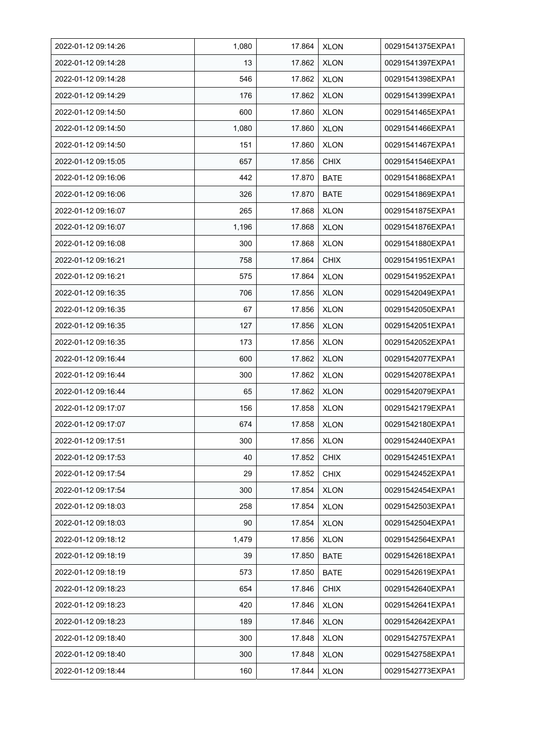| | | | | |
|---|---|---|---|---|
| 2022-01-12 09:14:26 | 1,080 | 17.864 | XLON | 00291541375EXPA1 |
| 2022-01-12 09:14:28 | 13 | 17.862 | XLON | 00291541397EXPA1 |
| 2022-01-12 09:14:28 | 546 | 17.862 | XLON | 00291541398EXPA1 |
| 2022-01-12 09:14:29 | 176 | 17.862 | XLON | 00291541399EXPA1 |
| 2022-01-12 09:14:50 | 600 | 17.860 | XLON | 00291541465EXPA1 |
| 2022-01-12 09:14:50 | 1,080 | 17.860 | XLON | 00291541466EXPA1 |
| 2022-01-12 09:14:50 | 151 | 17.860 | XLON | 00291541467EXPA1 |
| 2022-01-12 09:15:05 | 657 | 17.856 | CHIX | 00291541546EXPA1 |
| 2022-01-12 09:16:06 | 442 | 17.870 | BATE | 00291541868EXPA1 |
| 2022-01-12 09:16:06 | 326 | 17.870 | BATE | 00291541869EXPA1 |
| 2022-01-12 09:16:07 | 265 | 17.868 | XLON | 00291541875EXPA1 |
| 2022-01-12 09:16:07 | 1,196 | 17.868 | XLON | 00291541876EXPA1 |
| 2022-01-12 09:16:08 | 300 | 17.868 | XLON | 00291541880EXPA1 |
| 2022-01-12 09:16:21 | 758 | 17.864 | CHIX | 00291541951EXPA1 |
| 2022-01-12 09:16:21 | 575 | 17.864 | XLON | 00291541952EXPA1 |
| 2022-01-12 09:16:35 | 706 | 17.856 | XLON | 00291542049EXPA1 |
| 2022-01-12 09:16:35 | 67 | 17.856 | XLON | 00291542050EXPA1 |
| 2022-01-12 09:16:35 | 127 | 17.856 | XLON | 00291542051EXPA1 |
| 2022-01-12 09:16:35 | 173 | 17.856 | XLON | 00291542052EXPA1 |
| 2022-01-12 09:16:44 | 600 | 17.862 | XLON | 00291542077EXPA1 |
| 2022-01-12 09:16:44 | 300 | 17.862 | XLON | 00291542078EXPA1 |
| 2022-01-12 09:16:44 | 65 | 17.862 | XLON | 00291542079EXPA1 |
| 2022-01-12 09:17:07 | 156 | 17.858 | XLON | 00291542179EXPA1 |
| 2022-01-12 09:17:07 | 674 | 17.858 | XLON | 00291542180EXPA1 |
| 2022-01-12 09:17:51 | 300 | 17.856 | XLON | 00291542440EXPA1 |
| 2022-01-12 09:17:53 | 40 | 17.852 | CHIX | 00291542451EXPA1 |
| 2022-01-12 09:17:54 | 29 | 17.852 | CHIX | 00291542452EXPA1 |
| 2022-01-12 09:17:54 | 300 | 17.854 | XLON | 00291542454EXPA1 |
| 2022-01-12 09:18:03 | 258 | 17.854 | XLON | 00291542503EXPA1 |
| 2022-01-12 09:18:03 | 90 | 17.854 | XLON | 00291542504EXPA1 |
| 2022-01-12 09:18:12 | 1,479 | 17.856 | XLON | 00291542564EXPA1 |
| 2022-01-12 09:18:19 | 39 | 17.850 | BATE | 00291542618EXPA1 |
| 2022-01-12 09:18:19 | 573 | 17.850 | BATE | 00291542619EXPA1 |
| 2022-01-12 09:18:23 | 654 | 17.846 | CHIX | 00291542640EXPA1 |
| 2022-01-12 09:18:23 | 420 | 17.846 | XLON | 00291542641EXPA1 |
| 2022-01-12 09:18:23 | 189 | 17.846 | XLON | 00291542642EXPA1 |
| 2022-01-12 09:18:40 | 300 | 17.848 | XLON | 00291542757EXPA1 |
| 2022-01-12 09:18:40 | 300 | 17.848 | XLON | 00291542758EXPA1 |
| 2022-01-12 09:18:44 | 160 | 17.844 | XLON | 00291542773EXPA1 |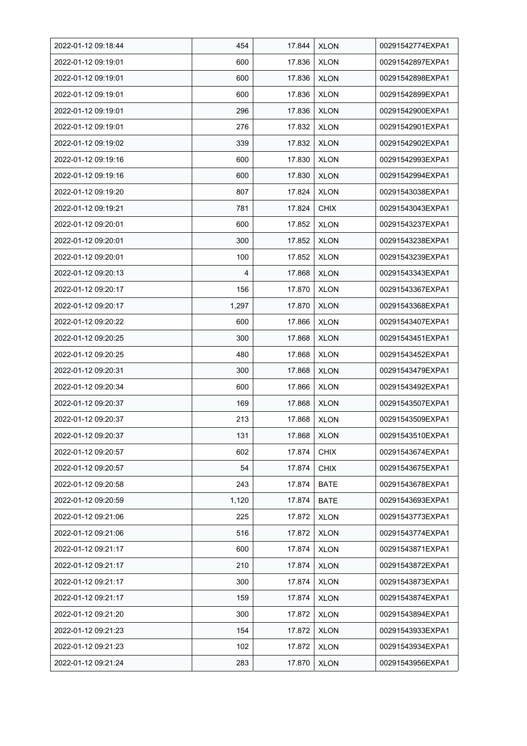| 2022-01-12 09:18:44 | 454 | 17.844 | XLON | 00291542774EXPA1 |
|---|---|---|---|---|
| 2022-01-12 09:19:01 | 600 | 17.836 | XLON | 00291542897EXPA1 |
| 2022-01-12 09:19:01 | 600 | 17.836 | XLON | 00291542898EXPA1 |
| 2022-01-12 09:19:01 | 600 | 17.836 | XLON | 00291542899EXPA1 |
| 2022-01-12 09:19:01 | 296 | 17.836 | XLON | 00291542900EXPA1 |
| 2022-01-12 09:19:01 | 276 | 17.832 | XLON | 00291542901EXPA1 |
| 2022-01-12 09:19:02 | 339 | 17.832 | XLON | 00291542902EXPA1 |
| 2022-01-12 09:19:16 | 600 | 17.830 | XLON | 00291542993EXPA1 |
| 2022-01-12 09:19:16 | 600 | 17.830 | XLON | 00291542994EXPA1 |
| 2022-01-12 09:19:20 | 807 | 17.824 | XLON | 00291543038EXPA1 |
| 2022-01-12 09:19:21 | 781 | 17.824 | CHIX | 00291543043EXPA1 |
| 2022-01-12 09:20:01 | 600 | 17.852 | XLON | 00291543237EXPA1 |
| 2022-01-12 09:20:01 | 300 | 17.852 | XLON | 00291543238EXPA1 |
| 2022-01-12 09:20:01 | 100 | 17.852 | XLON | 00291543239EXPA1 |
| 2022-01-12 09:20:13 | 4 | 17.868 | XLON | 00291543343EXPA1 |
| 2022-01-12 09:20:17 | 156 | 17.870 | XLON | 00291543367EXPA1 |
| 2022-01-12 09:20:17 | 1,297 | 17.870 | XLON | 00291543368EXPA1 |
| 2022-01-12 09:20:22 | 600 | 17.866 | XLON | 00291543407EXPA1 |
| 2022-01-12 09:20:25 | 300 | 17.868 | XLON | 00291543451EXPA1 |
| 2022-01-12 09:20:25 | 480 | 17.868 | XLON | 00291543452EXPA1 |
| 2022-01-12 09:20:31 | 300 | 17.868 | XLON | 00291543479EXPA1 |
| 2022-01-12 09:20:34 | 600 | 17.866 | XLON | 00291543492EXPA1 |
| 2022-01-12 09:20:37 | 169 | 17.868 | XLON | 00291543507EXPA1 |
| 2022-01-12 09:20:37 | 213 | 17.868 | XLON | 00291543509EXPA1 |
| 2022-01-12 09:20:37 | 131 | 17.868 | XLON | 00291543510EXPA1 |
| 2022-01-12 09:20:57 | 602 | 17.874 | CHIX | 00291543674EXPA1 |
| 2022-01-12 09:20:57 | 54 | 17.874 | CHIX | 00291543675EXPA1 |
| 2022-01-12 09:20:58 | 243 | 17.874 | BATE | 00291543678EXPA1 |
| 2022-01-12 09:20:59 | 1,120 | 17.874 | BATE | 00291543693EXPA1 |
| 2022-01-12 09:21:06 | 225 | 17.872 | XLON | 00291543773EXPA1 |
| 2022-01-12 09:21:06 | 516 | 17.872 | XLON | 00291543774EXPA1 |
| 2022-01-12 09:21:17 | 600 | 17.874 | XLON | 00291543871EXPA1 |
| 2022-01-12 09:21:17 | 210 | 17.874 | XLON | 00291543872EXPA1 |
| 2022-01-12 09:21:17 | 300 | 17.874 | XLON | 00291543873EXPA1 |
| 2022-01-12 09:21:17 | 159 | 17.874 | XLON | 00291543874EXPA1 |
| 2022-01-12 09:21:20 | 300 | 17.872 | XLON | 00291543894EXPA1 |
| 2022-01-12 09:21:23 | 154 | 17.872 | XLON | 00291543933EXPA1 |
| 2022-01-12 09:21:23 | 102 | 17.872 | XLON | 00291543934EXPA1 |
| 2022-01-12 09:21:24 | 283 | 17.870 | XLON | 00291543956EXPA1 |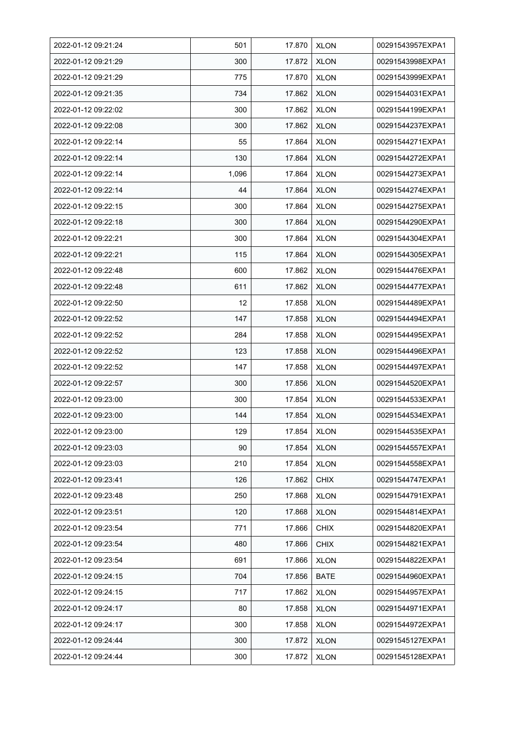| 2022-01-12 09:21:24 | 501 | 17.870 | XLON | 00291543957EXPA1 |
|---|---|---|---|---|
| 2022-01-12 09:21:29 | 300 | 17.872 | XLON | 00291543998EXPA1 |
| 2022-01-12 09:21:29 | 775 | 17.870 | XLON | 00291543999EXPA1 |
| 2022-01-12 09:21:35 | 734 | 17.862 | XLON | 00291544031EXPA1 |
| 2022-01-12 09:22:02 | 300 | 17.862 | XLON | 00291544199EXPA1 |
| 2022-01-12 09:22:08 | 300 | 17.862 | XLON | 00291544237EXPA1 |
| 2022-01-12 09:22:14 | 55 | 17.864 | XLON | 00291544271EXPA1 |
| 2022-01-12 09:22:14 | 130 | 17.864 | XLON | 00291544272EXPA1 |
| 2022-01-12 09:22:14 | 1,096 | 17.864 | XLON | 00291544273EXPA1 |
| 2022-01-12 09:22:14 | 44 | 17.864 | XLON | 00291544274EXPA1 |
| 2022-01-12 09:22:15 | 300 | 17.864 | XLON | 00291544275EXPA1 |
| 2022-01-12 09:22:18 | 300 | 17.864 | XLON | 00291544290EXPA1 |
| 2022-01-12 09:22:21 | 300 | 17.864 | XLON | 00291544304EXPA1 |
| 2022-01-12 09:22:21 | 115 | 17.864 | XLON | 00291544305EXPA1 |
| 2022-01-12 09:22:48 | 600 | 17.862 | XLON | 00291544476EXPA1 |
| 2022-01-12 09:22:48 | 611 | 17.862 | XLON | 00291544477EXPA1 |
| 2022-01-12 09:22:50 | 12 | 17.858 | XLON | 00291544489EXPA1 |
| 2022-01-12 09:22:52 | 147 | 17.858 | XLON | 00291544494EXPA1 |
| 2022-01-12 09:22:52 | 284 | 17.858 | XLON | 00291544495EXPA1 |
| 2022-01-12 09:22:52 | 123 | 17.858 | XLON | 00291544496EXPA1 |
| 2022-01-12 09:22:52 | 147 | 17.858 | XLON | 00291544497EXPA1 |
| 2022-01-12 09:22:57 | 300 | 17.856 | XLON | 00291544520EXPA1 |
| 2022-01-12 09:23:00 | 300 | 17.854 | XLON | 00291544533EXPA1 |
| 2022-01-12 09:23:00 | 144 | 17.854 | XLON | 00291544534EXPA1 |
| 2022-01-12 09:23:00 | 129 | 17.854 | XLON | 00291544535EXPA1 |
| 2022-01-12 09:23:03 | 90 | 17.854 | XLON | 00291544557EXPA1 |
| 2022-01-12 09:23:03 | 210 | 17.854 | XLON | 00291544558EXPA1 |
| 2022-01-12 09:23:41 | 126 | 17.862 | CHIX | 00291544747EXPA1 |
| 2022-01-12 09:23:48 | 250 | 17.868 | XLON | 00291544791EXPA1 |
| 2022-01-12 09:23:51 | 120 | 17.868 | XLON | 00291544814EXPA1 |
| 2022-01-12 09:23:54 | 771 | 17.866 | CHIX | 00291544820EXPA1 |
| 2022-01-12 09:23:54 | 480 | 17.866 | CHIX | 00291544821EXPA1 |
| 2022-01-12 09:23:54 | 691 | 17.866 | XLON | 00291544822EXPA1 |
| 2022-01-12 09:24:15 | 704 | 17.856 | BATE | 00291544960EXPA1 |
| 2022-01-12 09:24:15 | 717 | 17.862 | XLON | 00291544957EXPA1 |
| 2022-01-12 09:24:17 | 80 | 17.858 | XLON | 00291544971EXPA1 |
| 2022-01-12 09:24:17 | 300 | 17.858 | XLON | 00291544972EXPA1 |
| 2022-01-12 09:24:44 | 300 | 17.872 | XLON | 00291545127EXPA1 |
| 2022-01-12 09:24:44 | 300 | 17.872 | XLON | 00291545128EXPA1 |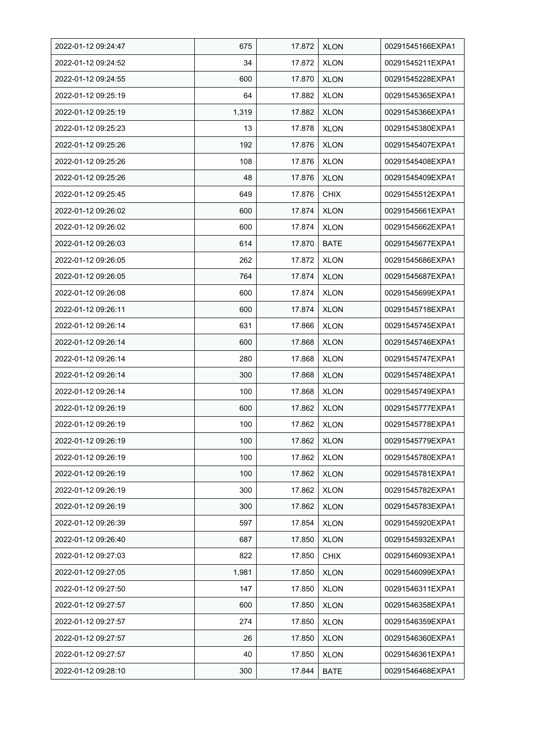| 2022-01-12 09:24:47 | 675 | 17.872 | XLON | 00291545166EXPA1 |
|---|---|---|---|---|
| 2022-01-12 09:24:52 | 34 | 17.872 | XLON | 00291545211EXPA1 |
| 2022-01-12 09:24:55 | 600 | 17.870 | XLON | 00291545228EXPA1 |
| 2022-01-12 09:25:19 | 64 | 17.882 | XLON | 00291545365EXPA1 |
| 2022-01-12 09:25:19 | 1,319 | 17.882 | XLON | 00291545366EXPA1 |
| 2022-01-12 09:25:23 | 13 | 17.878 | XLON | 00291545380EXPA1 |
| 2022-01-12 09:25:26 | 192 | 17.876 | XLON | 00291545407EXPA1 |
| 2022-01-12 09:25:26 | 108 | 17.876 | XLON | 00291545408EXPA1 |
| 2022-01-12 09:25:26 | 48 | 17.876 | XLON | 00291545409EXPA1 |
| 2022-01-12 09:25:45 | 649 | 17.876 | CHIX | 00291545512EXPA1 |
| 2022-01-12 09:26:02 | 600 | 17.874 | XLON | 00291545661EXPA1 |
| 2022-01-12 09:26:02 | 600 | 17.874 | XLON | 00291545662EXPA1 |
| 2022-01-12 09:26:03 | 614 | 17.870 | BATE | 00291545677EXPA1 |
| 2022-01-12 09:26:05 | 262 | 17.872 | XLON | 00291545686EXPA1 |
| 2022-01-12 09:26:05 | 764 | 17.874 | XLON | 00291545687EXPA1 |
| 2022-01-12 09:26:08 | 600 | 17.874 | XLON | 00291545699EXPA1 |
| 2022-01-12 09:26:11 | 600 | 17.874 | XLON | 00291545718EXPA1 |
| 2022-01-12 09:26:14 | 631 | 17.866 | XLON | 00291545745EXPA1 |
| 2022-01-12 09:26:14 | 600 | 17.868 | XLON | 00291545746EXPA1 |
| 2022-01-12 09:26:14 | 280 | 17.868 | XLON | 00291545747EXPA1 |
| 2022-01-12 09:26:14 | 300 | 17.868 | XLON | 00291545748EXPA1 |
| 2022-01-12 09:26:14 | 100 | 17.868 | XLON | 00291545749EXPA1 |
| 2022-01-12 09:26:19 | 600 | 17.862 | XLON | 00291545777EXPA1 |
| 2022-01-12 09:26:19 | 100 | 17.862 | XLON | 00291545778EXPA1 |
| 2022-01-12 09:26:19 | 100 | 17.862 | XLON | 00291545779EXPA1 |
| 2022-01-12 09:26:19 | 100 | 17.862 | XLON | 00291545780EXPA1 |
| 2022-01-12 09:26:19 | 100 | 17.862 | XLON | 00291545781EXPA1 |
| 2022-01-12 09:26:19 | 300 | 17.862 | XLON | 00291545782EXPA1 |
| 2022-01-12 09:26:19 | 300 | 17.862 | XLON | 00291545783EXPA1 |
| 2022-01-12 09:26:39 | 597 | 17.854 | XLON | 00291545920EXPA1 |
| 2022-01-12 09:26:40 | 687 | 17.850 | XLON | 00291545932EXPA1 |
| 2022-01-12 09:27:03 | 822 | 17.850 | CHIX | 00291546093EXPA1 |
| 2022-01-12 09:27:05 | 1,981 | 17.850 | XLON | 00291546099EXPA1 |
| 2022-01-12 09:27:50 | 147 | 17.850 | XLON | 00291546311EXPA1 |
| 2022-01-12 09:27:57 | 600 | 17.850 | XLON | 00291546358EXPA1 |
| 2022-01-12 09:27:57 | 274 | 17.850 | XLON | 00291546359EXPA1 |
| 2022-01-12 09:27:57 | 26 | 17.850 | XLON | 00291546360EXPA1 |
| 2022-01-12 09:27:57 | 40 | 17.850 | XLON | 00291546361EXPA1 |
| 2022-01-12 09:28:10 | 300 | 17.844 | BATE | 00291546468EXPA1 |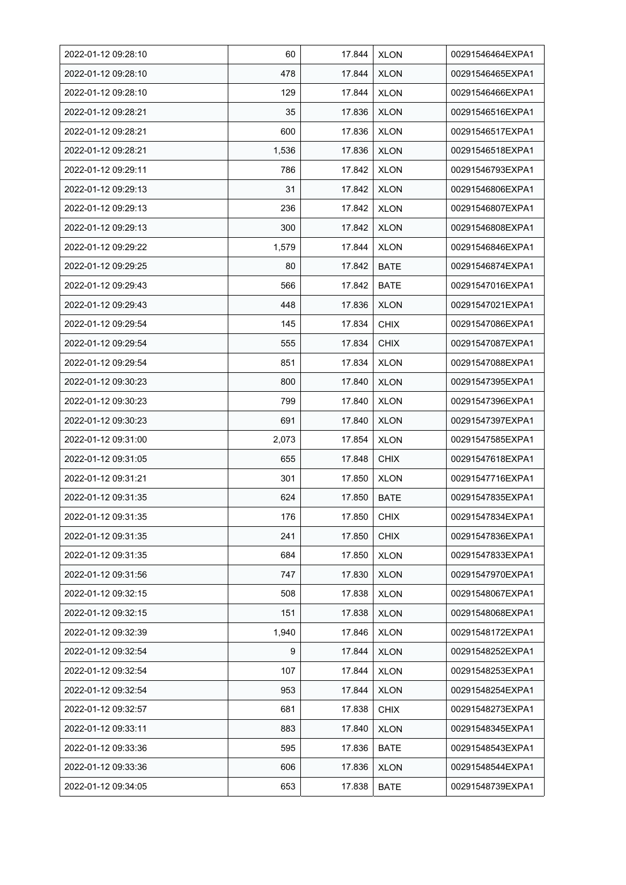| 2022-01-12 09:28:10 | 60 | 17.844 | XLON | 00291546464EXPA1 |
|---|---|---|---|---|
| 2022-01-12 09:28:10 | 478 | 17.844 | XLON | 00291546465EXPA1 |
| 2022-01-12 09:28:10 | 129 | 17.844 | XLON | 00291546466EXPA1 |
| 2022-01-12 09:28:21 | 35 | 17.836 | XLON | 00291546516EXPA1 |
| 2022-01-12 09:28:21 | 600 | 17.836 | XLON | 00291546517EXPA1 |
| 2022-01-12 09:28:21 | 1,536 | 17.836 | XLON | 00291546518EXPA1 |
| 2022-01-12 09:29:11 | 786 | 17.842 | XLON | 00291546793EXPA1 |
| 2022-01-12 09:29:13 | 31 | 17.842 | XLON | 00291546806EXPA1 |
| 2022-01-12 09:29:13 | 236 | 17.842 | XLON | 00291546807EXPA1 |
| 2022-01-12 09:29:13 | 300 | 17.842 | XLON | 00291546808EXPA1 |
| 2022-01-12 09:29:22 | 1,579 | 17.844 | XLON | 00291546846EXPA1 |
| 2022-01-12 09:29:25 | 80 | 17.842 | BATE | 00291546874EXPA1 |
| 2022-01-12 09:29:43 | 566 | 17.842 | BATE | 00291547016EXPA1 |
| 2022-01-12 09:29:43 | 448 | 17.836 | XLON | 00291547021EXPA1 |
| 2022-01-12 09:29:54 | 145 | 17.834 | CHIX | 00291547086EXPA1 |
| 2022-01-12 09:29:54 | 555 | 17.834 | CHIX | 00291547087EXPA1 |
| 2022-01-12 09:29:54 | 851 | 17.834 | XLON | 00291547088EXPA1 |
| 2022-01-12 09:30:23 | 800 | 17.840 | XLON | 00291547395EXPA1 |
| 2022-01-12 09:30:23 | 799 | 17.840 | XLON | 00291547396EXPA1 |
| 2022-01-12 09:30:23 | 691 | 17.840 | XLON | 00291547397EXPA1 |
| 2022-01-12 09:31:00 | 2,073 | 17.854 | XLON | 00291547585EXPA1 |
| 2022-01-12 09:31:05 | 655 | 17.848 | CHIX | 00291547618EXPA1 |
| 2022-01-12 09:31:21 | 301 | 17.850 | XLON | 00291547716EXPA1 |
| 2022-01-12 09:31:35 | 624 | 17.850 | BATE | 00291547835EXPA1 |
| 2022-01-12 09:31:35 | 176 | 17.850 | CHIX | 00291547834EXPA1 |
| 2022-01-12 09:31:35 | 241 | 17.850 | CHIX | 00291547836EXPA1 |
| 2022-01-12 09:31:35 | 684 | 17.850 | XLON | 00291547833EXPA1 |
| 2022-01-12 09:31:56 | 747 | 17.830 | XLON | 00291547970EXPA1 |
| 2022-01-12 09:32:15 | 508 | 17.838 | XLON | 00291548067EXPA1 |
| 2022-01-12 09:32:15 | 151 | 17.838 | XLON | 00291548068EXPA1 |
| 2022-01-12 09:32:39 | 1,940 | 17.846 | XLON | 00291548172EXPA1 |
| 2022-01-12 09:32:54 | 9 | 17.844 | XLON | 00291548252EXPA1 |
| 2022-01-12 09:32:54 | 107 | 17.844 | XLON | 00291548253EXPA1 |
| 2022-01-12 09:32:54 | 953 | 17.844 | XLON | 00291548254EXPA1 |
| 2022-01-12 09:32:57 | 681 | 17.838 | CHIX | 00291548273EXPA1 |
| 2022-01-12 09:33:11 | 883 | 17.840 | XLON | 00291548345EXPA1 |
| 2022-01-12 09:33:36 | 595 | 17.836 | BATE | 00291548543EXPA1 |
| 2022-01-12 09:33:36 | 606 | 17.836 | XLON | 00291548544EXPA1 |
| 2022-01-12 09:34:05 | 653 | 17.838 | BATE | 00291548739EXPA1 |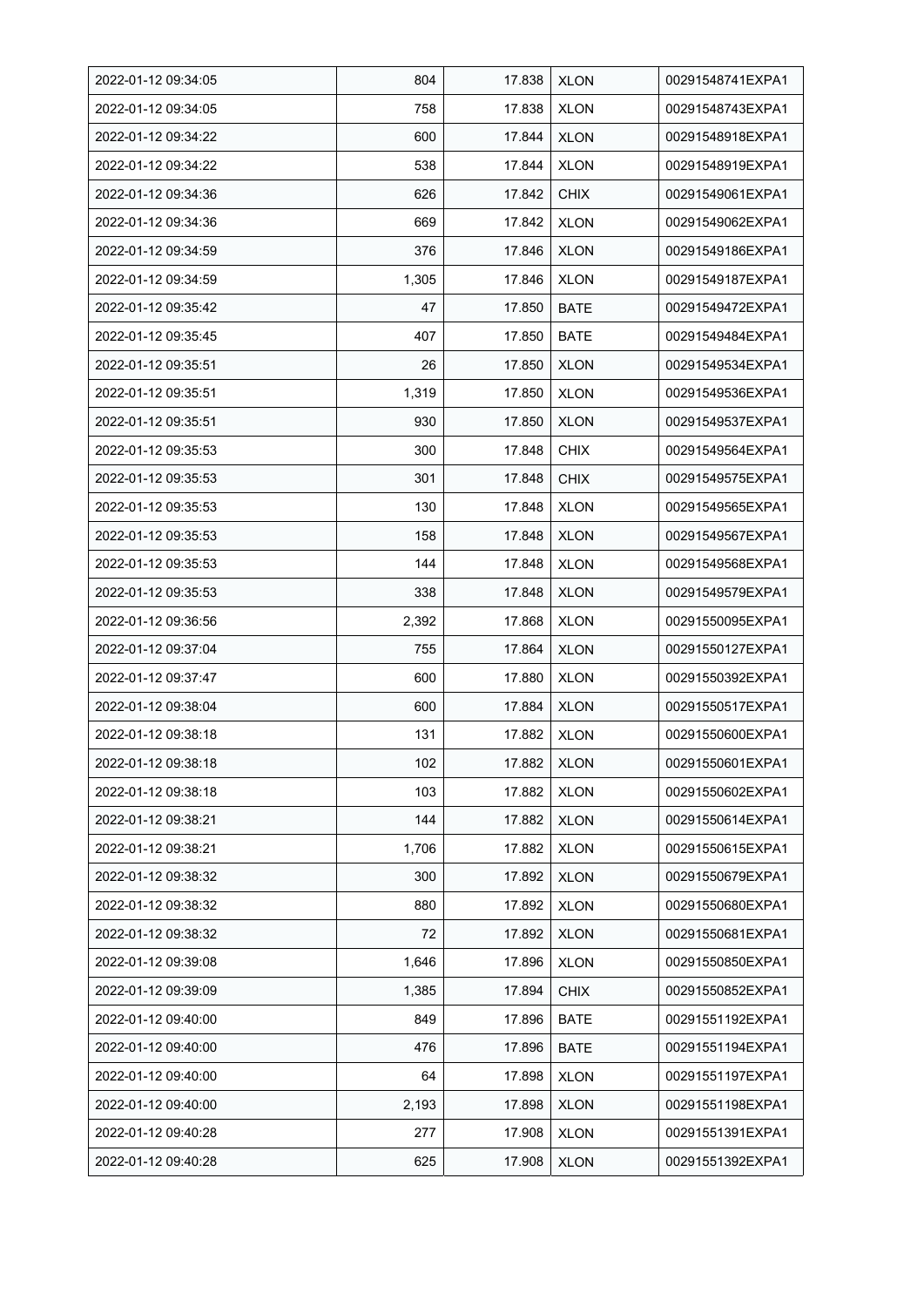| 2022-01-12 09:34:05 | 804 | 17.838 | XLON | 00291548741EXPA1 |
|---|---|---|---|---|
| 2022-01-12 09:34:05 | 758 | 17.838 | XLON | 00291548743EXPA1 |
| 2022-01-12 09:34:22 | 600 | 17.844 | XLON | 00291548918EXPA1 |
| 2022-01-12 09:34:22 | 538 | 17.844 | XLON | 00291548919EXPA1 |
| 2022-01-12 09:34:36 | 626 | 17.842 | CHIX | 00291549061EXPA1 |
| 2022-01-12 09:34:36 | 669 | 17.842 | XLON | 00291549062EXPA1 |
| 2022-01-12 09:34:59 | 376 | 17.846 | XLON | 00291549186EXPA1 |
| 2022-01-12 09:34:59 | 1,305 | 17.846 | XLON | 00291549187EXPA1 |
| 2022-01-12 09:35:42 | 47 | 17.850 | BATE | 00291549472EXPA1 |
| 2022-01-12 09:35:45 | 407 | 17.850 | BATE | 00291549484EXPA1 |
| 2022-01-12 09:35:51 | 26 | 17.850 | XLON | 00291549534EXPA1 |
| 2022-01-12 09:35:51 | 1,319 | 17.850 | XLON | 00291549536EXPA1 |
| 2022-01-12 09:35:51 | 930 | 17.850 | XLON | 00291549537EXPA1 |
| 2022-01-12 09:35:53 | 300 | 17.848 | CHIX | 00291549564EXPA1 |
| 2022-01-12 09:35:53 | 301 | 17.848 | CHIX | 00291549575EXPA1 |
| 2022-01-12 09:35:53 | 130 | 17.848 | XLON | 00291549565EXPA1 |
| 2022-01-12 09:35:53 | 158 | 17.848 | XLON | 00291549567EXPA1 |
| 2022-01-12 09:35:53 | 144 | 17.848 | XLON | 00291549568EXPA1 |
| 2022-01-12 09:35:53 | 338 | 17.848 | XLON | 00291549579EXPA1 |
| 2022-01-12 09:36:56 | 2,392 | 17.868 | XLON | 00291550095EXPA1 |
| 2022-01-12 09:37:04 | 755 | 17.864 | XLON | 00291550127EXPA1 |
| 2022-01-12 09:37:47 | 600 | 17.880 | XLON | 00291550392EXPA1 |
| 2022-01-12 09:38:04 | 600 | 17.884 | XLON | 00291550517EXPA1 |
| 2022-01-12 09:38:18 | 131 | 17.882 | XLON | 00291550600EXPA1 |
| 2022-01-12 09:38:18 | 102 | 17.882 | XLON | 00291550601EXPA1 |
| 2022-01-12 09:38:18 | 103 | 17.882 | XLON | 00291550602EXPA1 |
| 2022-01-12 09:38:21 | 144 | 17.882 | XLON | 00291550614EXPA1 |
| 2022-01-12 09:38:21 | 1,706 | 17.882 | XLON | 00291550615EXPA1 |
| 2022-01-12 09:38:32 | 300 | 17.892 | XLON | 00291550679EXPA1 |
| 2022-01-12 09:38:32 | 880 | 17.892 | XLON | 00291550680EXPA1 |
| 2022-01-12 09:38:32 | 72 | 17.892 | XLON | 00291550681EXPA1 |
| 2022-01-12 09:39:08 | 1,646 | 17.896 | XLON | 00291550850EXPA1 |
| 2022-01-12 09:39:09 | 1,385 | 17.894 | CHIX | 00291550852EXPA1 |
| 2022-01-12 09:40:00 | 849 | 17.896 | BATE | 00291551192EXPA1 |
| 2022-01-12 09:40:00 | 476 | 17.896 | BATE | 00291551194EXPA1 |
| 2022-01-12 09:40:00 | 64 | 17.898 | XLON | 00291551197EXPA1 |
| 2022-01-12 09:40:00 | 2,193 | 17.898 | XLON | 00291551198EXPA1 |
| 2022-01-12 09:40:28 | 277 | 17.908 | XLON | 00291551391EXPA1 |
| 2022-01-12 09:40:28 | 625 | 17.908 | XLON | 00291551392EXPA1 |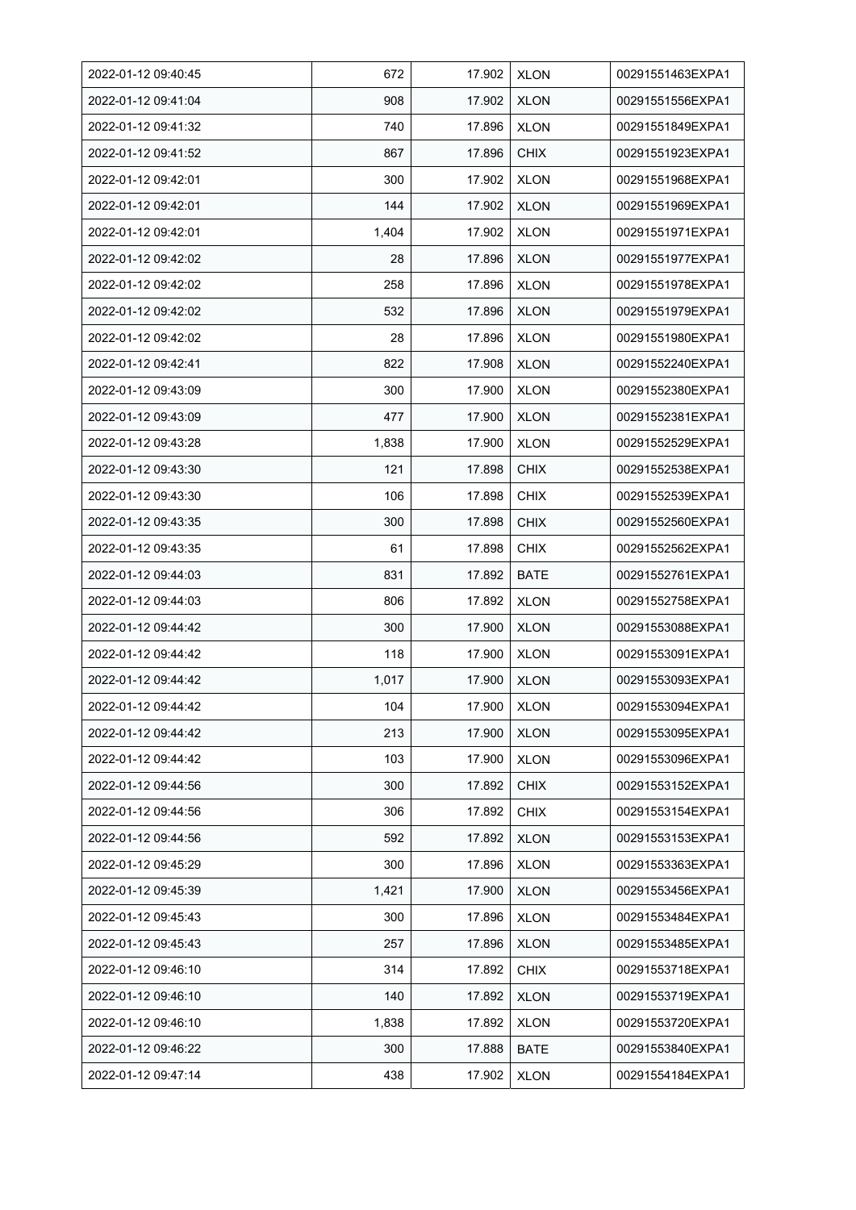| 2022-01-12 09:40:45 | 672 | 17.902 | XLON | 00291551463EXPA1 |
|---|---|---|---|---|
| 2022-01-12 09:41:04 | 908 | 17.902 | XLON | 00291551556EXPA1 |
| 2022-01-12 09:41:32 | 740 | 17.896 | XLON | 00291551849EXPA1 |
| 2022-01-12 09:41:52 | 867 | 17.896 | CHIX | 00291551923EXPA1 |
| 2022-01-12 09:42:01 | 300 | 17.902 | XLON | 00291551968EXPA1 |
| 2022-01-12 09:42:01 | 144 | 17.902 | XLON | 00291551969EXPA1 |
| 2022-01-12 09:42:01 | 1,404 | 17.902 | XLON | 00291551971EXPA1 |
| 2022-01-12 09:42:02 | 28 | 17.896 | XLON | 00291551977EXPA1 |
| 2022-01-12 09:42:02 | 258 | 17.896 | XLON | 00291551978EXPA1 |
| 2022-01-12 09:42:02 | 532 | 17.896 | XLON | 00291551979EXPA1 |
| 2022-01-12 09:42:02 | 28 | 17.896 | XLON | 00291551980EXPA1 |
| 2022-01-12 09:42:41 | 822 | 17.908 | XLON | 00291552240EXPA1 |
| 2022-01-12 09:43:09 | 300 | 17.900 | XLON | 00291552380EXPA1 |
| 2022-01-12 09:43:09 | 477 | 17.900 | XLON | 00291552381EXPA1 |
| 2022-01-12 09:43:28 | 1,838 | 17.900 | XLON | 00291552529EXPA1 |
| 2022-01-12 09:43:30 | 121 | 17.898 | CHIX | 00291552538EXPA1 |
| 2022-01-12 09:43:30 | 106 | 17.898 | CHIX | 00291552539EXPA1 |
| 2022-01-12 09:43:35 | 300 | 17.898 | CHIX | 00291552560EXPA1 |
| 2022-01-12 09:43:35 | 61 | 17.898 | CHIX | 00291552562EXPA1 |
| 2022-01-12 09:44:03 | 831 | 17.892 | BATE | 00291552761EXPA1 |
| 2022-01-12 09:44:03 | 806 | 17.892 | XLON | 00291552758EXPA1 |
| 2022-01-12 09:44:42 | 300 | 17.900 | XLON | 00291553088EXPA1 |
| 2022-01-12 09:44:42 | 118 | 17.900 | XLON | 00291553091EXPA1 |
| 2022-01-12 09:44:42 | 1,017 | 17.900 | XLON | 00291553093EXPA1 |
| 2022-01-12 09:44:42 | 104 | 17.900 | XLON | 00291553094EXPA1 |
| 2022-01-12 09:44:42 | 213 | 17.900 | XLON | 00291553095EXPA1 |
| 2022-01-12 09:44:42 | 103 | 17.900 | XLON | 00291553096EXPA1 |
| 2022-01-12 09:44:56 | 300 | 17.892 | CHIX | 00291553152EXPA1 |
| 2022-01-12 09:44:56 | 306 | 17.892 | CHIX | 00291553154EXPA1 |
| 2022-01-12 09:44:56 | 592 | 17.892 | XLON | 00291553153EXPA1 |
| 2022-01-12 09:45:29 | 300 | 17.896 | XLON | 00291553363EXPA1 |
| 2022-01-12 09:45:39 | 1,421 | 17.900 | XLON | 00291553456EXPA1 |
| 2022-01-12 09:45:43 | 300 | 17.896 | XLON | 00291553484EXPA1 |
| 2022-01-12 09:45:43 | 257 | 17.896 | XLON | 00291553485EXPA1 |
| 2022-01-12 09:46:10 | 314 | 17.892 | CHIX | 00291553718EXPA1 |
| 2022-01-12 09:46:10 | 140 | 17.892 | XLON | 00291553719EXPA1 |
| 2022-01-12 09:46:10 | 1,838 | 17.892 | XLON | 00291553720EXPA1 |
| 2022-01-12 09:46:22 | 300 | 17.888 | BATE | 00291553840EXPA1 |
| 2022-01-12 09:47:14 | 438 | 17.902 | XLON | 00291554184EXPA1 |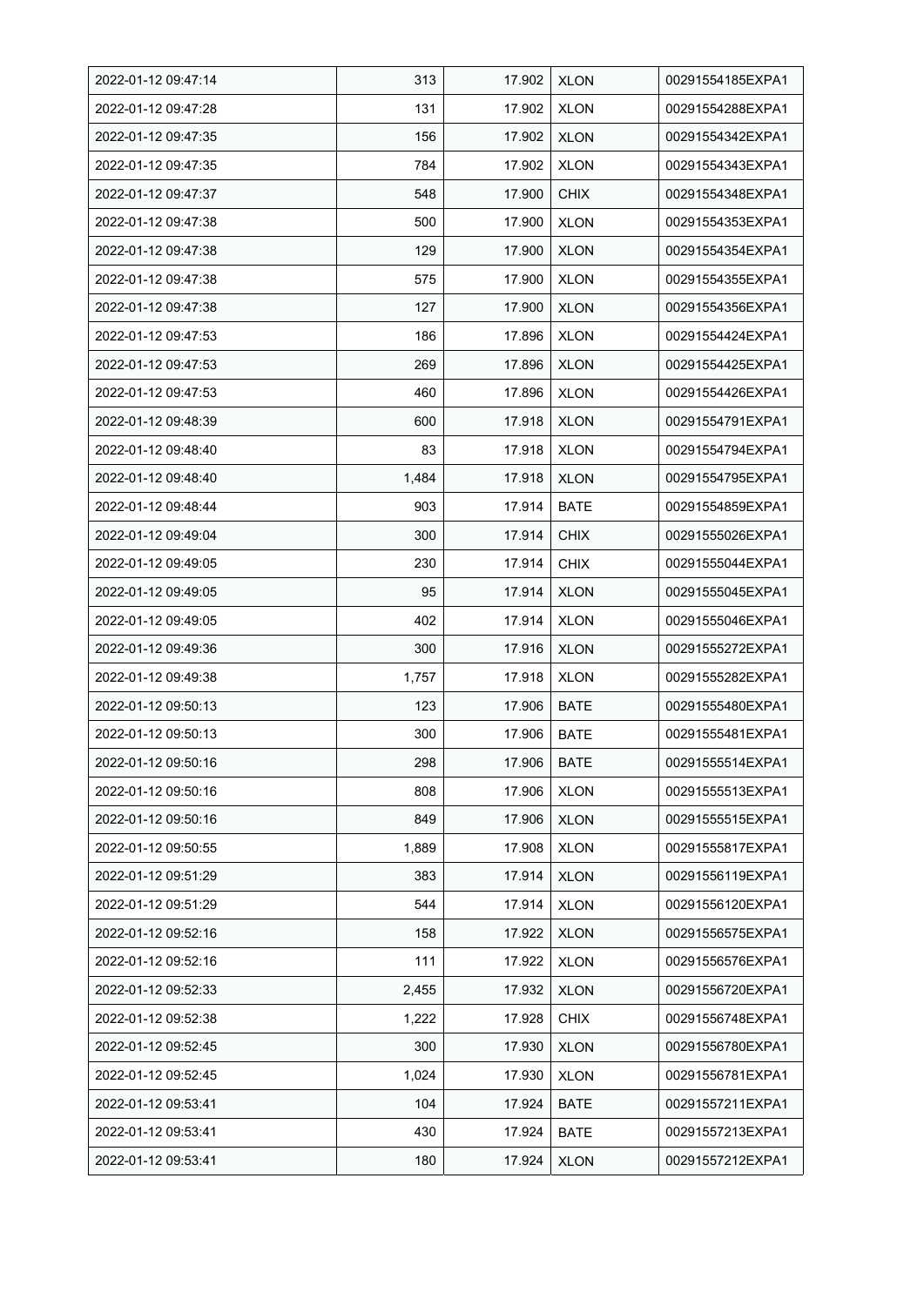| 2022-01-12 09:47:14 | 313 | 17.902 | XLON | 00291554185EXPA1 |
|---|---|---|---|---|
| 2022-01-12 09:47:28 | 131 | 17.902 | XLON | 00291554288EXPA1 |
| 2022-01-12 09:47:35 | 156 | 17.902 | XLON | 00291554342EXPA1 |
| 2022-01-12 09:47:35 | 784 | 17.902 | XLON | 00291554343EXPA1 |
| 2022-01-12 09:47:37 | 548 | 17.900 | CHIX | 00291554348EXPA1 |
| 2022-01-12 09:47:38 | 500 | 17.900 | XLON | 00291554353EXPA1 |
| 2022-01-12 09:47:38 | 129 | 17.900 | XLON | 00291554354EXPA1 |
| 2022-01-12 09:47:38 | 575 | 17.900 | XLON | 00291554355EXPA1 |
| 2022-01-12 09:47:38 | 127 | 17.900 | XLON | 00291554356EXPA1 |
| 2022-01-12 09:47:53 | 186 | 17.896 | XLON | 00291554424EXPA1 |
| 2022-01-12 09:47:53 | 269 | 17.896 | XLON | 00291554425EXPA1 |
| 2022-01-12 09:47:53 | 460 | 17.896 | XLON | 00291554426EXPA1 |
| 2022-01-12 09:48:39 | 600 | 17.918 | XLON | 00291554791EXPA1 |
| 2022-01-12 09:48:40 | 83 | 17.918 | XLON | 00291554794EXPA1 |
| 2022-01-12 09:48:40 | 1,484 | 17.918 | XLON | 00291554795EXPA1 |
| 2022-01-12 09:48:44 | 903 | 17.914 | BATE | 00291554859EXPA1 |
| 2022-01-12 09:49:04 | 300 | 17.914 | CHIX | 00291555026EXPA1 |
| 2022-01-12 09:49:05 | 230 | 17.914 | CHIX | 00291555044EXPA1 |
| 2022-01-12 09:49:05 | 95 | 17.914 | XLON | 00291555045EXPA1 |
| 2022-01-12 09:49:05 | 402 | 17.914 | XLON | 00291555046EXPA1 |
| 2022-01-12 09:49:36 | 300 | 17.916 | XLON | 00291555272EXPA1 |
| 2022-01-12 09:49:38 | 1,757 | 17.918 | XLON | 00291555282EXPA1 |
| 2022-01-12 09:50:13 | 123 | 17.906 | BATE | 00291555480EXPA1 |
| 2022-01-12 09:50:13 | 300 | 17.906 | BATE | 00291555481EXPA1 |
| 2022-01-12 09:50:16 | 298 | 17.906 | BATE | 00291555514EXPA1 |
| 2022-01-12 09:50:16 | 808 | 17.906 | XLON | 00291555513EXPA1 |
| 2022-01-12 09:50:16 | 849 | 17.906 | XLON | 00291555515EXPA1 |
| 2022-01-12 09:50:55 | 1,889 | 17.908 | XLON | 00291555817EXPA1 |
| 2022-01-12 09:51:29 | 383 | 17.914 | XLON | 00291556119EXPA1 |
| 2022-01-12 09:51:29 | 544 | 17.914 | XLON | 00291556120EXPA1 |
| 2022-01-12 09:52:16 | 158 | 17.922 | XLON | 00291556575EXPA1 |
| 2022-01-12 09:52:16 | 111 | 17.922 | XLON | 00291556576EXPA1 |
| 2022-01-12 09:52:33 | 2,455 | 17.932 | XLON | 00291556720EXPA1 |
| 2022-01-12 09:52:38 | 1,222 | 17.928 | CHIX | 00291556748EXPA1 |
| 2022-01-12 09:52:45 | 300 | 17.930 | XLON | 00291556780EXPA1 |
| 2022-01-12 09:52:45 | 1,024 | 17.930 | XLON | 00291556781EXPA1 |
| 2022-01-12 09:53:41 | 104 | 17.924 | BATE | 00291557211EXPA1 |
| 2022-01-12 09:53:41 | 430 | 17.924 | BATE | 00291557213EXPA1 |
| 2022-01-12 09:53:41 | 180 | 17.924 | XLON | 00291557212EXPA1 |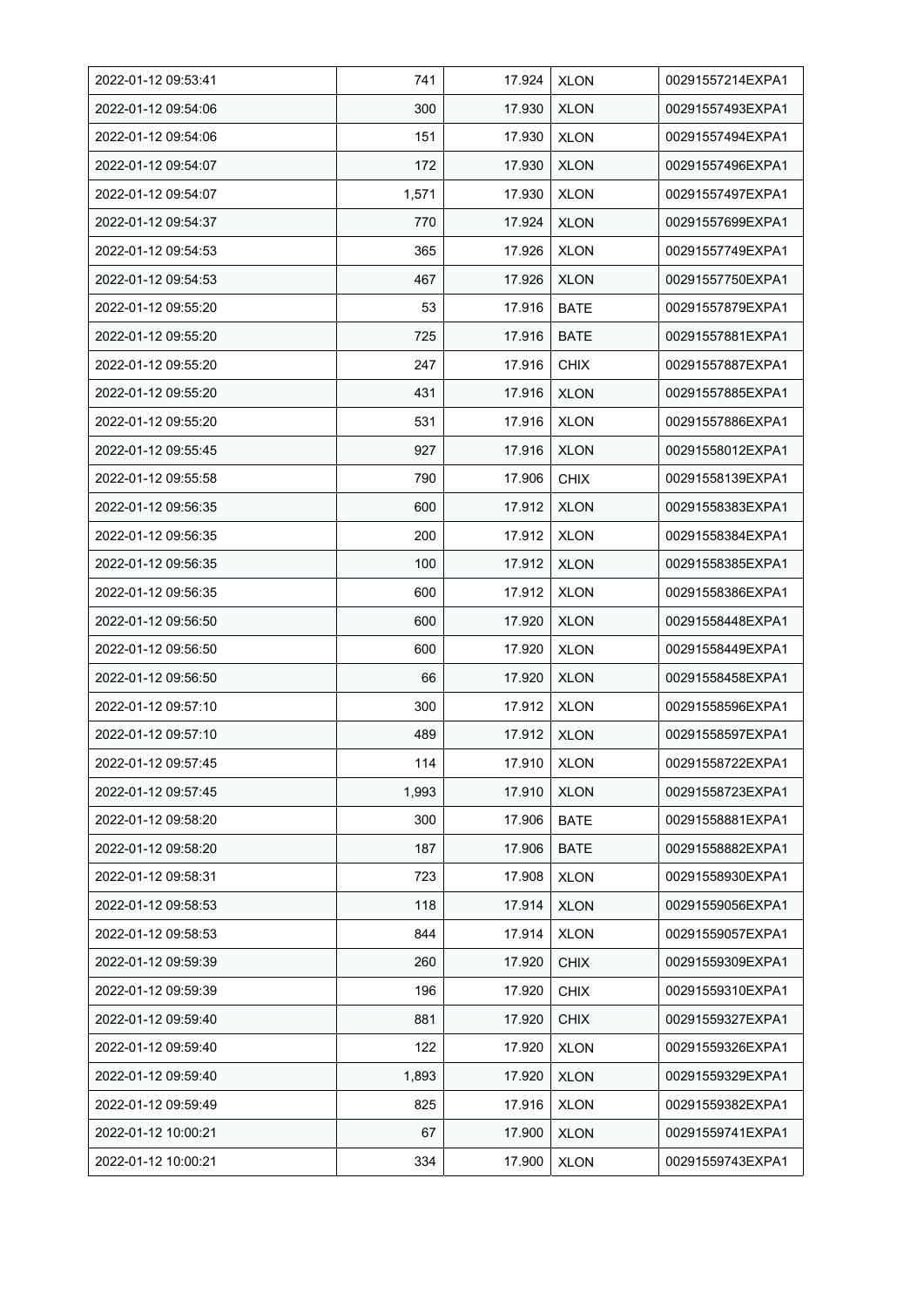| | | | | |
|---|---|---|---|---|
| 2022-01-12 09:53:41 | 741 | 17.924 | XLON | 00291557214EXPA1 |
| 2022-01-12 09:54:06 | 300 | 17.930 | XLON | 00291557493EXPA1 |
| 2022-01-12 09:54:06 | 151 | 17.930 | XLON | 00291557494EXPA1 |
| 2022-01-12 09:54:07 | 172 | 17.930 | XLON | 00291557496EXPA1 |
| 2022-01-12 09:54:07 | 1,571 | 17.930 | XLON | 00291557497EXPA1 |
| 2022-01-12 09:54:37 | 770 | 17.924 | XLON | 00291557699EXPA1 |
| 2022-01-12 09:54:53 | 365 | 17.926 | XLON | 00291557749EXPA1 |
| 2022-01-12 09:54:53 | 467 | 17.926 | XLON | 00291557750EXPA1 |
| 2022-01-12 09:55:20 | 53 | 17.916 | BATE | 00291557879EXPA1 |
| 2022-01-12 09:55:20 | 725 | 17.916 | BATE | 00291557881EXPA1 |
| 2022-01-12 09:55:20 | 247 | 17.916 | CHIX | 00291557887EXPA1 |
| 2022-01-12 09:55:20 | 431 | 17.916 | XLON | 00291557885EXPA1 |
| 2022-01-12 09:55:20 | 531 | 17.916 | XLON | 00291557886EXPA1 |
| 2022-01-12 09:55:45 | 927 | 17.916 | XLON | 00291558012EXPA1 |
| 2022-01-12 09:55:58 | 790 | 17.906 | CHIX | 00291558139EXPA1 |
| 2022-01-12 09:56:35 | 600 | 17.912 | XLON | 00291558383EXPA1 |
| 2022-01-12 09:56:35 | 200 | 17.912 | XLON | 00291558384EXPA1 |
| 2022-01-12 09:56:35 | 100 | 17.912 | XLON | 00291558385EXPA1 |
| 2022-01-12 09:56:35 | 600 | 17.912 | XLON | 00291558386EXPA1 |
| 2022-01-12 09:56:50 | 600 | 17.920 | XLON | 00291558448EXPA1 |
| 2022-01-12 09:56:50 | 600 | 17.920 | XLON | 00291558449EXPA1 |
| 2022-01-12 09:56:50 | 66 | 17.920 | XLON | 00291558458EXPA1 |
| 2022-01-12 09:57:10 | 300 | 17.912 | XLON | 00291558596EXPA1 |
| 2022-01-12 09:57:10 | 489 | 17.912 | XLON | 00291558597EXPA1 |
| 2022-01-12 09:57:45 | 114 | 17.910 | XLON | 00291558722EXPA1 |
| 2022-01-12 09:57:45 | 1,993 | 17.910 | XLON | 00291558723EXPA1 |
| 2022-01-12 09:58:20 | 300 | 17.906 | BATE | 00291558881EXPA1 |
| 2022-01-12 09:58:20 | 187 | 17.906 | BATE | 00291558882EXPA1 |
| 2022-01-12 09:58:31 | 723 | 17.908 | XLON | 00291558930EXPA1 |
| 2022-01-12 09:58:53 | 118 | 17.914 | XLON | 00291559056EXPA1 |
| 2022-01-12 09:58:53 | 844 | 17.914 | XLON | 00291559057EXPA1 |
| 2022-01-12 09:59:39 | 260 | 17.920 | CHIX | 00291559309EXPA1 |
| 2022-01-12 09:59:39 | 196 | 17.920 | CHIX | 00291559310EXPA1 |
| 2022-01-12 09:59:40 | 881 | 17.920 | CHIX | 00291559327EXPA1 |
| 2022-01-12 09:59:40 | 122 | 17.920 | XLON | 00291559326EXPA1 |
| 2022-01-12 09:59:40 | 1,893 | 17.920 | XLON | 00291559329EXPA1 |
| 2022-01-12 09:59:49 | 825 | 17.916 | XLON | 00291559382EXPA1 |
| 2022-01-12 10:00:21 | 67 | 17.900 | XLON | 00291559741EXPA1 |
| 2022-01-12 10:00:21 | 334 | 17.900 | XLON | 00291559743EXPA1 |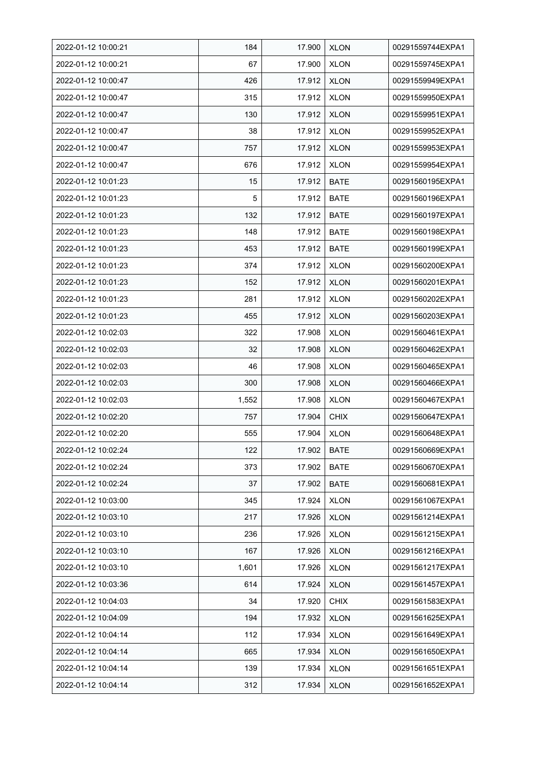| 2022-01-12 10:00:21 | 184 | 17.900 | XLON | 00291559744EXPA1 |
|---|---|---|---|---|
| 2022-01-12 10:00:21 | 67 | 17.900 | XLON | 00291559745EXPA1 |
| 2022-01-12 10:00:47 | 426 | 17.912 | XLON | 00291559949EXPA1 |
| 2022-01-12 10:00:47 | 315 | 17.912 | XLON | 00291559950EXPA1 |
| 2022-01-12 10:00:47 | 130 | 17.912 | XLON | 00291559951EXPA1 |
| 2022-01-12 10:00:47 | 38 | 17.912 | XLON | 00291559952EXPA1 |
| 2022-01-12 10:00:47 | 757 | 17.912 | XLON | 00291559953EXPA1 |
| 2022-01-12 10:00:47 | 676 | 17.912 | XLON | 00291559954EXPA1 |
| 2022-01-12 10:01:23 | 15 | 17.912 | BATE | 00291560195EXPA1 |
| 2022-01-12 10:01:23 | 5 | 17.912 | BATE | 00291560196EXPA1 |
| 2022-01-12 10:01:23 | 132 | 17.912 | BATE | 00291560197EXPA1 |
| 2022-01-12 10:01:23 | 148 | 17.912 | BATE | 00291560198EXPA1 |
| 2022-01-12 10:01:23 | 453 | 17.912 | BATE | 00291560199EXPA1 |
| 2022-01-12 10:01:23 | 374 | 17.912 | XLON | 00291560200EXPA1 |
| 2022-01-12 10:01:23 | 152 | 17.912 | XLON | 00291560201EXPA1 |
| 2022-01-12 10:01:23 | 281 | 17.912 | XLON | 00291560202EXPA1 |
| 2022-01-12 10:01:23 | 455 | 17.912 | XLON | 00291560203EXPA1 |
| 2022-01-12 10:02:03 | 322 | 17.908 | XLON | 00291560461EXPA1 |
| 2022-01-12 10:02:03 | 32 | 17.908 | XLON | 00291560462EXPA1 |
| 2022-01-12 10:02:03 | 46 | 17.908 | XLON | 00291560465EXPA1 |
| 2022-01-12 10:02:03 | 300 | 17.908 | XLON | 00291560466EXPA1 |
| 2022-01-12 10:02:03 | 1,552 | 17.908 | XLON | 00291560467EXPA1 |
| 2022-01-12 10:02:20 | 757 | 17.904 | CHIX | 00291560647EXPA1 |
| 2022-01-12 10:02:20 | 555 | 17.904 | XLON | 00291560648EXPA1 |
| 2022-01-12 10:02:24 | 122 | 17.902 | BATE | 00291560669EXPA1 |
| 2022-01-12 10:02:24 | 373 | 17.902 | BATE | 00291560670EXPA1 |
| 2022-01-12 10:02:24 | 37 | 17.902 | BATE | 00291560681EXPA1 |
| 2022-01-12 10:03:00 | 345 | 17.924 | XLON | 00291561067EXPA1 |
| 2022-01-12 10:03:10 | 217 | 17.926 | XLON | 00291561214EXPA1 |
| 2022-01-12 10:03:10 | 236 | 17.926 | XLON | 00291561215EXPA1 |
| 2022-01-12 10:03:10 | 167 | 17.926 | XLON | 00291561216EXPA1 |
| 2022-01-12 10:03:10 | 1,601 | 17.926 | XLON | 00291561217EXPA1 |
| 2022-01-12 10:03:36 | 614 | 17.924 | XLON | 00291561457EXPA1 |
| 2022-01-12 10:04:03 | 34 | 17.920 | CHIX | 00291561583EXPA1 |
| 2022-01-12 10:04:09 | 194 | 17.932 | XLON | 00291561625EXPA1 |
| 2022-01-12 10:04:14 | 112 | 17.934 | XLON | 00291561649EXPA1 |
| 2022-01-12 10:04:14 | 665 | 17.934 | XLON | 00291561650EXPA1 |
| 2022-01-12 10:04:14 | 139 | 17.934 | XLON | 00291561651EXPA1 |
| 2022-01-12 10:04:14 | 312 | 17.934 | XLON | 00291561652EXPA1 |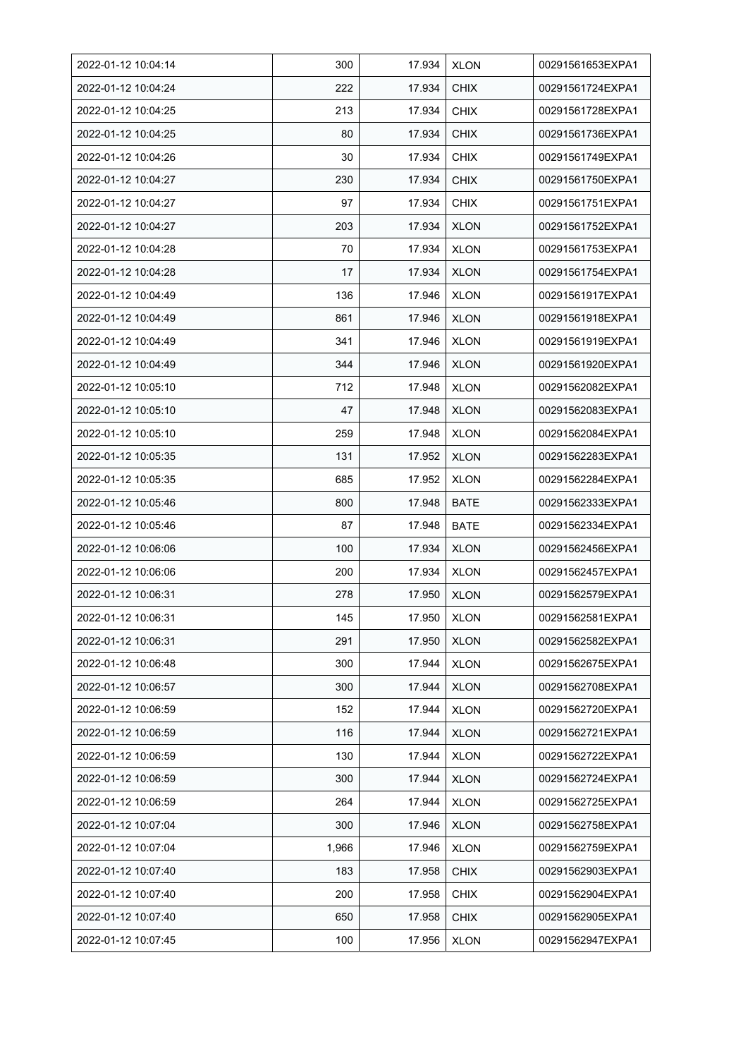| 2022-01-12 10:04:14 | 300 | 17.934 | XLON | 00291561653EXPA1 |
|---|---|---|---|---|
| 2022-01-12 10:04:24 | 222 | 17.934 | CHIX | 00291561724EXPA1 |
| 2022-01-12 10:04:25 | 213 | 17.934 | CHIX | 00291561728EXPA1 |
| 2022-01-12 10:04:25 | 80 | 17.934 | CHIX | 00291561736EXPA1 |
| 2022-01-12 10:04:26 | 30 | 17.934 | CHIX | 00291561749EXPA1 |
| 2022-01-12 10:04:27 | 230 | 17.934 | CHIX | 00291561750EXPA1 |
| 2022-01-12 10:04:27 | 97 | 17.934 | CHIX | 00291561751EXPA1 |
| 2022-01-12 10:04:27 | 203 | 17.934 | XLON | 00291561752EXPA1 |
| 2022-01-12 10:04:28 | 70 | 17.934 | XLON | 00291561753EXPA1 |
| 2022-01-12 10:04:28 | 17 | 17.934 | XLON | 00291561754EXPA1 |
| 2022-01-12 10:04:49 | 136 | 17.946 | XLON | 00291561917EXPA1 |
| 2022-01-12 10:04:49 | 861 | 17.946 | XLON | 00291561918EXPA1 |
| 2022-01-12 10:04:49 | 341 | 17.946 | XLON | 00291561919EXPA1 |
| 2022-01-12 10:04:49 | 344 | 17.946 | XLON | 00291561920EXPA1 |
| 2022-01-12 10:05:10 | 712 | 17.948 | XLON | 00291562082EXPA1 |
| 2022-01-12 10:05:10 | 47 | 17.948 | XLON | 00291562083EXPA1 |
| 2022-01-12 10:05:10 | 259 | 17.948 | XLON | 00291562084EXPA1 |
| 2022-01-12 10:05:35 | 131 | 17.952 | XLON | 00291562283EXPA1 |
| 2022-01-12 10:05:35 | 685 | 17.952 | XLON | 00291562284EXPA1 |
| 2022-01-12 10:05:46 | 800 | 17.948 | BATE | 00291562333EXPA1 |
| 2022-01-12 10:05:46 | 87 | 17.948 | BATE | 00291562334EXPA1 |
| 2022-01-12 10:06:06 | 100 | 17.934 | XLON | 00291562456EXPA1 |
| 2022-01-12 10:06:06 | 200 | 17.934 | XLON | 00291562457EXPA1 |
| 2022-01-12 10:06:31 | 278 | 17.950 | XLON | 00291562579EXPA1 |
| 2022-01-12 10:06:31 | 145 | 17.950 | XLON | 00291562581EXPA1 |
| 2022-01-12 10:06:31 | 291 | 17.950 | XLON | 00291562582EXPA1 |
| 2022-01-12 10:06:48 | 300 | 17.944 | XLON | 00291562675EXPA1 |
| 2022-01-12 10:06:57 | 300 | 17.944 | XLON | 00291562708EXPA1 |
| 2022-01-12 10:06:59 | 152 | 17.944 | XLON | 00291562720EXPA1 |
| 2022-01-12 10:06:59 | 116 | 17.944 | XLON | 00291562721EXPA1 |
| 2022-01-12 10:06:59 | 130 | 17.944 | XLON | 00291562722EXPA1 |
| 2022-01-12 10:06:59 | 300 | 17.944 | XLON | 00291562724EXPA1 |
| 2022-01-12 10:06:59 | 264 | 17.944 | XLON | 00291562725EXPA1 |
| 2022-01-12 10:07:04 | 300 | 17.946 | XLON | 00291562758EXPA1 |
| 2022-01-12 10:07:04 | 1,966 | 17.946 | XLON | 00291562759EXPA1 |
| 2022-01-12 10:07:40 | 183 | 17.958 | CHIX | 00291562903EXPA1 |
| 2022-01-12 10:07:40 | 200 | 17.958 | CHIX | 00291562904EXPA1 |
| 2022-01-12 10:07:40 | 650 | 17.958 | CHIX | 00291562905EXPA1 |
| 2022-01-12 10:07:45 | 100 | 17.956 | XLON | 00291562947EXPA1 |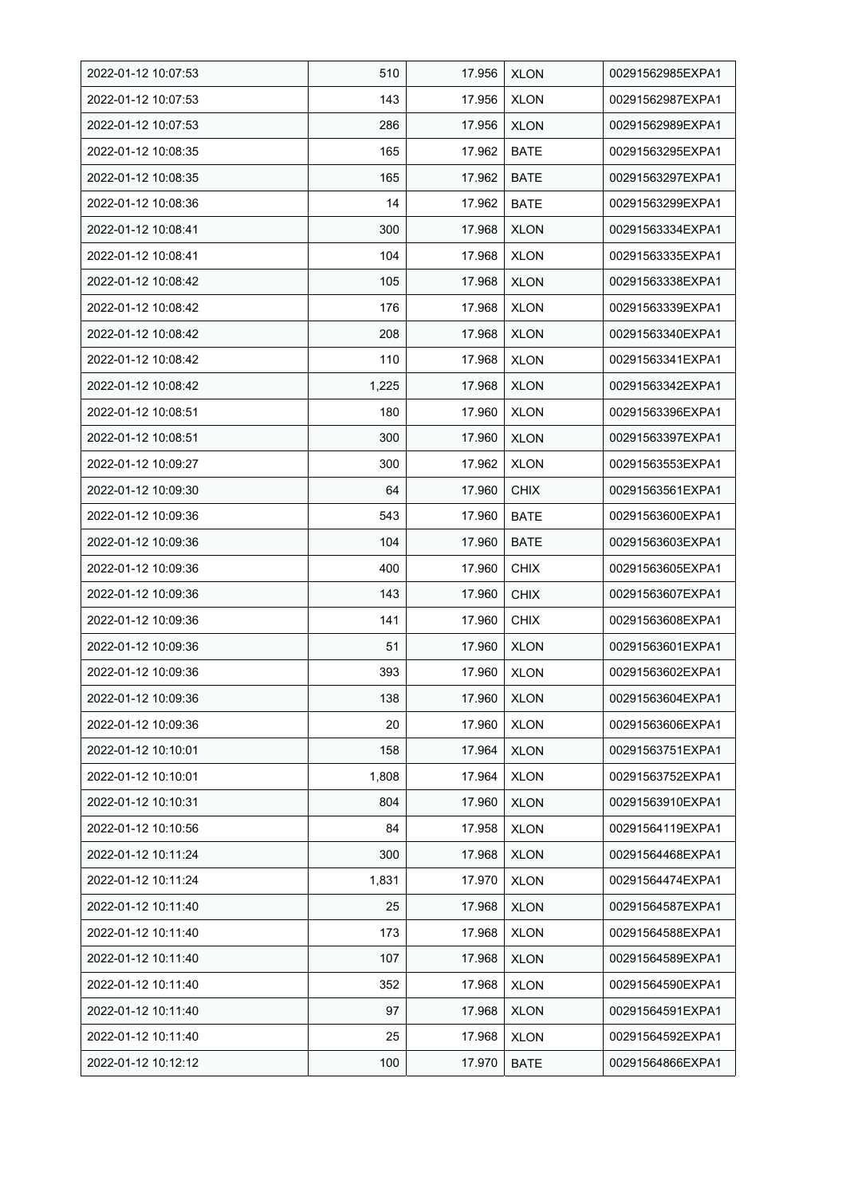| | | | | |
|---|---|---|---|---|
| 2022-01-12 10:07:53 | 510 | 17.956 | XLON | 00291562985EXPA1 |
| 2022-01-12 10:07:53 | 143 | 17.956 | XLON | 00291562987EXPA1 |
| 2022-01-12 10:07:53 | 286 | 17.956 | XLON | 00291562989EXPA1 |
| 2022-01-12 10:08:35 | 165 | 17.962 | BATE | 00291563295EXPA1 |
| 2022-01-12 10:08:35 | 165 | 17.962 | BATE | 00291563297EXPA1 |
| 2022-01-12 10:08:36 | 14 | 17.962 | BATE | 00291563299EXPA1 |
| 2022-01-12 10:08:41 | 300 | 17.968 | XLON | 00291563334EXPA1 |
| 2022-01-12 10:08:41 | 104 | 17.968 | XLON | 00291563335EXPA1 |
| 2022-01-12 10:08:42 | 105 | 17.968 | XLON | 00291563338EXPA1 |
| 2022-01-12 10:08:42 | 176 | 17.968 | XLON | 00291563339EXPA1 |
| 2022-01-12 10:08:42 | 208 | 17.968 | XLON | 00291563340EXPA1 |
| 2022-01-12 10:08:42 | 110 | 17.968 | XLON | 00291563341EXPA1 |
| 2022-01-12 10:08:42 | 1,225 | 17.968 | XLON | 00291563342EXPA1 |
| 2022-01-12 10:08:51 | 180 | 17.960 | XLON | 00291563396EXPA1 |
| 2022-01-12 10:08:51 | 300 | 17.960 | XLON | 00291563397EXPA1 |
| 2022-01-12 10:09:27 | 300 | 17.962 | XLON | 00291563553EXPA1 |
| 2022-01-12 10:09:30 | 64 | 17.960 | CHIX | 00291563561EXPA1 |
| 2022-01-12 10:09:36 | 543 | 17.960 | BATE | 00291563600EXPA1 |
| 2022-01-12 10:09:36 | 104 | 17.960 | BATE | 00291563603EXPA1 |
| 2022-01-12 10:09:36 | 400 | 17.960 | CHIX | 00291563605EXPA1 |
| 2022-01-12 10:09:36 | 143 | 17.960 | CHIX | 00291563607EXPA1 |
| 2022-01-12 10:09:36 | 141 | 17.960 | CHIX | 00291563608EXPA1 |
| 2022-01-12 10:09:36 | 51 | 17.960 | XLON | 00291563601EXPA1 |
| 2022-01-12 10:09:36 | 393 | 17.960 | XLON | 00291563602EXPA1 |
| 2022-01-12 10:09:36 | 138 | 17.960 | XLON | 00291563604EXPA1 |
| 2022-01-12 10:09:36 | 20 | 17.960 | XLON | 00291563606EXPA1 |
| 2022-01-12 10:10:01 | 158 | 17.964 | XLON | 00291563751EXPA1 |
| 2022-01-12 10:10:01 | 1,808 | 17.964 | XLON | 00291563752EXPA1 |
| 2022-01-12 10:10:31 | 804 | 17.960 | XLON | 00291563910EXPA1 |
| 2022-01-12 10:10:56 | 84 | 17.958 | XLON | 00291564119EXPA1 |
| 2022-01-12 10:11:24 | 300 | 17.968 | XLON | 00291564468EXPA1 |
| 2022-01-12 10:11:24 | 1,831 | 17.970 | XLON | 00291564474EXPA1 |
| 2022-01-12 10:11:40 | 25 | 17.968 | XLON | 00291564587EXPA1 |
| 2022-01-12 10:11:40 | 173 | 17.968 | XLON | 00291564588EXPA1 |
| 2022-01-12 10:11:40 | 107 | 17.968 | XLON | 00291564589EXPA1 |
| 2022-01-12 10:11:40 | 352 | 17.968 | XLON | 00291564590EXPA1 |
| 2022-01-12 10:11:40 | 97 | 17.968 | XLON | 00291564591EXPA1 |
| 2022-01-12 10:11:40 | 25 | 17.968 | XLON | 00291564592EXPA1 |
| 2022-01-12 10:12:12 | 100 | 17.970 | BATE | 00291564866EXPA1 |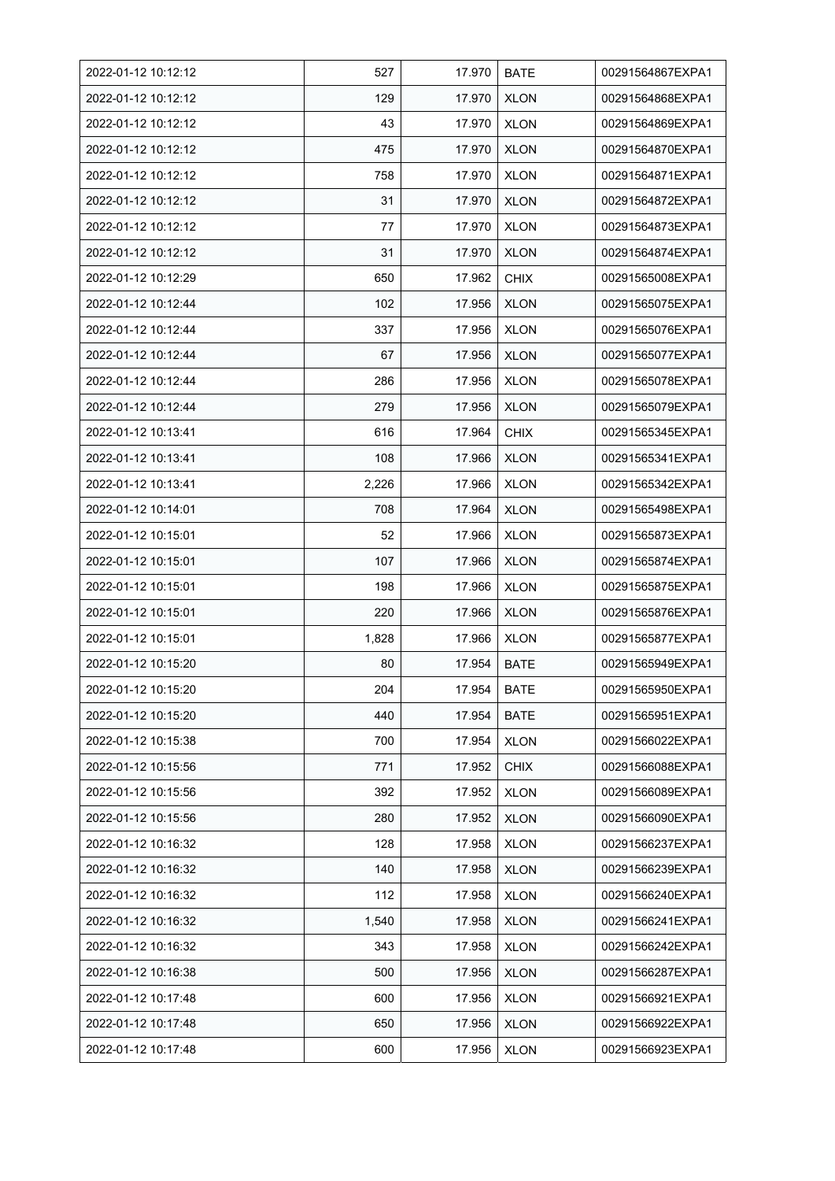| 2022-01-12 10:12:12 | 527 | 17.970 | BATE | 00291564867EXPA1 |
|---|---|---|---|---|
| 2022-01-12 10:12:12 | 129 | 17.970 | XLON | 00291564868EXPA1 |
| 2022-01-12 10:12:12 | 43 | 17.970 | XLON | 00291564869EXPA1 |
| 2022-01-12 10:12:12 | 475 | 17.970 | XLON | 00291564870EXPA1 |
| 2022-01-12 10:12:12 | 758 | 17.970 | XLON | 00291564871EXPA1 |
| 2022-01-12 10:12:12 | 31 | 17.970 | XLON | 00291564872EXPA1 |
| 2022-01-12 10:12:12 | 77 | 17.970 | XLON | 00291564873EXPA1 |
| 2022-01-12 10:12:12 | 31 | 17.970 | XLON | 00291564874EXPA1 |
| 2022-01-12 10:12:29 | 650 | 17.962 | CHIX | 00291565008EXPA1 |
| 2022-01-12 10:12:44 | 102 | 17.956 | XLON | 00291565075EXPA1 |
| 2022-01-12 10:12:44 | 337 | 17.956 | XLON | 00291565076EXPA1 |
| 2022-01-12 10:12:44 | 67 | 17.956 | XLON | 00291565077EXPA1 |
| 2022-01-12 10:12:44 | 286 | 17.956 | XLON | 00291565078EXPA1 |
| 2022-01-12 10:12:44 | 279 | 17.956 | XLON | 00291565079EXPA1 |
| 2022-01-12 10:13:41 | 616 | 17.964 | CHIX | 00291565345EXPA1 |
| 2022-01-12 10:13:41 | 108 | 17.966 | XLON | 00291565341EXPA1 |
| 2022-01-12 10:13:41 | 2,226 | 17.966 | XLON | 00291565342EXPA1 |
| 2022-01-12 10:14:01 | 708 | 17.964 | XLON | 00291565498EXPA1 |
| 2022-01-12 10:15:01 | 52 | 17.966 | XLON | 00291565873EXPA1 |
| 2022-01-12 10:15:01 | 107 | 17.966 | XLON | 00291565874EXPA1 |
| 2022-01-12 10:15:01 | 198 | 17.966 | XLON | 00291565875EXPA1 |
| 2022-01-12 10:15:01 | 220 | 17.966 | XLON | 00291565876EXPA1 |
| 2022-01-12 10:15:01 | 1,828 | 17.966 | XLON | 00291565877EXPA1 |
| 2022-01-12 10:15:20 | 80 | 17.954 | BATE | 00291565949EXPA1 |
| 2022-01-12 10:15:20 | 204 | 17.954 | BATE | 00291565950EXPA1 |
| 2022-01-12 10:15:20 | 440 | 17.954 | BATE | 00291565951EXPA1 |
| 2022-01-12 10:15:38 | 700 | 17.954 | XLON | 00291566022EXPA1 |
| 2022-01-12 10:15:56 | 771 | 17.952 | CHIX | 00291566088EXPA1 |
| 2022-01-12 10:15:56 | 392 | 17.952 | XLON | 00291566089EXPA1 |
| 2022-01-12 10:15:56 | 280 | 17.952 | XLON | 00291566090EXPA1 |
| 2022-01-12 10:16:32 | 128 | 17.958 | XLON | 00291566237EXPA1 |
| 2022-01-12 10:16:32 | 140 | 17.958 | XLON | 00291566239EXPA1 |
| 2022-01-12 10:16:32 | 112 | 17.958 | XLON | 00291566240EXPA1 |
| 2022-01-12 10:16:32 | 1,540 | 17.958 | XLON | 00291566241EXPA1 |
| 2022-01-12 10:16:32 | 343 | 17.958 | XLON | 00291566242EXPA1 |
| 2022-01-12 10:16:38 | 500 | 17.956 | XLON | 00291566287EXPA1 |
| 2022-01-12 10:17:48 | 600 | 17.956 | XLON | 00291566921EXPA1 |
| 2022-01-12 10:17:48 | 650 | 17.956 | XLON | 00291566922EXPA1 |
| 2022-01-12 10:17:48 | 600 | 17.956 | XLON | 00291566923EXPA1 |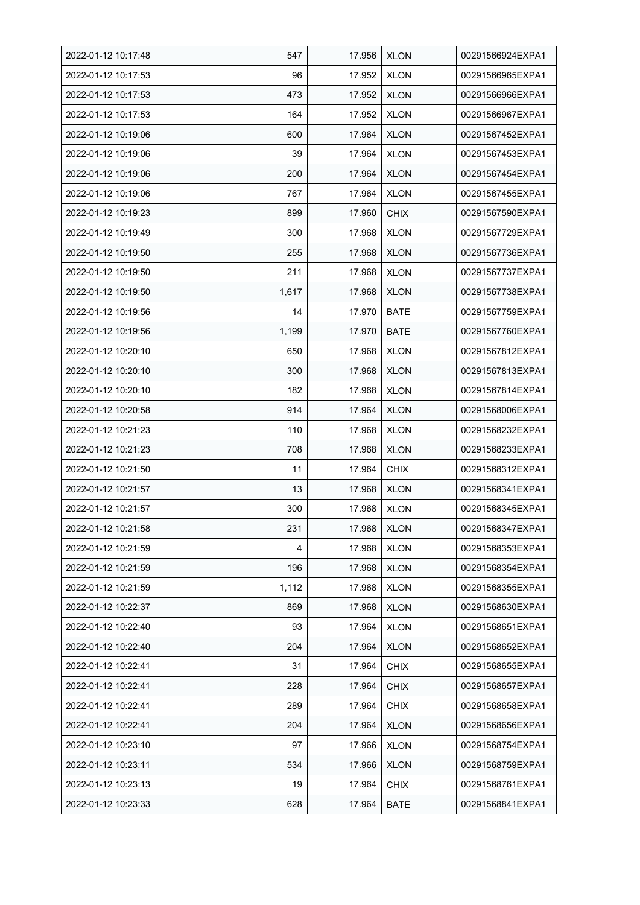| 2022-01-12 10:17:48 | 547 | 17.956 | XLON | 00291566924EXPA1 |
|---|---|---|---|---|
| 2022-01-12 10:17:53 | 96 | 17.952 | XLON | 00291566965EXPA1 |
| 2022-01-12 10:17:53 | 473 | 17.952 | XLON | 00291566966EXPA1 |
| 2022-01-12 10:17:53 | 164 | 17.952 | XLON | 00291566967EXPA1 |
| 2022-01-12 10:19:06 | 600 | 17.964 | XLON | 00291567452EXPA1 |
| 2022-01-12 10:19:06 | 39 | 17.964 | XLON | 00291567453EXPA1 |
| 2022-01-12 10:19:06 | 200 | 17.964 | XLON | 00291567454EXPA1 |
| 2022-01-12 10:19:06 | 767 | 17.964 | XLON | 00291567455EXPA1 |
| 2022-01-12 10:19:23 | 899 | 17.960 | CHIX | 00291567590EXPA1 |
| 2022-01-12 10:19:49 | 300 | 17.968 | XLON | 00291567729EXPA1 |
| 2022-01-12 10:19:50 | 255 | 17.968 | XLON | 00291567736EXPA1 |
| 2022-01-12 10:19:50 | 211 | 17.968 | XLON | 00291567737EXPA1 |
| 2022-01-12 10:19:50 | 1,617 | 17.968 | XLON | 00291567738EXPA1 |
| 2022-01-12 10:19:56 | 14 | 17.970 | BATE | 00291567759EXPA1 |
| 2022-01-12 10:19:56 | 1,199 | 17.970 | BATE | 00291567760EXPA1 |
| 2022-01-12 10:20:10 | 650 | 17.968 | XLON | 00291567812EXPA1 |
| 2022-01-12 10:20:10 | 300 | 17.968 | XLON | 00291567813EXPA1 |
| 2022-01-12 10:20:10 | 182 | 17.968 | XLON | 00291567814EXPA1 |
| 2022-01-12 10:20:58 | 914 | 17.964 | XLON | 00291568006EXPA1 |
| 2022-01-12 10:21:23 | 110 | 17.968 | XLON | 00291568232EXPA1 |
| 2022-01-12 10:21:23 | 708 | 17.968 | XLON | 00291568233EXPA1 |
| 2022-01-12 10:21:50 | 11 | 17.964 | CHIX | 00291568312EXPA1 |
| 2022-01-12 10:21:57 | 13 | 17.968 | XLON | 00291568341EXPA1 |
| 2022-01-12 10:21:57 | 300 | 17.968 | XLON | 00291568345EXPA1 |
| 2022-01-12 10:21:58 | 231 | 17.968 | XLON | 00291568347EXPA1 |
| 2022-01-12 10:21:59 | 4 | 17.968 | XLON | 00291568353EXPA1 |
| 2022-01-12 10:21:59 | 196 | 17.968 | XLON | 00291568354EXPA1 |
| 2022-01-12 10:21:59 | 1,112 | 17.968 | XLON | 00291568355EXPA1 |
| 2022-01-12 10:22:37 | 869 | 17.968 | XLON | 00291568630EXPA1 |
| 2022-01-12 10:22:40 | 93 | 17.964 | XLON | 00291568651EXPA1 |
| 2022-01-12 10:22:40 | 204 | 17.964 | XLON | 00291568652EXPA1 |
| 2022-01-12 10:22:41 | 31 | 17.964 | CHIX | 00291568655EXPA1 |
| 2022-01-12 10:22:41 | 228 | 17.964 | CHIX | 00291568657EXPA1 |
| 2022-01-12 10:22:41 | 289 | 17.964 | CHIX | 00291568658EXPA1 |
| 2022-01-12 10:22:41 | 204 | 17.964 | XLON | 00291568656EXPA1 |
| 2022-01-12 10:23:10 | 97 | 17.966 | XLON | 00291568754EXPA1 |
| 2022-01-12 10:23:11 | 534 | 17.966 | XLON | 00291568759EXPA1 |
| 2022-01-12 10:23:13 | 19 | 17.964 | CHIX | 00291568761EXPA1 |
| 2022-01-12 10:23:33 | 628 | 17.964 | BATE | 00291568841EXPA1 |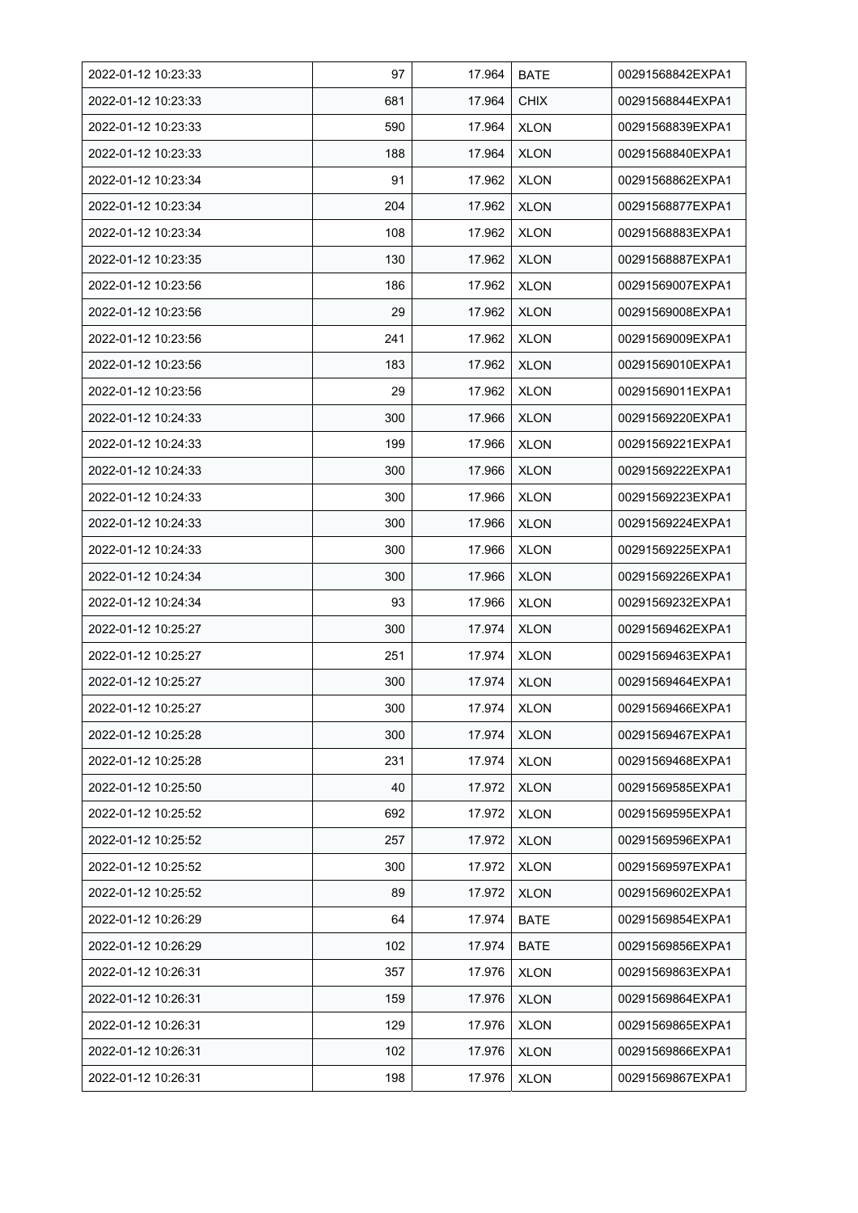| 2022-01-12 10:23:33 | 97 | 17.964 | BATE | 00291568842EXPA1 |
|---|---|---|---|---|
| 2022-01-12 10:23:33 | 681 | 17.964 | CHIX | 00291568844EXPA1 |
| 2022-01-12 10:23:33 | 590 | 17.964 | XLON | 00291568839EXPA1 |
| 2022-01-12 10:23:33 | 188 | 17.964 | XLON | 00291568840EXPA1 |
| 2022-01-12 10:23:34 | 91 | 17.962 | XLON | 00291568862EXPA1 |
| 2022-01-12 10:23:34 | 204 | 17.962 | XLON | 00291568877EXPA1 |
| 2022-01-12 10:23:34 | 108 | 17.962 | XLON | 00291568883EXPA1 |
| 2022-01-12 10:23:35 | 130 | 17.962 | XLON | 00291568887EXPA1 |
| 2022-01-12 10:23:56 | 186 | 17.962 | XLON | 00291569007EXPA1 |
| 2022-01-12 10:23:56 | 29 | 17.962 | XLON | 00291569008EXPA1 |
| 2022-01-12 10:23:56 | 241 | 17.962 | XLON | 00291569009EXPA1 |
| 2022-01-12 10:23:56 | 183 | 17.962 | XLON | 00291569010EXPA1 |
| 2022-01-12 10:23:56 | 29 | 17.962 | XLON | 00291569011EXPA1 |
| 2022-01-12 10:24:33 | 300 | 17.966 | XLON | 00291569220EXPA1 |
| 2022-01-12 10:24:33 | 199 | 17.966 | XLON | 00291569221EXPA1 |
| 2022-01-12 10:24:33 | 300 | 17.966 | XLON | 00291569222EXPA1 |
| 2022-01-12 10:24:33 | 300 | 17.966 | XLON | 00291569223EXPA1 |
| 2022-01-12 10:24:33 | 300 | 17.966 | XLON | 00291569224EXPA1 |
| 2022-01-12 10:24:33 | 300 | 17.966 | XLON | 00291569225EXPA1 |
| 2022-01-12 10:24:34 | 300 | 17.966 | XLON | 00291569226EXPA1 |
| 2022-01-12 10:24:34 | 93 | 17.966 | XLON | 00291569232EXPA1 |
| 2022-01-12 10:25:27 | 300 | 17.974 | XLON | 00291569462EXPA1 |
| 2022-01-12 10:25:27 | 251 | 17.974 | XLON | 00291569463EXPA1 |
| 2022-01-12 10:25:27 | 300 | 17.974 | XLON | 00291569464EXPA1 |
| 2022-01-12 10:25:27 | 300 | 17.974 | XLON | 00291569466EXPA1 |
| 2022-01-12 10:25:28 | 300 | 17.974 | XLON | 00291569467EXPA1 |
| 2022-01-12 10:25:28 | 231 | 17.974 | XLON | 00291569468EXPA1 |
| 2022-01-12 10:25:50 | 40 | 17.972 | XLON | 00291569585EXPA1 |
| 2022-01-12 10:25:52 | 692 | 17.972 | XLON | 00291569595EXPA1 |
| 2022-01-12 10:25:52 | 257 | 17.972 | XLON | 00291569596EXPA1 |
| 2022-01-12 10:25:52 | 300 | 17.972 | XLON | 00291569597EXPA1 |
| 2022-01-12 10:25:52 | 89 | 17.972 | XLON | 00291569602EXPA1 |
| 2022-01-12 10:26:29 | 64 | 17.974 | BATE | 00291569854EXPA1 |
| 2022-01-12 10:26:29 | 102 | 17.974 | BATE | 00291569856EXPA1 |
| 2022-01-12 10:26:31 | 357 | 17.976 | XLON | 00291569863EXPA1 |
| 2022-01-12 10:26:31 | 159 | 17.976 | XLON | 00291569864EXPA1 |
| 2022-01-12 10:26:31 | 129 | 17.976 | XLON | 00291569865EXPA1 |
| 2022-01-12 10:26:31 | 102 | 17.976 | XLON | 00291569866EXPA1 |
| 2022-01-12 10:26:31 | 198 | 17.976 | XLON | 00291569867EXPA1 |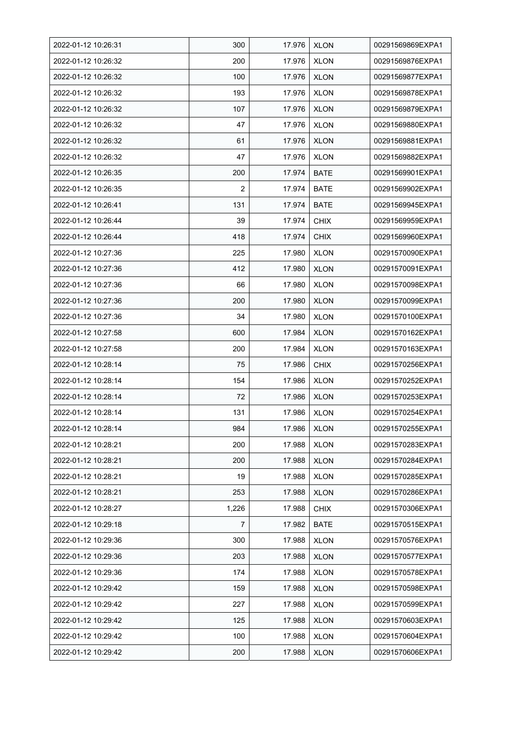| 2022-01-12 10:26:31 | 300 | 17.976 | XLON | 00291569869EXPA1 |
|---|---|---|---|---|
| 2022-01-12 10:26:32 | 200 | 17.976 | XLON | 00291569876EXPA1 |
| 2022-01-12 10:26:32 | 100 | 17.976 | XLON | 00291569877EXPA1 |
| 2022-01-12 10:26:32 | 193 | 17.976 | XLON | 00291569878EXPA1 |
| 2022-01-12 10:26:32 | 107 | 17.976 | XLON | 00291569879EXPA1 |
| 2022-01-12 10:26:32 | 47 | 17.976 | XLON | 00291569880EXPA1 |
| 2022-01-12 10:26:32 | 61 | 17.976 | XLON | 00291569881EXPA1 |
| 2022-01-12 10:26:32 | 47 | 17.976 | XLON | 00291569882EXPA1 |
| 2022-01-12 10:26:35 | 200 | 17.974 | BATE | 00291569901EXPA1 |
| 2022-01-12 10:26:35 | 2 | 17.974 | BATE | 00291569902EXPA1 |
| 2022-01-12 10:26:41 | 131 | 17.974 | BATE | 00291569945EXPA1 |
| 2022-01-12 10:26:44 | 39 | 17.974 | CHIX | 00291569959EXPA1 |
| 2022-01-12 10:26:44 | 418 | 17.974 | CHIX | 00291569960EXPA1 |
| 2022-01-12 10:27:36 | 225 | 17.980 | XLON | 00291570090EXPA1 |
| 2022-01-12 10:27:36 | 412 | 17.980 | XLON | 00291570091EXPA1 |
| 2022-01-12 10:27:36 | 66 | 17.980 | XLON | 00291570098EXPA1 |
| 2022-01-12 10:27:36 | 200 | 17.980 | XLON | 00291570099EXPA1 |
| 2022-01-12 10:27:36 | 34 | 17.980 | XLON | 00291570100EXPA1 |
| 2022-01-12 10:27:58 | 600 | 17.984 | XLON | 00291570162EXPA1 |
| 2022-01-12 10:27:58 | 200 | 17.984 | XLON | 00291570163EXPA1 |
| 2022-01-12 10:28:14 | 75 | 17.986 | CHIX | 00291570256EXPA1 |
| 2022-01-12 10:28:14 | 154 | 17.986 | XLON | 00291570252EXPA1 |
| 2022-01-12 10:28:14 | 72 | 17.986 | XLON | 00291570253EXPA1 |
| 2022-01-12 10:28:14 | 131 | 17.986 | XLON | 00291570254EXPA1 |
| 2022-01-12 10:28:14 | 984 | 17.986 | XLON | 00291570255EXPA1 |
| 2022-01-12 10:28:21 | 200 | 17.988 | XLON | 00291570283EXPA1 |
| 2022-01-12 10:28:21 | 200 | 17.988 | XLON | 00291570284EXPA1 |
| 2022-01-12 10:28:21 | 19 | 17.988 | XLON | 00291570285EXPA1 |
| 2022-01-12 10:28:21 | 253 | 17.988 | XLON | 00291570286EXPA1 |
| 2022-01-12 10:28:27 | 1,226 | 17.988 | CHIX | 00291570306EXPA1 |
| 2022-01-12 10:29:18 | 7 | 17.982 | BATE | 00291570515EXPA1 |
| 2022-01-12 10:29:36 | 300 | 17.988 | XLON | 00291570576EXPA1 |
| 2022-01-12 10:29:36 | 203 | 17.988 | XLON | 00291570577EXPA1 |
| 2022-01-12 10:29:36 | 174 | 17.988 | XLON | 00291570578EXPA1 |
| 2022-01-12 10:29:42 | 159 | 17.988 | XLON | 00291570598EXPA1 |
| 2022-01-12 10:29:42 | 227 | 17.988 | XLON | 00291570599EXPA1 |
| 2022-01-12 10:29:42 | 125 | 17.988 | XLON | 00291570603EXPA1 |
| 2022-01-12 10:29:42 | 100 | 17.988 | XLON | 00291570604EXPA1 |
| 2022-01-12 10:29:42 | 200 | 17.988 | XLON | 00291570606EXPA1 |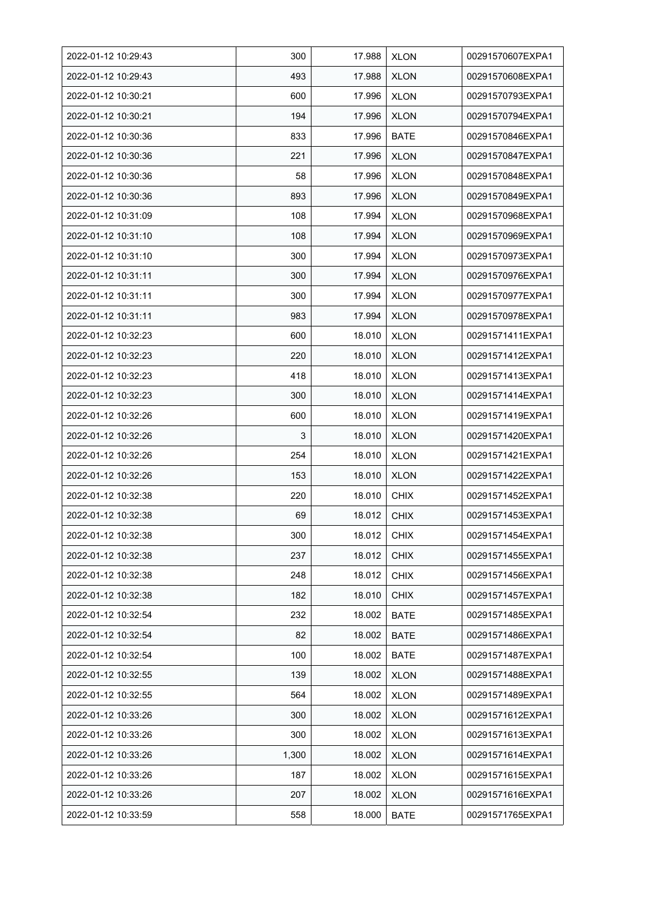| 2022-01-12 10:29:43 | 300 | 17.988 | XLON | 00291570607EXPA1 |
|---|---|---|---|---|
| 2022-01-12 10:29:43 | 493 | 17.988 | XLON | 00291570608EXPA1 |
| 2022-01-12 10:30:21 | 600 | 17.996 | XLON | 00291570793EXPA1 |
| 2022-01-12 10:30:21 | 194 | 17.996 | XLON | 00291570794EXPA1 |
| 2022-01-12 10:30:36 | 833 | 17.996 | BATE | 00291570846EXPA1 |
| 2022-01-12 10:30:36 | 221 | 17.996 | XLON | 00291570847EXPA1 |
| 2022-01-12 10:30:36 | 58 | 17.996 | XLON | 00291570848EXPA1 |
| 2022-01-12 10:30:36 | 893 | 17.996 | XLON | 00291570849EXPA1 |
| 2022-01-12 10:31:09 | 108 | 17.994 | XLON | 00291570968EXPA1 |
| 2022-01-12 10:31:10 | 108 | 17.994 | XLON | 00291570969EXPA1 |
| 2022-01-12 10:31:10 | 300 | 17.994 | XLON | 00291570973EXPA1 |
| 2022-01-12 10:31:11 | 300 | 17.994 | XLON | 00291570976EXPA1 |
| 2022-01-12 10:31:11 | 300 | 17.994 | XLON | 00291570977EXPA1 |
| 2022-01-12 10:31:11 | 983 | 17.994 | XLON | 00291570978EXPA1 |
| 2022-01-12 10:32:23 | 600 | 18.010 | XLON | 00291571411EXPA1 |
| 2022-01-12 10:32:23 | 220 | 18.010 | XLON | 00291571412EXPA1 |
| 2022-01-12 10:32:23 | 418 | 18.010 | XLON | 00291571413EXPA1 |
| 2022-01-12 10:32:23 | 300 | 18.010 | XLON | 00291571414EXPA1 |
| 2022-01-12 10:32:26 | 600 | 18.010 | XLON | 00291571419EXPA1 |
| 2022-01-12 10:32:26 | 3 | 18.010 | XLON | 00291571420EXPA1 |
| 2022-01-12 10:32:26 | 254 | 18.010 | XLON | 00291571421EXPA1 |
| 2022-01-12 10:32:26 | 153 | 18.010 | XLON | 00291571422EXPA1 |
| 2022-01-12 10:32:38 | 220 | 18.010 | CHIX | 00291571452EXPA1 |
| 2022-01-12 10:32:38 | 69 | 18.012 | CHIX | 00291571453EXPA1 |
| 2022-01-12 10:32:38 | 300 | 18.012 | CHIX | 00291571454EXPA1 |
| 2022-01-12 10:32:38 | 237 | 18.012 | CHIX | 00291571455EXPA1 |
| 2022-01-12 10:32:38 | 248 | 18.012 | CHIX | 00291571456EXPA1 |
| 2022-01-12 10:32:38 | 182 | 18.010 | CHIX | 00291571457EXPA1 |
| 2022-01-12 10:32:54 | 232 | 18.002 | BATE | 00291571485EXPA1 |
| 2022-01-12 10:32:54 | 82 | 18.002 | BATE | 00291571486EXPA1 |
| 2022-01-12 10:32:54 | 100 | 18.002 | BATE | 00291571487EXPA1 |
| 2022-01-12 10:32:55 | 139 | 18.002 | XLON | 00291571488EXPA1 |
| 2022-01-12 10:32:55 | 564 | 18.002 | XLON | 00291571489EXPA1 |
| 2022-01-12 10:33:26 | 300 | 18.002 | XLON | 00291571612EXPA1 |
| 2022-01-12 10:33:26 | 300 | 18.002 | XLON | 00291571613EXPA1 |
| 2022-01-12 10:33:26 | 1,300 | 18.002 | XLON | 00291571614EXPA1 |
| 2022-01-12 10:33:26 | 187 | 18.002 | XLON | 00291571615EXPA1 |
| 2022-01-12 10:33:26 | 207 | 18.002 | XLON | 00291571616EXPA1 |
| 2022-01-12 10:33:59 | 558 | 18.000 | BATE | 00291571765EXPA1 |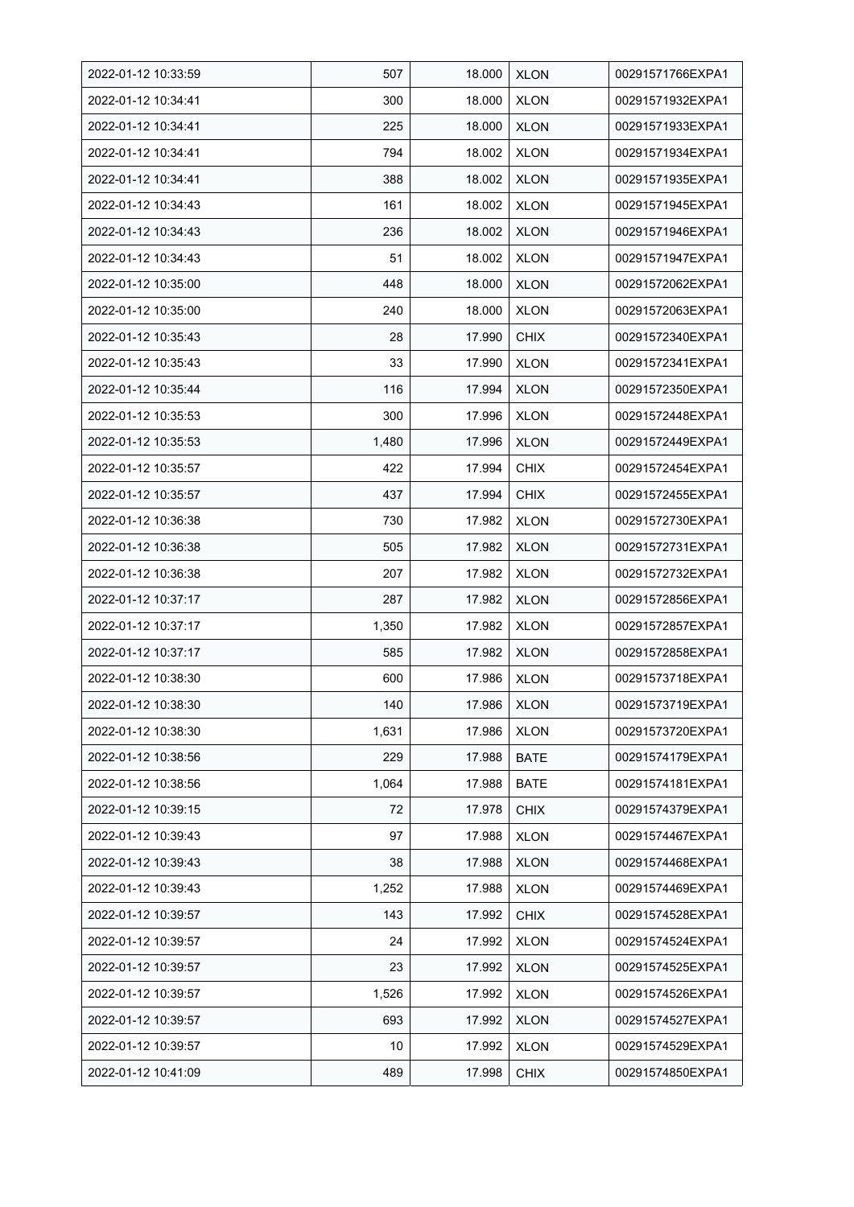| 2022-01-12 10:33:59 | 507 | 18.000 | XLON | 00291571766EXPA1 |
|---|---|---|---|---|
| 2022-01-12 10:34:41 | 300 | 18.000 | XLON | 00291571932EXPA1 |
| 2022-01-12 10:34:41 | 225 | 18.000 | XLON | 00291571933EXPA1 |
| 2022-01-12 10:34:41 | 794 | 18.002 | XLON | 00291571934EXPA1 |
| 2022-01-12 10:34:41 | 388 | 18.002 | XLON | 00291571935EXPA1 |
| 2022-01-12 10:34:43 | 161 | 18.002 | XLON | 00291571945EXPA1 |
| 2022-01-12 10:34:43 | 236 | 18.002 | XLON | 00291571946EXPA1 |
| 2022-01-12 10:34:43 | 51 | 18.002 | XLON | 00291571947EXPA1 |
| 2022-01-12 10:35:00 | 448 | 18.000 | XLON | 00291572062EXPA1 |
| 2022-01-12 10:35:00 | 240 | 18.000 | XLON | 00291572063EXPA1 |
| 2022-01-12 10:35:43 | 28 | 17.990 | CHIX | 00291572340EXPA1 |
| 2022-01-12 10:35:43 | 33 | 17.990 | XLON | 00291572341EXPA1 |
| 2022-01-12 10:35:44 | 116 | 17.994 | XLON | 00291572350EXPA1 |
| 2022-01-12 10:35:53 | 300 | 17.996 | XLON | 00291572448EXPA1 |
| 2022-01-12 10:35:53 | 1,480 | 17.996 | XLON | 00291572449EXPA1 |
| 2022-01-12 10:35:57 | 422 | 17.994 | CHIX | 00291572454EXPA1 |
| 2022-01-12 10:35:57 | 437 | 17.994 | CHIX | 00291572455EXPA1 |
| 2022-01-12 10:36:38 | 730 | 17.982 | XLON | 00291572730EXPA1 |
| 2022-01-12 10:36:38 | 505 | 17.982 | XLON | 00291572731EXPA1 |
| 2022-01-12 10:36:38 | 207 | 17.982 | XLON | 00291572732EXPA1 |
| 2022-01-12 10:37:17 | 287 | 17.982 | XLON | 00291572856EXPA1 |
| 2022-01-12 10:37:17 | 1,350 | 17.982 | XLON | 00291572857EXPA1 |
| 2022-01-12 10:37:17 | 585 | 17.982 | XLON | 00291572858EXPA1 |
| 2022-01-12 10:38:30 | 600 | 17.986 | XLON | 00291573718EXPA1 |
| 2022-01-12 10:38:30 | 140 | 17.986 | XLON | 00291573719EXPA1 |
| 2022-01-12 10:38:30 | 1,631 | 17.986 | XLON | 00291573720EXPA1 |
| 2022-01-12 10:38:56 | 229 | 17.988 | BATE | 00291574179EXPA1 |
| 2022-01-12 10:38:56 | 1,064 | 17.988 | BATE | 00291574181EXPA1 |
| 2022-01-12 10:39:15 | 72 | 17.978 | CHIX | 00291574379EXPA1 |
| 2022-01-12 10:39:43 | 97 | 17.988 | XLON | 00291574467EXPA1 |
| 2022-01-12 10:39:43 | 38 | 17.988 | XLON | 00291574468EXPA1 |
| 2022-01-12 10:39:43 | 1,252 | 17.988 | XLON | 00291574469EXPA1 |
| 2022-01-12 10:39:57 | 143 | 17.992 | CHIX | 00291574528EXPA1 |
| 2022-01-12 10:39:57 | 24 | 17.992 | XLON | 00291574524EXPA1 |
| 2022-01-12 10:39:57 | 23 | 17.992 | XLON | 00291574525EXPA1 |
| 2022-01-12 10:39:57 | 1,526 | 17.992 | XLON | 00291574526EXPA1 |
| 2022-01-12 10:39:57 | 693 | 17.992 | XLON | 00291574527EXPA1 |
| 2022-01-12 10:39:57 | 10 | 17.992 | XLON | 00291574529EXPA1 |
| 2022-01-12 10:41:09 | 489 | 17.998 | CHIX | 00291574850EXPA1 |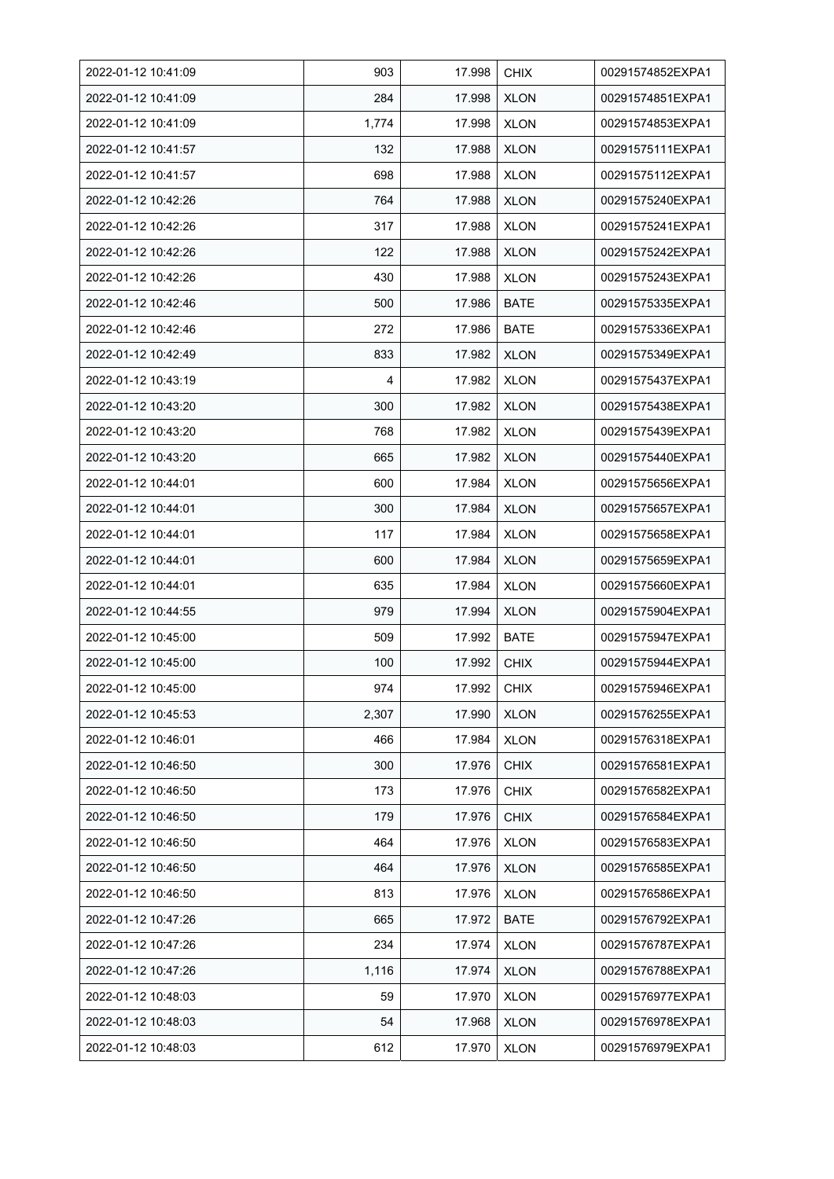| 2022-01-12 10:41:09 | 903 | 17.998 | CHIX | 00291574852EXPA1 |
|---|---|---|---|---|
| 2022-01-12 10:41:09 | 284 | 17.998 | XLON | 00291574851EXPA1 |
| 2022-01-12 10:41:09 | 1,774 | 17.998 | XLON | 00291574853EXPA1 |
| 2022-01-12 10:41:57 | 132 | 17.988 | XLON | 00291575111EXPA1 |
| 2022-01-12 10:41:57 | 698 | 17.988 | XLON | 00291575112EXPA1 |
| 2022-01-12 10:42:26 | 764 | 17.988 | XLON | 00291575240EXPA1 |
| 2022-01-12 10:42:26 | 317 | 17.988 | XLON | 00291575241EXPA1 |
| 2022-01-12 10:42:26 | 122 | 17.988 | XLON | 00291575242EXPA1 |
| 2022-01-12 10:42:26 | 430 | 17.988 | XLON | 00291575243EXPA1 |
| 2022-01-12 10:42:46 | 500 | 17.986 | BATE | 00291575335EXPA1 |
| 2022-01-12 10:42:46 | 272 | 17.986 | BATE | 00291575336EXPA1 |
| 2022-01-12 10:42:49 | 833 | 17.982 | XLON | 00291575349EXPA1 |
| 2022-01-12 10:43:19 | 4 | 17.982 | XLON | 00291575437EXPA1 |
| 2022-01-12 10:43:20 | 300 | 17.982 | XLON | 00291575438EXPA1 |
| 2022-01-12 10:43:20 | 768 | 17.982 | XLON | 00291575439EXPA1 |
| 2022-01-12 10:43:20 | 665 | 17.982 | XLON | 00291575440EXPA1 |
| 2022-01-12 10:44:01 | 600 | 17.984 | XLON | 00291575656EXPA1 |
| 2022-01-12 10:44:01 | 300 | 17.984 | XLON | 00291575657EXPA1 |
| 2022-01-12 10:44:01 | 117 | 17.984 | XLON | 00291575658EXPA1 |
| 2022-01-12 10:44:01 | 600 | 17.984 | XLON | 00291575659EXPA1 |
| 2022-01-12 10:44:01 | 635 | 17.984 | XLON | 00291575660EXPA1 |
| 2022-01-12 10:44:55 | 979 | 17.994 | XLON | 00291575904EXPA1 |
| 2022-01-12 10:45:00 | 509 | 17.992 | BATE | 00291575947EXPA1 |
| 2022-01-12 10:45:00 | 100 | 17.992 | CHIX | 00291575944EXPA1 |
| 2022-01-12 10:45:00 | 974 | 17.992 | CHIX | 00291575946EXPA1 |
| 2022-01-12 10:45:53 | 2,307 | 17.990 | XLON | 00291576255EXPA1 |
| 2022-01-12 10:46:01 | 466 | 17.984 | XLON | 00291576318EXPA1 |
| 2022-01-12 10:46:50 | 300 | 17.976 | CHIX | 00291576581EXPA1 |
| 2022-01-12 10:46:50 | 173 | 17.976 | CHIX | 00291576582EXPA1 |
| 2022-01-12 10:46:50 | 179 | 17.976 | CHIX | 00291576584EXPA1 |
| 2022-01-12 10:46:50 | 464 | 17.976 | XLON | 00291576583EXPA1 |
| 2022-01-12 10:46:50 | 464 | 17.976 | XLON | 00291576585EXPA1 |
| 2022-01-12 10:46:50 | 813 | 17.976 | XLON | 00291576586EXPA1 |
| 2022-01-12 10:47:26 | 665 | 17.972 | BATE | 00291576792EXPA1 |
| 2022-01-12 10:47:26 | 234 | 17.974 | XLON | 00291576787EXPA1 |
| 2022-01-12 10:47:26 | 1,116 | 17.974 | XLON | 00291576788EXPA1 |
| 2022-01-12 10:48:03 | 59 | 17.970 | XLON | 00291576977EXPA1 |
| 2022-01-12 10:48:03 | 54 | 17.968 | XLON | 00291576978EXPA1 |
| 2022-01-12 10:48:03 | 612 | 17.970 | XLON | 00291576979EXPA1 |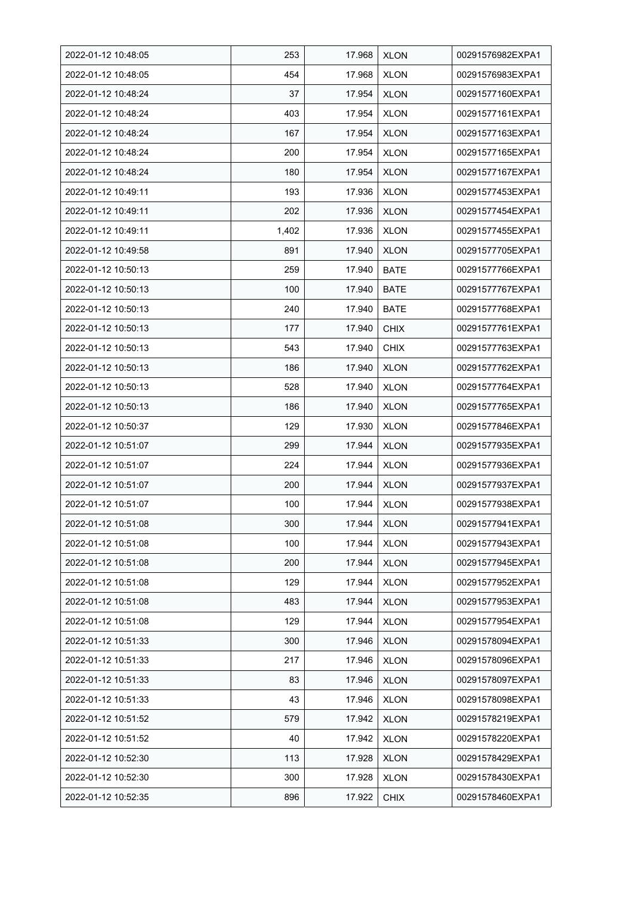| 2022-01-12 10:48:05 | 253 | 17.968 | XLON | 00291576982EXPA1 |
|---|---|---|---|---|
| 2022-01-12 10:48:05 | 454 | 17.968 | XLON | 00291576983EXPA1 |
| 2022-01-12 10:48:24 | 37 | 17.954 | XLON | 00291577160EXPA1 |
| 2022-01-12 10:48:24 | 403 | 17.954 | XLON | 00291577161EXPA1 |
| 2022-01-12 10:48:24 | 167 | 17.954 | XLON | 00291577163EXPA1 |
| 2022-01-12 10:48:24 | 200 | 17.954 | XLON | 00291577165EXPA1 |
| 2022-01-12 10:48:24 | 180 | 17.954 | XLON | 00291577167EXPA1 |
| 2022-01-12 10:49:11 | 193 | 17.936 | XLON | 00291577453EXPA1 |
| 2022-01-12 10:49:11 | 202 | 17.936 | XLON | 00291577454EXPA1 |
| 2022-01-12 10:49:11 | 1,402 | 17.936 | XLON | 00291577455EXPA1 |
| 2022-01-12 10:49:58 | 891 | 17.940 | XLON | 00291577705EXPA1 |
| 2022-01-12 10:50:13 | 259 | 17.940 | BATE | 00291577766EXPA1 |
| 2022-01-12 10:50:13 | 100 | 17.940 | BATE | 00291577767EXPA1 |
| 2022-01-12 10:50:13 | 240 | 17.940 | BATE | 00291577768EXPA1 |
| 2022-01-12 10:50:13 | 177 | 17.940 | CHIX | 00291577761EXPA1 |
| 2022-01-12 10:50:13 | 543 | 17.940 | CHIX | 00291577763EXPA1 |
| 2022-01-12 10:50:13 | 186 | 17.940 | XLON | 00291577762EXPA1 |
| 2022-01-12 10:50:13 | 528 | 17.940 | XLON | 00291577764EXPA1 |
| 2022-01-12 10:50:13 | 186 | 17.940 | XLON | 00291577765EXPA1 |
| 2022-01-12 10:50:37 | 129 | 17.930 | XLON | 00291577846EXPA1 |
| 2022-01-12 10:51:07 | 299 | 17.944 | XLON | 00291577935EXPA1 |
| 2022-01-12 10:51:07 | 224 | 17.944 | XLON | 00291577936EXPA1 |
| 2022-01-12 10:51:07 | 200 | 17.944 | XLON | 00291577937EXPA1 |
| 2022-01-12 10:51:07 | 100 | 17.944 | XLON | 00291577938EXPA1 |
| 2022-01-12 10:51:08 | 300 | 17.944 | XLON | 00291577941EXPA1 |
| 2022-01-12 10:51:08 | 100 | 17.944 | XLON | 00291577943EXPA1 |
| 2022-01-12 10:51:08 | 200 | 17.944 | XLON | 00291577945EXPA1 |
| 2022-01-12 10:51:08 | 129 | 17.944 | XLON | 00291577952EXPA1 |
| 2022-01-12 10:51:08 | 483 | 17.944 | XLON | 00291577953EXPA1 |
| 2022-01-12 10:51:08 | 129 | 17.944 | XLON | 00291577954EXPA1 |
| 2022-01-12 10:51:33 | 300 | 17.946 | XLON | 00291578094EXPA1 |
| 2022-01-12 10:51:33 | 217 | 17.946 | XLON | 00291578096EXPA1 |
| 2022-01-12 10:51:33 | 83 | 17.946 | XLON | 00291578097EXPA1 |
| 2022-01-12 10:51:33 | 43 | 17.946 | XLON | 00291578098EXPA1 |
| 2022-01-12 10:51:52 | 579 | 17.942 | XLON | 00291578219EXPA1 |
| 2022-01-12 10:51:52 | 40 | 17.942 | XLON | 00291578220EXPA1 |
| 2022-01-12 10:52:30 | 113 | 17.928 | XLON | 00291578429EXPA1 |
| 2022-01-12 10:52:30 | 300 | 17.928 | XLON | 00291578430EXPA1 |
| 2022-01-12 10:52:35 | 896 | 17.922 | CHIX | 00291578460EXPA1 |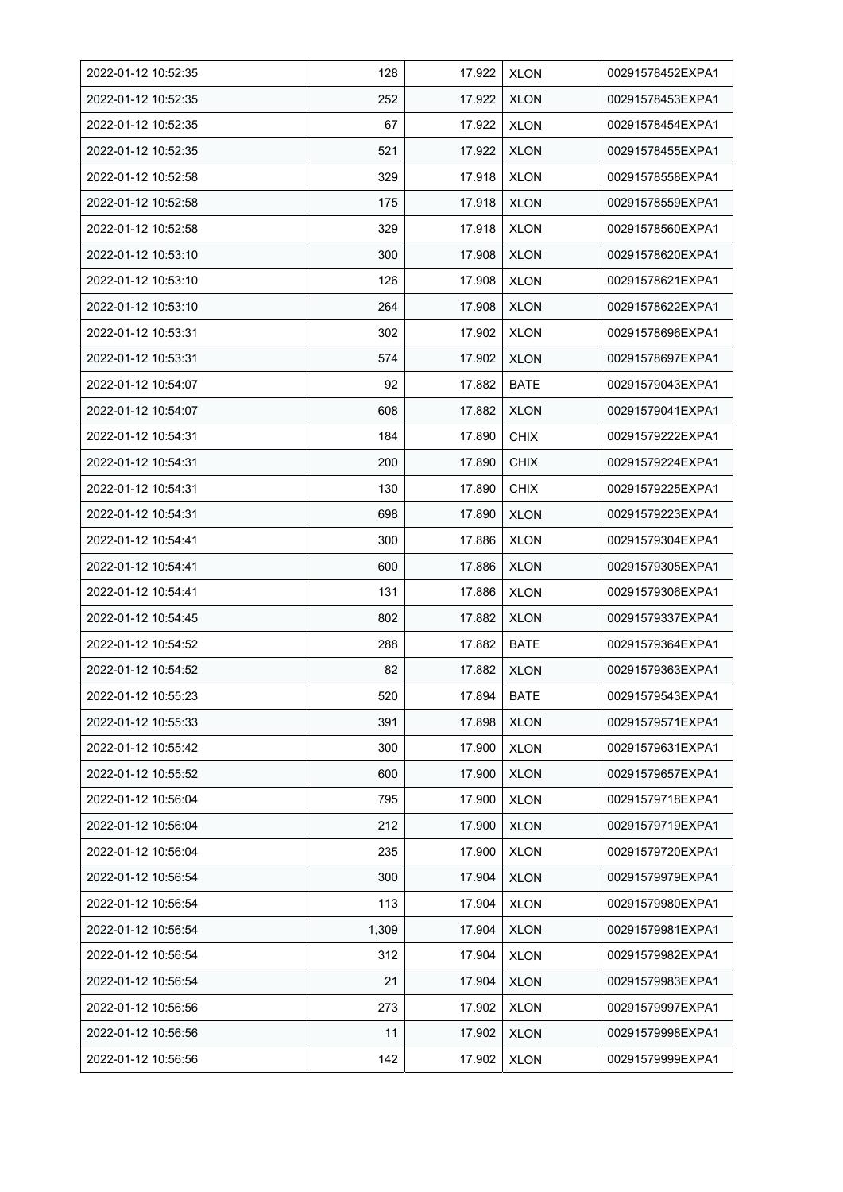| 2022-01-12 10:52:35 | 128 | 17.922 | XLON | 00291578452EXPA1 |
|---|---|---|---|---|
| 2022-01-12 10:52:35 | 252 | 17.922 | XLON | 00291578453EXPA1 |
| 2022-01-12 10:52:35 | 67 | 17.922 | XLON | 00291578454EXPA1 |
| 2022-01-12 10:52:35 | 521 | 17.922 | XLON | 00291578455EXPA1 |
| 2022-01-12 10:52:58 | 329 | 17.918 | XLON | 00291578558EXPA1 |
| 2022-01-12 10:52:58 | 175 | 17.918 | XLON | 00291578559EXPA1 |
| 2022-01-12 10:52:58 | 329 | 17.918 | XLON | 00291578560EXPA1 |
| 2022-01-12 10:53:10 | 300 | 17.908 | XLON | 00291578620EXPA1 |
| 2022-01-12 10:53:10 | 126 | 17.908 | XLON | 00291578621EXPA1 |
| 2022-01-12 10:53:10 | 264 | 17.908 | XLON | 00291578622EXPA1 |
| 2022-01-12 10:53:31 | 302 | 17.902 | XLON | 00291578696EXPA1 |
| 2022-01-12 10:53:31 | 574 | 17.902 | XLON | 00291578697EXPA1 |
| 2022-01-12 10:54:07 | 92 | 17.882 | BATE | 00291579043EXPA1 |
| 2022-01-12 10:54:07 | 608 | 17.882 | XLON | 00291579041EXPA1 |
| 2022-01-12 10:54:31 | 184 | 17.890 | CHIX | 00291579222EXPA1 |
| 2022-01-12 10:54:31 | 200 | 17.890 | CHIX | 00291579224EXPA1 |
| 2022-01-12 10:54:31 | 130 | 17.890 | CHIX | 00291579225EXPA1 |
| 2022-01-12 10:54:31 | 698 | 17.890 | XLON | 00291579223EXPA1 |
| 2022-01-12 10:54:41 | 300 | 17.886 | XLON | 00291579304EXPA1 |
| 2022-01-12 10:54:41 | 600 | 17.886 | XLON | 00291579305EXPA1 |
| 2022-01-12 10:54:41 | 131 | 17.886 | XLON | 00291579306EXPA1 |
| 2022-01-12 10:54:45 | 802 | 17.882 | XLON | 00291579337EXPA1 |
| 2022-01-12 10:54:52 | 288 | 17.882 | BATE | 00291579364EXPA1 |
| 2022-01-12 10:54:52 | 82 | 17.882 | XLON | 00291579363EXPA1 |
| 2022-01-12 10:55:23 | 520 | 17.894 | BATE | 00291579543EXPA1 |
| 2022-01-12 10:55:33 | 391 | 17.898 | XLON | 00291579571EXPA1 |
| 2022-01-12 10:55:42 | 300 | 17.900 | XLON | 00291579631EXPA1 |
| 2022-01-12 10:55:52 | 600 | 17.900 | XLON | 00291579657EXPA1 |
| 2022-01-12 10:56:04 | 795 | 17.900 | XLON | 00291579718EXPA1 |
| 2022-01-12 10:56:04 | 212 | 17.900 | XLON | 00291579719EXPA1 |
| 2022-01-12 10:56:04 | 235 | 17.900 | XLON | 00291579720EXPA1 |
| 2022-01-12 10:56:54 | 300 | 17.904 | XLON | 00291579979EXPA1 |
| 2022-01-12 10:56:54 | 113 | 17.904 | XLON | 00291579980EXPA1 |
| 2022-01-12 10:56:54 | 1,309 | 17.904 | XLON | 00291579981EXPA1 |
| 2022-01-12 10:56:54 | 312 | 17.904 | XLON | 00291579982EXPA1 |
| 2022-01-12 10:56:54 | 21 | 17.904 | XLON | 00291579983EXPA1 |
| 2022-01-12 10:56:56 | 273 | 17.902 | XLON | 00291579997EXPA1 |
| 2022-01-12 10:56:56 | 11 | 17.902 | XLON | 00291579998EXPA1 |
| 2022-01-12 10:56:56 | 142 | 17.902 | XLON | 00291579999EXPA1 |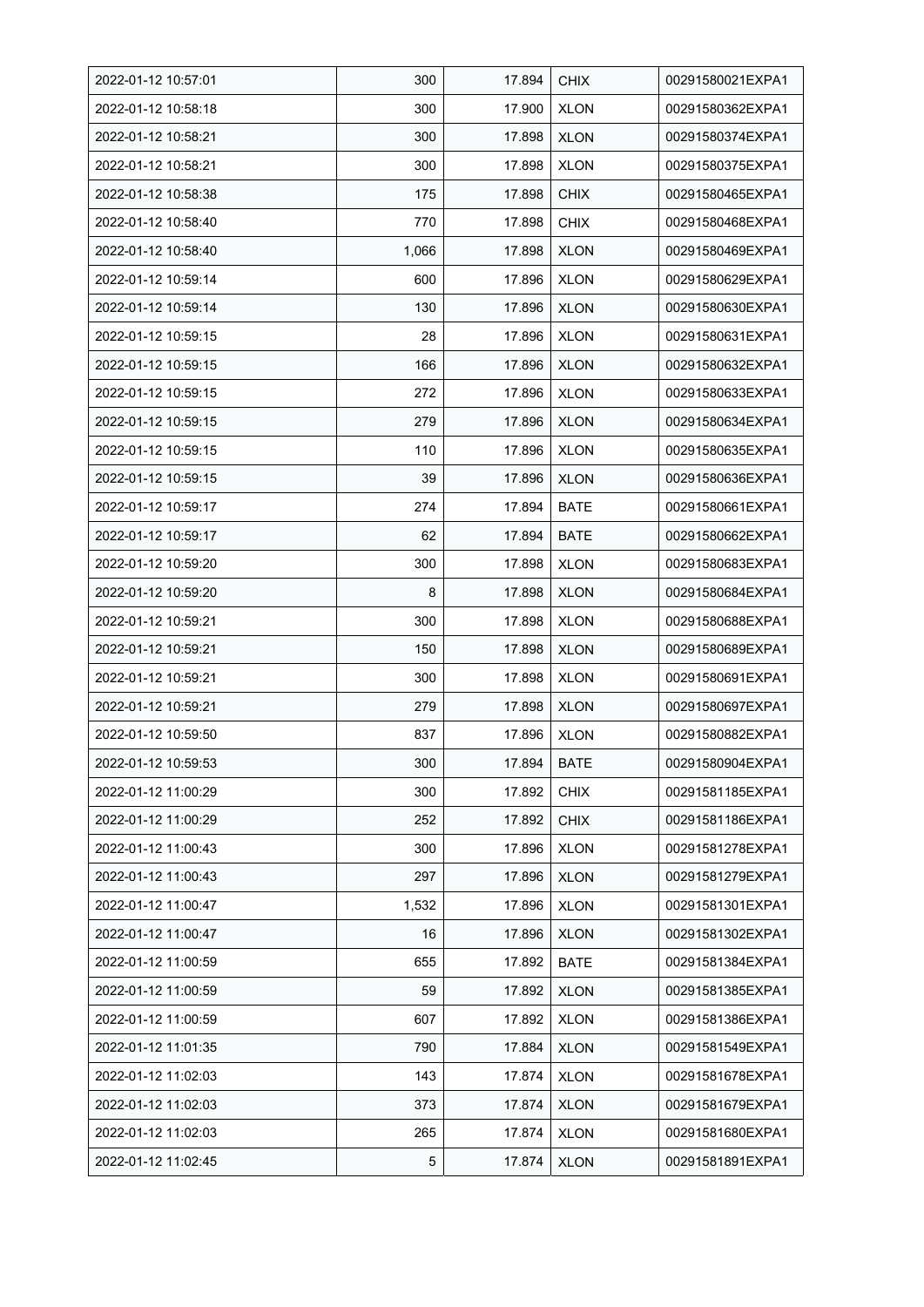| 2022-01-12 10:57:01 | 300 | 17.894 | CHIX | 00291580021EXPA1 |
|---|---|---|---|---|
| 2022-01-12 10:58:18 | 300 | 17.900 | XLON | 00291580362EXPA1 |
| 2022-01-12 10:58:21 | 300 | 17.898 | XLON | 00291580374EXPA1 |
| 2022-01-12 10:58:21 | 300 | 17.898 | XLON | 00291580375EXPA1 |
| 2022-01-12 10:58:38 | 175 | 17.898 | CHIX | 00291580465EXPA1 |
| 2022-01-12 10:58:40 | 770 | 17.898 | CHIX | 00291580468EXPA1 |
| 2022-01-12 10:58:40 | 1,066 | 17.898 | XLON | 00291580469EXPA1 |
| 2022-01-12 10:59:14 | 600 | 17.896 | XLON | 00291580629EXPA1 |
| 2022-01-12 10:59:14 | 130 | 17.896 | XLON | 00291580630EXPA1 |
| 2022-01-12 10:59:15 | 28 | 17.896 | XLON | 00291580631EXPA1 |
| 2022-01-12 10:59:15 | 166 | 17.896 | XLON | 00291580632EXPA1 |
| 2022-01-12 10:59:15 | 272 | 17.896 | XLON | 00291580633EXPA1 |
| 2022-01-12 10:59:15 | 279 | 17.896 | XLON | 00291580634EXPA1 |
| 2022-01-12 10:59:15 | 110 | 17.896 | XLON | 00291580635EXPA1 |
| 2022-01-12 10:59:15 | 39 | 17.896 | XLON | 00291580636EXPA1 |
| 2022-01-12 10:59:17 | 274 | 17.894 | BATE | 00291580661EXPA1 |
| 2022-01-12 10:59:17 | 62 | 17.894 | BATE | 00291580662EXPA1 |
| 2022-01-12 10:59:20 | 300 | 17.898 | XLON | 00291580683EXPA1 |
| 2022-01-12 10:59:20 | 8 | 17.898 | XLON | 00291580684EXPA1 |
| 2022-01-12 10:59:21 | 300 | 17.898 | XLON | 00291580688EXPA1 |
| 2022-01-12 10:59:21 | 150 | 17.898 | XLON | 00291580689EXPA1 |
| 2022-01-12 10:59:21 | 300 | 17.898 | XLON | 00291580691EXPA1 |
| 2022-01-12 10:59:21 | 279 | 17.898 | XLON | 00291580697EXPA1 |
| 2022-01-12 10:59:50 | 837 | 17.896 | XLON | 00291580882EXPA1 |
| 2022-01-12 10:59:53 | 300 | 17.894 | BATE | 00291580904EXPA1 |
| 2022-01-12 11:00:29 | 300 | 17.892 | CHIX | 00291581185EXPA1 |
| 2022-01-12 11:00:29 | 252 | 17.892 | CHIX | 00291581186EXPA1 |
| 2022-01-12 11:00:43 | 300 | 17.896 | XLON | 00291581278EXPA1 |
| 2022-01-12 11:00:43 | 297 | 17.896 | XLON | 00291581279EXPA1 |
| 2022-01-12 11:00:47 | 1,532 | 17.896 | XLON | 00291581301EXPA1 |
| 2022-01-12 11:00:47 | 16 | 17.896 | XLON | 00291581302EXPA1 |
| 2022-01-12 11:00:59 | 655 | 17.892 | BATE | 00291581384EXPA1 |
| 2022-01-12 11:00:59 | 59 | 17.892 | XLON | 00291581385EXPA1 |
| 2022-01-12 11:00:59 | 607 | 17.892 | XLON | 00291581386EXPA1 |
| 2022-01-12 11:01:35 | 790 | 17.884 | XLON | 00291581549EXPA1 |
| 2022-01-12 11:02:03 | 143 | 17.874 | XLON | 00291581678EXPA1 |
| 2022-01-12 11:02:03 | 373 | 17.874 | XLON | 00291581679EXPA1 |
| 2022-01-12 11:02:03 | 265 | 17.874 | XLON | 00291581680EXPA1 |
| 2022-01-12 11:02:45 | 5 | 17.874 | XLON | 00291581891EXPA1 |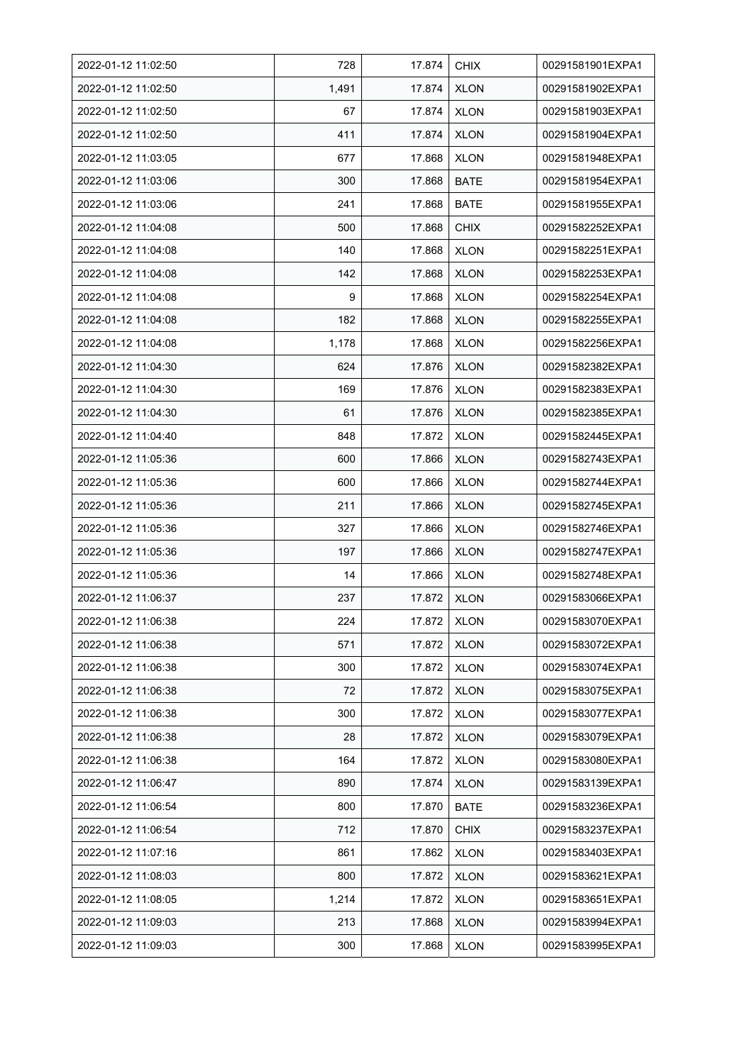| 2022-01-12 11:02:50 | 728 | 17.874 | CHIX | 00291581901EXPA1 |
|---|---|---|---|---|
| 2022-01-12 11:02:50 | 1,491 | 17.874 | XLON | 00291581902EXPA1 |
| 2022-01-12 11:02:50 | 67 | 17.874 | XLON | 00291581903EXPA1 |
| 2022-01-12 11:02:50 | 411 | 17.874 | XLON | 00291581904EXPA1 |
| 2022-01-12 11:03:05 | 677 | 17.868 | XLON | 00291581948EXPA1 |
| 2022-01-12 11:03:06 | 300 | 17.868 | BATE | 00291581954EXPA1 |
| 2022-01-12 11:03:06 | 241 | 17.868 | BATE | 00291581955EXPA1 |
| 2022-01-12 11:04:08 | 500 | 17.868 | CHIX | 00291582252EXPA1 |
| 2022-01-12 11:04:08 | 140 | 17.868 | XLON | 00291582251EXPA1 |
| 2022-01-12 11:04:08 | 142 | 17.868 | XLON | 00291582253EXPA1 |
| 2022-01-12 11:04:08 | 9 | 17.868 | XLON | 00291582254EXPA1 |
| 2022-01-12 11:04:08 | 182 | 17.868 | XLON | 00291582255EXPA1 |
| 2022-01-12 11:04:08 | 1,178 | 17.868 | XLON | 00291582256EXPA1 |
| 2022-01-12 11:04:30 | 624 | 17.876 | XLON | 00291582382EXPA1 |
| 2022-01-12 11:04:30 | 169 | 17.876 | XLON | 00291582383EXPA1 |
| 2022-01-12 11:04:30 | 61 | 17.876 | XLON | 00291582385EXPA1 |
| 2022-01-12 11:04:40 | 848 | 17.872 | XLON | 00291582445EXPA1 |
| 2022-01-12 11:05:36 | 600 | 17.866 | XLON | 00291582743EXPA1 |
| 2022-01-12 11:05:36 | 600 | 17.866 | XLON | 00291582744EXPA1 |
| 2022-01-12 11:05:36 | 211 | 17.866 | XLON | 00291582745EXPA1 |
| 2022-01-12 11:05:36 | 327 | 17.866 | XLON | 00291582746EXPA1 |
| 2022-01-12 11:05:36 | 197 | 17.866 | XLON | 00291582747EXPA1 |
| 2022-01-12 11:05:36 | 14 | 17.866 | XLON | 00291582748EXPA1 |
| 2022-01-12 11:06:37 | 237 | 17.872 | XLON | 00291583066EXPA1 |
| 2022-01-12 11:06:38 | 224 | 17.872 | XLON | 00291583070EXPA1 |
| 2022-01-12 11:06:38 | 571 | 17.872 | XLON | 00291583072EXPA1 |
| 2022-01-12 11:06:38 | 300 | 17.872 | XLON | 00291583074EXPA1 |
| 2022-01-12 11:06:38 | 72 | 17.872 | XLON | 00291583075EXPA1 |
| 2022-01-12 11:06:38 | 300 | 17.872 | XLON | 00291583077EXPA1 |
| 2022-01-12 11:06:38 | 28 | 17.872 | XLON | 00291583079EXPA1 |
| 2022-01-12 11:06:38 | 164 | 17.872 | XLON | 00291583080EXPA1 |
| 2022-01-12 11:06:47 | 890 | 17.874 | XLON | 00291583139EXPA1 |
| 2022-01-12 11:06:54 | 800 | 17.870 | BATE | 00291583236EXPA1 |
| 2022-01-12 11:06:54 | 712 | 17.870 | CHIX | 00291583237EXPA1 |
| 2022-01-12 11:07:16 | 861 | 17.862 | XLON | 00291583403EXPA1 |
| 2022-01-12 11:08:03 | 800 | 17.872 | XLON | 00291583621EXPA1 |
| 2022-01-12 11:08:05 | 1,214 | 17.872 | XLON | 00291583651EXPA1 |
| 2022-01-12 11:09:03 | 213 | 17.868 | XLON | 00291583994EXPA1 |
| 2022-01-12 11:09:03 | 300 | 17.868 | XLON | 00291583995EXPA1 |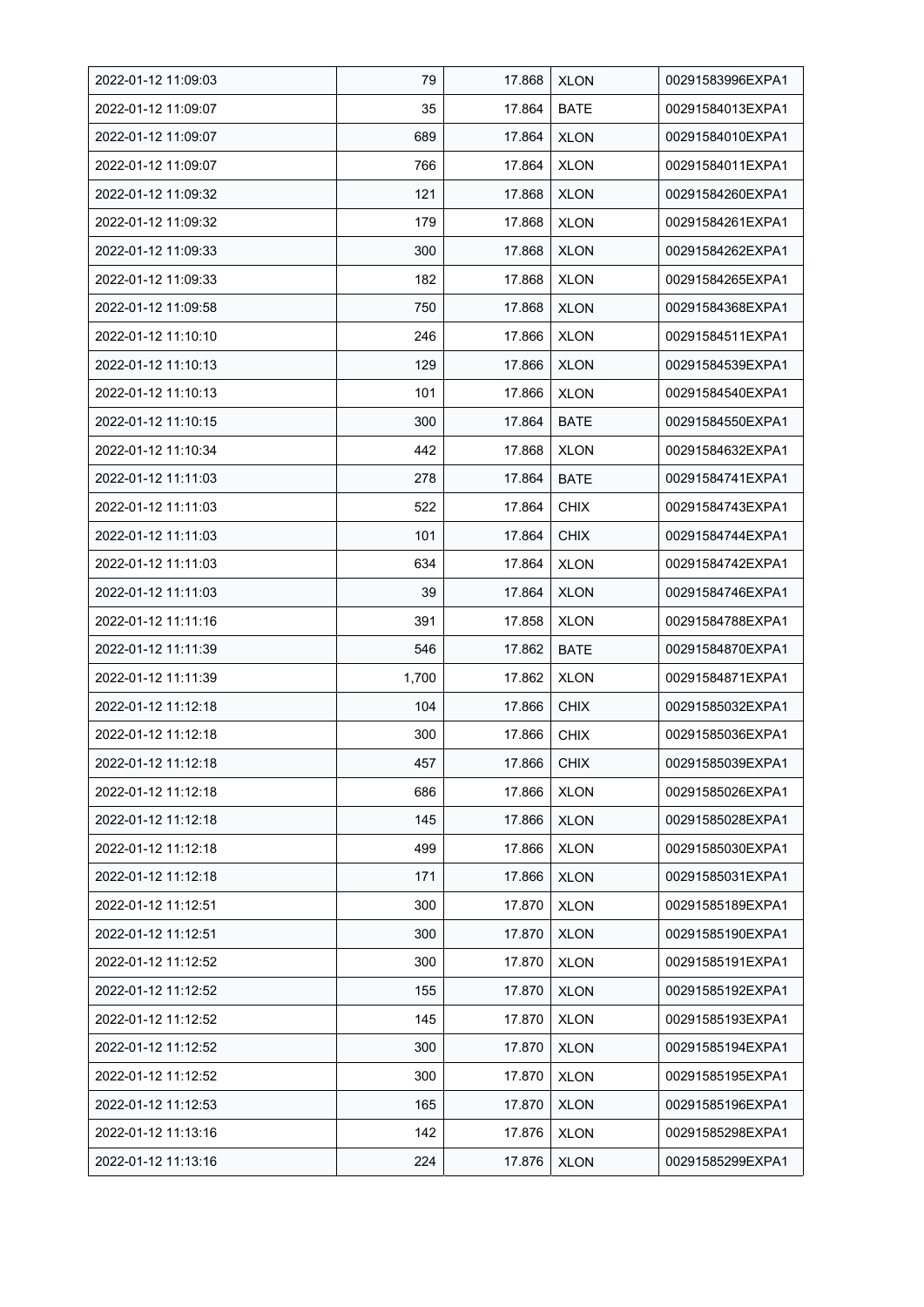| 2022-01-12 11:09:03 | 79 | 17.868 | XLON | 00291583996EXPA1 |
|---|---|---|---|---|
| 2022-01-12 11:09:07 | 35 | 17.864 | BATE | 00291584013EXPA1 |
| 2022-01-12 11:09:07 | 689 | 17.864 | XLON | 00291584010EXPA1 |
| 2022-01-12 11:09:07 | 766 | 17.864 | XLON | 00291584011EXPA1 |
| 2022-01-12 11:09:32 | 121 | 17.868 | XLON | 00291584260EXPA1 |
| 2022-01-12 11:09:32 | 179 | 17.868 | XLON | 00291584261EXPA1 |
| 2022-01-12 11:09:33 | 300 | 17.868 | XLON | 00291584262EXPA1 |
| 2022-01-12 11:09:33 | 182 | 17.868 | XLON | 00291584265EXPA1 |
| 2022-01-12 11:09:58 | 750 | 17.868 | XLON | 00291584368EXPA1 |
| 2022-01-12 11:10:10 | 246 | 17.866 | XLON | 00291584511EXPA1 |
| 2022-01-12 11:10:13 | 129 | 17.866 | XLON | 00291584539EXPA1 |
| 2022-01-12 11:10:13 | 101 | 17.866 | XLON | 00291584540EXPA1 |
| 2022-01-12 11:10:15 | 300 | 17.864 | BATE | 00291584550EXPA1 |
| 2022-01-12 11:10:34 | 442 | 17.868 | XLON | 00291584632EXPA1 |
| 2022-01-12 11:11:03 | 278 | 17.864 | BATE | 00291584741EXPA1 |
| 2022-01-12 11:11:03 | 522 | 17.864 | CHIX | 00291584743EXPA1 |
| 2022-01-12 11:11:03 | 101 | 17.864 | CHIX | 00291584744EXPA1 |
| 2022-01-12 11:11:03 | 634 | 17.864 | XLON | 00291584742EXPA1 |
| 2022-01-12 11:11:03 | 39 | 17.864 | XLON | 00291584746EXPA1 |
| 2022-01-12 11:11:16 | 391 | 17.858 | XLON | 00291584788EXPA1 |
| 2022-01-12 11:11:39 | 546 | 17.862 | BATE | 00291584870EXPA1 |
| 2022-01-12 11:11:39 | 1,700 | 17.862 | XLON | 00291584871EXPA1 |
| 2022-01-12 11:12:18 | 104 | 17.866 | CHIX | 00291585032EXPA1 |
| 2022-01-12 11:12:18 | 300 | 17.866 | CHIX | 00291585036EXPA1 |
| 2022-01-12 11:12:18 | 457 | 17.866 | CHIX | 00291585039EXPA1 |
| 2022-01-12 11:12:18 | 686 | 17.866 | XLON | 00291585026EXPA1 |
| 2022-01-12 11:12:18 | 145 | 17.866 | XLON | 00291585028EXPA1 |
| 2022-01-12 11:12:18 | 499 | 17.866 | XLON | 00291585030EXPA1 |
| 2022-01-12 11:12:18 | 171 | 17.866 | XLON | 00291585031EXPA1 |
| 2022-01-12 11:12:51 | 300 | 17.870 | XLON | 00291585189EXPA1 |
| 2022-01-12 11:12:51 | 300 | 17.870 | XLON | 00291585190EXPA1 |
| 2022-01-12 11:12:52 | 300 | 17.870 | XLON | 00291585191EXPA1 |
| 2022-01-12 11:12:52 | 155 | 17.870 | XLON | 00291585192EXPA1 |
| 2022-01-12 11:12:52 | 145 | 17.870 | XLON | 00291585193EXPA1 |
| 2022-01-12 11:12:52 | 300 | 17.870 | XLON | 00291585194EXPA1 |
| 2022-01-12 11:12:52 | 300 | 17.870 | XLON | 00291585195EXPA1 |
| 2022-01-12 11:12:53 | 165 | 17.870 | XLON | 00291585196EXPA1 |
| 2022-01-12 11:13:16 | 142 | 17.876 | XLON | 00291585298EXPA1 |
| 2022-01-12 11:13:16 | 224 | 17.876 | XLON | 00291585299EXPA1 |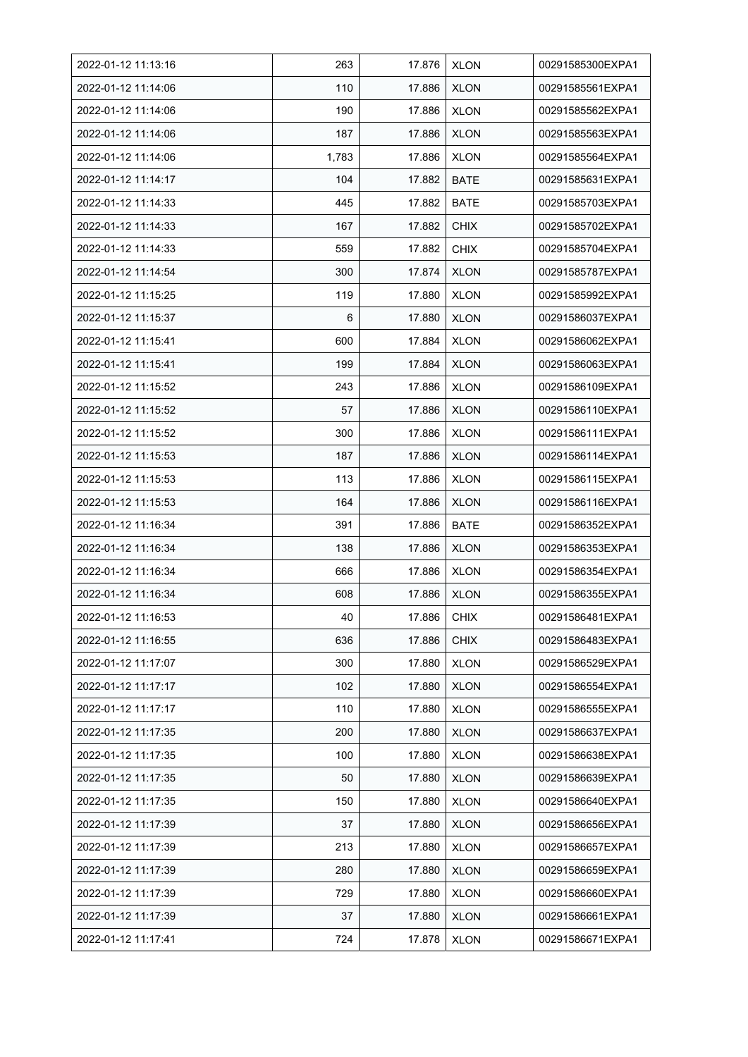| 2022-01-12 11:13:16 | 263 | 17.876 | XLON | 00291585300EXPA1 |
|---|---|---|---|---|
| 2022-01-12 11:14:06 | 110 | 17.886 | XLON | 00291585561EXPA1 |
| 2022-01-12 11:14:06 | 190 | 17.886 | XLON | 00291585562EXPA1 |
| 2022-01-12 11:14:06 | 187 | 17.886 | XLON | 00291585563EXPA1 |
| 2022-01-12 11:14:06 | 1,783 | 17.886 | XLON | 00291585564EXPA1 |
| 2022-01-12 11:14:17 | 104 | 17.882 | BATE | 00291585631EXPA1 |
| 2022-01-12 11:14:33 | 445 | 17.882 | BATE | 00291585703EXPA1 |
| 2022-01-12 11:14:33 | 167 | 17.882 | CHIX | 00291585702EXPA1 |
| 2022-01-12 11:14:33 | 559 | 17.882 | CHIX | 00291585704EXPA1 |
| 2022-01-12 11:14:54 | 300 | 17.874 | XLON | 00291585787EXPA1 |
| 2022-01-12 11:15:25 | 119 | 17.880 | XLON | 00291585992EXPA1 |
| 2022-01-12 11:15:37 | 6 | 17.880 | XLON | 00291586037EXPA1 |
| 2022-01-12 11:15:41 | 600 | 17.884 | XLON | 00291586062EXPA1 |
| 2022-01-12 11:15:41 | 199 | 17.884 | XLON | 00291586063EXPA1 |
| 2022-01-12 11:15:52 | 243 | 17.886 | XLON | 00291586109EXPA1 |
| 2022-01-12 11:15:52 | 57 | 17.886 | XLON | 00291586110EXPA1 |
| 2022-01-12 11:15:52 | 300 | 17.886 | XLON | 00291586111EXPA1 |
| 2022-01-12 11:15:53 | 187 | 17.886 | XLON | 00291586114EXPA1 |
| 2022-01-12 11:15:53 | 113 | 17.886 | XLON | 00291586115EXPA1 |
| 2022-01-12 11:15:53 | 164 | 17.886 | XLON | 00291586116EXPA1 |
| 2022-01-12 11:16:34 | 391 | 17.886 | BATE | 00291586352EXPA1 |
| 2022-01-12 11:16:34 | 138 | 17.886 | XLON | 00291586353EXPA1 |
| 2022-01-12 11:16:34 | 666 | 17.886 | XLON | 00291586354EXPA1 |
| 2022-01-12 11:16:34 | 608 | 17.886 | XLON | 00291586355EXPA1 |
| 2022-01-12 11:16:53 | 40 | 17.886 | CHIX | 00291586481EXPA1 |
| 2022-01-12 11:16:55 | 636 | 17.886 | CHIX | 00291586483EXPA1 |
| 2022-01-12 11:17:07 | 300 | 17.880 | XLON | 00291586529EXPA1 |
| 2022-01-12 11:17:17 | 102 | 17.880 | XLON | 00291586554EXPA1 |
| 2022-01-12 11:17:17 | 110 | 17.880 | XLON | 00291586555EXPA1 |
| 2022-01-12 11:17:35 | 200 | 17.880 | XLON | 00291586637EXPA1 |
| 2022-01-12 11:17:35 | 100 | 17.880 | XLON | 00291586638EXPA1 |
| 2022-01-12 11:17:35 | 50 | 17.880 | XLON | 00291586639EXPA1 |
| 2022-01-12 11:17:35 | 150 | 17.880 | XLON | 00291586640EXPA1 |
| 2022-01-12 11:17:39 | 37 | 17.880 | XLON | 00291586656EXPA1 |
| 2022-01-12 11:17:39 | 213 | 17.880 | XLON | 00291586657EXPA1 |
| 2022-01-12 11:17:39 | 280 | 17.880 | XLON | 00291586659EXPA1 |
| 2022-01-12 11:17:39 | 729 | 17.880 | XLON | 00291586660EXPA1 |
| 2022-01-12 11:17:39 | 37 | 17.880 | XLON | 00291586661EXPA1 |
| 2022-01-12 11:17:41 | 724 | 17.878 | XLON | 00291586671EXPA1 |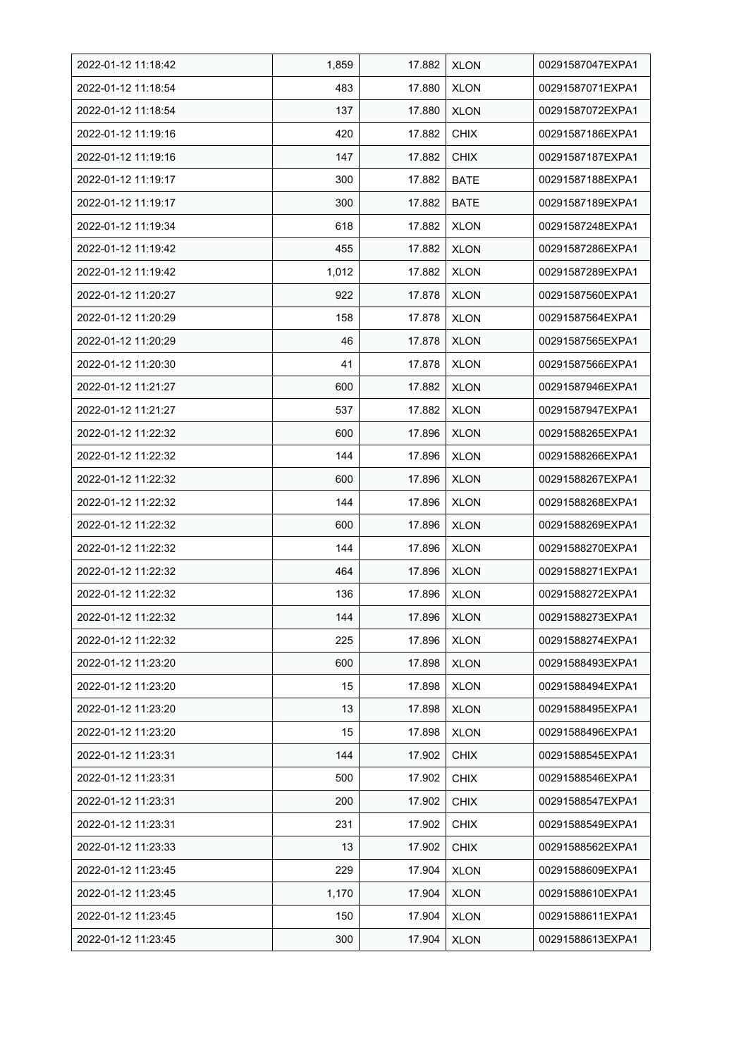| 2022-01-12 11:18:42 | 1,859 | 17.882 | XLON | 00291587047EXPA1 |
|---|---|---|---|---|
| 2022-01-12 11:18:54 | 483 | 17.880 | XLON | 00291587071EXPA1 |
| 2022-01-12 11:18:54 | 137 | 17.880 | XLON | 00291587072EXPA1 |
| 2022-01-12 11:19:16 | 420 | 17.882 | CHIX | 00291587186EXPA1 |
| 2022-01-12 11:19:16 | 147 | 17.882 | CHIX | 00291587187EXPA1 |
| 2022-01-12 11:19:17 | 300 | 17.882 | BATE | 00291587188EXPA1 |
| 2022-01-12 11:19:17 | 300 | 17.882 | BATE | 00291587189EXPA1 |
| 2022-01-12 11:19:34 | 618 | 17.882 | XLON | 00291587248EXPA1 |
| 2022-01-12 11:19:42 | 455 | 17.882 | XLON | 00291587286EXPA1 |
| 2022-01-12 11:19:42 | 1,012 | 17.882 | XLON | 00291587289EXPA1 |
| 2022-01-12 11:20:27 | 922 | 17.878 | XLON | 00291587560EXPA1 |
| 2022-01-12 11:20:29 | 158 | 17.878 | XLON | 00291587564EXPA1 |
| 2022-01-12 11:20:29 | 46 | 17.878 | XLON | 00291587565EXPA1 |
| 2022-01-12 11:20:30 | 41 | 17.878 | XLON | 00291587566EXPA1 |
| 2022-01-12 11:21:27 | 600 | 17.882 | XLON | 00291587946EXPA1 |
| 2022-01-12 11:21:27 | 537 | 17.882 | XLON | 00291587947EXPA1 |
| 2022-01-12 11:22:32 | 600 | 17.896 | XLON | 00291588265EXPA1 |
| 2022-01-12 11:22:32 | 144 | 17.896 | XLON | 00291588266EXPA1 |
| 2022-01-12 11:22:32 | 600 | 17.896 | XLON | 00291588267EXPA1 |
| 2022-01-12 11:22:32 | 144 | 17.896 | XLON | 00291588268EXPA1 |
| 2022-01-12 11:22:32 | 600 | 17.896 | XLON | 00291588269EXPA1 |
| 2022-01-12 11:22:32 | 144 | 17.896 | XLON | 00291588270EXPA1 |
| 2022-01-12 11:22:32 | 464 | 17.896 | XLON | 00291588271EXPA1 |
| 2022-01-12 11:22:32 | 136 | 17.896 | XLON | 00291588272EXPA1 |
| 2022-01-12 11:22:32 | 144 | 17.896 | XLON | 00291588273EXPA1 |
| 2022-01-12 11:22:32 | 225 | 17.896 | XLON | 00291588274EXPA1 |
| 2022-01-12 11:23:20 | 600 | 17.898 | XLON | 00291588493EXPA1 |
| 2022-01-12 11:23:20 | 15 | 17.898 | XLON | 00291588494EXPA1 |
| 2022-01-12 11:23:20 | 13 | 17.898 | XLON | 00291588495EXPA1 |
| 2022-01-12 11:23:20 | 15 | 17.898 | XLON | 00291588496EXPA1 |
| 2022-01-12 11:23:31 | 144 | 17.902 | CHIX | 00291588545EXPA1 |
| 2022-01-12 11:23:31 | 500 | 17.902 | CHIX | 00291588546EXPA1 |
| 2022-01-12 11:23:31 | 200 | 17.902 | CHIX | 00291588547EXPA1 |
| 2022-01-12 11:23:31 | 231 | 17.902 | CHIX | 00291588549EXPA1 |
| 2022-01-12 11:23:33 | 13 | 17.902 | CHIX | 00291588562EXPA1 |
| 2022-01-12 11:23:45 | 229 | 17.904 | XLON | 00291588609EXPA1 |
| 2022-01-12 11:23:45 | 1,170 | 17.904 | XLON | 00291588610EXPA1 |
| 2022-01-12 11:23:45 | 150 | 17.904 | XLON | 00291588611EXPA1 |
| 2022-01-12 11:23:45 | 300 | 17.904 | XLON | 00291588613EXPA1 |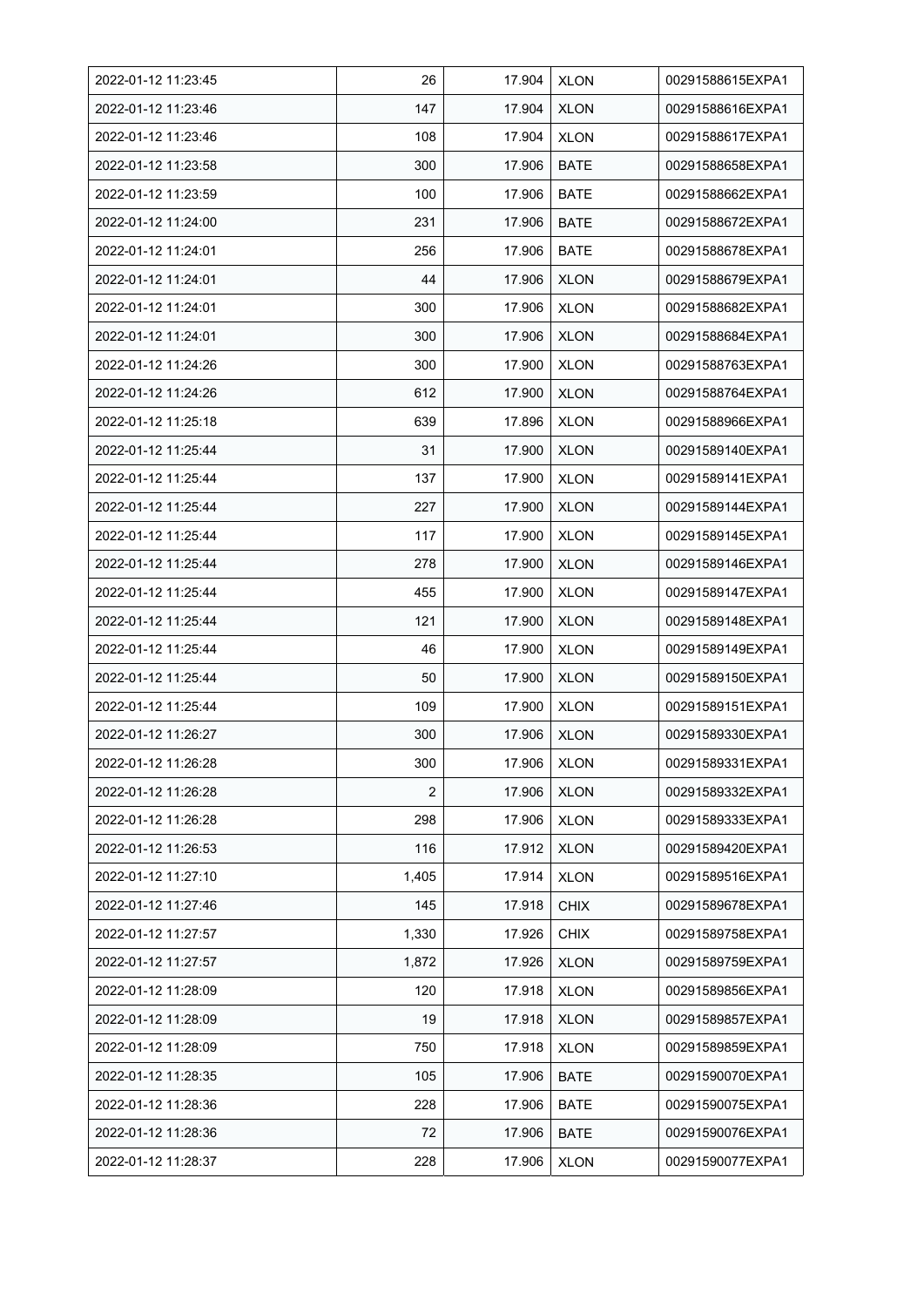| 2022-01-12 11:23:45 | 26 | 17.904 | XLON | 00291588615EXPA1 |
|---|---|---|---|---|
| 2022-01-12 11:23:46 | 147 | 17.904 | XLON | 00291588616EXPA1 |
| 2022-01-12 11:23:46 | 108 | 17.904 | XLON | 00291588617EXPA1 |
| 2022-01-12 11:23:58 | 300 | 17.906 | BATE | 00291588658EXPA1 |
| 2022-01-12 11:23:59 | 100 | 17.906 | BATE | 00291588662EXPA1 |
| 2022-01-12 11:24:00 | 231 | 17.906 | BATE | 00291588672EXPA1 |
| 2022-01-12 11:24:01 | 256 | 17.906 | BATE | 00291588678EXPA1 |
| 2022-01-12 11:24:01 | 44 | 17.906 | XLON | 00291588679EXPA1 |
| 2022-01-12 11:24:01 | 300 | 17.906 | XLON | 00291588682EXPA1 |
| 2022-01-12 11:24:01 | 300 | 17.906 | XLON | 00291588684EXPA1 |
| 2022-01-12 11:24:26 | 300 | 17.900 | XLON | 00291588763EXPA1 |
| 2022-01-12 11:24:26 | 612 | 17.900 | XLON | 00291588764EXPA1 |
| 2022-01-12 11:25:18 | 639 | 17.896 | XLON | 00291588966EXPA1 |
| 2022-01-12 11:25:44 | 31 | 17.900 | XLON | 00291589140EXPA1 |
| 2022-01-12 11:25:44 | 137 | 17.900 | XLON | 00291589141EXPA1 |
| 2022-01-12 11:25:44 | 227 | 17.900 | XLON | 00291589144EXPA1 |
| 2022-01-12 11:25:44 | 117 | 17.900 | XLON | 00291589145EXPA1 |
| 2022-01-12 11:25:44 | 278 | 17.900 | XLON | 00291589146EXPA1 |
| 2022-01-12 11:25:44 | 455 | 17.900 | XLON | 00291589147EXPA1 |
| 2022-01-12 11:25:44 | 121 | 17.900 | XLON | 00291589148EXPA1 |
| 2022-01-12 11:25:44 | 46 | 17.900 | XLON | 00291589149EXPA1 |
| 2022-01-12 11:25:44 | 50 | 17.900 | XLON | 00291589150EXPA1 |
| 2022-01-12 11:25:44 | 109 | 17.900 | XLON | 00291589151EXPA1 |
| 2022-01-12 11:26:27 | 300 | 17.906 | XLON | 00291589330EXPA1 |
| 2022-01-12 11:26:28 | 300 | 17.906 | XLON | 00291589331EXPA1 |
| 2022-01-12 11:26:28 | 2 | 17.906 | XLON | 00291589332EXPA1 |
| 2022-01-12 11:26:28 | 298 | 17.906 | XLON | 00291589333EXPA1 |
| 2022-01-12 11:26:53 | 116 | 17.912 | XLON | 00291589420EXPA1 |
| 2022-01-12 11:27:10 | 1,405 | 17.914 | XLON | 00291589516EXPA1 |
| 2022-01-12 11:27:46 | 145 | 17.918 | CHIX | 00291589678EXPA1 |
| 2022-01-12 11:27:57 | 1,330 | 17.926 | CHIX | 00291589758EXPA1 |
| 2022-01-12 11:27:57 | 1,872 | 17.926 | XLON | 00291589759EXPA1 |
| 2022-01-12 11:28:09 | 120 | 17.918 | XLON | 00291589856EXPA1 |
| 2022-01-12 11:28:09 | 19 | 17.918 | XLON | 00291589857EXPA1 |
| 2022-01-12 11:28:09 | 750 | 17.918 | XLON | 00291589859EXPA1 |
| 2022-01-12 11:28:35 | 105 | 17.906 | BATE | 00291590070EXPA1 |
| 2022-01-12 11:28:36 | 228 | 17.906 | BATE | 00291590075EXPA1 |
| 2022-01-12 11:28:36 | 72 | 17.906 | BATE | 00291590076EXPA1 |
| 2022-01-12 11:28:37 | 228 | 17.906 | XLON | 00291590077EXPA1 |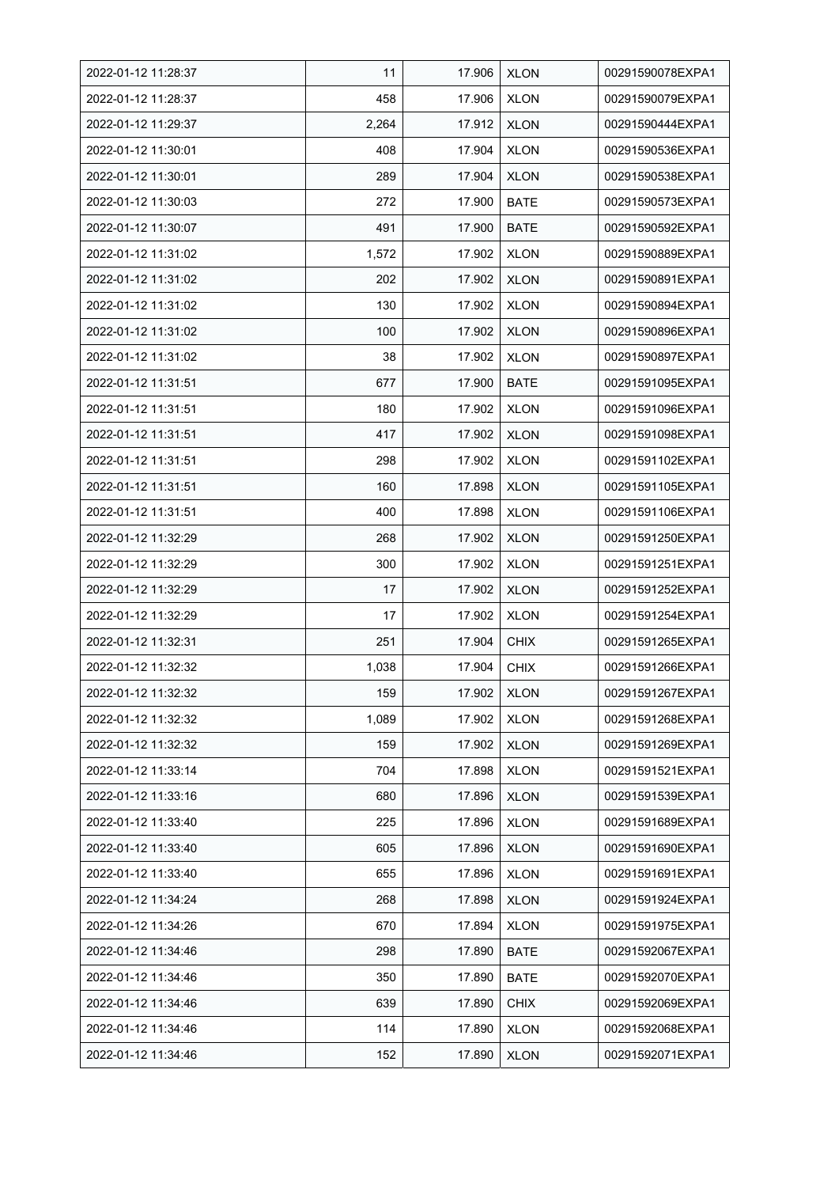| | | | | |
|---|---|---|---|---|
| 2022-01-12 11:28:37 | 11 | 17.906 | XLON | 00291590078EXPA1 |
| 2022-01-12 11:28:37 | 458 | 17.906 | XLON | 00291590079EXPA1 |
| 2022-01-12 11:29:37 | 2,264 | 17.912 | XLON | 00291590444EXPA1 |
| 2022-01-12 11:30:01 | 408 | 17.904 | XLON | 00291590536EXPA1 |
| 2022-01-12 11:30:01 | 289 | 17.904 | XLON | 00291590538EXPA1 |
| 2022-01-12 11:30:03 | 272 | 17.900 | BATE | 00291590573EXPA1 |
| 2022-01-12 11:30:07 | 491 | 17.900 | BATE | 00291590592EXPA1 |
| 2022-01-12 11:31:02 | 1,572 | 17.902 | XLON | 00291590889EXPA1 |
| 2022-01-12 11:31:02 | 202 | 17.902 | XLON | 00291590891EXPA1 |
| 2022-01-12 11:31:02 | 130 | 17.902 | XLON | 00291590894EXPA1 |
| 2022-01-12 11:31:02 | 100 | 17.902 | XLON | 00291590896EXPA1 |
| 2022-01-12 11:31:02 | 38 | 17.902 | XLON | 00291590897EXPA1 |
| 2022-01-12 11:31:51 | 677 | 17.900 | BATE | 00291591095EXPA1 |
| 2022-01-12 11:31:51 | 180 | 17.902 | XLON | 00291591096EXPA1 |
| 2022-01-12 11:31:51 | 417 | 17.902 | XLON | 00291591098EXPA1 |
| 2022-01-12 11:31:51 | 298 | 17.902 | XLON | 00291591102EXPA1 |
| 2022-01-12 11:31:51 | 160 | 17.898 | XLON | 00291591105EXPA1 |
| 2022-01-12 11:31:51 | 400 | 17.898 | XLON | 00291591106EXPA1 |
| 2022-01-12 11:32:29 | 268 | 17.902 | XLON | 00291591250EXPA1 |
| 2022-01-12 11:32:29 | 300 | 17.902 | XLON | 00291591251EXPA1 |
| 2022-01-12 11:32:29 | 17 | 17.902 | XLON | 00291591252EXPA1 |
| 2022-01-12 11:32:29 | 17 | 17.902 | XLON | 00291591254EXPA1 |
| 2022-01-12 11:32:31 | 251 | 17.904 | CHIX | 00291591265EXPA1 |
| 2022-01-12 11:32:32 | 1,038 | 17.904 | CHIX | 00291591266EXPA1 |
| 2022-01-12 11:32:32 | 159 | 17.902 | XLON | 00291591267EXPA1 |
| 2022-01-12 11:32:32 | 1,089 | 17.902 | XLON | 00291591268EXPA1 |
| 2022-01-12 11:32:32 | 159 | 17.902 | XLON | 00291591269EXPA1 |
| 2022-01-12 11:33:14 | 704 | 17.898 | XLON | 00291591521EXPA1 |
| 2022-01-12 11:33:16 | 680 | 17.896 | XLON | 00291591539EXPA1 |
| 2022-01-12 11:33:40 | 225 | 17.896 | XLON | 00291591689EXPA1 |
| 2022-01-12 11:33:40 | 605 | 17.896 | XLON | 00291591690EXPA1 |
| 2022-01-12 11:33:40 | 655 | 17.896 | XLON | 00291591691EXPA1 |
| 2022-01-12 11:34:24 | 268 | 17.898 | XLON | 00291591924EXPA1 |
| 2022-01-12 11:34:26 | 670 | 17.894 | XLON | 00291591975EXPA1 |
| 2022-01-12 11:34:46 | 298 | 17.890 | BATE | 00291592067EXPA1 |
| 2022-01-12 11:34:46 | 350 | 17.890 | BATE | 00291592070EXPA1 |
| 2022-01-12 11:34:46 | 639 | 17.890 | CHIX | 00291592069EXPA1 |
| 2022-01-12 11:34:46 | 114 | 17.890 | XLON | 00291592068EXPA1 |
| 2022-01-12 11:34:46 | 152 | 17.890 | XLON | 00291592071EXPA1 |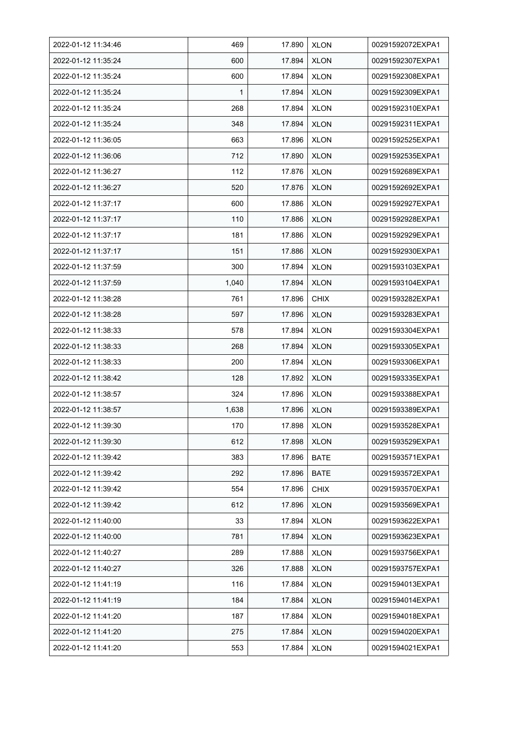| 2022-01-12 11:34:46 | 469 | 17.890 | XLON | 00291592072EXPA1 |
|---|---|---|---|---|
| 2022-01-12 11:35:24 | 600 | 17.894 | XLON | 00291592307EXPA1 |
| 2022-01-12 11:35:24 | 600 | 17.894 | XLON | 00291592308EXPA1 |
| 2022-01-12 11:35:24 | 1 | 17.894 | XLON | 00291592309EXPA1 |
| 2022-01-12 11:35:24 | 268 | 17.894 | XLON | 00291592310EXPA1 |
| 2022-01-12 11:35:24 | 348 | 17.894 | XLON | 00291592311EXPA1 |
| 2022-01-12 11:36:05 | 663 | 17.896 | XLON | 00291592525EXPA1 |
| 2022-01-12 11:36:06 | 712 | 17.890 | XLON | 00291592535EXPA1 |
| 2022-01-12 11:36:27 | 112 | 17.876 | XLON | 00291592689EXPA1 |
| 2022-01-12 11:36:27 | 520 | 17.876 | XLON | 00291592692EXPA1 |
| 2022-01-12 11:37:17 | 600 | 17.886 | XLON | 00291592927EXPA1 |
| 2022-01-12 11:37:17 | 110 | 17.886 | XLON | 00291592928EXPA1 |
| 2022-01-12 11:37:17 | 181 | 17.886 | XLON | 00291592929EXPA1 |
| 2022-01-12 11:37:17 | 151 | 17.886 | XLON | 00291592930EXPA1 |
| 2022-01-12 11:37:59 | 300 | 17.894 | XLON | 00291593103EXPA1 |
| 2022-01-12 11:37:59 | 1,040 | 17.894 | XLON | 00291593104EXPA1 |
| 2022-01-12 11:38:28 | 761 | 17.896 | CHIX | 00291593282EXPA1 |
| 2022-01-12 11:38:28 | 597 | 17.896 | XLON | 00291593283EXPA1 |
| 2022-01-12 11:38:33 | 578 | 17.894 | XLON | 00291593304EXPA1 |
| 2022-01-12 11:38:33 | 268 | 17.894 | XLON | 00291593305EXPA1 |
| 2022-01-12 11:38:33 | 200 | 17.894 | XLON | 00291593306EXPA1 |
| 2022-01-12 11:38:42 | 128 | 17.892 | XLON | 00291593335EXPA1 |
| 2022-01-12 11:38:57 | 324 | 17.896 | XLON | 00291593388EXPA1 |
| 2022-01-12 11:38:57 | 1,638 | 17.896 | XLON | 00291593389EXPA1 |
| 2022-01-12 11:39:30 | 170 | 17.898 | XLON | 00291593528EXPA1 |
| 2022-01-12 11:39:30 | 612 | 17.898 | XLON | 00291593529EXPA1 |
| 2022-01-12 11:39:42 | 383 | 17.896 | BATE | 00291593571EXPA1 |
| 2022-01-12 11:39:42 | 292 | 17.896 | BATE | 00291593572EXPA1 |
| 2022-01-12 11:39:42 | 554 | 17.896 | CHIX | 00291593570EXPA1 |
| 2022-01-12 11:39:42 | 612 | 17.896 | XLON | 00291593569EXPA1 |
| 2022-01-12 11:40:00 | 33 | 17.894 | XLON | 00291593622EXPA1 |
| 2022-01-12 11:40:00 | 781 | 17.894 | XLON | 00291593623EXPA1 |
| 2022-01-12 11:40:27 | 289 | 17.888 | XLON | 00291593756EXPA1 |
| 2022-01-12 11:40:27 | 326 | 17.888 | XLON | 00291593757EXPA1 |
| 2022-01-12 11:41:19 | 116 | 17.884 | XLON | 00291594013EXPA1 |
| 2022-01-12 11:41:19 | 184 | 17.884 | XLON | 00291594014EXPA1 |
| 2022-01-12 11:41:20 | 187 | 17.884 | XLON | 00291594018EXPA1 |
| 2022-01-12 11:41:20 | 275 | 17.884 | XLON | 00291594020EXPA1 |
| 2022-01-12 11:41:20 | 553 | 17.884 | XLON | 00291594021EXPA1 |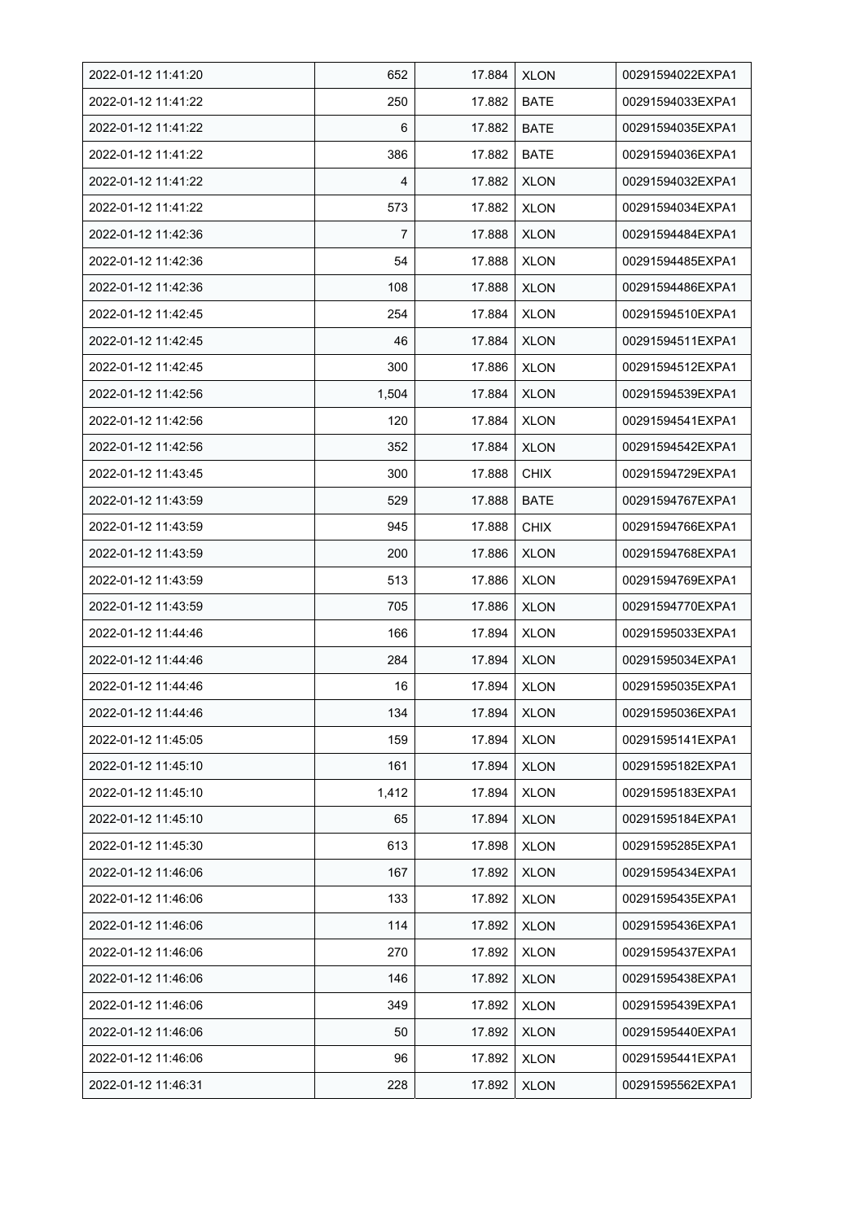| 2022-01-12 11:41:20 | 652 | 17.884 | XLON | 00291594022EXPA1 |
|---|---|---|---|---|
| 2022-01-12 11:41:22 | 250 | 17.882 | BATE | 00291594033EXPA1 |
| 2022-01-12 11:41:22 | 6 | 17.882 | BATE | 00291594035EXPA1 |
| 2022-01-12 11:41:22 | 386 | 17.882 | BATE | 00291594036EXPA1 |
| 2022-01-12 11:41:22 | 4 | 17.882 | XLON | 00291594032EXPA1 |
| 2022-01-12 11:41:22 | 573 | 17.882 | XLON | 00291594034EXPA1 |
| 2022-01-12 11:42:36 | 7 | 17.888 | XLON | 00291594484EXPA1 |
| 2022-01-12 11:42:36 | 54 | 17.888 | XLON | 00291594485EXPA1 |
| 2022-01-12 11:42:36 | 108 | 17.888 | XLON | 00291594486EXPA1 |
| 2022-01-12 11:42:45 | 254 | 17.884 | XLON | 00291594510EXPA1 |
| 2022-01-12 11:42:45 | 46 | 17.884 | XLON | 00291594511EXPA1 |
| 2022-01-12 11:42:45 | 300 | 17.886 | XLON | 00291594512EXPA1 |
| 2022-01-12 11:42:56 | 1,504 | 17.884 | XLON | 00291594539EXPA1 |
| 2022-01-12 11:42:56 | 120 | 17.884 | XLON | 00291594541EXPA1 |
| 2022-01-12 11:42:56 | 352 | 17.884 | XLON | 00291594542EXPA1 |
| 2022-01-12 11:43:45 | 300 | 17.888 | CHIX | 00291594729EXPA1 |
| 2022-01-12 11:43:59 | 529 | 17.888 | BATE | 00291594767EXPA1 |
| 2022-01-12 11:43:59 | 945 | 17.888 | CHIX | 00291594766EXPA1 |
| 2022-01-12 11:43:59 | 200 | 17.886 | XLON | 00291594768EXPA1 |
| 2022-01-12 11:43:59 | 513 | 17.886 | XLON | 00291594769EXPA1 |
| 2022-01-12 11:43:59 | 705 | 17.886 | XLON | 00291594770EXPA1 |
| 2022-01-12 11:44:46 | 166 | 17.894 | XLON | 00291595033EXPA1 |
| 2022-01-12 11:44:46 | 284 | 17.894 | XLON | 00291595034EXPA1 |
| 2022-01-12 11:44:46 | 16 | 17.894 | XLON | 00291595035EXPA1 |
| 2022-01-12 11:44:46 | 134 | 17.894 | XLON | 00291595036EXPA1 |
| 2022-01-12 11:45:05 | 159 | 17.894 | XLON | 00291595141EXPA1 |
| 2022-01-12 11:45:10 | 161 | 17.894 | XLON | 00291595182EXPA1 |
| 2022-01-12 11:45:10 | 1,412 | 17.894 | XLON | 00291595183EXPA1 |
| 2022-01-12 11:45:10 | 65 | 17.894 | XLON | 00291595184EXPA1 |
| 2022-01-12 11:45:30 | 613 | 17.898 | XLON | 00291595285EXPA1 |
| 2022-01-12 11:46:06 | 167 | 17.892 | XLON | 00291595434EXPA1 |
| 2022-01-12 11:46:06 | 133 | 17.892 | XLON | 00291595435EXPA1 |
| 2022-01-12 11:46:06 | 114 | 17.892 | XLON | 00291595436EXPA1 |
| 2022-01-12 11:46:06 | 270 | 17.892 | XLON | 00291595437EXPA1 |
| 2022-01-12 11:46:06 | 146 | 17.892 | XLON | 00291595438EXPA1 |
| 2022-01-12 11:46:06 | 349 | 17.892 | XLON | 00291595439EXPA1 |
| 2022-01-12 11:46:06 | 50 | 17.892 | XLON | 00291595440EXPA1 |
| 2022-01-12 11:46:06 | 96 | 17.892 | XLON | 00291595441EXPA1 |
| 2022-01-12 11:46:31 | 228 | 17.892 | XLON | 00291595562EXPA1 |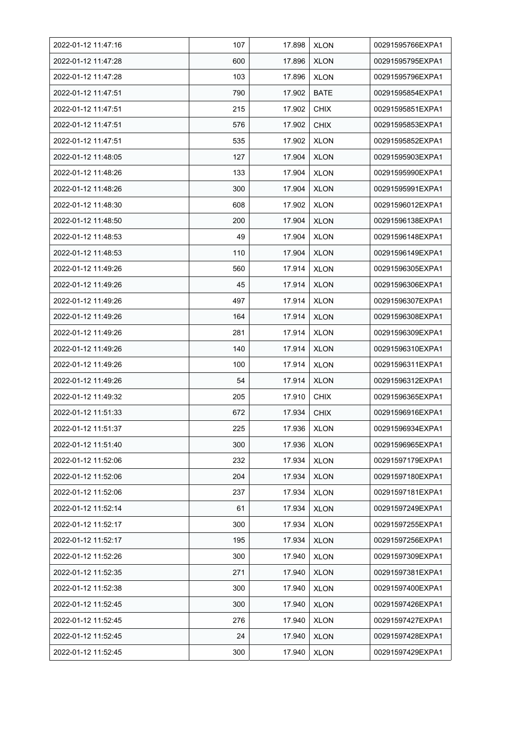| 2022-01-12 11:47:16 | 107 | 17.898 | XLON | 00291595766EXPA1 |
|---|---|---|---|---|
| 2022-01-12 11:47:28 | 600 | 17.896 | XLON | 00291595795EXPA1 |
| 2022-01-12 11:47:28 | 103 | 17.896 | XLON | 00291595796EXPA1 |
| 2022-01-12 11:47:51 | 790 | 17.902 | BATE | 00291595854EXPA1 |
| 2022-01-12 11:47:51 | 215 | 17.902 | CHIX | 00291595851EXPA1 |
| 2022-01-12 11:47:51 | 576 | 17.902 | CHIX | 00291595853EXPA1 |
| 2022-01-12 11:47:51 | 535 | 17.902 | XLON | 00291595852EXPA1 |
| 2022-01-12 11:48:05 | 127 | 17.904 | XLON | 00291595903EXPA1 |
| 2022-01-12 11:48:26 | 133 | 17.904 | XLON | 00291595990EXPA1 |
| 2022-01-12 11:48:26 | 300 | 17.904 | XLON | 00291595991EXPA1 |
| 2022-01-12 11:48:30 | 608 | 17.902 | XLON | 00291596012EXPA1 |
| 2022-01-12 11:48:50 | 200 | 17.904 | XLON | 00291596138EXPA1 |
| 2022-01-12 11:48:53 | 49 | 17.904 | XLON | 00291596148EXPA1 |
| 2022-01-12 11:48:53 | 110 | 17.904 | XLON | 00291596149EXPA1 |
| 2022-01-12 11:49:26 | 560 | 17.914 | XLON | 00291596305EXPA1 |
| 2022-01-12 11:49:26 | 45 | 17.914 | XLON | 00291596306EXPA1 |
| 2022-01-12 11:49:26 | 497 | 17.914 | XLON | 00291596307EXPA1 |
| 2022-01-12 11:49:26 | 164 | 17.914 | XLON | 00291596308EXPA1 |
| 2022-01-12 11:49:26 | 281 | 17.914 | XLON | 00291596309EXPA1 |
| 2022-01-12 11:49:26 | 140 | 17.914 | XLON | 00291596310EXPA1 |
| 2022-01-12 11:49:26 | 100 | 17.914 | XLON | 00291596311EXPA1 |
| 2022-01-12 11:49:26 | 54 | 17.914 | XLON | 00291596312EXPA1 |
| 2022-01-12 11:49:32 | 205 | 17.910 | CHIX | 00291596365EXPA1 |
| 2022-01-12 11:51:33 | 672 | 17.934 | CHIX | 00291596916EXPA1 |
| 2022-01-12 11:51:37 | 225 | 17.936 | XLON | 00291596934EXPA1 |
| 2022-01-12 11:51:40 | 300 | 17.936 | XLON | 00291596965EXPA1 |
| 2022-01-12 11:52:06 | 232 | 17.934 | XLON | 00291597179EXPA1 |
| 2022-01-12 11:52:06 | 204 | 17.934 | XLON | 00291597180EXPA1 |
| 2022-01-12 11:52:06 | 237 | 17.934 | XLON | 00291597181EXPA1 |
| 2022-01-12 11:52:14 | 61 | 17.934 | XLON | 00291597249EXPA1 |
| 2022-01-12 11:52:17 | 300 | 17.934 | XLON | 00291597255EXPA1 |
| 2022-01-12 11:52:17 | 195 | 17.934 | XLON | 00291597256EXPA1 |
| 2022-01-12 11:52:26 | 300 | 17.940 | XLON | 00291597309EXPA1 |
| 2022-01-12 11:52:35 | 271 | 17.940 | XLON | 00291597381EXPA1 |
| 2022-01-12 11:52:38 | 300 | 17.940 | XLON | 00291597400EXPA1 |
| 2022-01-12 11:52:45 | 300 | 17.940 | XLON | 00291597426EXPA1 |
| 2022-01-12 11:52:45 | 276 | 17.940 | XLON | 00291597427EXPA1 |
| 2022-01-12 11:52:45 | 24 | 17.940 | XLON | 00291597428EXPA1 |
| 2022-01-12 11:52:45 | 300 | 17.940 | XLON | 00291597429EXPA1 |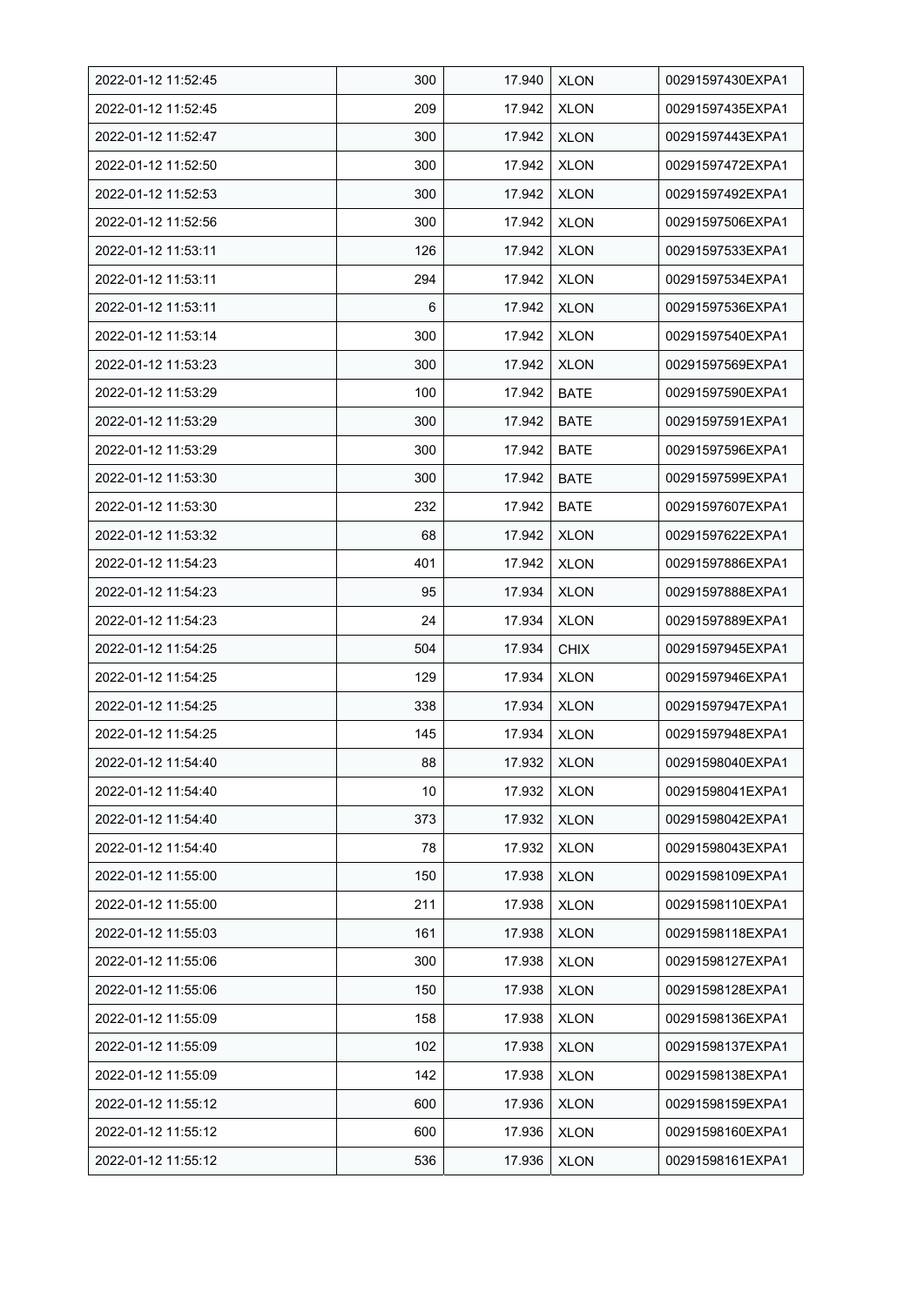| 2022-01-12 11:52:45 | 300 | 17.940 | XLON | 00291597430EXPA1 |
|---|---|---|---|---|
| 2022-01-12 11:52:45 | 209 | 17.942 | XLON | 00291597435EXPA1 |
| 2022-01-12 11:52:47 | 300 | 17.942 | XLON | 00291597443EXPA1 |
| 2022-01-12 11:52:50 | 300 | 17.942 | XLON | 00291597472EXPA1 |
| 2022-01-12 11:52:53 | 300 | 17.942 | XLON | 00291597492EXPA1 |
| 2022-01-12 11:52:56 | 300 | 17.942 | XLON | 00291597506EXPA1 |
| 2022-01-12 11:53:11 | 126 | 17.942 | XLON | 00291597533EXPA1 |
| 2022-01-12 11:53:11 | 294 | 17.942 | XLON | 00291597534EXPA1 |
| 2022-01-12 11:53:11 | 6 | 17.942 | XLON | 00291597536EXPA1 |
| 2022-01-12 11:53:14 | 300 | 17.942 | XLON | 00291597540EXPA1 |
| 2022-01-12 11:53:23 | 300 | 17.942 | XLON | 00291597569EXPA1 |
| 2022-01-12 11:53:29 | 100 | 17.942 | BATE | 00291597590EXPA1 |
| 2022-01-12 11:53:29 | 300 | 17.942 | BATE | 00291597591EXPA1 |
| 2022-01-12 11:53:29 | 300 | 17.942 | BATE | 00291597596EXPA1 |
| 2022-01-12 11:53:30 | 300 | 17.942 | BATE | 00291597599EXPA1 |
| 2022-01-12 11:53:30 | 232 | 17.942 | BATE | 00291597607EXPA1 |
| 2022-01-12 11:53:32 | 68 | 17.942 | XLON | 00291597622EXPA1 |
| 2022-01-12 11:54:23 | 401 | 17.942 | XLON | 00291597886EXPA1 |
| 2022-01-12 11:54:23 | 95 | 17.934 | XLON | 00291597888EXPA1 |
| 2022-01-12 11:54:23 | 24 | 17.934 | XLON | 00291597889EXPA1 |
| 2022-01-12 11:54:25 | 504 | 17.934 | CHIX | 00291597945EXPA1 |
| 2022-01-12 11:54:25 | 129 | 17.934 | XLON | 00291597946EXPA1 |
| 2022-01-12 11:54:25 | 338 | 17.934 | XLON | 00291597947EXPA1 |
| 2022-01-12 11:54:25 | 145 | 17.934 | XLON | 00291597948EXPA1 |
| 2022-01-12 11:54:40 | 88 | 17.932 | XLON | 00291598040EXPA1 |
| 2022-01-12 11:54:40 | 10 | 17.932 | XLON | 00291598041EXPA1 |
| 2022-01-12 11:54:40 | 373 | 17.932 | XLON | 00291598042EXPA1 |
| 2022-01-12 11:54:40 | 78 | 17.932 | XLON | 00291598043EXPA1 |
| 2022-01-12 11:55:00 | 150 | 17.938 | XLON | 00291598109EXPA1 |
| 2022-01-12 11:55:00 | 211 | 17.938 | XLON | 00291598110EXPA1 |
| 2022-01-12 11:55:03 | 161 | 17.938 | XLON | 00291598118EXPA1 |
| 2022-01-12 11:55:06 | 300 | 17.938 | XLON | 00291598127EXPA1 |
| 2022-01-12 11:55:06 | 150 | 17.938 | XLON | 00291598128EXPA1 |
| 2022-01-12 11:55:09 | 158 | 17.938 | XLON | 00291598136EXPA1 |
| 2022-01-12 11:55:09 | 102 | 17.938 | XLON | 00291598137EXPA1 |
| 2022-01-12 11:55:09 | 142 | 17.938 | XLON | 00291598138EXPA1 |
| 2022-01-12 11:55:12 | 600 | 17.936 | XLON | 00291598159EXPA1 |
| 2022-01-12 11:55:12 | 600 | 17.936 | XLON | 00291598160EXPA1 |
| 2022-01-12 11:55:12 | 536 | 17.936 | XLON | 00291598161EXPA1 |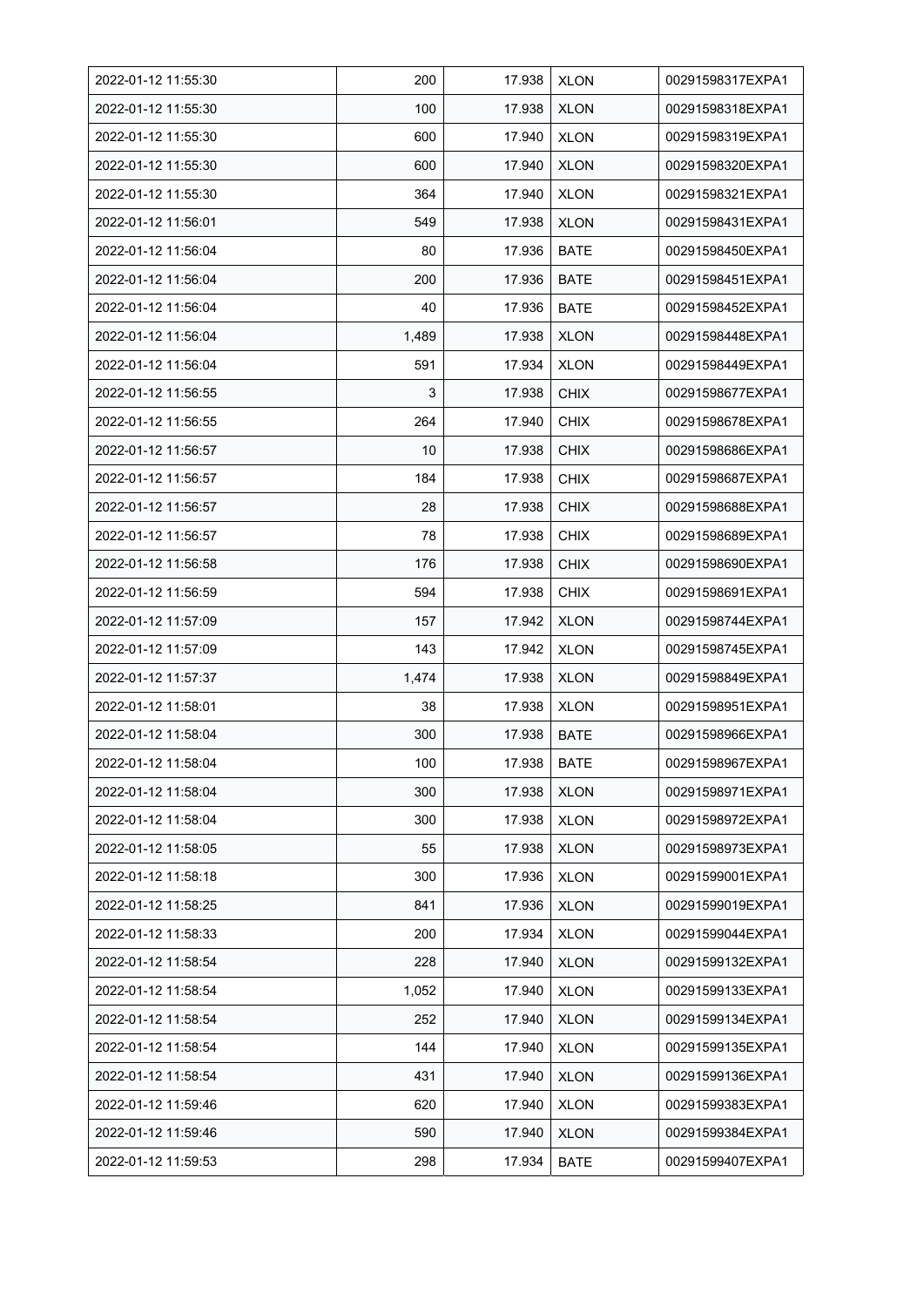| 2022-01-12 11:55:30 | 200 | 17.938 | XLON | 00291598317EXPA1 |
|---|---|---|---|---|
| 2022-01-12 11:55:30 | 100 | 17.938 | XLON | 00291598318EXPA1 |
| 2022-01-12 11:55:30 | 600 | 17.940 | XLON | 00291598319EXPA1 |
| 2022-01-12 11:55:30 | 600 | 17.940 | XLON | 00291598320EXPA1 |
| 2022-01-12 11:55:30 | 364 | 17.940 | XLON | 00291598321EXPA1 |
| 2022-01-12 11:56:01 | 549 | 17.938 | XLON | 00291598431EXPA1 |
| 2022-01-12 11:56:04 | 80 | 17.936 | BATE | 00291598450EXPA1 |
| 2022-01-12 11:56:04 | 200 | 17.936 | BATE | 00291598451EXPA1 |
| 2022-01-12 11:56:04 | 40 | 17.936 | BATE | 00291598452EXPA1 |
| 2022-01-12 11:56:04 | 1,489 | 17.938 | XLON | 00291598448EXPA1 |
| 2022-01-12 11:56:04 | 591 | 17.934 | XLON | 00291598449EXPA1 |
| 2022-01-12 11:56:55 | 3 | 17.938 | CHIX | 00291598677EXPA1 |
| 2022-01-12 11:56:55 | 264 | 17.940 | CHIX | 00291598678EXPA1 |
| 2022-01-12 11:56:57 | 10 | 17.938 | CHIX | 00291598686EXPA1 |
| 2022-01-12 11:56:57 | 184 | 17.938 | CHIX | 00291598687EXPA1 |
| 2022-01-12 11:56:57 | 28 | 17.938 | CHIX | 00291598688EXPA1 |
| 2022-01-12 11:56:57 | 78 | 17.938 | CHIX | 00291598689EXPA1 |
| 2022-01-12 11:56:58 | 176 | 17.938 | CHIX | 00291598690EXPA1 |
| 2022-01-12 11:56:59 | 594 | 17.938 | CHIX | 00291598691EXPA1 |
| 2022-01-12 11:57:09 | 157 | 17.942 | XLON | 00291598744EXPA1 |
| 2022-01-12 11:57:09 | 143 | 17.942 | XLON | 00291598745EXPA1 |
| 2022-01-12 11:57:37 | 1,474 | 17.938 | XLON | 00291598849EXPA1 |
| 2022-01-12 11:58:01 | 38 | 17.938 | XLON | 00291598951EXPA1 |
| 2022-01-12 11:58:04 | 300 | 17.938 | BATE | 00291598966EXPA1 |
| 2022-01-12 11:58:04 | 100 | 17.938 | BATE | 00291598967EXPA1 |
| 2022-01-12 11:58:04 | 300 | 17.938 | XLON | 00291598971EXPA1 |
| 2022-01-12 11:58:04 | 300 | 17.938 | XLON | 00291598972EXPA1 |
| 2022-01-12 11:58:05 | 55 | 17.938 | XLON | 00291598973EXPA1 |
| 2022-01-12 11:58:18 | 300 | 17.936 | XLON | 00291599001EXPA1 |
| 2022-01-12 11:58:25 | 841 | 17.936 | XLON | 00291599019EXPA1 |
| 2022-01-12 11:58:33 | 200 | 17.934 | XLON | 00291599044EXPA1 |
| 2022-01-12 11:58:54 | 228 | 17.940 | XLON | 00291599132EXPA1 |
| 2022-01-12 11:58:54 | 1,052 | 17.940 | XLON | 00291599133EXPA1 |
| 2022-01-12 11:58:54 | 252 | 17.940 | XLON | 00291599134EXPA1 |
| 2022-01-12 11:58:54 | 144 | 17.940 | XLON | 00291599135EXPA1 |
| 2022-01-12 11:58:54 | 431 | 17.940 | XLON | 00291599136EXPA1 |
| 2022-01-12 11:59:46 | 620 | 17.940 | XLON | 00291599383EXPA1 |
| 2022-01-12 11:59:46 | 590 | 17.940 | XLON | 00291599384EXPA1 |
| 2022-01-12 11:59:53 | 298 | 17.934 | BATE | 00291599407EXPA1 |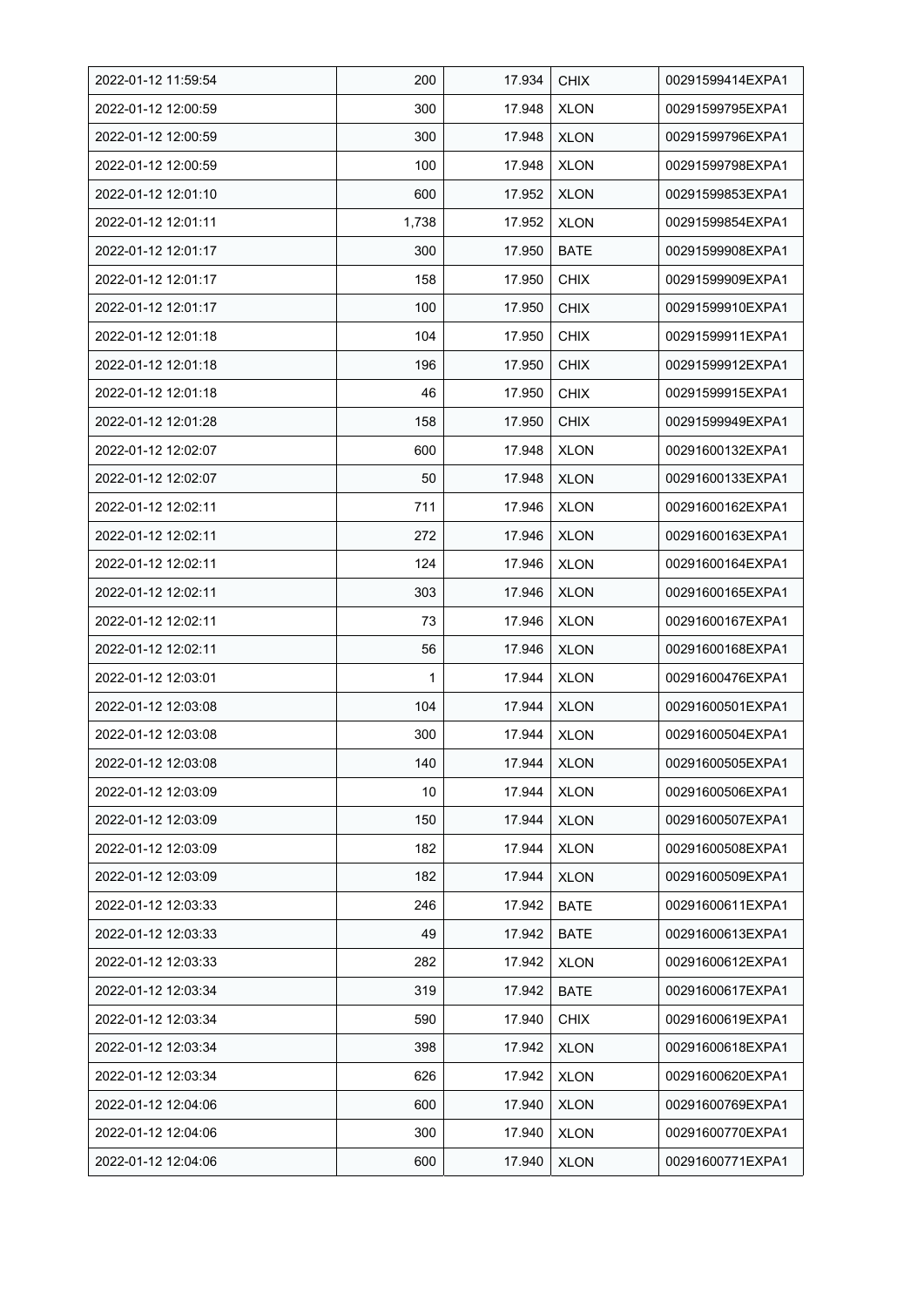| 2022-01-12 11:59:54 | 200 | 17.934 | CHIX | 00291599414EXPA1 |
|---|---|---|---|---|
| 2022-01-12 12:00:59 | 300 | 17.948 | XLON | 00291599795EXPA1 |
| 2022-01-12 12:00:59 | 300 | 17.948 | XLON | 00291599796EXPA1 |
| 2022-01-12 12:00:59 | 100 | 17.948 | XLON | 00291599798EXPA1 |
| 2022-01-12 12:01:10 | 600 | 17.952 | XLON | 00291599853EXPA1 |
| 2022-01-12 12:01:11 | 1,738 | 17.952 | XLON | 00291599854EXPA1 |
| 2022-01-12 12:01:17 | 300 | 17.950 | BATE | 00291599908EXPA1 |
| 2022-01-12 12:01:17 | 158 | 17.950 | CHIX | 00291599909EXPA1 |
| 2022-01-12 12:01:17 | 100 | 17.950 | CHIX | 00291599910EXPA1 |
| 2022-01-12 12:01:18 | 104 | 17.950 | CHIX | 00291599911EXPA1 |
| 2022-01-12 12:01:18 | 196 | 17.950 | CHIX | 00291599912EXPA1 |
| 2022-01-12 12:01:18 | 46 | 17.950 | CHIX | 00291599915EXPA1 |
| 2022-01-12 12:01:28 | 158 | 17.950 | CHIX | 00291599949EXPA1 |
| 2022-01-12 12:02:07 | 600 | 17.948 | XLON | 00291600132EXPA1 |
| 2022-01-12 12:02:07 | 50 | 17.948 | XLON | 00291600133EXPA1 |
| 2022-01-12 12:02:11 | 711 | 17.946 | XLON | 00291600162EXPA1 |
| 2022-01-12 12:02:11 | 272 | 17.946 | XLON | 00291600163EXPA1 |
| 2022-01-12 12:02:11 | 124 | 17.946 | XLON | 00291600164EXPA1 |
| 2022-01-12 12:02:11 | 303 | 17.946 | XLON | 00291600165EXPA1 |
| 2022-01-12 12:02:11 | 73 | 17.946 | XLON | 00291600167EXPA1 |
| 2022-01-12 12:02:11 | 56 | 17.946 | XLON | 00291600168EXPA1 |
| 2022-01-12 12:03:01 | 1 | 17.944 | XLON | 00291600476EXPA1 |
| 2022-01-12 12:03:08 | 104 | 17.944 | XLON | 00291600501EXPA1 |
| 2022-01-12 12:03:08 | 300 | 17.944 | XLON | 00291600504EXPA1 |
| 2022-01-12 12:03:08 | 140 | 17.944 | XLON | 00291600505EXPA1 |
| 2022-01-12 12:03:09 | 10 | 17.944 | XLON | 00291600506EXPA1 |
| 2022-01-12 12:03:09 | 150 | 17.944 | XLON | 00291600507EXPA1 |
| 2022-01-12 12:03:09 | 182 | 17.944 | XLON | 00291600508EXPA1 |
| 2022-01-12 12:03:09 | 182 | 17.944 | XLON | 00291600509EXPA1 |
| 2022-01-12 12:03:33 | 246 | 17.942 | BATE | 00291600611EXPA1 |
| 2022-01-12 12:03:33 | 49 | 17.942 | BATE | 00291600613EXPA1 |
| 2022-01-12 12:03:33 | 282 | 17.942 | XLON | 00291600612EXPA1 |
| 2022-01-12 12:03:34 | 319 | 17.942 | BATE | 00291600617EXPA1 |
| 2022-01-12 12:03:34 | 590 | 17.940 | CHIX | 00291600619EXPA1 |
| 2022-01-12 12:03:34 | 398 | 17.942 | XLON | 00291600618EXPA1 |
| 2022-01-12 12:03:34 | 626 | 17.942 | XLON | 00291600620EXPA1 |
| 2022-01-12 12:04:06 | 600 | 17.940 | XLON | 00291600769EXPA1 |
| 2022-01-12 12:04:06 | 300 | 17.940 | XLON | 00291600770EXPA1 |
| 2022-01-12 12:04:06 | 600 | 17.940 | XLON | 00291600771EXPA1 |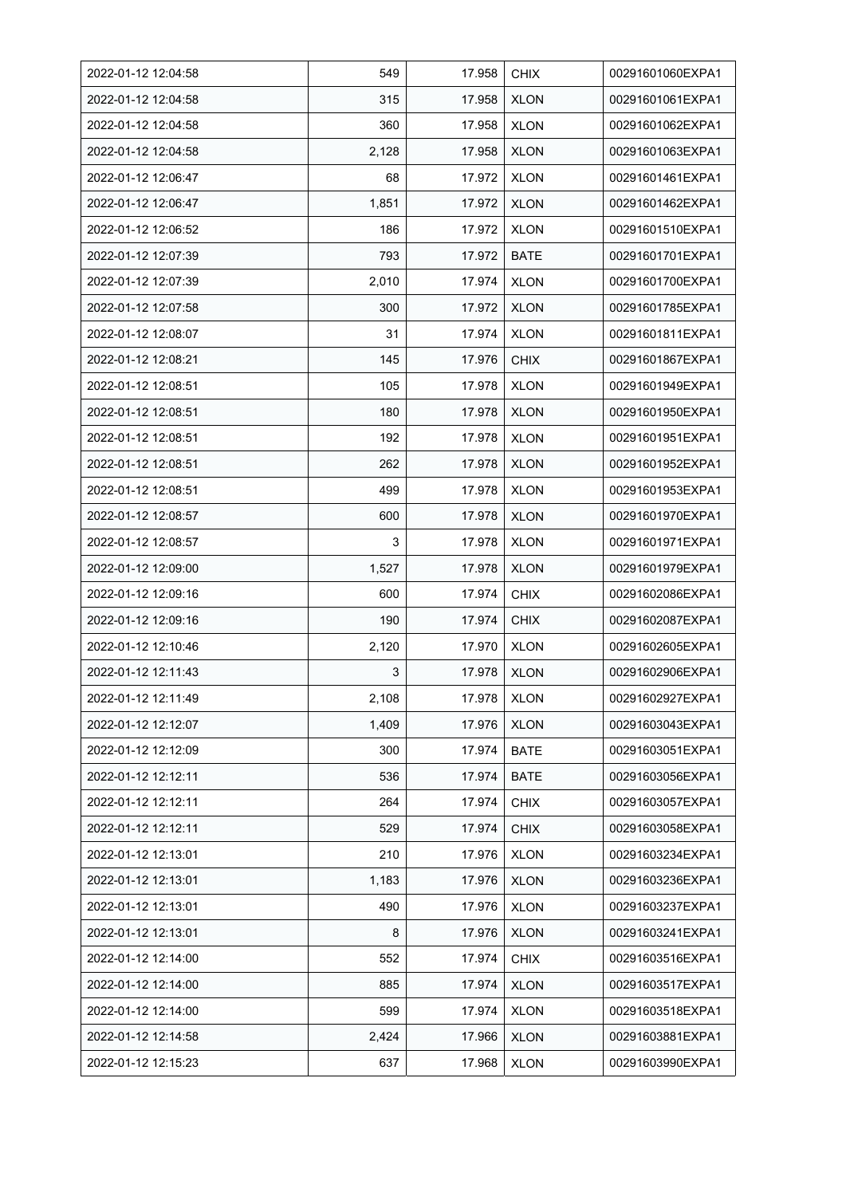| 2022-01-12 12:04:58 | 549 | 17.958 | CHIX | 00291601060EXPA1 |
|---|---|---|---|---|
| 2022-01-12 12:04:58 | 315 | 17.958 | XLON | 00291601061EXPA1 |
| 2022-01-12 12:04:58 | 360 | 17.958 | XLON | 00291601062EXPA1 |
| 2022-01-12 12:04:58 | 2,128 | 17.958 | XLON | 00291601063EXPA1 |
| 2022-01-12 12:06:47 | 68 | 17.972 | XLON | 00291601461EXPA1 |
| 2022-01-12 12:06:47 | 1,851 | 17.972 | XLON | 00291601462EXPA1 |
| 2022-01-12 12:06:52 | 186 | 17.972 | XLON | 00291601510EXPA1 |
| 2022-01-12 12:07:39 | 793 | 17.972 | BATE | 00291601701EXPA1 |
| 2022-01-12 12:07:39 | 2,010 | 17.974 | XLON | 00291601700EXPA1 |
| 2022-01-12 12:07:58 | 300 | 17.972 | XLON | 00291601785EXPA1 |
| 2022-01-12 12:08:07 | 31 | 17.974 | XLON | 00291601811EXPA1 |
| 2022-01-12 12:08:21 | 145 | 17.976 | CHIX | 00291601867EXPA1 |
| 2022-01-12 12:08:51 | 105 | 17.978 | XLON | 00291601949EXPA1 |
| 2022-01-12 12:08:51 | 180 | 17.978 | XLON | 00291601950EXPA1 |
| 2022-01-12 12:08:51 | 192 | 17.978 | XLON | 00291601951EXPA1 |
| 2022-01-12 12:08:51 | 262 | 17.978 | XLON | 00291601952EXPA1 |
| 2022-01-12 12:08:51 | 499 | 17.978 | XLON | 00291601953EXPA1 |
| 2022-01-12 12:08:57 | 600 | 17.978 | XLON | 00291601970EXPA1 |
| 2022-01-12 12:08:57 | 3 | 17.978 | XLON | 00291601971EXPA1 |
| 2022-01-12 12:09:00 | 1,527 | 17.978 | XLON | 00291601979EXPA1 |
| 2022-01-12 12:09:16 | 600 | 17.974 | CHIX | 00291602086EXPA1 |
| 2022-01-12 12:09:16 | 190 | 17.974 | CHIX | 00291602087EXPA1 |
| 2022-01-12 12:10:46 | 2,120 | 17.970 | XLON | 00291602605EXPA1 |
| 2022-01-12 12:11:43 | 3 | 17.978 | XLON | 00291602906EXPA1 |
| 2022-01-12 12:11:49 | 2,108 | 17.978 | XLON | 00291602927EXPA1 |
| 2022-01-12 12:12:07 | 1,409 | 17.976 | XLON | 00291603043EXPA1 |
| 2022-01-12 12:12:09 | 300 | 17.974 | BATE | 00291603051EXPA1 |
| 2022-01-12 12:12:11 | 536 | 17.974 | BATE | 00291603056EXPA1 |
| 2022-01-12 12:12:11 | 264 | 17.974 | CHIX | 00291603057EXPA1 |
| 2022-01-12 12:12:11 | 529 | 17.974 | CHIX | 00291603058EXPA1 |
| 2022-01-12 12:13:01 | 210 | 17.976 | XLON | 00291603234EXPA1 |
| 2022-01-12 12:13:01 | 1,183 | 17.976 | XLON | 00291603236EXPA1 |
| 2022-01-12 12:13:01 | 490 | 17.976 | XLON | 00291603237EXPA1 |
| 2022-01-12 12:13:01 | 8 | 17.976 | XLON | 00291603241EXPA1 |
| 2022-01-12 12:14:00 | 552 | 17.974 | CHIX | 00291603516EXPA1 |
| 2022-01-12 12:14:00 | 885 | 17.974 | XLON | 00291603517EXPA1 |
| 2022-01-12 12:14:00 | 599 | 17.974 | XLON | 00291603518EXPA1 |
| 2022-01-12 12:14:58 | 2,424 | 17.966 | XLON | 00291603881EXPA1 |
| 2022-01-12 12:15:23 | 637 | 17.968 | XLON | 00291603990EXPA1 |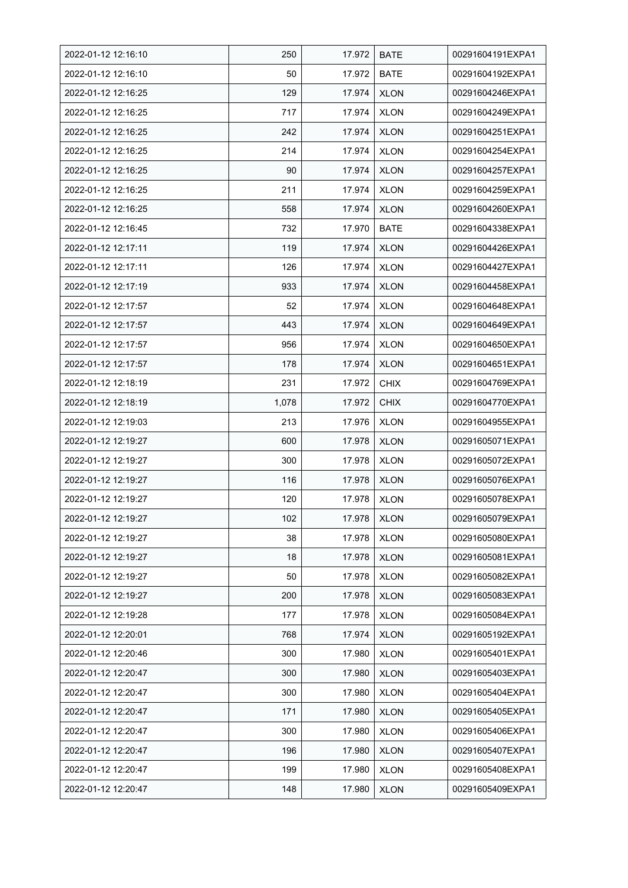| | | | | |
|---|---|---|---|---|
| 2022-01-12 12:16:10 | 250 | 17.972 | BATE | 00291604191EXPA1 |
| 2022-01-12 12:16:10 | 50 | 17.972 | BATE | 00291604192EXPA1 |
| 2022-01-12 12:16:25 | 129 | 17.974 | XLON | 00291604246EXPA1 |
| 2022-01-12 12:16:25 | 717 | 17.974 | XLON | 00291604249EXPA1 |
| 2022-01-12 12:16:25 | 242 | 17.974 | XLON | 00291604251EXPA1 |
| 2022-01-12 12:16:25 | 214 | 17.974 | XLON | 00291604254EXPA1 |
| 2022-01-12 12:16:25 | 90 | 17.974 | XLON | 00291604257EXPA1 |
| 2022-01-12 12:16:25 | 211 | 17.974 | XLON | 00291604259EXPA1 |
| 2022-01-12 12:16:25 | 558 | 17.974 | XLON | 00291604260EXPA1 |
| 2022-01-12 12:16:45 | 732 | 17.970 | BATE | 00291604338EXPA1 |
| 2022-01-12 12:17:11 | 119 | 17.974 | XLON | 00291604426EXPA1 |
| 2022-01-12 12:17:11 | 126 | 17.974 | XLON | 00291604427EXPA1 |
| 2022-01-12 12:17:19 | 933 | 17.974 | XLON | 00291604458EXPA1 |
| 2022-01-12 12:17:57 | 52 | 17.974 | XLON | 00291604648EXPA1 |
| 2022-01-12 12:17:57 | 443 | 17.974 | XLON | 00291604649EXPA1 |
| 2022-01-12 12:17:57 | 956 | 17.974 | XLON | 00291604650EXPA1 |
| 2022-01-12 12:17:57 | 178 | 17.974 | XLON | 00291604651EXPA1 |
| 2022-01-12 12:18:19 | 231 | 17.972 | CHIX | 00291604769EXPA1 |
| 2022-01-12 12:18:19 | 1,078 | 17.972 | CHIX | 00291604770EXPA1 |
| 2022-01-12 12:19:03 | 213 | 17.976 | XLON | 00291604955EXPA1 |
| 2022-01-12 12:19:27 | 600 | 17.978 | XLON | 00291605071EXPA1 |
| 2022-01-12 12:19:27 | 300 | 17.978 | XLON | 00291605072EXPA1 |
| 2022-01-12 12:19:27 | 116 | 17.978 | XLON | 00291605076EXPA1 |
| 2022-01-12 12:19:27 | 120 | 17.978 | XLON | 00291605078EXPA1 |
| 2022-01-12 12:19:27 | 102 | 17.978 | XLON | 00291605079EXPA1 |
| 2022-01-12 12:19:27 | 38 | 17.978 | XLON | 00291605080EXPA1 |
| 2022-01-12 12:19:27 | 18 | 17.978 | XLON | 00291605081EXPA1 |
| 2022-01-12 12:19:27 | 50 | 17.978 | XLON | 00291605082EXPA1 |
| 2022-01-12 12:19:27 | 200 | 17.978 | XLON | 00291605083EXPA1 |
| 2022-01-12 12:19:28 | 177 | 17.978 | XLON | 00291605084EXPA1 |
| 2022-01-12 12:20:01 | 768 | 17.974 | XLON | 00291605192EXPA1 |
| 2022-01-12 12:20:46 | 300 | 17.980 | XLON | 00291605401EXPA1 |
| 2022-01-12 12:20:47 | 300 | 17.980 | XLON | 00291605403EXPA1 |
| 2022-01-12 12:20:47 | 300 | 17.980 | XLON | 00291605404EXPA1 |
| 2022-01-12 12:20:47 | 171 | 17.980 | XLON | 00291605405EXPA1 |
| 2022-01-12 12:20:47 | 300 | 17.980 | XLON | 00291605406EXPA1 |
| 2022-01-12 12:20:47 | 196 | 17.980 | XLON | 00291605407EXPA1 |
| 2022-01-12 12:20:47 | 199 | 17.980 | XLON | 00291605408EXPA1 |
| 2022-01-12 12:20:47 | 148 | 17.980 | XLON | 00291605409EXPA1 |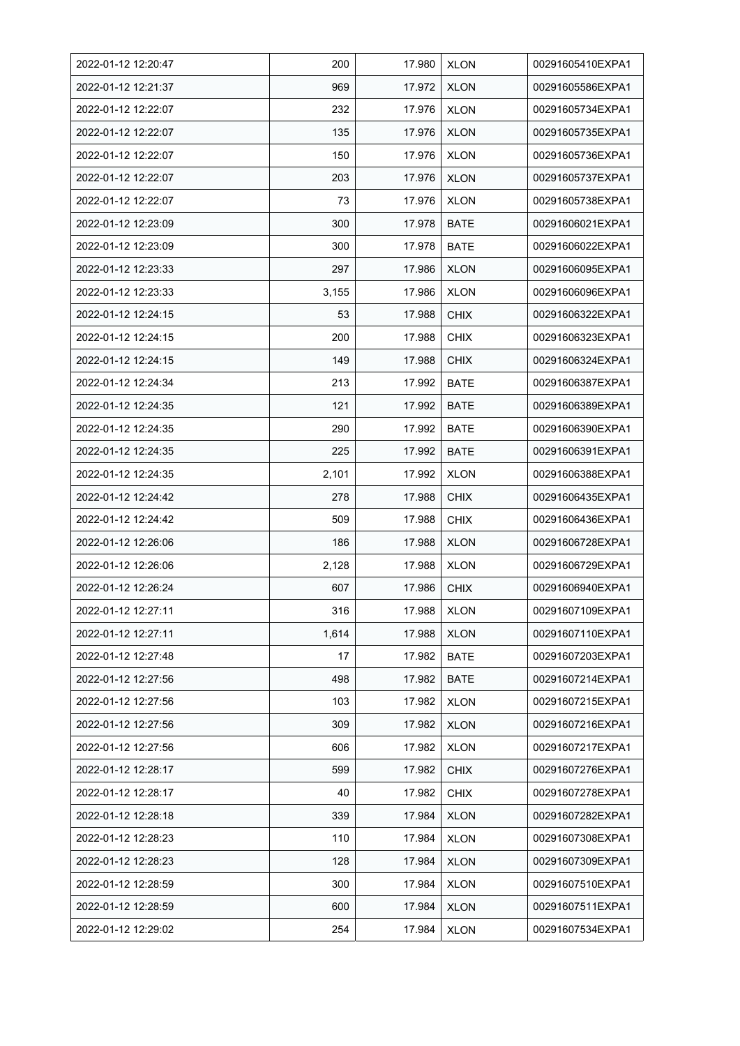| 2022-01-12 12:20:47 | 200 | 17.980 | XLON | 00291605410EXPA1 |
|---|---|---|---|---|
| 2022-01-12 12:21:37 | 969 | 17.972 | XLON | 00291605586EXPA1 |
| 2022-01-12 12:22:07 | 232 | 17.976 | XLON | 00291605734EXPA1 |
| 2022-01-12 12:22:07 | 135 | 17.976 | XLON | 00291605735EXPA1 |
| 2022-01-12 12:22:07 | 150 | 17.976 | XLON | 00291605736EXPA1 |
| 2022-01-12 12:22:07 | 203 | 17.976 | XLON | 00291605737EXPA1 |
| 2022-01-12 12:22:07 | 73 | 17.976 | XLON | 00291605738EXPA1 |
| 2022-01-12 12:23:09 | 300 | 17.978 | BATE | 00291606021EXPA1 |
| 2022-01-12 12:23:09 | 300 | 17.978 | BATE | 00291606022EXPA1 |
| 2022-01-12 12:23:33 | 297 | 17.986 | XLON | 00291606095EXPA1 |
| 2022-01-12 12:23:33 | 3,155 | 17.986 | XLON | 00291606096EXPA1 |
| 2022-01-12 12:24:15 | 53 | 17.988 | CHIX | 00291606322EXPA1 |
| 2022-01-12 12:24:15 | 200 | 17.988 | CHIX | 00291606323EXPA1 |
| 2022-01-12 12:24:15 | 149 | 17.988 | CHIX | 00291606324EXPA1 |
| 2022-01-12 12:24:34 | 213 | 17.992 | BATE | 00291606387EXPA1 |
| 2022-01-12 12:24:35 | 121 | 17.992 | BATE | 00291606389EXPA1 |
| 2022-01-12 12:24:35 | 290 | 17.992 | BATE | 00291606390EXPA1 |
| 2022-01-12 12:24:35 | 225 | 17.992 | BATE | 00291606391EXPA1 |
| 2022-01-12 12:24:35 | 2,101 | 17.992 | XLON | 00291606388EXPA1 |
| 2022-01-12 12:24:42 | 278 | 17.988 | CHIX | 00291606435EXPA1 |
| 2022-01-12 12:24:42 | 509 | 17.988 | CHIX | 00291606436EXPA1 |
| 2022-01-12 12:26:06 | 186 | 17.988 | XLON | 00291606728EXPA1 |
| 2022-01-12 12:26:06 | 2,128 | 17.988 | XLON | 00291606729EXPA1 |
| 2022-01-12 12:26:24 | 607 | 17.986 | CHIX | 00291606940EXPA1 |
| 2022-01-12 12:27:11 | 316 | 17.988 | XLON | 00291607109EXPA1 |
| 2022-01-12 12:27:11 | 1,614 | 17.988 | XLON | 00291607110EXPA1 |
| 2022-01-12 12:27:48 | 17 | 17.982 | BATE | 00291607203EXPA1 |
| 2022-01-12 12:27:56 | 498 | 17.982 | BATE | 00291607214EXPA1 |
| 2022-01-12 12:27:56 | 103 | 17.982 | XLON | 00291607215EXPA1 |
| 2022-01-12 12:27:56 | 309 | 17.982 | XLON | 00291607216EXPA1 |
| 2022-01-12 12:27:56 | 606 | 17.982 | XLON | 00291607217EXPA1 |
| 2022-01-12 12:28:17 | 599 | 17.982 | CHIX | 00291607276EXPA1 |
| 2022-01-12 12:28:17 | 40 | 17.982 | CHIX | 00291607278EXPA1 |
| 2022-01-12 12:28:18 | 339 | 17.984 | XLON | 00291607282EXPA1 |
| 2022-01-12 12:28:23 | 110 | 17.984 | XLON | 00291607308EXPA1 |
| 2022-01-12 12:28:23 | 128 | 17.984 | XLON | 00291607309EXPA1 |
| 2022-01-12 12:28:59 | 300 | 17.984 | XLON | 00291607510EXPA1 |
| 2022-01-12 12:28:59 | 600 | 17.984 | XLON | 00291607511EXPA1 |
| 2022-01-12 12:29:02 | 254 | 17.984 | XLON | 00291607534EXPA1 |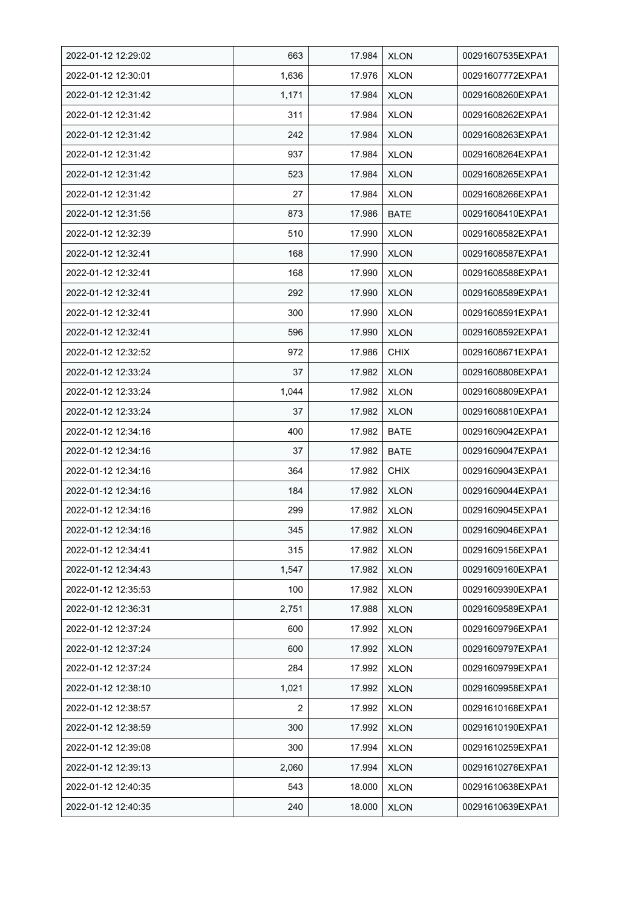| 2022-01-12 12:29:02 | 663 | 17.984 | XLON | 00291607535EXPA1 |
|---|---|---|---|---|
| 2022-01-12 12:30:01 | 1,636 | 17.976 | XLON | 00291607772EXPA1 |
| 2022-01-12 12:31:42 | 1,171 | 17.984 | XLON | 00291608260EXPA1 |
| 2022-01-12 12:31:42 | 311 | 17.984 | XLON | 00291608262EXPA1 |
| 2022-01-12 12:31:42 | 242 | 17.984 | XLON | 00291608263EXPA1 |
| 2022-01-12 12:31:42 | 937 | 17.984 | XLON | 00291608264EXPA1 |
| 2022-01-12 12:31:42 | 523 | 17.984 | XLON | 00291608265EXPA1 |
| 2022-01-12 12:31:42 | 27 | 17.984 | XLON | 00291608266EXPA1 |
| 2022-01-12 12:31:56 | 873 | 17.986 | BATE | 00291608410EXPA1 |
| 2022-01-12 12:32:39 | 510 | 17.990 | XLON | 00291608582EXPA1 |
| 2022-01-12 12:32:41 | 168 | 17.990 | XLON | 00291608587EXPA1 |
| 2022-01-12 12:32:41 | 168 | 17.990 | XLON | 00291608588EXPA1 |
| 2022-01-12 12:32:41 | 292 | 17.990 | XLON | 00291608589EXPA1 |
| 2022-01-12 12:32:41 | 300 | 17.990 | XLON | 00291608591EXPA1 |
| 2022-01-12 12:32:41 | 596 | 17.990 | XLON | 00291608592EXPA1 |
| 2022-01-12 12:32:52 | 972 | 17.986 | CHIX | 00291608671EXPA1 |
| 2022-01-12 12:33:24 | 37 | 17.982 | XLON | 00291608808EXPA1 |
| 2022-01-12 12:33:24 | 1,044 | 17.982 | XLON | 00291608809EXPA1 |
| 2022-01-12 12:33:24 | 37 | 17.982 | XLON | 00291608810EXPA1 |
| 2022-01-12 12:34:16 | 400 | 17.982 | BATE | 00291609042EXPA1 |
| 2022-01-12 12:34:16 | 37 | 17.982 | BATE | 00291609047EXPA1 |
| 2022-01-12 12:34:16 | 364 | 17.982 | CHIX | 00291609043EXPA1 |
| 2022-01-12 12:34:16 | 184 | 17.982 | XLON | 00291609044EXPA1 |
| 2022-01-12 12:34:16 | 299 | 17.982 | XLON | 00291609045EXPA1 |
| 2022-01-12 12:34:16 | 345 | 17.982 | XLON | 00291609046EXPA1 |
| 2022-01-12 12:34:41 | 315 | 17.982 | XLON | 00291609156EXPA1 |
| 2022-01-12 12:34:43 | 1,547 | 17.982 | XLON | 00291609160EXPA1 |
| 2022-01-12 12:35:53 | 100 | 17.982 | XLON | 00291609390EXPA1 |
| 2022-01-12 12:36:31 | 2,751 | 17.988 | XLON | 00291609589EXPA1 |
| 2022-01-12 12:37:24 | 600 | 17.992 | XLON | 00291609796EXPA1 |
| 2022-01-12 12:37:24 | 600 | 17.992 | XLON | 00291609797EXPA1 |
| 2022-01-12 12:37:24 | 284 | 17.992 | XLON | 00291609799EXPA1 |
| 2022-01-12 12:38:10 | 1,021 | 17.992 | XLON | 00291609958EXPA1 |
| 2022-01-12 12:38:57 | 2 | 17.992 | XLON | 00291610168EXPA1 |
| 2022-01-12 12:38:59 | 300 | 17.992 | XLON | 00291610190EXPA1 |
| 2022-01-12 12:39:08 | 300 | 17.994 | XLON | 00291610259EXPA1 |
| 2022-01-12 12:39:13 | 2,060 | 17.994 | XLON | 00291610276EXPA1 |
| 2022-01-12 12:40:35 | 543 | 18.000 | XLON | 00291610638EXPA1 |
| 2022-01-12 12:40:35 | 240 | 18.000 | XLON | 00291610639EXPA1 |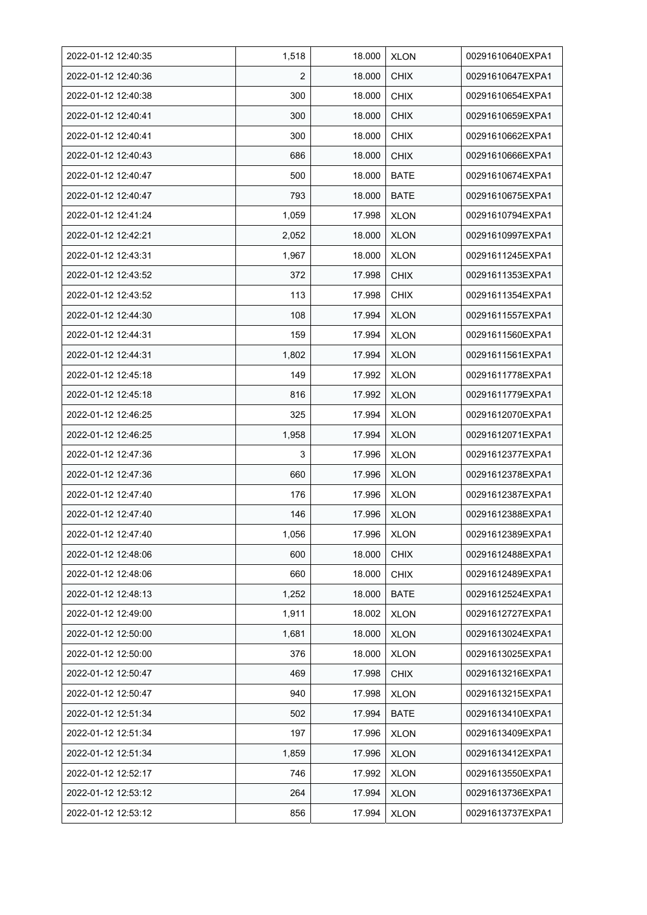| 2022-01-12 12:40:35 | 1,518 | 18.000 | XLON | 00291610640EXPA1 |
|---|---|---|---|---|
| 2022-01-12 12:40:36 | 2 | 18.000 | CHIX | 00291610647EXPA1 |
| 2022-01-12 12:40:38 | 300 | 18.000 | CHIX | 00291610654EXPA1 |
| 2022-01-12 12:40:41 | 300 | 18.000 | CHIX | 00291610659EXPA1 |
| 2022-01-12 12:40:41 | 300 | 18.000 | CHIX | 00291610662EXPA1 |
| 2022-01-12 12:40:43 | 686 | 18.000 | CHIX | 00291610666EXPA1 |
| 2022-01-12 12:40:47 | 500 | 18.000 | BATE | 00291610674EXPA1 |
| 2022-01-12 12:40:47 | 793 | 18.000 | BATE | 00291610675EXPA1 |
| 2022-01-12 12:41:24 | 1,059 | 17.998 | XLON | 00291610794EXPA1 |
| 2022-01-12 12:42:21 | 2,052 | 18.000 | XLON | 00291610997EXPA1 |
| 2022-01-12 12:43:31 | 1,967 | 18.000 | XLON | 00291611245EXPA1 |
| 2022-01-12 12:43:52 | 372 | 17.998 | CHIX | 00291611353EXPA1 |
| 2022-01-12 12:43:52 | 113 | 17.998 | CHIX | 00291611354EXPA1 |
| 2022-01-12 12:44:30 | 108 | 17.994 | XLON | 00291611557EXPA1 |
| 2022-01-12 12:44:31 | 159 | 17.994 | XLON | 00291611560EXPA1 |
| 2022-01-12 12:44:31 | 1,802 | 17.994 | XLON | 00291611561EXPA1 |
| 2022-01-12 12:45:18 | 149 | 17.992 | XLON | 00291611778EXPA1 |
| 2022-01-12 12:45:18 | 816 | 17.992 | XLON | 00291611779EXPA1 |
| 2022-01-12 12:46:25 | 325 | 17.994 | XLON | 00291612070EXPA1 |
| 2022-01-12 12:46:25 | 1,958 | 17.994 | XLON | 00291612071EXPA1 |
| 2022-01-12 12:47:36 | 3 | 17.996 | XLON | 00291612377EXPA1 |
| 2022-01-12 12:47:36 | 660 | 17.996 | XLON | 00291612378EXPA1 |
| 2022-01-12 12:47:40 | 176 | 17.996 | XLON | 00291612387EXPA1 |
| 2022-01-12 12:47:40 | 146 | 17.996 | XLON | 00291612388EXPA1 |
| 2022-01-12 12:47:40 | 1,056 | 17.996 | XLON | 00291612389EXPA1 |
| 2022-01-12 12:48:06 | 600 | 18.000 | CHIX | 00291612488EXPA1 |
| 2022-01-12 12:48:06 | 660 | 18.000 | CHIX | 00291612489EXPA1 |
| 2022-01-12 12:48:13 | 1,252 | 18.000 | BATE | 00291612524EXPA1 |
| 2022-01-12 12:49:00 | 1,911 | 18.002 | XLON | 00291612727EXPA1 |
| 2022-01-12 12:50:00 | 1,681 | 18.000 | XLON | 00291613024EXPA1 |
| 2022-01-12 12:50:00 | 376 | 18.000 | XLON | 00291613025EXPA1 |
| 2022-01-12 12:50:47 | 469 | 17.998 | CHIX | 00291613216EXPA1 |
| 2022-01-12 12:50:47 | 940 | 17.998 | XLON | 00291613215EXPA1 |
| 2022-01-12 12:51:34 | 502 | 17.994 | BATE | 00291613410EXPA1 |
| 2022-01-12 12:51:34 | 197 | 17.996 | XLON | 00291613409EXPA1 |
| 2022-01-12 12:51:34 | 1,859 | 17.996 | XLON | 00291613412EXPA1 |
| 2022-01-12 12:52:17 | 746 | 17.992 | XLON | 00291613550EXPA1 |
| 2022-01-12 12:53:12 | 264 | 17.994 | XLON | 00291613736EXPA1 |
| 2022-01-12 12:53:12 | 856 | 17.994 | XLON | 00291613737EXPA1 |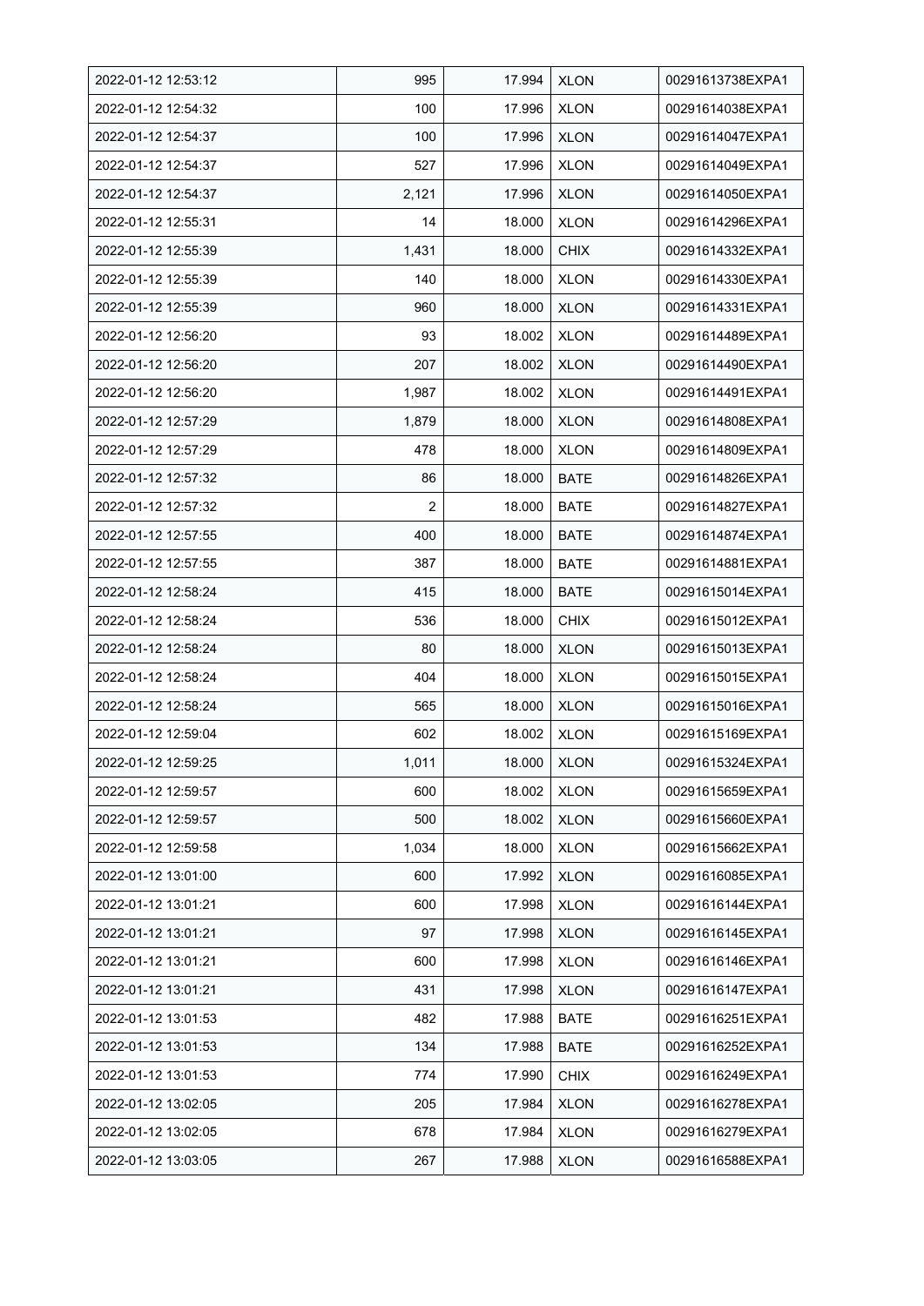| 2022-01-12 12:53:12 | 995 | 17.994 | XLON | 00291613738EXPA1 |
|---|---|---|---|---|
| 2022-01-12 12:54:32 | 100 | 17.996 | XLON | 00291614038EXPA1 |
| 2022-01-12 12:54:37 | 100 | 17.996 | XLON | 00291614047EXPA1 |
| 2022-01-12 12:54:37 | 527 | 17.996 | XLON | 00291614049EXPA1 |
| 2022-01-12 12:54:37 | 2,121 | 17.996 | XLON | 00291614050EXPA1 |
| 2022-01-12 12:55:31 | 14 | 18.000 | XLON | 00291614296EXPA1 |
| 2022-01-12 12:55:39 | 1,431 | 18.000 | CHIX | 00291614332EXPA1 |
| 2022-01-12 12:55:39 | 140 | 18.000 | XLON | 00291614330EXPA1 |
| 2022-01-12 12:55:39 | 960 | 18.000 | XLON | 00291614331EXPA1 |
| 2022-01-12 12:56:20 | 93 | 18.002 | XLON | 00291614489EXPA1 |
| 2022-01-12 12:56:20 | 207 | 18.002 | XLON | 00291614490EXPA1 |
| 2022-01-12 12:56:20 | 1,987 | 18.002 | XLON | 00291614491EXPA1 |
| 2022-01-12 12:57:29 | 1,879 | 18.000 | XLON | 00291614808EXPA1 |
| 2022-01-12 12:57:29 | 478 | 18.000 | XLON | 00291614809EXPA1 |
| 2022-01-12 12:57:32 | 86 | 18.000 | BATE | 00291614826EXPA1 |
| 2022-01-12 12:57:32 | 2 | 18.000 | BATE | 00291614827EXPA1 |
| 2022-01-12 12:57:55 | 400 | 18.000 | BATE | 00291614874EXPA1 |
| 2022-01-12 12:57:55 | 387 | 18.000 | BATE | 00291614881EXPA1 |
| 2022-01-12 12:58:24 | 415 | 18.000 | BATE | 00291615014EXPA1 |
| 2022-01-12 12:58:24 | 536 | 18.000 | CHIX | 00291615012EXPA1 |
| 2022-01-12 12:58:24 | 80 | 18.000 | XLON | 00291615013EXPA1 |
| 2022-01-12 12:58:24 | 404 | 18.000 | XLON | 00291615015EXPA1 |
| 2022-01-12 12:58:24 | 565 | 18.000 | XLON | 00291615016EXPA1 |
| 2022-01-12 12:59:04 | 602 | 18.002 | XLON | 00291615169EXPA1 |
| 2022-01-12 12:59:25 | 1,011 | 18.000 | XLON | 00291615324EXPA1 |
| 2022-01-12 12:59:57 | 600 | 18.002 | XLON | 00291615659EXPA1 |
| 2022-01-12 12:59:57 | 500 | 18.002 | XLON | 00291615660EXPA1 |
| 2022-01-12 12:59:58 | 1,034 | 18.000 | XLON | 00291615662EXPA1 |
| 2022-01-12 13:01:00 | 600 | 17.992 | XLON | 00291616085EXPA1 |
| 2022-01-12 13:01:21 | 600 | 17.998 | XLON | 00291616144EXPA1 |
| 2022-01-12 13:01:21 | 97 | 17.998 | XLON | 00291616145EXPA1 |
| 2022-01-12 13:01:21 | 600 | 17.998 | XLON | 00291616146EXPA1 |
| 2022-01-12 13:01:21 | 431 | 17.998 | XLON | 00291616147EXPA1 |
| 2022-01-12 13:01:53 | 482 | 17.988 | BATE | 00291616251EXPA1 |
| 2022-01-12 13:01:53 | 134 | 17.988 | BATE | 00291616252EXPA1 |
| 2022-01-12 13:01:53 | 774 | 17.990 | CHIX | 00291616249EXPA1 |
| 2022-01-12 13:02:05 | 205 | 17.984 | XLON | 00291616278EXPA1 |
| 2022-01-12 13:02:05 | 678 | 17.984 | XLON | 00291616279EXPA1 |
| 2022-01-12 13:03:05 | 267 | 17.988 | XLON | 00291616588EXPA1 |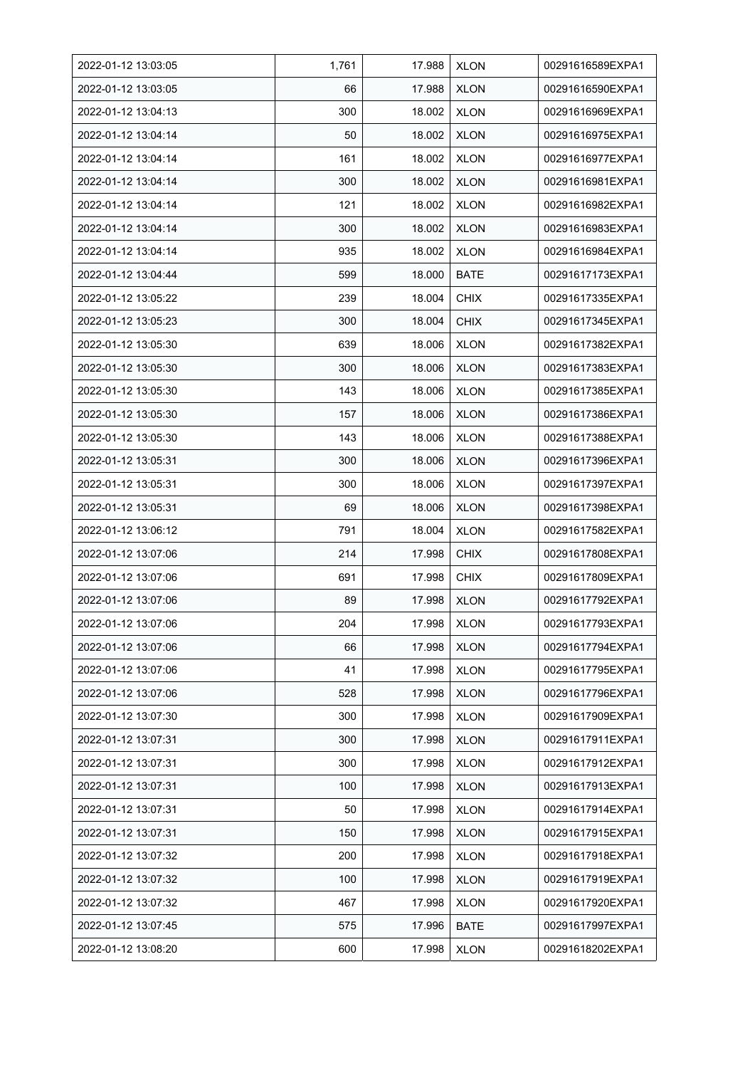| | | | | |
|---|---|---|---|---|
| 2022-01-12 13:03:05 | 1,761 | 17.988 | XLON | 00291616589EXPA1 |
| 2022-01-12 13:03:05 | 66 | 17.988 | XLON | 00291616590EXPA1 |
| 2022-01-12 13:04:13 | 300 | 18.002 | XLON | 00291616969EXPA1 |
| 2022-01-12 13:04:14 | 50 | 18.002 | XLON | 00291616975EXPA1 |
| 2022-01-12 13:04:14 | 161 | 18.002 | XLON | 00291616977EXPA1 |
| 2022-01-12 13:04:14 | 300 | 18.002 | XLON | 00291616981EXPA1 |
| 2022-01-12 13:04:14 | 121 | 18.002 | XLON | 00291616982EXPA1 |
| 2022-01-12 13:04:14 | 300 | 18.002 | XLON | 00291616983EXPA1 |
| 2022-01-12 13:04:14 | 935 | 18.002 | XLON | 00291616984EXPA1 |
| 2022-01-12 13:04:44 | 599 | 18.000 | BATE | 00291617173EXPA1 |
| 2022-01-12 13:05:22 | 239 | 18.004 | CHIX | 00291617335EXPA1 |
| 2022-01-12 13:05:23 | 300 | 18.004 | CHIX | 00291617345EXPA1 |
| 2022-01-12 13:05:30 | 639 | 18.006 | XLON | 00291617382EXPA1 |
| 2022-01-12 13:05:30 | 300 | 18.006 | XLON | 00291617383EXPA1 |
| 2022-01-12 13:05:30 | 143 | 18.006 | XLON | 00291617385EXPA1 |
| 2022-01-12 13:05:30 | 157 | 18.006 | XLON | 00291617386EXPA1 |
| 2022-01-12 13:05:30 | 143 | 18.006 | XLON | 00291617388EXPA1 |
| 2022-01-12 13:05:31 | 300 | 18.006 | XLON | 00291617396EXPA1 |
| 2022-01-12 13:05:31 | 300 | 18.006 | XLON | 00291617397EXPA1 |
| 2022-01-12 13:05:31 | 69 | 18.006 | XLON | 00291617398EXPA1 |
| 2022-01-12 13:06:12 | 791 | 18.004 | XLON | 00291617582EXPA1 |
| 2022-01-12 13:07:06 | 214 | 17.998 | CHIX | 00291617808EXPA1 |
| 2022-01-12 13:07:06 | 691 | 17.998 | CHIX | 00291617809EXPA1 |
| 2022-01-12 13:07:06 | 89 | 17.998 | XLON | 00291617792EXPA1 |
| 2022-01-12 13:07:06 | 204 | 17.998 | XLON | 00291617793EXPA1 |
| 2022-01-12 13:07:06 | 66 | 17.998 | XLON | 00291617794EXPA1 |
| 2022-01-12 13:07:06 | 41 | 17.998 | XLON | 00291617795EXPA1 |
| 2022-01-12 13:07:06 | 528 | 17.998 | XLON | 00291617796EXPA1 |
| 2022-01-12 13:07:30 | 300 | 17.998 | XLON | 00291617909EXPA1 |
| 2022-01-12 13:07:31 | 300 | 17.998 | XLON | 00291617911EXPA1 |
| 2022-01-12 13:07:31 | 300 | 17.998 | XLON | 00291617912EXPA1 |
| 2022-01-12 13:07:31 | 100 | 17.998 | XLON | 00291617913EXPA1 |
| 2022-01-12 13:07:31 | 50 | 17.998 | XLON | 00291617914EXPA1 |
| 2022-01-12 13:07:31 | 150 | 17.998 | XLON | 00291617915EXPA1 |
| 2022-01-12 13:07:32 | 200 | 17.998 | XLON | 00291617918EXPA1 |
| 2022-01-12 13:07:32 | 100 | 17.998 | XLON | 00291617919EXPA1 |
| 2022-01-12 13:07:32 | 467 | 17.998 | XLON | 00291617920EXPA1 |
| 2022-01-12 13:07:45 | 575 | 17.996 | BATE | 00291617997EXPA1 |
| 2022-01-12 13:08:20 | 600 | 17.998 | XLON | 00291618202EXPA1 |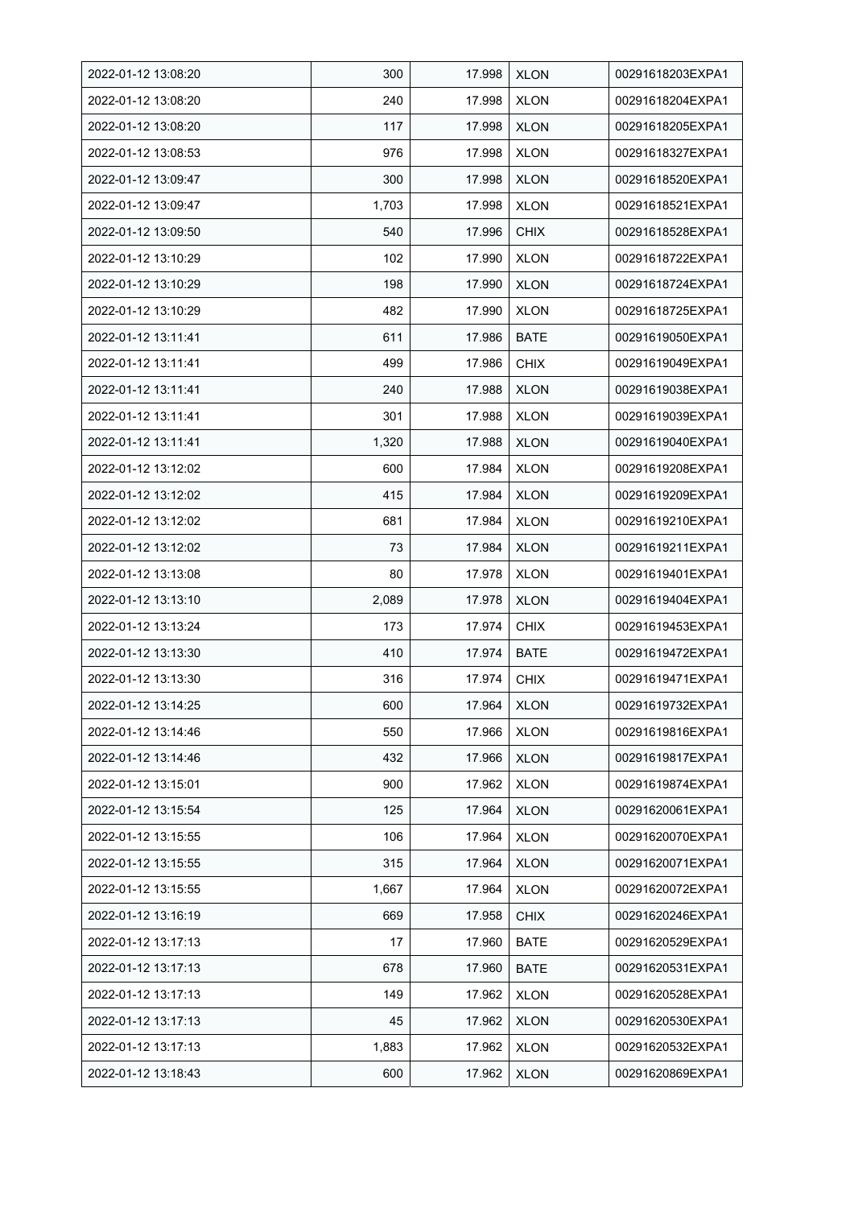| | | | | |
|---|---|---|---|---|
| 2022-01-12 13:08:20 | 300 | 17.998 | XLON | 00291618203EXPA1 |
| 2022-01-12 13:08:20 | 240 | 17.998 | XLON | 00291618204EXPA1 |
| 2022-01-12 13:08:20 | 117 | 17.998 | XLON | 00291618205EXPA1 |
| 2022-01-12 13:08:53 | 976 | 17.998 | XLON | 00291618327EXPA1 |
| 2022-01-12 13:09:47 | 300 | 17.998 | XLON | 00291618520EXPA1 |
| 2022-01-12 13:09:47 | 1,703 | 17.998 | XLON | 00291618521EXPA1 |
| 2022-01-12 13:09:50 | 540 | 17.996 | CHIX | 00291618528EXPA1 |
| 2022-01-12 13:10:29 | 102 | 17.990 | XLON | 00291618722EXPA1 |
| 2022-01-12 13:10:29 | 198 | 17.990 | XLON | 00291618724EXPA1 |
| 2022-01-12 13:10:29 | 482 | 17.990 | XLON | 00291618725EXPA1 |
| 2022-01-12 13:11:41 | 611 | 17.986 | BATE | 00291619050EXPA1 |
| 2022-01-12 13:11:41 | 499 | 17.986 | CHIX | 00291619049EXPA1 |
| 2022-01-12 13:11:41 | 240 | 17.988 | XLON | 00291619038EXPA1 |
| 2022-01-12 13:11:41 | 301 | 17.988 | XLON | 00291619039EXPA1 |
| 2022-01-12 13:11:41 | 1,320 | 17.988 | XLON | 00291619040EXPA1 |
| 2022-01-12 13:12:02 | 600 | 17.984 | XLON | 00291619208EXPA1 |
| 2022-01-12 13:12:02 | 415 | 17.984 | XLON | 00291619209EXPA1 |
| 2022-01-12 13:12:02 | 681 | 17.984 | XLON | 00291619210EXPA1 |
| 2022-01-12 13:12:02 | 73 | 17.984 | XLON | 00291619211EXPA1 |
| 2022-01-12 13:13:08 | 80 | 17.978 | XLON | 00291619401EXPA1 |
| 2022-01-12 13:13:10 | 2,089 | 17.978 | XLON | 00291619404EXPA1 |
| 2022-01-12 13:13:24 | 173 | 17.974 | CHIX | 00291619453EXPA1 |
| 2022-01-12 13:13:30 | 410 | 17.974 | BATE | 00291619472EXPA1 |
| 2022-01-12 13:13:30 | 316 | 17.974 | CHIX | 00291619471EXPA1 |
| 2022-01-12 13:14:25 | 600 | 17.964 | XLON | 00291619732EXPA1 |
| 2022-01-12 13:14:46 | 550 | 17.966 | XLON | 00291619816EXPA1 |
| 2022-01-12 13:14:46 | 432 | 17.966 | XLON | 00291619817EXPA1 |
| 2022-01-12 13:15:01 | 900 | 17.962 | XLON | 00291619874EXPA1 |
| 2022-01-12 13:15:54 | 125 | 17.964 | XLON | 00291620061EXPA1 |
| 2022-01-12 13:15:55 | 106 | 17.964 | XLON | 00291620070EXPA1 |
| 2022-01-12 13:15:55 | 315 | 17.964 | XLON | 00291620071EXPA1 |
| 2022-01-12 13:15:55 | 1,667 | 17.964 | XLON | 00291620072EXPA1 |
| 2022-01-12 13:16:19 | 669 | 17.958 | CHIX | 00291620246EXPA1 |
| 2022-01-12 13:17:13 | 17 | 17.960 | BATE | 00291620529EXPA1 |
| 2022-01-12 13:17:13 | 678 | 17.960 | BATE | 00291620531EXPA1 |
| 2022-01-12 13:17:13 | 149 | 17.962 | XLON | 00291620528EXPA1 |
| 2022-01-12 13:17:13 | 45 | 17.962 | XLON | 00291620530EXPA1 |
| 2022-01-12 13:17:13 | 1,883 | 17.962 | XLON | 00291620532EXPA1 |
| 2022-01-12 13:18:43 | 600 | 17.962 | XLON | 00291620869EXPA1 |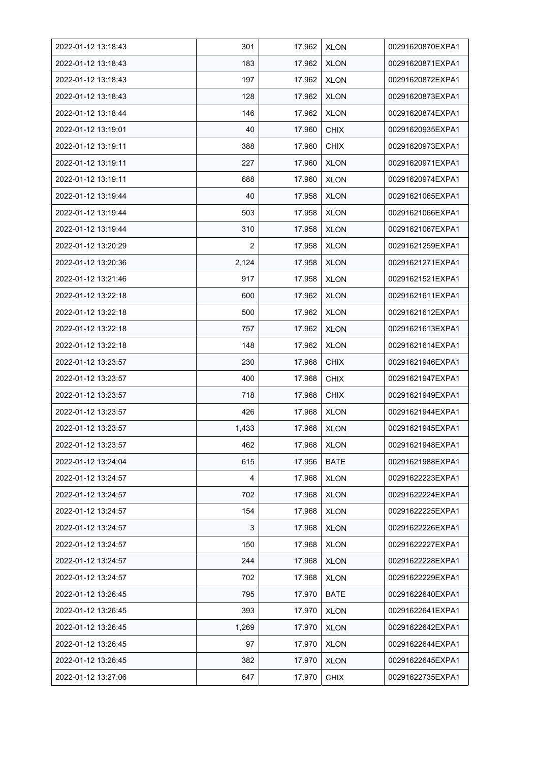| 2022-01-12 13:18:43 | 301 | 17.962 | XLON | 00291620870EXPA1 |
|---|---|---|---|---|
| 2022-01-12 13:18:43 | 183 | 17.962 | XLON | 00291620871EXPA1 |
| 2022-01-12 13:18:43 | 197 | 17.962 | XLON | 00291620872EXPA1 |
| 2022-01-12 13:18:43 | 128 | 17.962 | XLON | 00291620873EXPA1 |
| 2022-01-12 13:18:44 | 146 | 17.962 | XLON | 00291620874EXPA1 |
| 2022-01-12 13:19:01 | 40 | 17.960 | CHIX | 00291620935EXPA1 |
| 2022-01-12 13:19:11 | 388 | 17.960 | CHIX | 00291620973EXPA1 |
| 2022-01-12 13:19:11 | 227 | 17.960 | XLON | 00291620971EXPA1 |
| 2022-01-12 13:19:11 | 688 | 17.960 | XLON | 00291620974EXPA1 |
| 2022-01-12 13:19:44 | 40 | 17.958 | XLON | 00291621065EXPA1 |
| 2022-01-12 13:19:44 | 503 | 17.958 | XLON | 00291621066EXPA1 |
| 2022-01-12 13:19:44 | 310 | 17.958 | XLON | 00291621067EXPA1 |
| 2022-01-12 13:20:29 | 2 | 17.958 | XLON | 00291621259EXPA1 |
| 2022-01-12 13:20:36 | 2,124 | 17.958 | XLON | 00291621271EXPA1 |
| 2022-01-12 13:21:46 | 917 | 17.958 | XLON | 00291621521EXPA1 |
| 2022-01-12 13:22:18 | 600 | 17.962 | XLON | 00291621611EXPA1 |
| 2022-01-12 13:22:18 | 500 | 17.962 | XLON | 00291621612EXPA1 |
| 2022-01-12 13:22:18 | 757 | 17.962 | XLON | 00291621613EXPA1 |
| 2022-01-12 13:22:18 | 148 | 17.962 | XLON | 00291621614EXPA1 |
| 2022-01-12 13:23:57 | 230 | 17.968 | CHIX | 00291621946EXPA1 |
| 2022-01-12 13:23:57 | 400 | 17.968 | CHIX | 00291621947EXPA1 |
| 2022-01-12 13:23:57 | 718 | 17.968 | CHIX | 00291621949EXPA1 |
| 2022-01-12 13:23:57 | 426 | 17.968 | XLON | 00291621944EXPA1 |
| 2022-01-12 13:23:57 | 1,433 | 17.968 | XLON | 00291621945EXPA1 |
| 2022-01-12 13:23:57 | 462 | 17.968 | XLON | 00291621948EXPA1 |
| 2022-01-12 13:24:04 | 615 | 17.956 | BATE | 00291621988EXPA1 |
| 2022-01-12 13:24:57 | 4 | 17.968 | XLON | 00291622223EXPA1 |
| 2022-01-12 13:24:57 | 702 | 17.968 | XLON | 00291622224EXPA1 |
| 2022-01-12 13:24:57 | 154 | 17.968 | XLON | 00291622225EXPA1 |
| 2022-01-12 13:24:57 | 3 | 17.968 | XLON | 00291622226EXPA1 |
| 2022-01-12 13:24:57 | 150 | 17.968 | XLON | 00291622227EXPA1 |
| 2022-01-12 13:24:57 | 244 | 17.968 | XLON | 00291622228EXPA1 |
| 2022-01-12 13:24:57 | 702 | 17.968 | XLON | 00291622229EXPA1 |
| 2022-01-12 13:26:45 | 795 | 17.970 | BATE | 00291622640EXPA1 |
| 2022-01-12 13:26:45 | 393 | 17.970 | XLON | 00291622641EXPA1 |
| 2022-01-12 13:26:45 | 1,269 | 17.970 | XLON | 00291622642EXPA1 |
| 2022-01-12 13:26:45 | 97 | 17.970 | XLON | 00291622644EXPA1 |
| 2022-01-12 13:26:45 | 382 | 17.970 | XLON | 00291622645EXPA1 |
| 2022-01-12 13:27:06 | 647 | 17.970 | CHIX | 00291622735EXPA1 |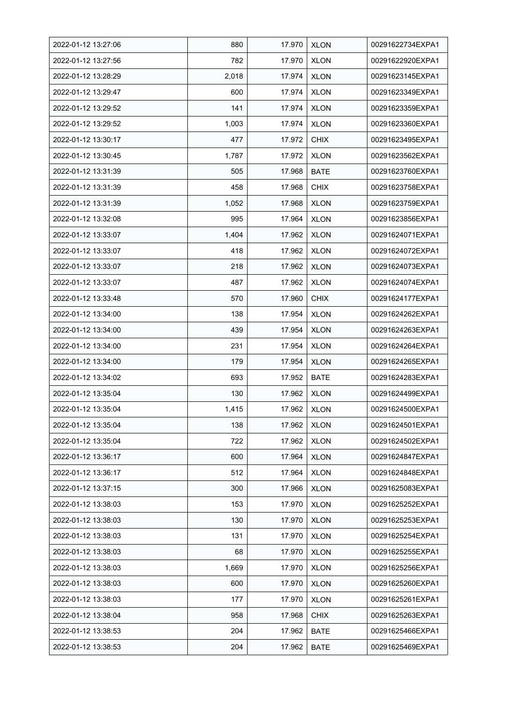| 2022-01-12 13:27:06 | 880 | 17.970 | XLON | 00291622734EXPA1 |
|---|---|---|---|---|
| 2022-01-12 13:27:56 | 782 | 17.970 | XLON | 00291622920EXPA1 |
| 2022-01-12 13:28:29 | 2,018 | 17.974 | XLON | 00291623145EXPA1 |
| 2022-01-12 13:29:47 | 600 | 17.974 | XLON | 00291623349EXPA1 |
| 2022-01-12 13:29:52 | 141 | 17.974 | XLON | 00291623359EXPA1 |
| 2022-01-12 13:29:52 | 1,003 | 17.974 | XLON | 00291623360EXPA1 |
| 2022-01-12 13:30:17 | 477 | 17.972 | CHIX | 00291623495EXPA1 |
| 2022-01-12 13:30:45 | 1,787 | 17.972 | XLON | 00291623562EXPA1 |
| 2022-01-12 13:31:39 | 505 | 17.968 | BATE | 00291623760EXPA1 |
| 2022-01-12 13:31:39 | 458 | 17.968 | CHIX | 00291623758EXPA1 |
| 2022-01-12 13:31:39 | 1,052 | 17.968 | XLON | 00291623759EXPA1 |
| 2022-01-12 13:32:08 | 995 | 17.964 | XLON | 00291623856EXPA1 |
| 2022-01-12 13:33:07 | 1,404 | 17.962 | XLON | 00291624071EXPA1 |
| 2022-01-12 13:33:07 | 418 | 17.962 | XLON | 00291624072EXPA1 |
| 2022-01-12 13:33:07 | 218 | 17.962 | XLON | 00291624073EXPA1 |
| 2022-01-12 13:33:07 | 487 | 17.962 | XLON | 00291624074EXPA1 |
| 2022-01-12 13:33:48 | 570 | 17.960 | CHIX | 00291624177EXPA1 |
| 2022-01-12 13:34:00 | 138 | 17.954 | XLON | 00291624262EXPA1 |
| 2022-01-12 13:34:00 | 439 | 17.954 | XLON | 00291624263EXPA1 |
| 2022-01-12 13:34:00 | 231 | 17.954 | XLON | 00291624264EXPA1 |
| 2022-01-12 13:34:00 | 179 | 17.954 | XLON | 00291624265EXPA1 |
| 2022-01-12 13:34:02 | 693 | 17.952 | BATE | 00291624283EXPA1 |
| 2022-01-12 13:35:04 | 130 | 17.962 | XLON | 00291624499EXPA1 |
| 2022-01-12 13:35:04 | 1,415 | 17.962 | XLON | 00291624500EXPA1 |
| 2022-01-12 13:35:04 | 138 | 17.962 | XLON | 00291624501EXPA1 |
| 2022-01-12 13:35:04 | 722 | 17.962 | XLON | 00291624502EXPA1 |
| 2022-01-12 13:36:17 | 600 | 17.964 | XLON | 00291624847EXPA1 |
| 2022-01-12 13:36:17 | 512 | 17.964 | XLON | 00291624848EXPA1 |
| 2022-01-12 13:37:15 | 300 | 17.966 | XLON | 00291625083EXPA1 |
| 2022-01-12 13:38:03 | 153 | 17.970 | XLON | 00291625252EXPA1 |
| 2022-01-12 13:38:03 | 130 | 17.970 | XLON | 00291625253EXPA1 |
| 2022-01-12 13:38:03 | 131 | 17.970 | XLON | 00291625254EXPA1 |
| 2022-01-12 13:38:03 | 68 | 17.970 | XLON | 00291625255EXPA1 |
| 2022-01-12 13:38:03 | 1,669 | 17.970 | XLON | 00291625256EXPA1 |
| 2022-01-12 13:38:03 | 600 | 17.970 | XLON | 00291625260EXPA1 |
| 2022-01-12 13:38:03 | 177 | 17.970 | XLON | 00291625261EXPA1 |
| 2022-01-12 13:38:04 | 958 | 17.968 | CHIX | 00291625263EXPA1 |
| 2022-01-12 13:38:53 | 204 | 17.962 | BATE | 00291625466EXPA1 |
| 2022-01-12 13:38:53 | 204 | 17.962 | BATE | 00291625469EXPA1 |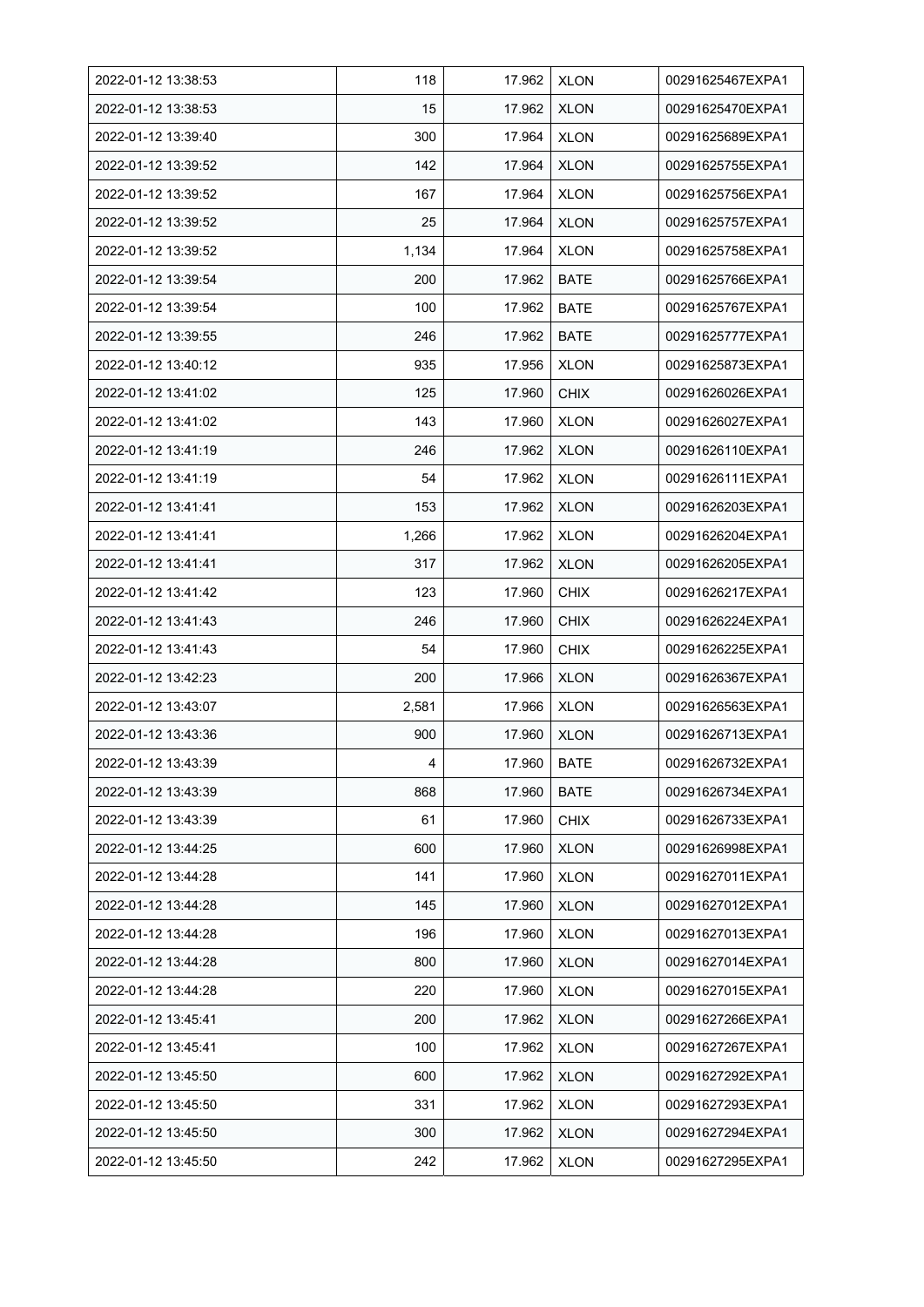| 2022-01-12 13:38:53 | 118 | 17.962 | XLON | 00291625467EXPA1 |
|---|---|---|---|---|
| 2022-01-12 13:38:53 | 15 | 17.962 | XLON | 00291625470EXPA1 |
| 2022-01-12 13:39:40 | 300 | 17.964 | XLON | 00291625689EXPA1 |
| 2022-01-12 13:39:52 | 142 | 17.964 | XLON | 00291625755EXPA1 |
| 2022-01-12 13:39:52 | 167 | 17.964 | XLON | 00291625756EXPA1 |
| 2022-01-12 13:39:52 | 25 | 17.964 | XLON | 00291625757EXPA1 |
| 2022-01-12 13:39:52 | 1,134 | 17.964 | XLON | 00291625758EXPA1 |
| 2022-01-12 13:39:54 | 200 | 17.962 | BATE | 00291625766EXPA1 |
| 2022-01-12 13:39:54 | 100 | 17.962 | BATE | 00291625767EXPA1 |
| 2022-01-12 13:39:55 | 246 | 17.962 | BATE | 00291625777EXPA1 |
| 2022-01-12 13:40:12 | 935 | 17.956 | XLON | 00291625873EXPA1 |
| 2022-01-12 13:41:02 | 125 | 17.960 | CHIX | 00291626026EXPA1 |
| 2022-01-12 13:41:02 | 143 | 17.960 | XLON | 00291626027EXPA1 |
| 2022-01-12 13:41:19 | 246 | 17.962 | XLON | 00291626110EXPA1 |
| 2022-01-12 13:41:19 | 54 | 17.962 | XLON | 00291626111EXPA1 |
| 2022-01-12 13:41:41 | 153 | 17.962 | XLON | 00291626203EXPA1 |
| 2022-01-12 13:41:41 | 1,266 | 17.962 | XLON | 00291626204EXPA1 |
| 2022-01-12 13:41:41 | 317 | 17.962 | XLON | 00291626205EXPA1 |
| 2022-01-12 13:41:42 | 123 | 17.960 | CHIX | 00291626217EXPA1 |
| 2022-01-12 13:41:43 | 246 | 17.960 | CHIX | 00291626224EXPA1 |
| 2022-01-12 13:41:43 | 54 | 17.960 | CHIX | 00291626225EXPA1 |
| 2022-01-12 13:42:23 | 200 | 17.966 | XLON | 00291626367EXPA1 |
| 2022-01-12 13:43:07 | 2,581 | 17.966 | XLON | 00291626563EXPA1 |
| 2022-01-12 13:43:36 | 900 | 17.960 | XLON | 00291626713EXPA1 |
| 2022-01-12 13:43:39 | 4 | 17.960 | BATE | 00291626732EXPA1 |
| 2022-01-12 13:43:39 | 868 | 17.960 | BATE | 00291626734EXPA1 |
| 2022-01-12 13:43:39 | 61 | 17.960 | CHIX | 00291626733EXPA1 |
| 2022-01-12 13:44:25 | 600 | 17.960 | XLON | 00291626998EXPA1 |
| 2022-01-12 13:44:28 | 141 | 17.960 | XLON | 00291627011EXPA1 |
| 2022-01-12 13:44:28 | 145 | 17.960 | XLON | 00291627012EXPA1 |
| 2022-01-12 13:44:28 | 196 | 17.960 | XLON | 00291627013EXPA1 |
| 2022-01-12 13:44:28 | 800 | 17.960 | XLON | 00291627014EXPA1 |
| 2022-01-12 13:44:28 | 220 | 17.960 | XLON | 00291627015EXPA1 |
| 2022-01-12 13:45:41 | 200 | 17.962 | XLON | 00291627266EXPA1 |
| 2022-01-12 13:45:41 | 100 | 17.962 | XLON | 00291627267EXPA1 |
| 2022-01-12 13:45:50 | 600 | 17.962 | XLON | 00291627292EXPA1 |
| 2022-01-12 13:45:50 | 331 | 17.962 | XLON | 00291627293EXPA1 |
| 2022-01-12 13:45:50 | 300 | 17.962 | XLON | 00291627294EXPA1 |
| 2022-01-12 13:45:50 | 242 | 17.962 | XLON | 00291627295EXPA1 |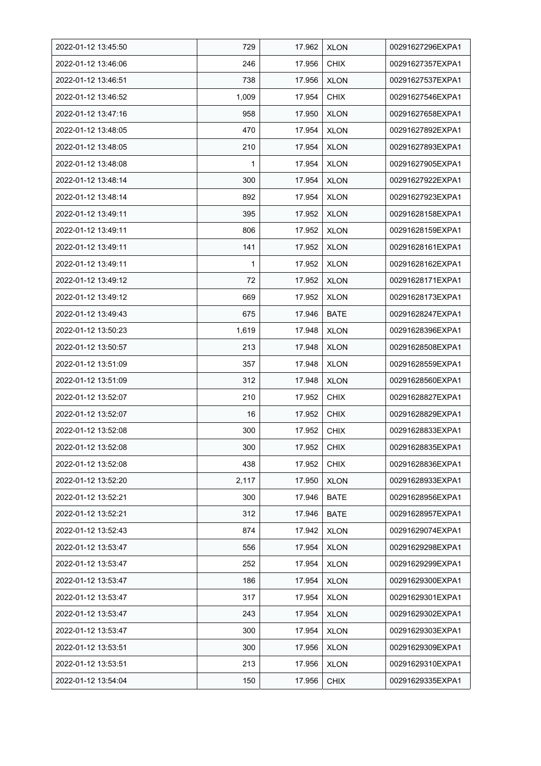| 2022-01-12 13:45:50 | 729 | 17.962 | XLON | 00291627296EXPA1 |
|---|---|---|---|---|
| 2022-01-12 13:46:06 | 246 | 17.956 | CHIX | 00291627357EXPA1 |
| 2022-01-12 13:46:51 | 738 | 17.956 | XLON | 00291627537EXPA1 |
| 2022-01-12 13:46:52 | 1,009 | 17.954 | CHIX | 00291627546EXPA1 |
| 2022-01-12 13:47:16 | 958 | 17.950 | XLON | 00291627658EXPA1 |
| 2022-01-12 13:48:05 | 470 | 17.954 | XLON | 00291627892EXPA1 |
| 2022-01-12 13:48:05 | 210 | 17.954 | XLON | 00291627893EXPA1 |
| 2022-01-12 13:48:08 | 1 | 17.954 | XLON | 00291627905EXPA1 |
| 2022-01-12 13:48:14 | 300 | 17.954 | XLON | 00291627922EXPA1 |
| 2022-01-12 13:48:14 | 892 | 17.954 | XLON | 00291627923EXPA1 |
| 2022-01-12 13:49:11 | 395 | 17.952 | XLON | 00291628158EXPA1 |
| 2022-01-12 13:49:11 | 806 | 17.952 | XLON | 00291628159EXPA1 |
| 2022-01-12 13:49:11 | 141 | 17.952 | XLON | 00291628161EXPA1 |
| 2022-01-12 13:49:11 | 1 | 17.952 | XLON | 00291628162EXPA1 |
| 2022-01-12 13:49:12 | 72 | 17.952 | XLON | 00291628171EXPA1 |
| 2022-01-12 13:49:12 | 669 | 17.952 | XLON | 00291628173EXPA1 |
| 2022-01-12 13:49:43 | 675 | 17.946 | BATE | 00291628247EXPA1 |
| 2022-01-12 13:50:23 | 1,619 | 17.948 | XLON | 00291628396EXPA1 |
| 2022-01-12 13:50:57 | 213 | 17.948 | XLON | 00291628508EXPA1 |
| 2022-01-12 13:51:09 | 357 | 17.948 | XLON | 00291628559EXPA1 |
| 2022-01-12 13:51:09 | 312 | 17.948 | XLON | 00291628560EXPA1 |
| 2022-01-12 13:52:07 | 210 | 17.952 | CHIX | 00291628827EXPA1 |
| 2022-01-12 13:52:07 | 16 | 17.952 | CHIX | 00291628829EXPA1 |
| 2022-01-12 13:52:08 | 300 | 17.952 | CHIX | 00291628833EXPA1 |
| 2022-01-12 13:52:08 | 300 | 17.952 | CHIX | 00291628835EXPA1 |
| 2022-01-12 13:52:08 | 438 | 17.952 | CHIX | 00291628836EXPA1 |
| 2022-01-12 13:52:20 | 2,117 | 17.950 | XLON | 00291628933EXPA1 |
| 2022-01-12 13:52:21 | 300 | 17.946 | BATE | 00291628956EXPA1 |
| 2022-01-12 13:52:21 | 312 | 17.946 | BATE | 00291628957EXPA1 |
| 2022-01-12 13:52:43 | 874 | 17.942 | XLON | 00291629074EXPA1 |
| 2022-01-12 13:53:47 | 556 | 17.954 | XLON | 00291629298EXPA1 |
| 2022-01-12 13:53:47 | 252 | 17.954 | XLON | 00291629299EXPA1 |
| 2022-01-12 13:53:47 | 186 | 17.954 | XLON | 00291629300EXPA1 |
| 2022-01-12 13:53:47 | 317 | 17.954 | XLON | 00291629301EXPA1 |
| 2022-01-12 13:53:47 | 243 | 17.954 | XLON | 00291629302EXPA1 |
| 2022-01-12 13:53:47 | 300 | 17.954 | XLON | 00291629303EXPA1 |
| 2022-01-12 13:53:51 | 300 | 17.956 | XLON | 00291629309EXPA1 |
| 2022-01-12 13:53:51 | 213 | 17.956 | XLON | 00291629310EXPA1 |
| 2022-01-12 13:54:04 | 150 | 17.956 | CHIX | 00291629335EXPA1 |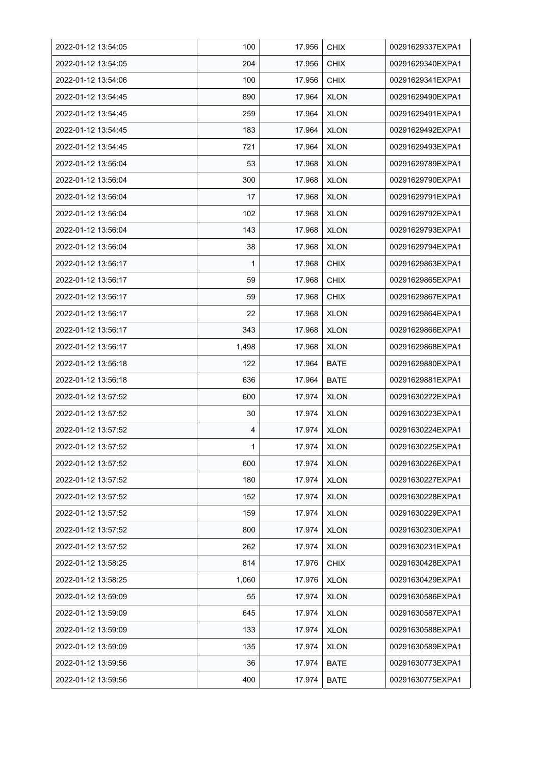| 2022-01-12 13:54:05 | 100 | 17.956 | CHIX | 00291629337EXPA1 |
|---|---|---|---|---|
| 2022-01-12 13:54:05 | 204 | 17.956 | CHIX | 00291629340EXPA1 |
| 2022-01-12 13:54:06 | 100 | 17.956 | CHIX | 00291629341EXPA1 |
| 2022-01-12 13:54:45 | 890 | 17.964 | XLON | 00291629490EXPA1 |
| 2022-01-12 13:54:45 | 259 | 17.964 | XLON | 00291629491EXPA1 |
| 2022-01-12 13:54:45 | 183 | 17.964 | XLON | 00291629492EXPA1 |
| 2022-01-12 13:54:45 | 721 | 17.964 | XLON | 00291629493EXPA1 |
| 2022-01-12 13:56:04 | 53 | 17.968 | XLON | 00291629789EXPA1 |
| 2022-01-12 13:56:04 | 300 | 17.968 | XLON | 00291629790EXPA1 |
| 2022-01-12 13:56:04 | 17 | 17.968 | XLON | 00291629791EXPA1 |
| 2022-01-12 13:56:04 | 102 | 17.968 | XLON | 00291629792EXPA1 |
| 2022-01-12 13:56:04 | 143 | 17.968 | XLON | 00291629793EXPA1 |
| 2022-01-12 13:56:04 | 38 | 17.968 | XLON | 00291629794EXPA1 |
| 2022-01-12 13:56:17 | 1 | 17.968 | CHIX | 00291629863EXPA1 |
| 2022-01-12 13:56:17 | 59 | 17.968 | CHIX | 00291629865EXPA1 |
| 2022-01-12 13:56:17 | 59 | 17.968 | CHIX | 00291629867EXPA1 |
| 2022-01-12 13:56:17 | 22 | 17.968 | XLON | 00291629864EXPA1 |
| 2022-01-12 13:56:17 | 343 | 17.968 | XLON | 00291629866EXPA1 |
| 2022-01-12 13:56:17 | 1,498 | 17.968 | XLON | 00291629868EXPA1 |
| 2022-01-12 13:56:18 | 122 | 17.964 | BATE | 00291629880EXPA1 |
| 2022-01-12 13:56:18 | 636 | 17.964 | BATE | 00291629881EXPA1 |
| 2022-01-12 13:57:52 | 600 | 17.974 | XLON | 00291630222EXPA1 |
| 2022-01-12 13:57:52 | 30 | 17.974 | XLON | 00291630223EXPA1 |
| 2022-01-12 13:57:52 | 4 | 17.974 | XLON | 00291630224EXPA1 |
| 2022-01-12 13:57:52 | 1 | 17.974 | XLON | 00291630225EXPA1 |
| 2022-01-12 13:57:52 | 600 | 17.974 | XLON | 00291630226EXPA1 |
| 2022-01-12 13:57:52 | 180 | 17.974 | XLON | 00291630227EXPA1 |
| 2022-01-12 13:57:52 | 152 | 17.974 | XLON | 00291630228EXPA1 |
| 2022-01-12 13:57:52 | 159 | 17.974 | XLON | 00291630229EXPA1 |
| 2022-01-12 13:57:52 | 800 | 17.974 | XLON | 00291630230EXPA1 |
| 2022-01-12 13:57:52 | 262 | 17.974 | XLON | 00291630231EXPA1 |
| 2022-01-12 13:58:25 | 814 | 17.976 | CHIX | 00291630428EXPA1 |
| 2022-01-12 13:58:25 | 1,060 | 17.976 | XLON | 00291630429EXPA1 |
| 2022-01-12 13:59:09 | 55 | 17.974 | XLON | 00291630586EXPA1 |
| 2022-01-12 13:59:09 | 645 | 17.974 | XLON | 00291630587EXPA1 |
| 2022-01-12 13:59:09 | 133 | 17.974 | XLON | 00291630588EXPA1 |
| 2022-01-12 13:59:09 | 135 | 17.974 | XLON | 00291630589EXPA1 |
| 2022-01-12 13:59:56 | 36 | 17.974 | BATE | 00291630773EXPA1 |
| 2022-01-12 13:59:56 | 400 | 17.974 | BATE | 00291630775EXPA1 |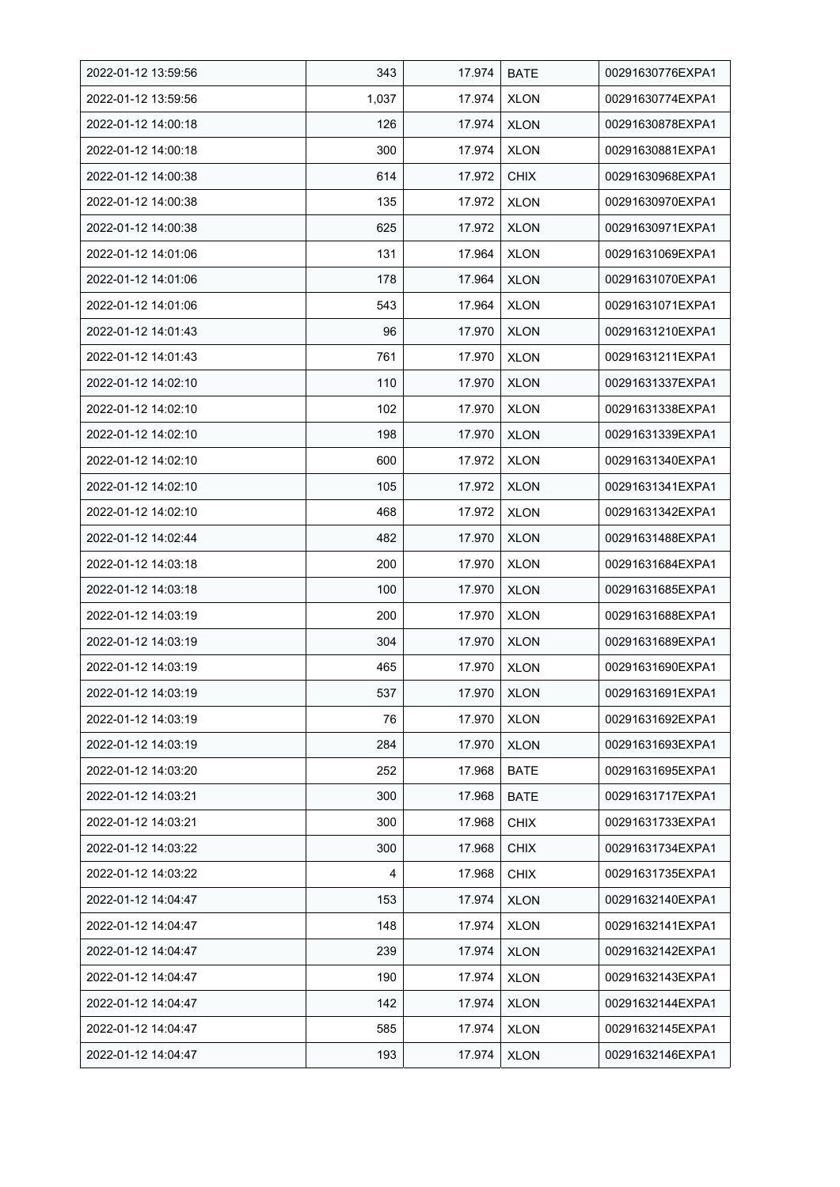| 2022-01-12 13:59:56 | 343 | 17.974 | BATE | 00291630776EXPA1 |
|---|---|---|---|---|
| 2022-01-12 13:59:56 | 1,037 | 17.974 | XLON | 00291630774EXPA1 |
| 2022-01-12 14:00:18 | 126 | 17.974 | XLON | 00291630878EXPA1 |
| 2022-01-12 14:00:18 | 300 | 17.974 | XLON | 00291630881EXPA1 |
| 2022-01-12 14:00:38 | 614 | 17.972 | CHIX | 00291630968EXPA1 |
| 2022-01-12 14:00:38 | 135 | 17.972 | XLON | 00291630970EXPA1 |
| 2022-01-12 14:00:38 | 625 | 17.972 | XLON | 00291630971EXPA1 |
| 2022-01-12 14:01:06 | 131 | 17.964 | XLON | 00291631069EXPA1 |
| 2022-01-12 14:01:06 | 178 | 17.964 | XLON | 00291631070EXPA1 |
| 2022-01-12 14:01:06 | 543 | 17.964 | XLON | 00291631071EXPA1 |
| 2022-01-12 14:01:43 | 96 | 17.970 | XLON | 00291631210EXPA1 |
| 2022-01-12 14:01:43 | 761 | 17.970 | XLON | 00291631211EXPA1 |
| 2022-01-12 14:02:10 | 110 | 17.970 | XLON | 00291631337EXPA1 |
| 2022-01-12 14:02:10 | 102 | 17.970 | XLON | 00291631338EXPA1 |
| 2022-01-12 14:02:10 | 198 | 17.970 | XLON | 00291631339EXPA1 |
| 2022-01-12 14:02:10 | 600 | 17.972 | XLON | 00291631340EXPA1 |
| 2022-01-12 14:02:10 | 105 | 17.972 | XLON | 00291631341EXPA1 |
| 2022-01-12 14:02:10 | 468 | 17.972 | XLON | 00291631342EXPA1 |
| 2022-01-12 14:02:44 | 482 | 17.970 | XLON | 00291631488EXPA1 |
| 2022-01-12 14:03:18 | 200 | 17.970 | XLON | 00291631684EXPA1 |
| 2022-01-12 14:03:18 | 100 | 17.970 | XLON | 00291631685EXPA1 |
| 2022-01-12 14:03:19 | 200 | 17.970 | XLON | 00291631688EXPA1 |
| 2022-01-12 14:03:19 | 304 | 17.970 | XLON | 00291631689EXPA1 |
| 2022-01-12 14:03:19 | 465 | 17.970 | XLON | 00291631690EXPA1 |
| 2022-01-12 14:03:19 | 537 | 17.970 | XLON | 00291631691EXPA1 |
| 2022-01-12 14:03:19 | 76 | 17.970 | XLON | 00291631692EXPA1 |
| 2022-01-12 14:03:19 | 284 | 17.970 | XLON | 00291631693EXPA1 |
| 2022-01-12 14:03:20 | 252 | 17.968 | BATE | 00291631695EXPA1 |
| 2022-01-12 14:03:21 | 300 | 17.968 | BATE | 00291631717EXPA1 |
| 2022-01-12 14:03:21 | 300 | 17.968 | CHIX | 00291631733EXPA1 |
| 2022-01-12 14:03:22 | 300 | 17.968 | CHIX | 00291631734EXPA1 |
| 2022-01-12 14:03:22 | 4 | 17.968 | CHIX | 00291631735EXPA1 |
| 2022-01-12 14:04:47 | 153 | 17.974 | XLON | 00291632140EXPA1 |
| 2022-01-12 14:04:47 | 148 | 17.974 | XLON | 00291632141EXPA1 |
| 2022-01-12 14:04:47 | 239 | 17.974 | XLON | 00291632142EXPA1 |
| 2022-01-12 14:04:47 | 190 | 17.974 | XLON | 00291632143EXPA1 |
| 2022-01-12 14:04:47 | 142 | 17.974 | XLON | 00291632144EXPA1 |
| 2022-01-12 14:04:47 | 585 | 17.974 | XLON | 00291632145EXPA1 |
| 2022-01-12 14:04:47 | 193 | 17.974 | XLON | 00291632146EXPA1 |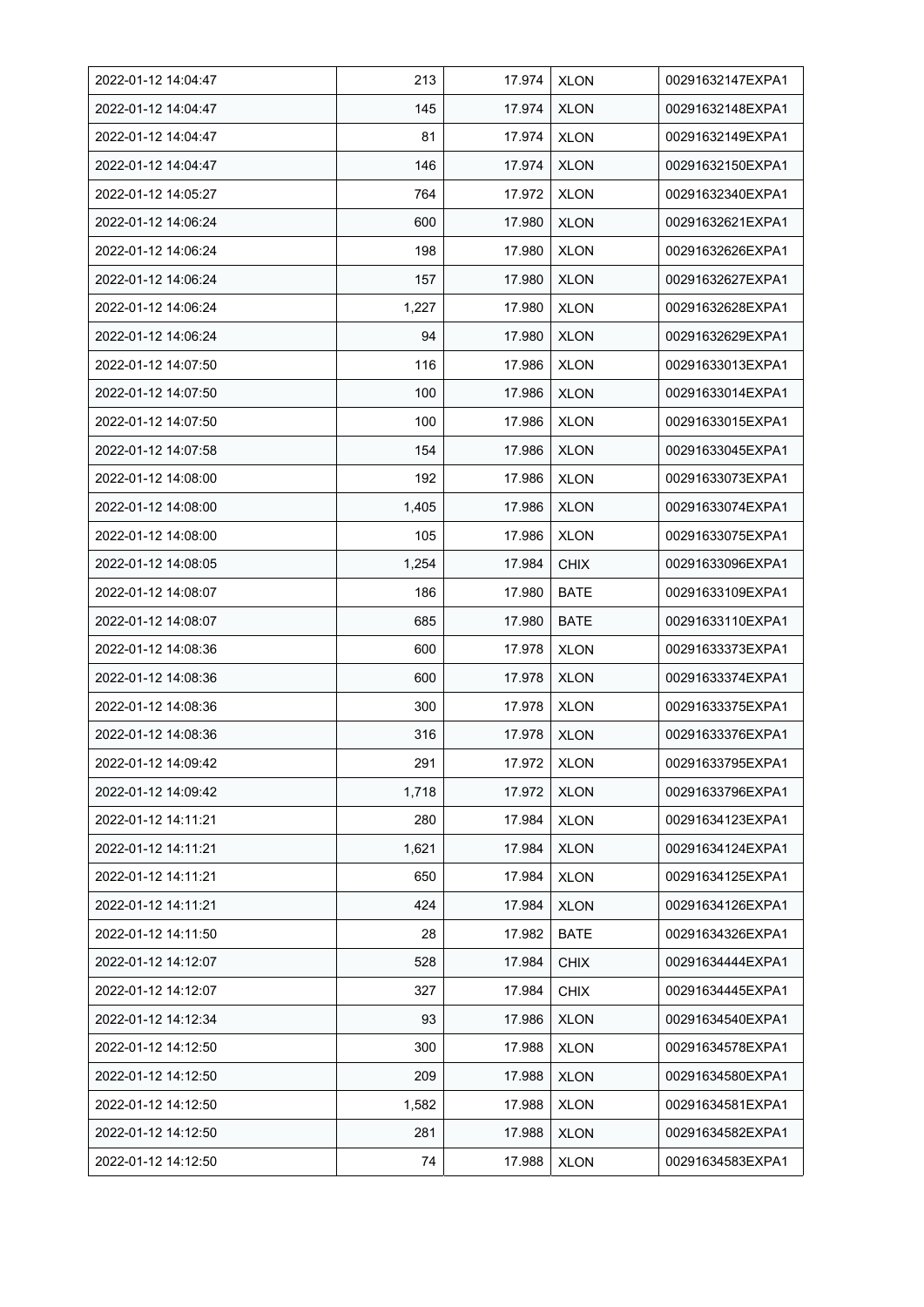| | | | | |
|---|---|---|---|---|
| 2022-01-12 14:04:47 | 213 | 17.974 | XLON | 00291632147EXPA1 |
| 2022-01-12 14:04:47 | 145 | 17.974 | XLON | 00291632148EXPA1 |
| 2022-01-12 14:04:47 | 81 | 17.974 | XLON | 00291632149EXPA1 |
| 2022-01-12 14:04:47 | 146 | 17.974 | XLON | 00291632150EXPA1 |
| 2022-01-12 14:05:27 | 764 | 17.972 | XLON | 00291632340EXPA1 |
| 2022-01-12 14:06:24 | 600 | 17.980 | XLON | 00291632621EXPA1 |
| 2022-01-12 14:06:24 | 198 | 17.980 | XLON | 00291632626EXPA1 |
| 2022-01-12 14:06:24 | 157 | 17.980 | XLON | 00291632627EXPA1 |
| 2022-01-12 14:06:24 | 1,227 | 17.980 | XLON | 00291632628EXPA1 |
| 2022-01-12 14:06:24 | 94 | 17.980 | XLON | 00291632629EXPA1 |
| 2022-01-12 14:07:50 | 116 | 17.986 | XLON | 00291633013EXPA1 |
| 2022-01-12 14:07:50 | 100 | 17.986 | XLON | 00291633014EXPA1 |
| 2022-01-12 14:07:50 | 100 | 17.986 | XLON | 00291633015EXPA1 |
| 2022-01-12 14:07:58 | 154 | 17.986 | XLON | 00291633045EXPA1 |
| 2022-01-12 14:08:00 | 192 | 17.986 | XLON | 00291633073EXPA1 |
| 2022-01-12 14:08:00 | 1,405 | 17.986 | XLON | 00291633074EXPA1 |
| 2022-01-12 14:08:00 | 105 | 17.986 | XLON | 00291633075EXPA1 |
| 2022-01-12 14:08:05 | 1,254 | 17.984 | CHIX | 00291633096EXPA1 |
| 2022-01-12 14:08:07 | 186 | 17.980 | BATE | 00291633109EXPA1 |
| 2022-01-12 14:08:07 | 685 | 17.980 | BATE | 00291633110EXPA1 |
| 2022-01-12 14:08:36 | 600 | 17.978 | XLON | 00291633373EXPA1 |
| 2022-01-12 14:08:36 | 600 | 17.978 | XLON | 00291633374EXPA1 |
| 2022-01-12 14:08:36 | 300 | 17.978 | XLON | 00291633375EXPA1 |
| 2022-01-12 14:08:36 | 316 | 17.978 | XLON | 00291633376EXPA1 |
| 2022-01-12 14:09:42 | 291 | 17.972 | XLON | 00291633795EXPA1 |
| 2022-01-12 14:09:42 | 1,718 | 17.972 | XLON | 00291633796EXPA1 |
| 2022-01-12 14:11:21 | 280 | 17.984 | XLON | 00291634123EXPA1 |
| 2022-01-12 14:11:21 | 1,621 | 17.984 | XLON | 00291634124EXPA1 |
| 2022-01-12 14:11:21 | 650 | 17.984 | XLON | 00291634125EXPA1 |
| 2022-01-12 14:11:21 | 424 | 17.984 | XLON | 00291634126EXPA1 |
| 2022-01-12 14:11:50 | 28 | 17.982 | BATE | 00291634326EXPA1 |
| 2022-01-12 14:12:07 | 528 | 17.984 | CHIX | 00291634444EXPA1 |
| 2022-01-12 14:12:07 | 327 | 17.984 | CHIX | 00291634445EXPA1 |
| 2022-01-12 14:12:34 | 93 | 17.986 | XLON | 00291634540EXPA1 |
| 2022-01-12 14:12:50 | 300 | 17.988 | XLON | 00291634578EXPA1 |
| 2022-01-12 14:12:50 | 209 | 17.988 | XLON | 00291634580EXPA1 |
| 2022-01-12 14:12:50 | 1,582 | 17.988 | XLON | 00291634581EXPA1 |
| 2022-01-12 14:12:50 | 281 | 17.988 | XLON | 00291634582EXPA1 |
| 2022-01-12 14:12:50 | 74 | 17.988 | XLON | 00291634583EXPA1 |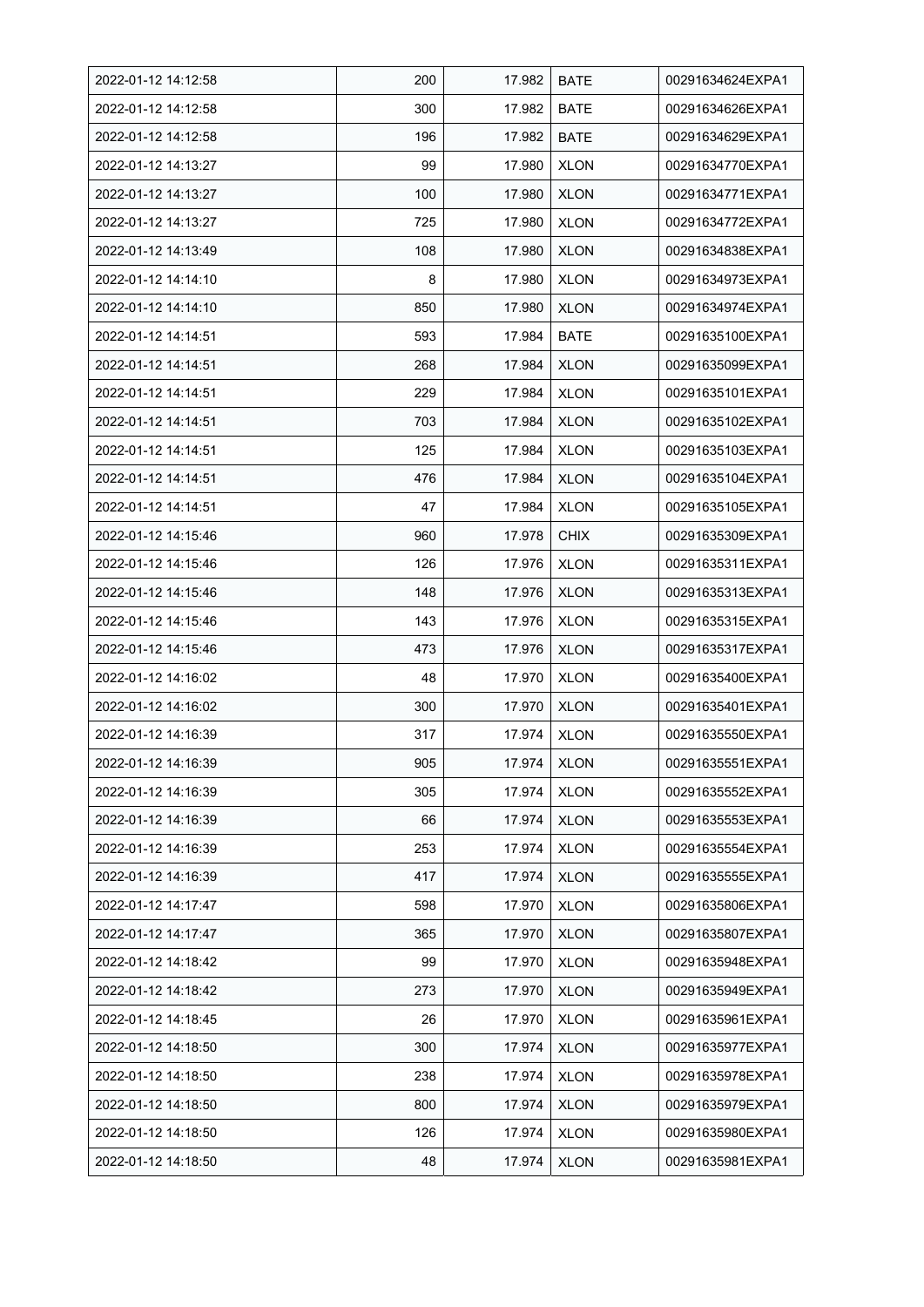| 2022-01-12 14:12:58 | 200 | 17.982 | BATE | 00291634624EXPA1 |
|---|---|---|---|---|
| 2022-01-12 14:12:58 | 300 | 17.982 | BATE | 00291634626EXPA1 |
| 2022-01-12 14:12:58 | 196 | 17.982 | BATE | 00291634629EXPA1 |
| 2022-01-12 14:13:27 | 99 | 17.980 | XLON | 00291634770EXPA1 |
| 2022-01-12 14:13:27 | 100 | 17.980 | XLON | 00291634771EXPA1 |
| 2022-01-12 14:13:27 | 725 | 17.980 | XLON | 00291634772EXPA1 |
| 2022-01-12 14:13:49 | 108 | 17.980 | XLON | 00291634838EXPA1 |
| 2022-01-12 14:14:10 | 8 | 17.980 | XLON | 00291634973EXPA1 |
| 2022-01-12 14:14:10 | 850 | 17.980 | XLON | 00291634974EXPA1 |
| 2022-01-12 14:14:51 | 593 | 17.984 | BATE | 00291635100EXPA1 |
| 2022-01-12 14:14:51 | 268 | 17.984 | XLON | 00291635099EXPA1 |
| 2022-01-12 14:14:51 | 229 | 17.984 | XLON | 00291635101EXPA1 |
| 2022-01-12 14:14:51 | 703 | 17.984 | XLON | 00291635102EXPA1 |
| 2022-01-12 14:14:51 | 125 | 17.984 | XLON | 00291635103EXPA1 |
| 2022-01-12 14:14:51 | 476 | 17.984 | XLON | 00291635104EXPA1 |
| 2022-01-12 14:14:51 | 47 | 17.984 | XLON | 00291635105EXPA1 |
| 2022-01-12 14:15:46 | 960 | 17.978 | CHIX | 00291635309EXPA1 |
| 2022-01-12 14:15:46 | 126 | 17.976 | XLON | 00291635311EXPA1 |
| 2022-01-12 14:15:46 | 148 | 17.976 | XLON | 00291635313EXPA1 |
| 2022-01-12 14:15:46 | 143 | 17.976 | XLON | 00291635315EXPA1 |
| 2022-01-12 14:15:46 | 473 | 17.976 | XLON | 00291635317EXPA1 |
| 2022-01-12 14:16:02 | 48 | 17.970 | XLON | 00291635400EXPA1 |
| 2022-01-12 14:16:02 | 300 | 17.970 | XLON | 00291635401EXPA1 |
| 2022-01-12 14:16:39 | 317 | 17.974 | XLON | 00291635550EXPA1 |
| 2022-01-12 14:16:39 | 905 | 17.974 | XLON | 00291635551EXPA1 |
| 2022-01-12 14:16:39 | 305 | 17.974 | XLON | 00291635552EXPA1 |
| 2022-01-12 14:16:39 | 66 | 17.974 | XLON | 00291635553EXPA1 |
| 2022-01-12 14:16:39 | 253 | 17.974 | XLON | 00291635554EXPA1 |
| 2022-01-12 14:16:39 | 417 | 17.974 | XLON | 00291635555EXPA1 |
| 2022-01-12 14:17:47 | 598 | 17.970 | XLON | 00291635806EXPA1 |
| 2022-01-12 14:17:47 | 365 | 17.970 | XLON | 00291635807EXPA1 |
| 2022-01-12 14:18:42 | 99 | 17.970 | XLON | 00291635948EXPA1 |
| 2022-01-12 14:18:42 | 273 | 17.970 | XLON | 00291635949EXPA1 |
| 2022-01-12 14:18:45 | 26 | 17.970 | XLON | 00291635961EXPA1 |
| 2022-01-12 14:18:50 | 300 | 17.974 | XLON | 00291635977EXPA1 |
| 2022-01-12 14:18:50 | 238 | 17.974 | XLON | 00291635978EXPA1 |
| 2022-01-12 14:18:50 | 800 | 17.974 | XLON | 00291635979EXPA1 |
| 2022-01-12 14:18:50 | 126 | 17.974 | XLON | 00291635980EXPA1 |
| 2022-01-12 14:18:50 | 48 | 17.974 | XLON | 00291635981EXPA1 |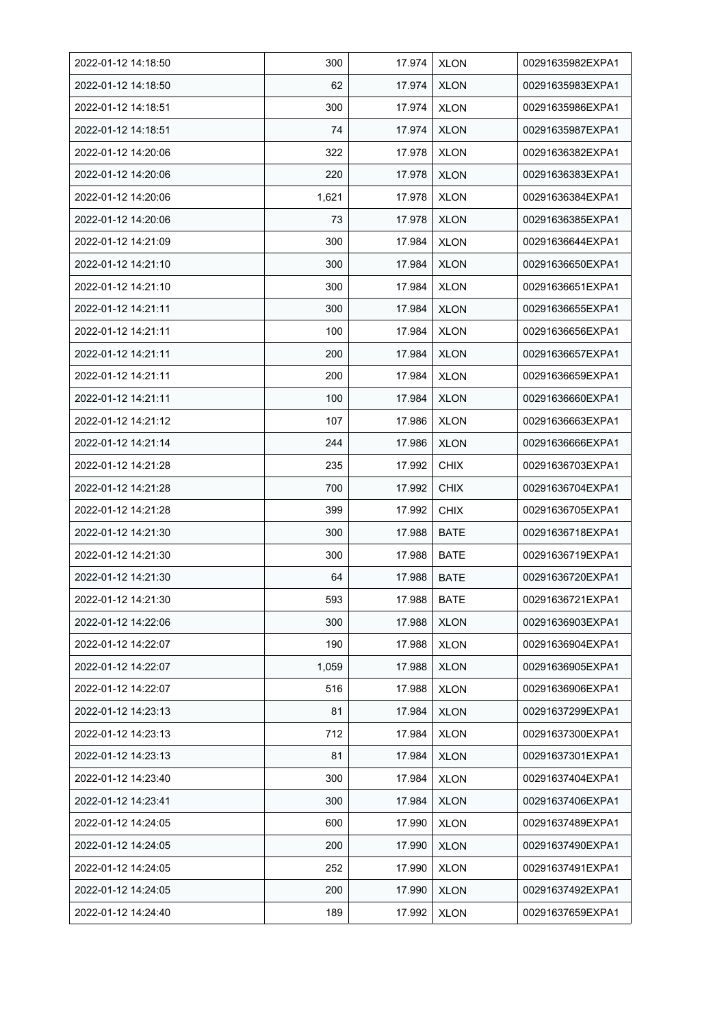| 2022-01-12 14:18:50 | 300 | 17.974 | XLON | 00291635982EXPA1 |
|---|---|---|---|---|
| 2022-01-12 14:18:50 | 62 | 17.974 | XLON | 00291635983EXPA1 |
| 2022-01-12 14:18:51 | 300 | 17.974 | XLON | 00291635986EXPA1 |
| 2022-01-12 14:18:51 | 74 | 17.974 | XLON | 00291635987EXPA1 |
| 2022-01-12 14:20:06 | 322 | 17.978 | XLON | 00291636382EXPA1 |
| 2022-01-12 14:20:06 | 220 | 17.978 | XLON | 00291636383EXPA1 |
| 2022-01-12 14:20:06 | 1,621 | 17.978 | XLON | 00291636384EXPA1 |
| 2022-01-12 14:20:06 | 73 | 17.978 | XLON | 00291636385EXPA1 |
| 2022-01-12 14:21:09 | 300 | 17.984 | XLON | 00291636644EXPA1 |
| 2022-01-12 14:21:10 | 300 | 17.984 | XLON | 00291636650EXPA1 |
| 2022-01-12 14:21:10 | 300 | 17.984 | XLON | 00291636651EXPA1 |
| 2022-01-12 14:21:11 | 300 | 17.984 | XLON | 00291636655EXPA1 |
| 2022-01-12 14:21:11 | 100 | 17.984 | XLON | 00291636656EXPA1 |
| 2022-01-12 14:21:11 | 200 | 17.984 | XLON | 00291636657EXPA1 |
| 2022-01-12 14:21:11 | 200 | 17.984 | XLON | 00291636659EXPA1 |
| 2022-01-12 14:21:11 | 100 | 17.984 | XLON | 00291636660EXPA1 |
| 2022-01-12 14:21:12 | 107 | 17.986 | XLON | 00291636663EXPA1 |
| 2022-01-12 14:21:14 | 244 | 17.986 | XLON | 00291636666EXPA1 |
| 2022-01-12 14:21:28 | 235 | 17.992 | CHIX | 00291636703EXPA1 |
| 2022-01-12 14:21:28 | 700 | 17.992 | CHIX | 00291636704EXPA1 |
| 2022-01-12 14:21:28 | 399 | 17.992 | CHIX | 00291636705EXPA1 |
| 2022-01-12 14:21:30 | 300 | 17.988 | BATE | 00291636718EXPA1 |
| 2022-01-12 14:21:30 | 300 | 17.988 | BATE | 00291636719EXPA1 |
| 2022-01-12 14:21:30 | 64 | 17.988 | BATE | 00291636720EXPA1 |
| 2022-01-12 14:21:30 | 593 | 17.988 | BATE | 00291636721EXPA1 |
| 2022-01-12 14:22:06 | 300 | 17.988 | XLON | 00291636903EXPA1 |
| 2022-01-12 14:22:07 | 190 | 17.988 | XLON | 00291636904EXPA1 |
| 2022-01-12 14:22:07 | 1,059 | 17.988 | XLON | 00291636905EXPA1 |
| 2022-01-12 14:22:07 | 516 | 17.988 | XLON | 00291636906EXPA1 |
| 2022-01-12 14:23:13 | 81 | 17.984 | XLON | 00291637299EXPA1 |
| 2022-01-12 14:23:13 | 712 | 17.984 | XLON | 00291637300EXPA1 |
| 2022-01-12 14:23:13 | 81 | 17.984 | XLON | 00291637301EXPA1 |
| 2022-01-12 14:23:40 | 300 | 17.984 | XLON | 00291637404EXPA1 |
| 2022-01-12 14:23:41 | 300 | 17.984 | XLON | 00291637406EXPA1 |
| 2022-01-12 14:24:05 | 600 | 17.990 | XLON | 00291637489EXPA1 |
| 2022-01-12 14:24:05 | 200 | 17.990 | XLON | 00291637490EXPA1 |
| 2022-01-12 14:24:05 | 252 | 17.990 | XLON | 00291637491EXPA1 |
| 2022-01-12 14:24:05 | 200 | 17.990 | XLON | 00291637492EXPA1 |
| 2022-01-12 14:24:40 | 189 | 17.992 | XLON | 00291637659EXPA1 |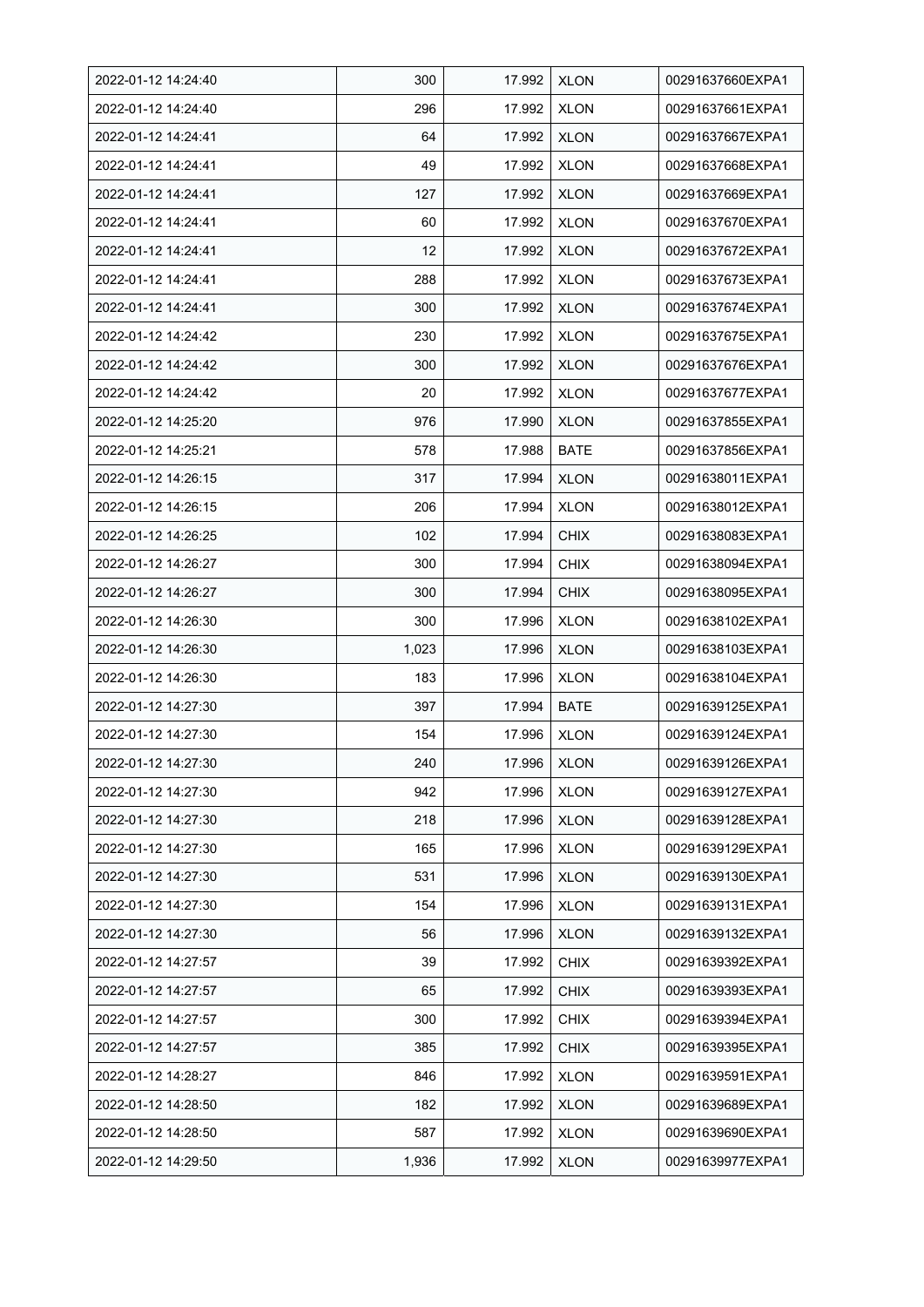| 2022-01-12 14:24:40 | 300 | 17.992 | XLON | 00291637660EXPA1 |
|---|---|---|---|---|
| 2022-01-12 14:24:40 | 296 | 17.992 | XLON | 00291637661EXPA1 |
| 2022-01-12 14:24:41 | 64 | 17.992 | XLON | 00291637667EXPA1 |
| 2022-01-12 14:24:41 | 49 | 17.992 | XLON | 00291637668EXPA1 |
| 2022-01-12 14:24:41 | 127 | 17.992 | XLON | 00291637669EXPA1 |
| 2022-01-12 14:24:41 | 60 | 17.992 | XLON | 00291637670EXPA1 |
| 2022-01-12 14:24:41 | 12 | 17.992 | XLON | 00291637672EXPA1 |
| 2022-01-12 14:24:41 | 288 | 17.992 | XLON | 00291637673EXPA1 |
| 2022-01-12 14:24:41 | 300 | 17.992 | XLON | 00291637674EXPA1 |
| 2022-01-12 14:24:42 | 230 | 17.992 | XLON | 00291637675EXPA1 |
| 2022-01-12 14:24:42 | 300 | 17.992 | XLON | 00291637676EXPA1 |
| 2022-01-12 14:24:42 | 20 | 17.992 | XLON | 00291637677EXPA1 |
| 2022-01-12 14:25:20 | 976 | 17.990 | XLON | 00291637855EXPA1 |
| 2022-01-12 14:25:21 | 578 | 17.988 | BATE | 00291637856EXPA1 |
| 2022-01-12 14:26:15 | 317 | 17.994 | XLON | 00291638011EXPA1 |
| 2022-01-12 14:26:15 | 206 | 17.994 | XLON | 00291638012EXPA1 |
| 2022-01-12 14:26:25 | 102 | 17.994 | CHIX | 00291638083EXPA1 |
| 2022-01-12 14:26:27 | 300 | 17.994 | CHIX | 00291638094EXPA1 |
| 2022-01-12 14:26:27 | 300 | 17.994 | CHIX | 00291638095EXPA1 |
| 2022-01-12 14:26:30 | 300 | 17.996 | XLON | 00291638102EXPA1 |
| 2022-01-12 14:26:30 | 1,023 | 17.996 | XLON | 00291638103EXPA1 |
| 2022-01-12 14:26:30 | 183 | 17.996 | XLON | 00291638104EXPA1 |
| 2022-01-12 14:27:30 | 397 | 17.994 | BATE | 00291639125EXPA1 |
| 2022-01-12 14:27:30 | 154 | 17.996 | XLON | 00291639124EXPA1 |
| 2022-01-12 14:27:30 | 240 | 17.996 | XLON | 00291639126EXPA1 |
| 2022-01-12 14:27:30 | 942 | 17.996 | XLON | 00291639127EXPA1 |
| 2022-01-12 14:27:30 | 218 | 17.996 | XLON | 00291639128EXPA1 |
| 2022-01-12 14:27:30 | 165 | 17.996 | XLON | 00291639129EXPA1 |
| 2022-01-12 14:27:30 | 531 | 17.996 | XLON | 00291639130EXPA1 |
| 2022-01-12 14:27:30 | 154 | 17.996 | XLON | 00291639131EXPA1 |
| 2022-01-12 14:27:30 | 56 | 17.996 | XLON | 00291639132EXPA1 |
| 2022-01-12 14:27:57 | 39 | 17.992 | CHIX | 00291639392EXPA1 |
| 2022-01-12 14:27:57 | 65 | 17.992 | CHIX | 00291639393EXPA1 |
| 2022-01-12 14:27:57 | 300 | 17.992 | CHIX | 00291639394EXPA1 |
| 2022-01-12 14:27:57 | 385 | 17.992 | CHIX | 00291639395EXPA1 |
| 2022-01-12 14:28:27 | 846 | 17.992 | XLON | 00291639591EXPA1 |
| 2022-01-12 14:28:50 | 182 | 17.992 | XLON | 00291639689EXPA1 |
| 2022-01-12 14:28:50 | 587 | 17.992 | XLON | 00291639690EXPA1 |
| 2022-01-12 14:29:50 | 1,936 | 17.992 | XLON | 00291639977EXPA1 |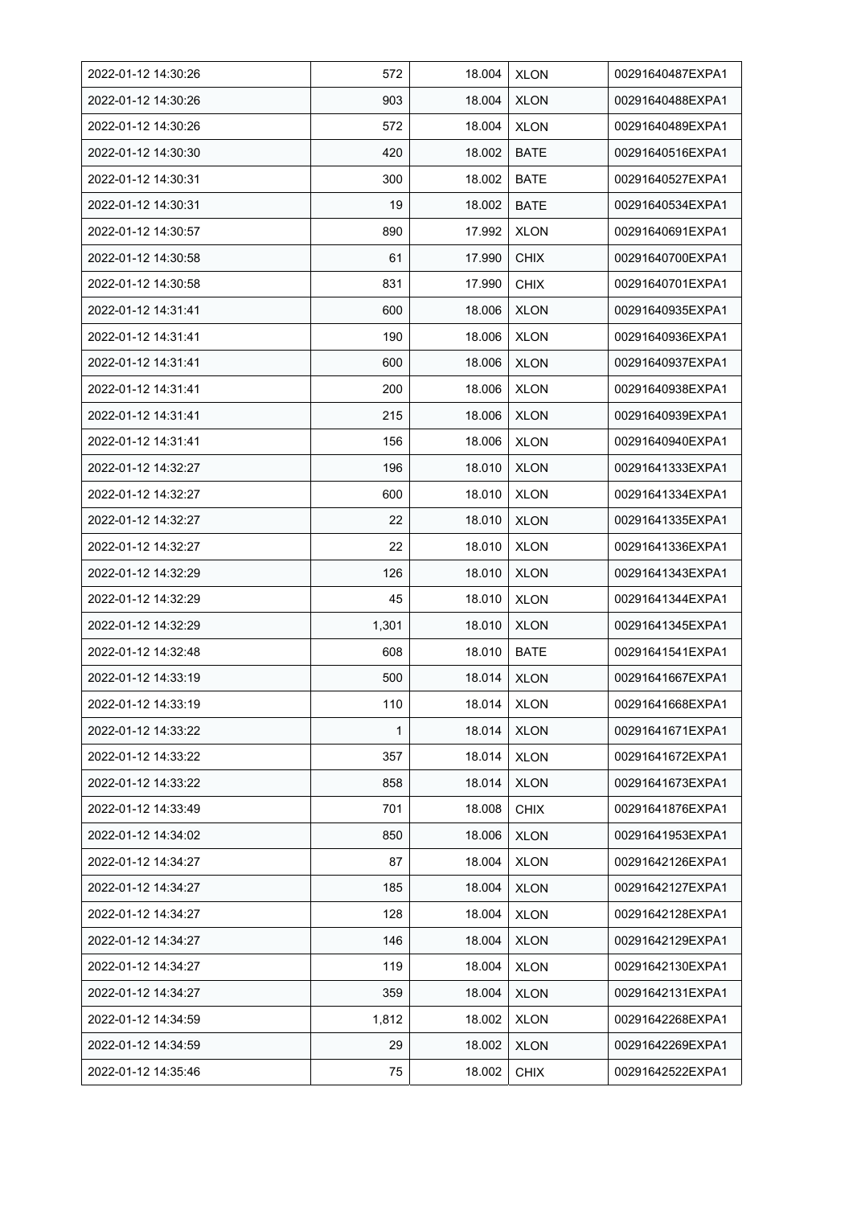| 2022-01-12 14:30:26 | 572 | 18.004 | XLON | 00291640487EXPA1 |
|---|---|---|---|---|
| 2022-01-12 14:30:26 | 903 | 18.004 | XLON | 00291640488EXPA1 |
| 2022-01-12 14:30:26 | 572 | 18.004 | XLON | 00291640489EXPA1 |
| 2022-01-12 14:30:30 | 420 | 18.002 | BATE | 00291640516EXPA1 |
| 2022-01-12 14:30:31 | 300 | 18.002 | BATE | 00291640527EXPA1 |
| 2022-01-12 14:30:31 | 19 | 18.002 | BATE | 00291640534EXPA1 |
| 2022-01-12 14:30:57 | 890 | 17.992 | XLON | 00291640691EXPA1 |
| 2022-01-12 14:30:58 | 61 | 17.990 | CHIX | 00291640700EXPA1 |
| 2022-01-12 14:30:58 | 831 | 17.990 | CHIX | 00291640701EXPA1 |
| 2022-01-12 14:31:41 | 600 | 18.006 | XLON | 00291640935EXPA1 |
| 2022-01-12 14:31:41 | 190 | 18.006 | XLON | 00291640936EXPA1 |
| 2022-01-12 14:31:41 | 600 | 18.006 | XLON | 00291640937EXPA1 |
| 2022-01-12 14:31:41 | 200 | 18.006 | XLON | 00291640938EXPA1 |
| 2022-01-12 14:31:41 | 215 | 18.006 | XLON | 00291640939EXPA1 |
| 2022-01-12 14:31:41 | 156 | 18.006 | XLON | 00291640940EXPA1 |
| 2022-01-12 14:32:27 | 196 | 18.010 | XLON | 00291641333EXPA1 |
| 2022-01-12 14:32:27 | 600 | 18.010 | XLON | 00291641334EXPA1 |
| 2022-01-12 14:32:27 | 22 | 18.010 | XLON | 00291641335EXPA1 |
| 2022-01-12 14:32:27 | 22 | 18.010 | XLON | 00291641336EXPA1 |
| 2022-01-12 14:32:29 | 126 | 18.010 | XLON | 00291641343EXPA1 |
| 2022-01-12 14:32:29 | 45 | 18.010 | XLON | 00291641344EXPA1 |
| 2022-01-12 14:32:29 | 1,301 | 18.010 | XLON | 00291641345EXPA1 |
| 2022-01-12 14:32:48 | 608 | 18.010 | BATE | 00291641541EXPA1 |
| 2022-01-12 14:33:19 | 500 | 18.014 | XLON | 00291641667EXPA1 |
| 2022-01-12 14:33:19 | 110 | 18.014 | XLON | 00291641668EXPA1 |
| 2022-01-12 14:33:22 | 1 | 18.014 | XLON | 00291641671EXPA1 |
| 2022-01-12 14:33:22 | 357 | 18.014 | XLON | 00291641672EXPA1 |
| 2022-01-12 14:33:22 | 858 | 18.014 | XLON | 00291641673EXPA1 |
| 2022-01-12 14:33:49 | 701 | 18.008 | CHIX | 00291641876EXPA1 |
| 2022-01-12 14:34:02 | 850 | 18.006 | XLON | 00291641953EXPA1 |
| 2022-01-12 14:34:27 | 87 | 18.004 | XLON | 00291642126EXPA1 |
| 2022-01-12 14:34:27 | 185 | 18.004 | XLON | 00291642127EXPA1 |
| 2022-01-12 14:34:27 | 128 | 18.004 | XLON | 00291642128EXPA1 |
| 2022-01-12 14:34:27 | 146 | 18.004 | XLON | 00291642129EXPA1 |
| 2022-01-12 14:34:27 | 119 | 18.004 | XLON | 00291642130EXPA1 |
| 2022-01-12 14:34:27 | 359 | 18.004 | XLON | 00291642131EXPA1 |
| 2022-01-12 14:34:59 | 1,812 | 18.002 | XLON | 00291642268EXPA1 |
| 2022-01-12 14:34:59 | 29 | 18.002 | XLON | 00291642269EXPA1 |
| 2022-01-12 14:35:46 | 75 | 18.002 | CHIX | 00291642522EXPA1 |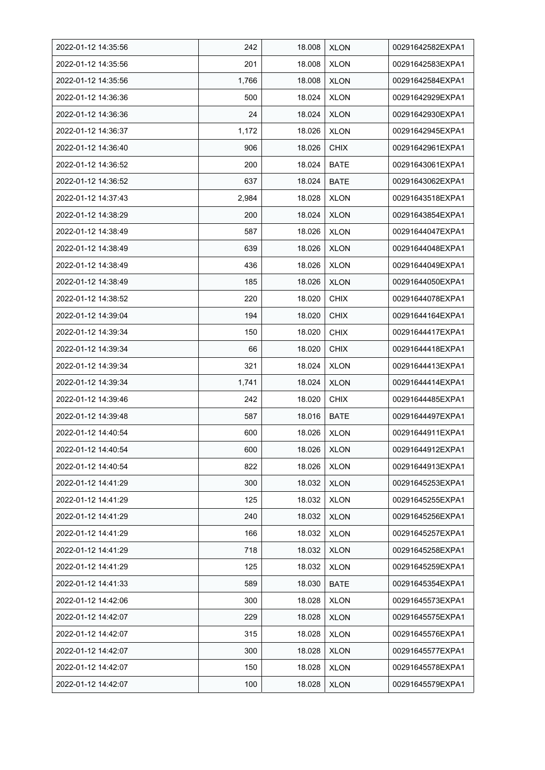| | | | | |
|---|---|---|---|---|
| 2022-01-12 14:35:56 | 242 | 18.008 | XLON | 00291642582EXPA1 |
| 2022-01-12 14:35:56 | 201 | 18.008 | XLON | 00291642583EXPA1 |
| 2022-01-12 14:35:56 | 1,766 | 18.008 | XLON | 00291642584EXPA1 |
| 2022-01-12 14:36:36 | 500 | 18.024 | XLON | 00291642929EXPA1 |
| 2022-01-12 14:36:36 | 24 | 18.024 | XLON | 00291642930EXPA1 |
| 2022-01-12 14:36:37 | 1,172 | 18.026 | XLON | 00291642945EXPA1 |
| 2022-01-12 14:36:40 | 906 | 18.026 | CHIX | 00291642961EXPA1 |
| 2022-01-12 14:36:52 | 200 | 18.024 | BATE | 00291643061EXPA1 |
| 2022-01-12 14:36:52 | 637 | 18.024 | BATE | 00291643062EXPA1 |
| 2022-01-12 14:37:43 | 2,984 | 18.028 | XLON | 00291643518EXPA1 |
| 2022-01-12 14:38:29 | 200 | 18.024 | XLON | 00291643854EXPA1 |
| 2022-01-12 14:38:49 | 587 | 18.026 | XLON | 00291644047EXPA1 |
| 2022-01-12 14:38:49 | 639 | 18.026 | XLON | 00291644048EXPA1 |
| 2022-01-12 14:38:49 | 436 | 18.026 | XLON | 00291644049EXPA1 |
| 2022-01-12 14:38:49 | 185 | 18.026 | XLON | 00291644050EXPA1 |
| 2022-01-12 14:38:52 | 220 | 18.020 | CHIX | 00291644078EXPA1 |
| 2022-01-12 14:39:04 | 194 | 18.020 | CHIX | 00291644164EXPA1 |
| 2022-01-12 14:39:34 | 150 | 18.020 | CHIX | 00291644417EXPA1 |
| 2022-01-12 14:39:34 | 66 | 18.020 | CHIX | 00291644418EXPA1 |
| 2022-01-12 14:39:34 | 321 | 18.024 | XLON | 00291644413EXPA1 |
| 2022-01-12 14:39:34 | 1,741 | 18.024 | XLON | 00291644414EXPA1 |
| 2022-01-12 14:39:46 | 242 | 18.020 | CHIX | 00291644485EXPA1 |
| 2022-01-12 14:39:48 | 587 | 18.016 | BATE | 00291644497EXPA1 |
| 2022-01-12 14:40:54 | 600 | 18.026 | XLON | 00291644911EXPA1 |
| 2022-01-12 14:40:54 | 600 | 18.026 | XLON | 00291644912EXPA1 |
| 2022-01-12 14:40:54 | 822 | 18.026 | XLON | 00291644913EXPA1 |
| 2022-01-12 14:41:29 | 300 | 18.032 | XLON | 00291645253EXPA1 |
| 2022-01-12 14:41:29 | 125 | 18.032 | XLON | 00291645255EXPA1 |
| 2022-01-12 14:41:29 | 240 | 18.032 | XLON | 00291645256EXPA1 |
| 2022-01-12 14:41:29 | 166 | 18.032 | XLON | 00291645257EXPA1 |
| 2022-01-12 14:41:29 | 718 | 18.032 | XLON | 00291645258EXPA1 |
| 2022-01-12 14:41:29 | 125 | 18.032 | XLON | 00291645259EXPA1 |
| 2022-01-12 14:41:33 | 589 | 18.030 | BATE | 00291645354EXPA1 |
| 2022-01-12 14:42:06 | 300 | 18.028 | XLON | 00291645573EXPA1 |
| 2022-01-12 14:42:07 | 229 | 18.028 | XLON | 00291645575EXPA1 |
| 2022-01-12 14:42:07 | 315 | 18.028 | XLON | 00291645576EXPA1 |
| 2022-01-12 14:42:07 | 300 | 18.028 | XLON | 00291645577EXPA1 |
| 2022-01-12 14:42:07 | 150 | 18.028 | XLON | 00291645578EXPA1 |
| 2022-01-12 14:42:07 | 100 | 18.028 | XLON | 00291645579EXPA1 |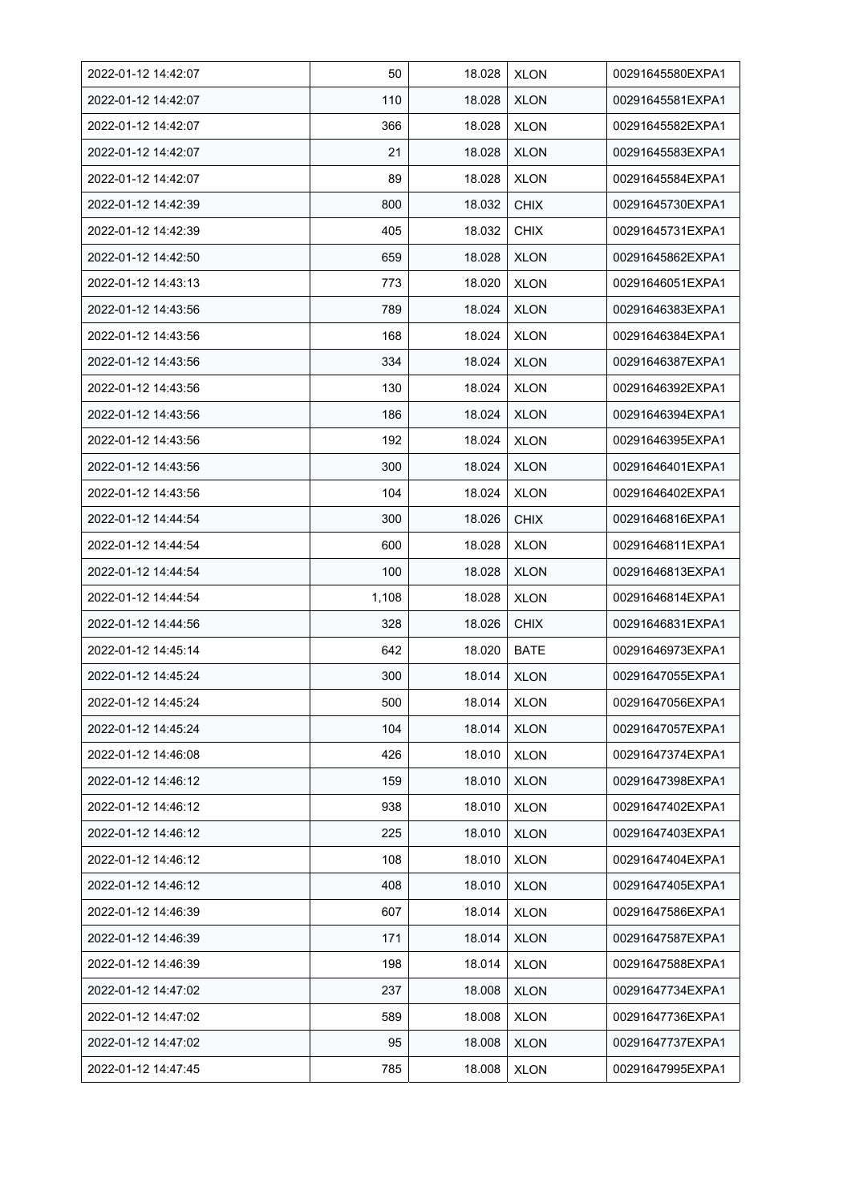| 2022-01-12 14:42:07 | 50 | 18.028 | XLON | 00291645580EXPA1 |
|---|---|---|---|---|
| 2022-01-12 14:42:07 | 110 | 18.028 | XLON | 00291645581EXPA1 |
| 2022-01-12 14:42:07 | 366 | 18.028 | XLON | 00291645582EXPA1 |
| 2022-01-12 14:42:07 | 21 | 18.028 | XLON | 00291645583EXPA1 |
| 2022-01-12 14:42:07 | 89 | 18.028 | XLON | 00291645584EXPA1 |
| 2022-01-12 14:42:39 | 800 | 18.032 | CHIX | 00291645730EXPA1 |
| 2022-01-12 14:42:39 | 405 | 18.032 | CHIX | 00291645731EXPA1 |
| 2022-01-12 14:42:50 | 659 | 18.028 | XLON | 00291645862EXPA1 |
| 2022-01-12 14:43:13 | 773 | 18.020 | XLON | 00291646051EXPA1 |
| 2022-01-12 14:43:56 | 789 | 18.024 | XLON | 00291646383EXPA1 |
| 2022-01-12 14:43:56 | 168 | 18.024 | XLON | 00291646384EXPA1 |
| 2022-01-12 14:43:56 | 334 | 18.024 | XLON | 00291646387EXPA1 |
| 2022-01-12 14:43:56 | 130 | 18.024 | XLON | 00291646392EXPA1 |
| 2022-01-12 14:43:56 | 186 | 18.024 | XLON | 00291646394EXPA1 |
| 2022-01-12 14:43:56 | 192 | 18.024 | XLON | 00291646395EXPA1 |
| 2022-01-12 14:43:56 | 300 | 18.024 | XLON | 00291646401EXPA1 |
| 2022-01-12 14:43:56 | 104 | 18.024 | XLON | 00291646402EXPA1 |
| 2022-01-12 14:44:54 | 300 | 18.026 | CHIX | 00291646816EXPA1 |
| 2022-01-12 14:44:54 | 600 | 18.028 | XLON | 00291646811EXPA1 |
| 2022-01-12 14:44:54 | 100 | 18.028 | XLON | 00291646813EXPA1 |
| 2022-01-12 14:44:54 | 1,108 | 18.028 | XLON | 00291646814EXPA1 |
| 2022-01-12 14:44:56 | 328 | 18.026 | CHIX | 00291646831EXPA1 |
| 2022-01-12 14:45:14 | 642 | 18.020 | BATE | 00291646973EXPA1 |
| 2022-01-12 14:45:24 | 300 | 18.014 | XLON | 00291647055EXPA1 |
| 2022-01-12 14:45:24 | 500 | 18.014 | XLON | 00291647056EXPA1 |
| 2022-01-12 14:45:24 | 104 | 18.014 | XLON | 00291647057EXPA1 |
| 2022-01-12 14:46:08 | 426 | 18.010 | XLON | 00291647374EXPA1 |
| 2022-01-12 14:46:12 | 159 | 18.010 | XLON | 00291647398EXPA1 |
| 2022-01-12 14:46:12 | 938 | 18.010 | XLON | 00291647402EXPA1 |
| 2022-01-12 14:46:12 | 225 | 18.010 | XLON | 00291647403EXPA1 |
| 2022-01-12 14:46:12 | 108 | 18.010 | XLON | 00291647404EXPA1 |
| 2022-01-12 14:46:12 | 408 | 18.010 | XLON | 00291647405EXPA1 |
| 2022-01-12 14:46:39 | 607 | 18.014 | XLON | 00291647586EXPA1 |
| 2022-01-12 14:46:39 | 171 | 18.014 | XLON | 00291647587EXPA1 |
| 2022-01-12 14:46:39 | 198 | 18.014 | XLON | 00291647588EXPA1 |
| 2022-01-12 14:47:02 | 237 | 18.008 | XLON | 00291647734EXPA1 |
| 2022-01-12 14:47:02 | 589 | 18.008 | XLON | 00291647736EXPA1 |
| 2022-01-12 14:47:02 | 95 | 18.008 | XLON | 00291647737EXPA1 |
| 2022-01-12 14:47:45 | 785 | 18.008 | XLON | 00291647995EXPA1 |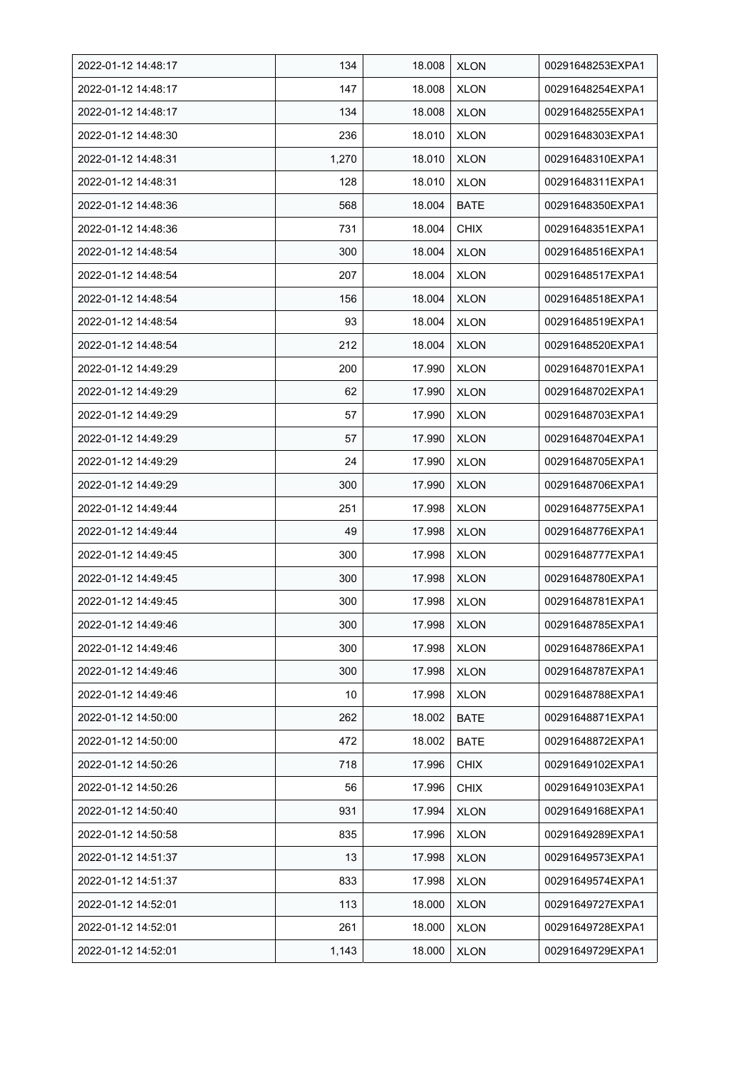| 2022-01-12 14:48:17 | 134 | 18.008 | XLON | 00291648253EXPA1 |
|---|---|---|---|---|
| 2022-01-12 14:48:17 | 147 | 18.008 | XLON | 00291648254EXPA1 |
| 2022-01-12 14:48:17 | 134 | 18.008 | XLON | 00291648255EXPA1 |
| 2022-01-12 14:48:30 | 236 | 18.010 | XLON | 00291648303EXPA1 |
| 2022-01-12 14:48:31 | 1,270 | 18.010 | XLON | 00291648310EXPA1 |
| 2022-01-12 14:48:31 | 128 | 18.010 | XLON | 00291648311EXPA1 |
| 2022-01-12 14:48:36 | 568 | 18.004 | BATE | 00291648350EXPA1 |
| 2022-01-12 14:48:36 | 731 | 18.004 | CHIX | 00291648351EXPA1 |
| 2022-01-12 14:48:54 | 300 | 18.004 | XLON | 00291648516EXPA1 |
| 2022-01-12 14:48:54 | 207 | 18.004 | XLON | 00291648517EXPA1 |
| 2022-01-12 14:48:54 | 156 | 18.004 | XLON | 00291648518EXPA1 |
| 2022-01-12 14:48:54 | 93 | 18.004 | XLON | 00291648519EXPA1 |
| 2022-01-12 14:48:54 | 212 | 18.004 | XLON | 00291648520EXPA1 |
| 2022-01-12 14:49:29 | 200 | 17.990 | XLON | 00291648701EXPA1 |
| 2022-01-12 14:49:29 | 62 | 17.990 | XLON | 00291648702EXPA1 |
| 2022-01-12 14:49:29 | 57 | 17.990 | XLON | 00291648703EXPA1 |
| 2022-01-12 14:49:29 | 57 | 17.990 | XLON | 00291648704EXPA1 |
| 2022-01-12 14:49:29 | 24 | 17.990 | XLON | 00291648705EXPA1 |
| 2022-01-12 14:49:29 | 300 | 17.990 | XLON | 00291648706EXPA1 |
| 2022-01-12 14:49:44 | 251 | 17.998 | XLON | 00291648775EXPA1 |
| 2022-01-12 14:49:44 | 49 | 17.998 | XLON | 00291648776EXPA1 |
| 2022-01-12 14:49:45 | 300 | 17.998 | XLON | 00291648777EXPA1 |
| 2022-01-12 14:49:45 | 300 | 17.998 | XLON | 00291648780EXPA1 |
| 2022-01-12 14:49:45 | 300 | 17.998 | XLON | 00291648781EXPA1 |
| 2022-01-12 14:49:46 | 300 | 17.998 | XLON | 00291648785EXPA1 |
| 2022-01-12 14:49:46 | 300 | 17.998 | XLON | 00291648786EXPA1 |
| 2022-01-12 14:49:46 | 300 | 17.998 | XLON | 00291648787EXPA1 |
| 2022-01-12 14:49:46 | 10 | 17.998 | XLON | 00291648788EXPA1 |
| 2022-01-12 14:50:00 | 262 | 18.002 | BATE | 00291648871EXPA1 |
| 2022-01-12 14:50:00 | 472 | 18.002 | BATE | 00291648872EXPA1 |
| 2022-01-12 14:50:26 | 718 | 17.996 | CHIX | 00291649102EXPA1 |
| 2022-01-12 14:50:26 | 56 | 17.996 | CHIX | 00291649103EXPA1 |
| 2022-01-12 14:50:40 | 931 | 17.994 | XLON | 00291649168EXPA1 |
| 2022-01-12 14:50:58 | 835 | 17.996 | XLON | 00291649289EXPA1 |
| 2022-01-12 14:51:37 | 13 | 17.998 | XLON | 00291649573EXPA1 |
| 2022-01-12 14:51:37 | 833 | 17.998 | XLON | 00291649574EXPA1 |
| 2022-01-12 14:52:01 | 113 | 18.000 | XLON | 00291649727EXPA1 |
| 2022-01-12 14:52:01 | 261 | 18.000 | XLON | 00291649728EXPA1 |
| 2022-01-12 14:52:01 | 1,143 | 18.000 | XLON | 00291649729EXPA1 |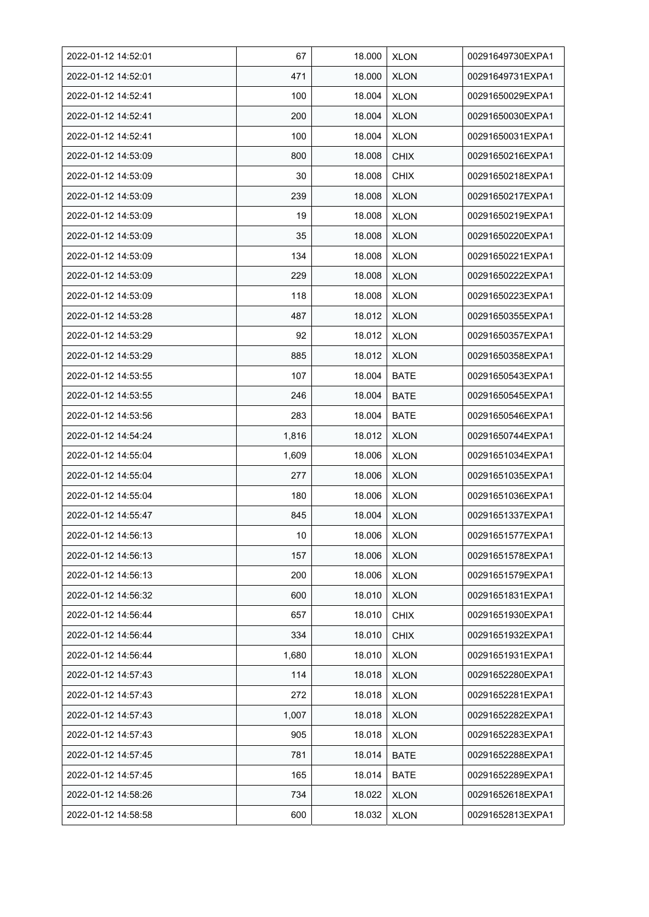| 2022-01-12 14:52:01 | 67 | 18.000 | XLON | 00291649730EXPA1 |
|---|---|---|---|---|
| 2022-01-12 14:52:01 | 471 | 18.000 | XLON | 00291649731EXPA1 |
| 2022-01-12 14:52:41 | 100 | 18.004 | XLON | 00291650029EXPA1 |
| 2022-01-12 14:52:41 | 200 | 18.004 | XLON | 00291650030EXPA1 |
| 2022-01-12 14:52:41 | 100 | 18.004 | XLON | 00291650031EXPA1 |
| 2022-01-12 14:53:09 | 800 | 18.008 | CHIX | 00291650216EXPA1 |
| 2022-01-12 14:53:09 | 30 | 18.008 | CHIX | 00291650218EXPA1 |
| 2022-01-12 14:53:09 | 239 | 18.008 | XLON | 00291650217EXPA1 |
| 2022-01-12 14:53:09 | 19 | 18.008 | XLON | 00291650219EXPA1 |
| 2022-01-12 14:53:09 | 35 | 18.008 | XLON | 00291650220EXPA1 |
| 2022-01-12 14:53:09 | 134 | 18.008 | XLON | 00291650221EXPA1 |
| 2022-01-12 14:53:09 | 229 | 18.008 | XLON | 00291650222EXPA1 |
| 2022-01-12 14:53:09 | 118 | 18.008 | XLON | 00291650223EXPA1 |
| 2022-01-12 14:53:28 | 487 | 18.012 | XLON | 00291650355EXPA1 |
| 2022-01-12 14:53:29 | 92 | 18.012 | XLON | 00291650357EXPA1 |
| 2022-01-12 14:53:29 | 885 | 18.012 | XLON | 00291650358EXPA1 |
| 2022-01-12 14:53:55 | 107 | 18.004 | BATE | 00291650543EXPA1 |
| 2022-01-12 14:53:55 | 246 | 18.004 | BATE | 00291650545EXPA1 |
| 2022-01-12 14:53:56 | 283 | 18.004 | BATE | 00291650546EXPA1 |
| 2022-01-12 14:54:24 | 1,816 | 18.012 | XLON | 00291650744EXPA1 |
| 2022-01-12 14:55:04 | 1,609 | 18.006 | XLON | 00291651034EXPA1 |
| 2022-01-12 14:55:04 | 277 | 18.006 | XLON | 00291651035EXPA1 |
| 2022-01-12 14:55:04 | 180 | 18.006 | XLON | 00291651036EXPA1 |
| 2022-01-12 14:55:47 | 845 | 18.004 | XLON | 00291651337EXPA1 |
| 2022-01-12 14:56:13 | 10 | 18.006 | XLON | 00291651577EXPA1 |
| 2022-01-12 14:56:13 | 157 | 18.006 | XLON | 00291651578EXPA1 |
| 2022-01-12 14:56:13 | 200 | 18.006 | XLON | 00291651579EXPA1 |
| 2022-01-12 14:56:32 | 600 | 18.010 | XLON | 00291651831EXPA1 |
| 2022-01-12 14:56:44 | 657 | 18.010 | CHIX | 00291651930EXPA1 |
| 2022-01-12 14:56:44 | 334 | 18.010 | CHIX | 00291651932EXPA1 |
| 2022-01-12 14:56:44 | 1,680 | 18.010 | XLON | 00291651931EXPA1 |
| 2022-01-12 14:57:43 | 114 | 18.018 | XLON | 00291652280EXPA1 |
| 2022-01-12 14:57:43 | 272 | 18.018 | XLON | 00291652281EXPA1 |
| 2022-01-12 14:57:43 | 1,007 | 18.018 | XLON | 00291652282EXPA1 |
| 2022-01-12 14:57:43 | 905 | 18.018 | XLON | 00291652283EXPA1 |
| 2022-01-12 14:57:45 | 781 | 18.014 | BATE | 00291652288EXPA1 |
| 2022-01-12 14:57:45 | 165 | 18.014 | BATE | 00291652289EXPA1 |
| 2022-01-12 14:58:26 | 734 | 18.022 | XLON | 00291652618EXPA1 |
| 2022-01-12 14:58:58 | 600 | 18.032 | XLON | 00291652813EXPA1 |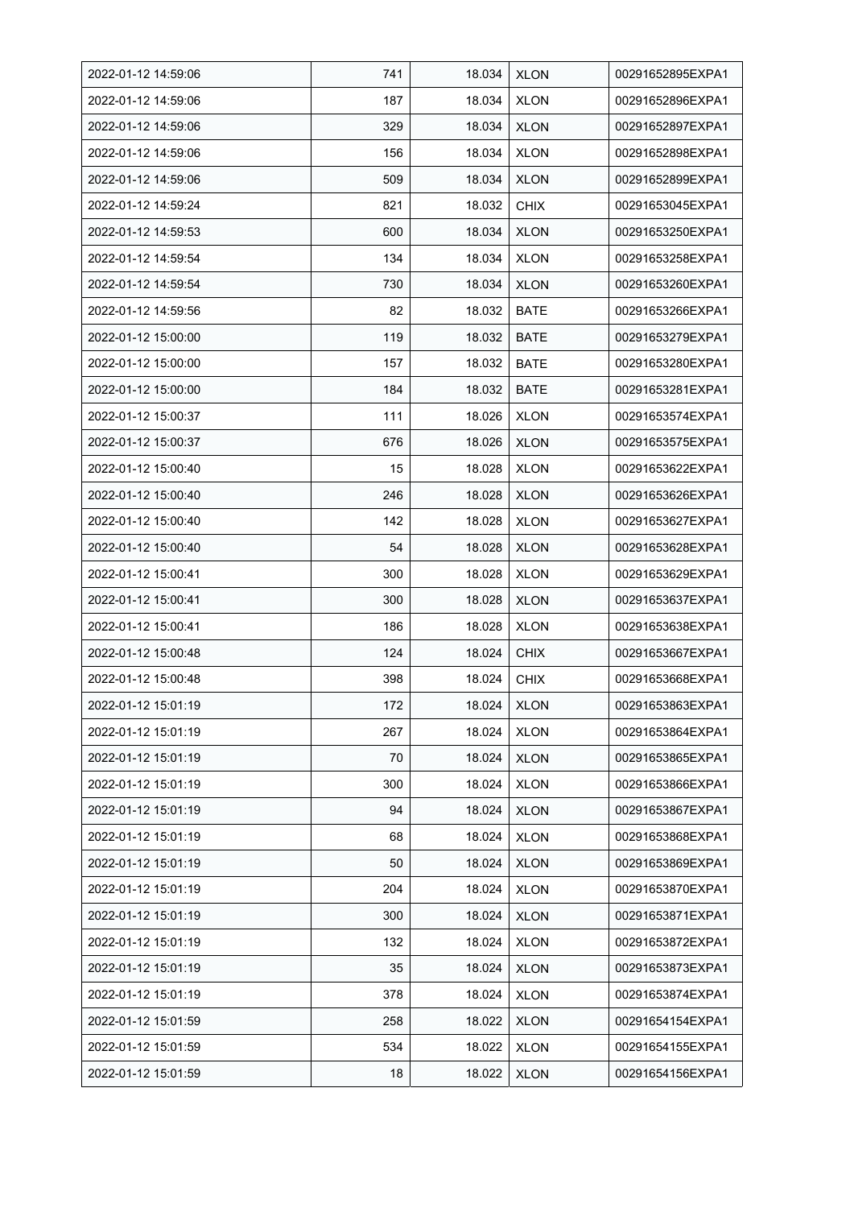| 2022-01-12 14:59:06 | 741 | 18.034 | XLON | 00291652895EXPA1 |
|---|---|---|---|---|
| 2022-01-12 14:59:06 | 187 | 18.034 | XLON | 00291652896EXPA1 |
| 2022-01-12 14:59:06 | 329 | 18.034 | XLON | 00291652897EXPA1 |
| 2022-01-12 14:59:06 | 156 | 18.034 | XLON | 00291652898EXPA1 |
| 2022-01-12 14:59:06 | 509 | 18.034 | XLON | 00291652899EXPA1 |
| 2022-01-12 14:59:24 | 821 | 18.032 | CHIX | 00291653045EXPA1 |
| 2022-01-12 14:59:53 | 600 | 18.034 | XLON | 00291653250EXPA1 |
| 2022-01-12 14:59:54 | 134 | 18.034 | XLON | 00291653258EXPA1 |
| 2022-01-12 14:59:54 | 730 | 18.034 | XLON | 00291653260EXPA1 |
| 2022-01-12 14:59:56 | 82 | 18.032 | BATE | 00291653266EXPA1 |
| 2022-01-12 15:00:00 | 119 | 18.032 | BATE | 00291653279EXPA1 |
| 2022-01-12 15:00:00 | 157 | 18.032 | BATE | 00291653280EXPA1 |
| 2022-01-12 15:00:00 | 184 | 18.032 | BATE | 00291653281EXPA1 |
| 2022-01-12 15:00:37 | 111 | 18.026 | XLON | 00291653574EXPA1 |
| 2022-01-12 15:00:37 | 676 | 18.026 | XLON | 00291653575EXPA1 |
| 2022-01-12 15:00:40 | 15 | 18.028 | XLON | 00291653622EXPA1 |
| 2022-01-12 15:00:40 | 246 | 18.028 | XLON | 00291653626EXPA1 |
| 2022-01-12 15:00:40 | 142 | 18.028 | XLON | 00291653627EXPA1 |
| 2022-01-12 15:00:40 | 54 | 18.028 | XLON | 00291653628EXPA1 |
| 2022-01-12 15:00:41 | 300 | 18.028 | XLON | 00291653629EXPA1 |
| 2022-01-12 15:00:41 | 300 | 18.028 | XLON | 00291653637EXPA1 |
| 2022-01-12 15:00:41 | 186 | 18.028 | XLON | 00291653638EXPA1 |
| 2022-01-12 15:00:48 | 124 | 18.024 | CHIX | 00291653667EXPA1 |
| 2022-01-12 15:00:48 | 398 | 18.024 | CHIX | 00291653668EXPA1 |
| 2022-01-12 15:01:19 | 172 | 18.024 | XLON | 00291653863EXPA1 |
| 2022-01-12 15:01:19 | 267 | 18.024 | XLON | 00291653864EXPA1 |
| 2022-01-12 15:01:19 | 70 | 18.024 | XLON | 00291653865EXPA1 |
| 2022-01-12 15:01:19 | 300 | 18.024 | XLON | 00291653866EXPA1 |
| 2022-01-12 15:01:19 | 94 | 18.024 | XLON | 00291653867EXPA1 |
| 2022-01-12 15:01:19 | 68 | 18.024 | XLON | 00291653868EXPA1 |
| 2022-01-12 15:01:19 | 50 | 18.024 | XLON | 00291653869EXPA1 |
| 2022-01-12 15:01:19 | 204 | 18.024 | XLON | 00291653870EXPA1 |
| 2022-01-12 15:01:19 | 300 | 18.024 | XLON | 00291653871EXPA1 |
| 2022-01-12 15:01:19 | 132 | 18.024 | XLON | 00291653872EXPA1 |
| 2022-01-12 15:01:19 | 35 | 18.024 | XLON | 00291653873EXPA1 |
| 2022-01-12 15:01:19 | 378 | 18.024 | XLON | 00291653874EXPA1 |
| 2022-01-12 15:01:59 | 258 | 18.022 | XLON | 00291654154EXPA1 |
| 2022-01-12 15:01:59 | 534 | 18.022 | XLON | 00291654155EXPA1 |
| 2022-01-12 15:01:59 | 18 | 18.022 | XLON | 00291654156EXPA1 |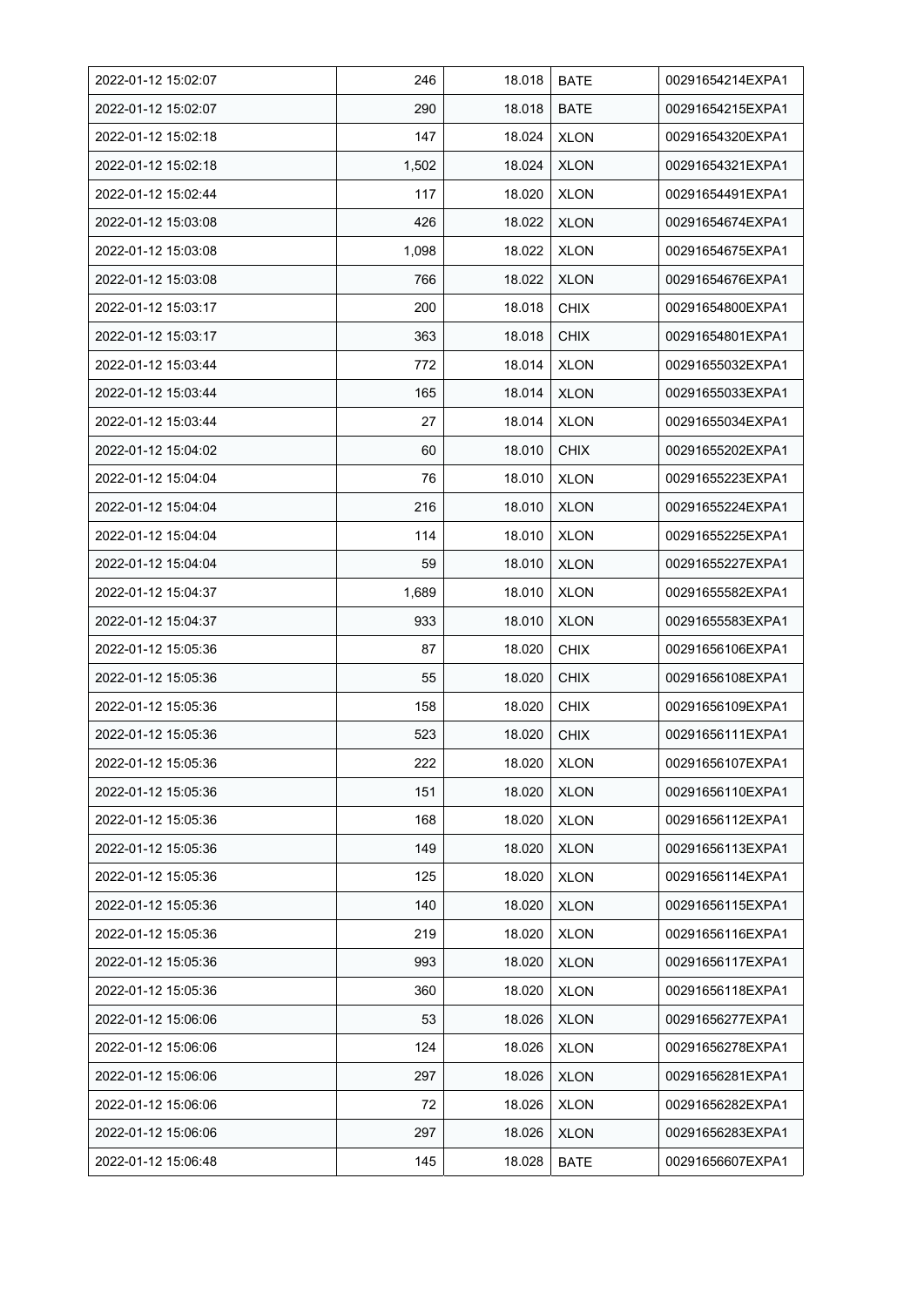| | | | | |
|---|---|---|---|---|
| 2022-01-12 15:02:07 | 246 | 18.018 | BATE | 00291654214EXPA1 |
| 2022-01-12 15:02:07 | 290 | 18.018 | BATE | 00291654215EXPA1 |
| 2022-01-12 15:02:18 | 147 | 18.024 | XLON | 00291654320EXPA1 |
| 2022-01-12 15:02:18 | 1,502 | 18.024 | XLON | 00291654321EXPA1 |
| 2022-01-12 15:02:44 | 117 | 18.020 | XLON | 00291654491EXPA1 |
| 2022-01-12 15:03:08 | 426 | 18.022 | XLON | 00291654674EXPA1 |
| 2022-01-12 15:03:08 | 1,098 | 18.022 | XLON | 00291654675EXPA1 |
| 2022-01-12 15:03:08 | 766 | 18.022 | XLON | 00291654676EXPA1 |
| 2022-01-12 15:03:17 | 200 | 18.018 | CHIX | 00291654800EXPA1 |
| 2022-01-12 15:03:17 | 363 | 18.018 | CHIX | 00291654801EXPA1 |
| 2022-01-12 15:03:44 | 772 | 18.014 | XLON | 00291655032EXPA1 |
| 2022-01-12 15:03:44 | 165 | 18.014 | XLON | 00291655033EXPA1 |
| 2022-01-12 15:03:44 | 27 | 18.014 | XLON | 00291655034EXPA1 |
| 2022-01-12 15:04:02 | 60 | 18.010 | CHIX | 00291655202EXPA1 |
| 2022-01-12 15:04:04 | 76 | 18.010 | XLON | 00291655223EXPA1 |
| 2022-01-12 15:04:04 | 216 | 18.010 | XLON | 00291655224EXPA1 |
| 2022-01-12 15:04:04 | 114 | 18.010 | XLON | 00291655225EXPA1 |
| 2022-01-12 15:04:04 | 59 | 18.010 | XLON | 00291655227EXPA1 |
| 2022-01-12 15:04:37 | 1,689 | 18.010 | XLON | 00291655582EXPA1 |
| 2022-01-12 15:04:37 | 933 | 18.010 | XLON | 00291655583EXPA1 |
| 2022-01-12 15:05:36 | 87 | 18.020 | CHIX | 00291656106EXPA1 |
| 2022-01-12 15:05:36 | 55 | 18.020 | CHIX | 00291656108EXPA1 |
| 2022-01-12 15:05:36 | 158 | 18.020 | CHIX | 00291656109EXPA1 |
| 2022-01-12 15:05:36 | 523 | 18.020 | CHIX | 00291656111EXPA1 |
| 2022-01-12 15:05:36 | 222 | 18.020 | XLON | 00291656107EXPA1 |
| 2022-01-12 15:05:36 | 151 | 18.020 | XLON | 00291656110EXPA1 |
| 2022-01-12 15:05:36 | 168 | 18.020 | XLON | 00291656112EXPA1 |
| 2022-01-12 15:05:36 | 149 | 18.020 | XLON | 00291656113EXPA1 |
| 2022-01-12 15:05:36 | 125 | 18.020 | XLON | 00291656114EXPA1 |
| 2022-01-12 15:05:36 | 140 | 18.020 | XLON | 00291656115EXPA1 |
| 2022-01-12 15:05:36 | 219 | 18.020 | XLON | 00291656116EXPA1 |
| 2022-01-12 15:05:36 | 993 | 18.020 | XLON | 00291656117EXPA1 |
| 2022-01-12 15:05:36 | 360 | 18.020 | XLON | 00291656118EXPA1 |
| 2022-01-12 15:06:06 | 53 | 18.026 | XLON | 00291656277EXPA1 |
| 2022-01-12 15:06:06 | 124 | 18.026 | XLON | 00291656278EXPA1 |
| 2022-01-12 15:06:06 | 297 | 18.026 | XLON | 00291656281EXPA1 |
| 2022-01-12 15:06:06 | 72 | 18.026 | XLON | 00291656282EXPA1 |
| 2022-01-12 15:06:06 | 297 | 18.026 | XLON | 00291656283EXPA1 |
| 2022-01-12 15:06:48 | 145 | 18.028 | BATE | 00291656607EXPA1 |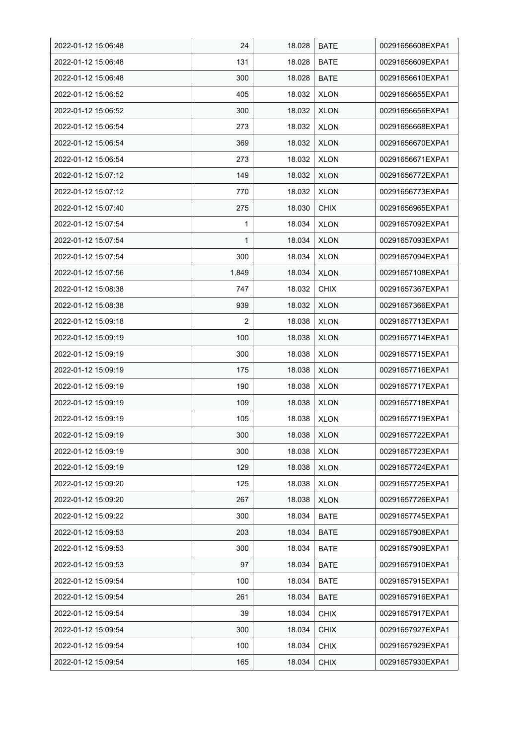| 2022-01-12 15:06:48 | 24 | 18.028 | BATE | 00291656608EXPA1 |
|---|---|---|---|---|
| 2022-01-12 15:06:48 | 131 | 18.028 | BATE | 00291656609EXPA1 |
| 2022-01-12 15:06:48 | 300 | 18.028 | BATE | 00291656610EXPA1 |
| 2022-01-12 15:06:52 | 405 | 18.032 | XLON | 00291656655EXPA1 |
| 2022-01-12 15:06:52 | 300 | 18.032 | XLON | 00291656656EXPA1 |
| 2022-01-12 15:06:54 | 273 | 18.032 | XLON | 00291656668EXPA1 |
| 2022-01-12 15:06:54 | 369 | 18.032 | XLON | 00291656670EXPA1 |
| 2022-01-12 15:06:54 | 273 | 18.032 | XLON | 00291656671EXPA1 |
| 2022-01-12 15:07:12 | 149 | 18.032 | XLON | 00291656772EXPA1 |
| 2022-01-12 15:07:12 | 770 | 18.032 | XLON | 00291656773EXPA1 |
| 2022-01-12 15:07:40 | 275 | 18.030 | CHIX | 00291656965EXPA1 |
| 2022-01-12 15:07:54 | 1 | 18.034 | XLON | 00291657092EXPA1 |
| 2022-01-12 15:07:54 | 1 | 18.034 | XLON | 00291657093EXPA1 |
| 2022-01-12 15:07:54 | 300 | 18.034 | XLON | 00291657094EXPA1 |
| 2022-01-12 15:07:56 | 1,849 | 18.034 | XLON | 00291657108EXPA1 |
| 2022-01-12 15:08:38 | 747 | 18.032 | CHIX | 00291657367EXPA1 |
| 2022-01-12 15:08:38 | 939 | 18.032 | XLON | 00291657366EXPA1 |
| 2022-01-12 15:09:18 | 2 | 18.038 | XLON | 00291657713EXPA1 |
| 2022-01-12 15:09:19 | 100 | 18.038 | XLON | 00291657714EXPA1 |
| 2022-01-12 15:09:19 | 300 | 18.038 | XLON | 00291657715EXPA1 |
| 2022-01-12 15:09:19 | 175 | 18.038 | XLON | 00291657716EXPA1 |
| 2022-01-12 15:09:19 | 190 | 18.038 | XLON | 00291657717EXPA1 |
| 2022-01-12 15:09:19 | 109 | 18.038 | XLON | 00291657718EXPA1 |
| 2022-01-12 15:09:19 | 105 | 18.038 | XLON | 00291657719EXPA1 |
| 2022-01-12 15:09:19 | 300 | 18.038 | XLON | 00291657722EXPA1 |
| 2022-01-12 15:09:19 | 300 | 18.038 | XLON | 00291657723EXPA1 |
| 2022-01-12 15:09:19 | 129 | 18.038 | XLON | 00291657724EXPA1 |
| 2022-01-12 15:09:20 | 125 | 18.038 | XLON | 00291657725EXPA1 |
| 2022-01-12 15:09:20 | 267 | 18.038 | XLON | 00291657726EXPA1 |
| 2022-01-12 15:09:22 | 300 | 18.034 | BATE | 00291657745EXPA1 |
| 2022-01-12 15:09:53 | 203 | 18.034 | BATE | 00291657908EXPA1 |
| 2022-01-12 15:09:53 | 300 | 18.034 | BATE | 00291657909EXPA1 |
| 2022-01-12 15:09:53 | 97 | 18.034 | BATE | 00291657910EXPA1 |
| 2022-01-12 15:09:54 | 100 | 18.034 | BATE | 00291657915EXPA1 |
| 2022-01-12 15:09:54 | 261 | 18.034 | BATE | 00291657916EXPA1 |
| 2022-01-12 15:09:54 | 39 | 18.034 | CHIX | 00291657917EXPA1 |
| 2022-01-12 15:09:54 | 300 | 18.034 | CHIX | 00291657927EXPA1 |
| 2022-01-12 15:09:54 | 100 | 18.034 | CHIX | 00291657929EXPA1 |
| 2022-01-12 15:09:54 | 165 | 18.034 | CHIX | 00291657930EXPA1 |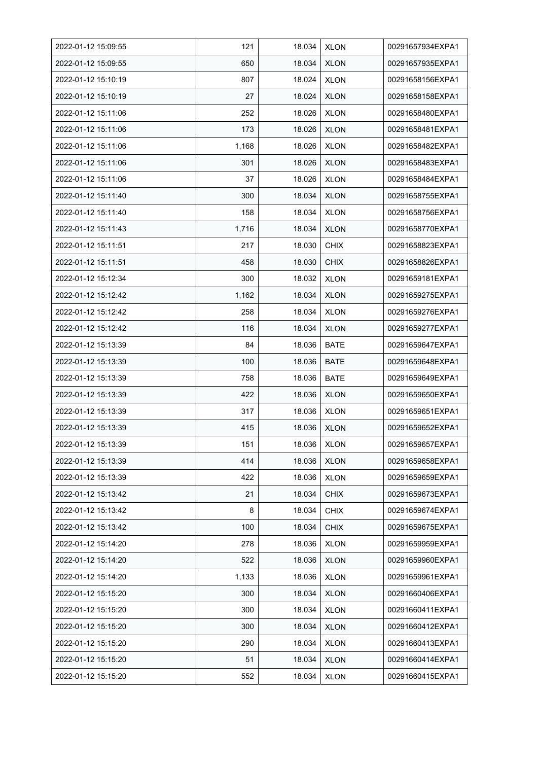| 2022-01-12 15:09:55 | 121 | 18.034 | XLON | 00291657934EXPA1 |
|---|---|---|---|---|
| 2022-01-12 15:09:55 | 650 | 18.034 | XLON | 00291657935EXPA1 |
| 2022-01-12 15:10:19 | 807 | 18.024 | XLON | 00291658156EXPA1 |
| 2022-01-12 15:10:19 | 27 | 18.024 | XLON | 00291658158EXPA1 |
| 2022-01-12 15:11:06 | 252 | 18.026 | XLON | 00291658480EXPA1 |
| 2022-01-12 15:11:06 | 173 | 18.026 | XLON | 00291658481EXPA1 |
| 2022-01-12 15:11:06 | 1,168 | 18.026 | XLON | 00291658482EXPA1 |
| 2022-01-12 15:11:06 | 301 | 18.026 | XLON | 00291658483EXPA1 |
| 2022-01-12 15:11:06 | 37 | 18.026 | XLON | 00291658484EXPA1 |
| 2022-01-12 15:11:40 | 300 | 18.034 | XLON | 00291658755EXPA1 |
| 2022-01-12 15:11:40 | 158 | 18.034 | XLON | 00291658756EXPA1 |
| 2022-01-12 15:11:43 | 1,716 | 18.034 | XLON | 00291658770EXPA1 |
| 2022-01-12 15:11:51 | 217 | 18.030 | CHIX | 00291658823EXPA1 |
| 2022-01-12 15:11:51 | 458 | 18.030 | CHIX | 00291658826EXPA1 |
| 2022-01-12 15:12:34 | 300 | 18.032 | XLON | 00291659181EXPA1 |
| 2022-01-12 15:12:42 | 1,162 | 18.034 | XLON | 00291659275EXPA1 |
| 2022-01-12 15:12:42 | 258 | 18.034 | XLON | 00291659276EXPA1 |
| 2022-01-12 15:12:42 | 116 | 18.034 | XLON | 00291659277EXPA1 |
| 2022-01-12 15:13:39 | 84 | 18.036 | BATE | 00291659647EXPA1 |
| 2022-01-12 15:13:39 | 100 | 18.036 | BATE | 00291659648EXPA1 |
| 2022-01-12 15:13:39 | 758 | 18.036 | BATE | 00291659649EXPA1 |
| 2022-01-12 15:13:39 | 422 | 18.036 | XLON | 00291659650EXPA1 |
| 2022-01-12 15:13:39 | 317 | 18.036 | XLON | 00291659651EXPA1 |
| 2022-01-12 15:13:39 | 415 | 18.036 | XLON | 00291659652EXPA1 |
| 2022-01-12 15:13:39 | 151 | 18.036 | XLON | 00291659657EXPA1 |
| 2022-01-12 15:13:39 | 414 | 18.036 | XLON | 00291659658EXPA1 |
| 2022-01-12 15:13:39 | 422 | 18.036 | XLON | 00291659659EXPA1 |
| 2022-01-12 15:13:42 | 21 | 18.034 | CHIX | 00291659673EXPA1 |
| 2022-01-12 15:13:42 | 8 | 18.034 | CHIX | 00291659674EXPA1 |
| 2022-01-12 15:13:42 | 100 | 18.034 | CHIX | 00291659675EXPA1 |
| 2022-01-12 15:14:20 | 278 | 18.036 | XLON | 00291659959EXPA1 |
| 2022-01-12 15:14:20 | 522 | 18.036 | XLON | 00291659960EXPA1 |
| 2022-01-12 15:14:20 | 1,133 | 18.036 | XLON | 00291659961EXPA1 |
| 2022-01-12 15:15:20 | 300 | 18.034 | XLON | 00291660406EXPA1 |
| 2022-01-12 15:15:20 | 300 | 18.034 | XLON | 00291660411EXPA1 |
| 2022-01-12 15:15:20 | 300 | 18.034 | XLON | 00291660412EXPA1 |
| 2022-01-12 15:15:20 | 290 | 18.034 | XLON | 00291660413EXPA1 |
| 2022-01-12 15:15:20 | 51 | 18.034 | XLON | 00291660414EXPA1 |
| 2022-01-12 15:15:20 | 552 | 18.034 | XLON | 00291660415EXPA1 |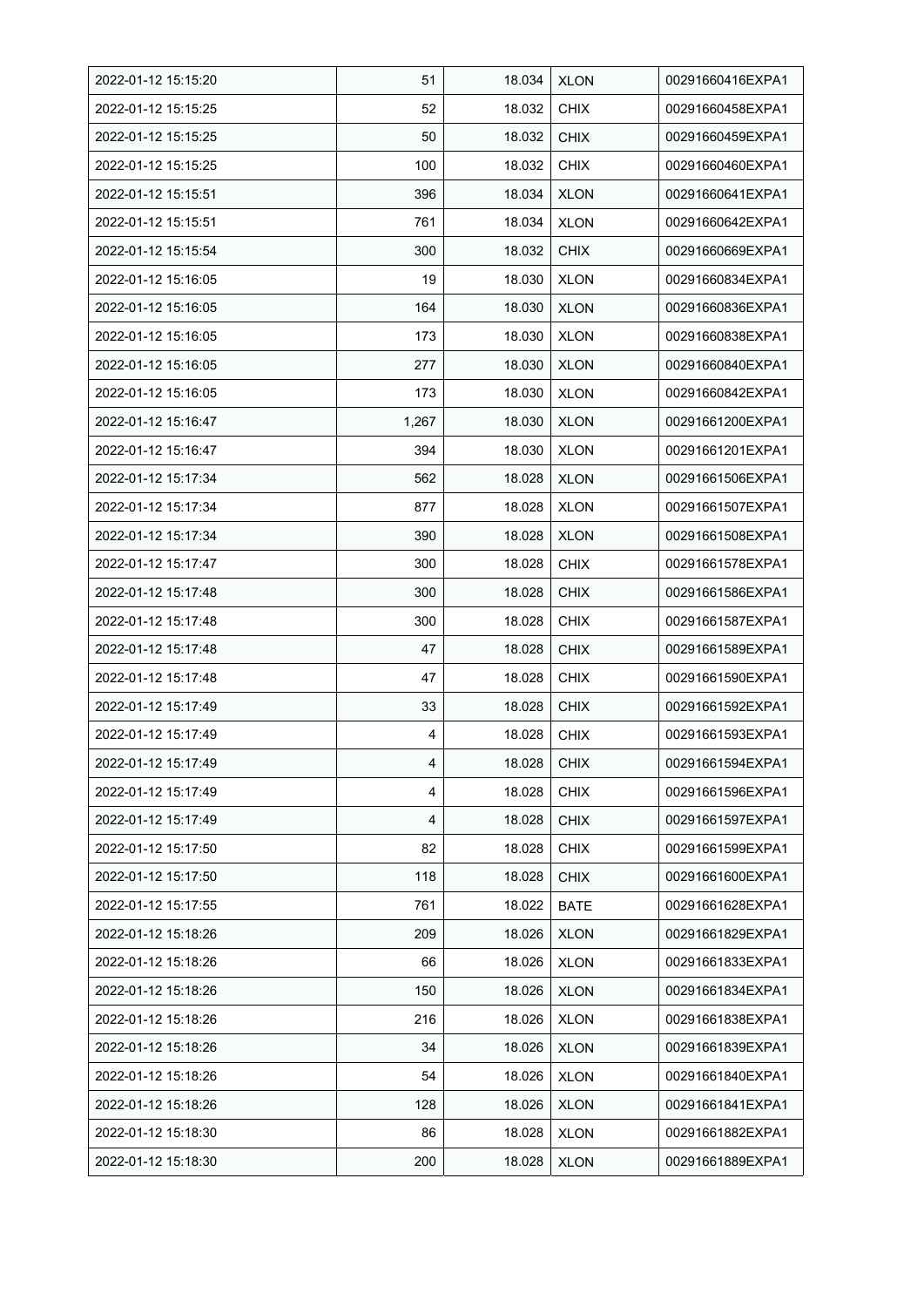| 2022-01-12 15:15:20 | 51 | 18.034 | XLON | 00291660416EXPA1 |
|---|---|---|---|---|
| 2022-01-12 15:15:25 | 52 | 18.032 | CHIX | 00291660458EXPA1 |
| 2022-01-12 15:15:25 | 50 | 18.032 | CHIX | 00291660459EXPA1 |
| 2022-01-12 15:15:25 | 100 | 18.032 | CHIX | 00291660460EXPA1 |
| 2022-01-12 15:15:51 | 396 | 18.034 | XLON | 00291660641EXPA1 |
| 2022-01-12 15:15:51 | 761 | 18.034 | XLON | 00291660642EXPA1 |
| 2022-01-12 15:15:54 | 300 | 18.032 | CHIX | 00291660669EXPA1 |
| 2022-01-12 15:16:05 | 19 | 18.030 | XLON | 00291660834EXPA1 |
| 2022-01-12 15:16:05 | 164 | 18.030 | XLON | 00291660836EXPA1 |
| 2022-01-12 15:16:05 | 173 | 18.030 | XLON | 00291660838EXPA1 |
| 2022-01-12 15:16:05 | 277 | 18.030 | XLON | 00291660840EXPA1 |
| 2022-01-12 15:16:05 | 173 | 18.030 | XLON | 00291660842EXPA1 |
| 2022-01-12 15:16:47 | 1,267 | 18.030 | XLON | 00291661200EXPA1 |
| 2022-01-12 15:16:47 | 394 | 18.030 | XLON | 00291661201EXPA1 |
| 2022-01-12 15:17:34 | 562 | 18.028 | XLON | 00291661506EXPA1 |
| 2022-01-12 15:17:34 | 877 | 18.028 | XLON | 00291661507EXPA1 |
| 2022-01-12 15:17:34 | 390 | 18.028 | XLON | 00291661508EXPA1 |
| 2022-01-12 15:17:47 | 300 | 18.028 | CHIX | 00291661578EXPA1 |
| 2022-01-12 15:17:48 | 300 | 18.028 | CHIX | 00291661586EXPA1 |
| 2022-01-12 15:17:48 | 300 | 18.028 | CHIX | 00291661587EXPA1 |
| 2022-01-12 15:17:48 | 47 | 18.028 | CHIX | 00291661589EXPA1 |
| 2022-01-12 15:17:48 | 47 | 18.028 | CHIX | 00291661590EXPA1 |
| 2022-01-12 15:17:49 | 33 | 18.028 | CHIX | 00291661592EXPA1 |
| 2022-01-12 15:17:49 | 4 | 18.028 | CHIX | 00291661593EXPA1 |
| 2022-01-12 15:17:49 | 4 | 18.028 | CHIX | 00291661594EXPA1 |
| 2022-01-12 15:17:49 | 4 | 18.028 | CHIX | 00291661596EXPA1 |
| 2022-01-12 15:17:49 | 4 | 18.028 | CHIX | 00291661597EXPA1 |
| 2022-01-12 15:17:50 | 82 | 18.028 | CHIX | 00291661599EXPA1 |
| 2022-01-12 15:17:50 | 118 | 18.028 | CHIX | 00291661600EXPA1 |
| 2022-01-12 15:17:55 | 761 | 18.022 | BATE | 00291661628EXPA1 |
| 2022-01-12 15:18:26 | 209 | 18.026 | XLON | 00291661829EXPA1 |
| 2022-01-12 15:18:26 | 66 | 18.026 | XLON | 00291661833EXPA1 |
| 2022-01-12 15:18:26 | 150 | 18.026 | XLON | 00291661834EXPA1 |
| 2022-01-12 15:18:26 | 216 | 18.026 | XLON | 00291661838EXPA1 |
| 2022-01-12 15:18:26 | 34 | 18.026 | XLON | 00291661839EXPA1 |
| 2022-01-12 15:18:26 | 54 | 18.026 | XLON | 00291661840EXPA1 |
| 2022-01-12 15:18:26 | 128 | 18.026 | XLON | 00291661841EXPA1 |
| 2022-01-12 15:18:30 | 86 | 18.028 | XLON | 00291661882EXPA1 |
| 2022-01-12 15:18:30 | 200 | 18.028 | XLON | 00291661889EXPA1 |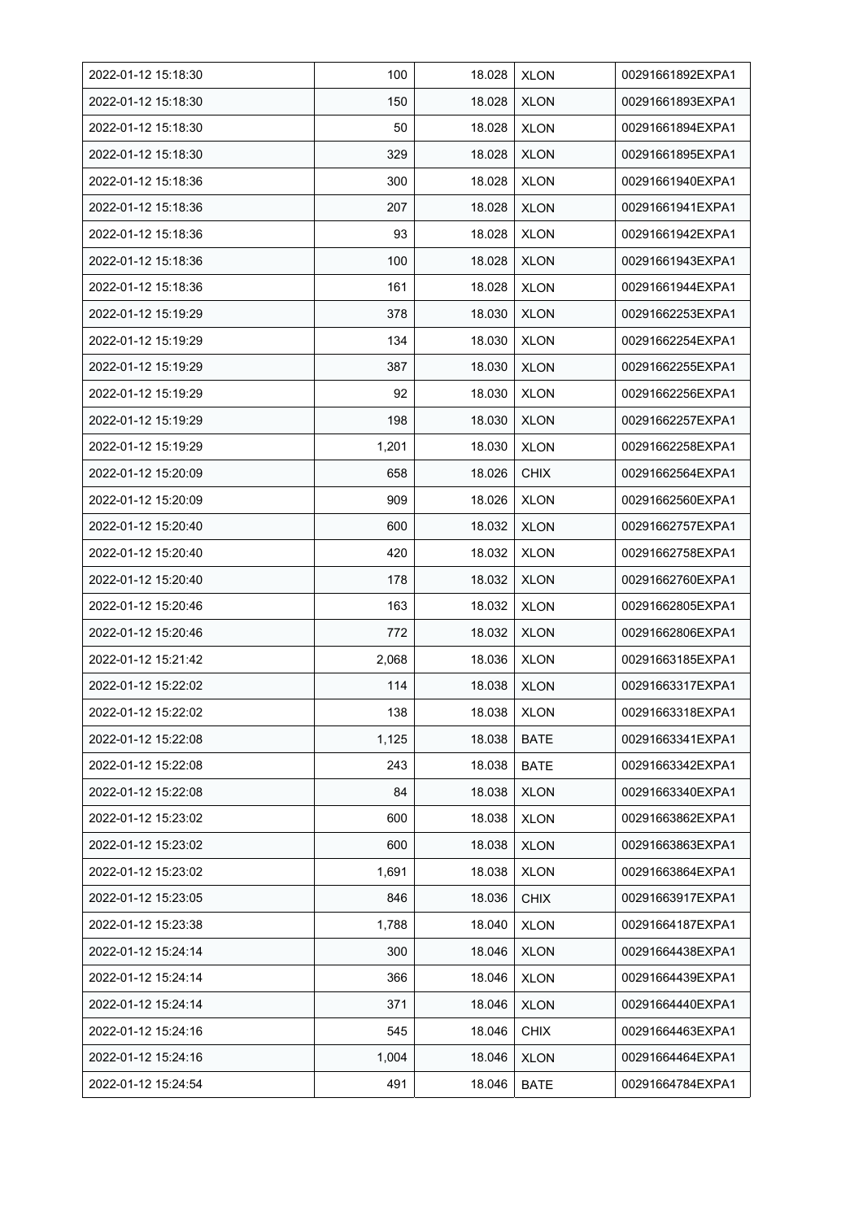| | | | | |
|---|---|---|---|---|
| 2022-01-12 15:18:30 | 100 | 18.028 | XLON | 00291661892EXPA1 |
| 2022-01-12 15:18:30 | 150 | 18.028 | XLON | 00291661893EXPA1 |
| 2022-01-12 15:18:30 | 50 | 18.028 | XLON | 00291661894EXPA1 |
| 2022-01-12 15:18:30 | 329 | 18.028 | XLON | 00291661895EXPA1 |
| 2022-01-12 15:18:36 | 300 | 18.028 | XLON | 00291661940EXPA1 |
| 2022-01-12 15:18:36 | 207 | 18.028 | XLON | 00291661941EXPA1 |
| 2022-01-12 15:18:36 | 93 | 18.028 | XLON | 00291661942EXPA1 |
| 2022-01-12 15:18:36 | 100 | 18.028 | XLON | 00291661943EXPA1 |
| 2022-01-12 15:18:36 | 161 | 18.028 | XLON | 00291661944EXPA1 |
| 2022-01-12 15:19:29 | 378 | 18.030 | XLON | 00291662253EXPA1 |
| 2022-01-12 15:19:29 | 134 | 18.030 | XLON | 00291662254EXPA1 |
| 2022-01-12 15:19:29 | 387 | 18.030 | XLON | 00291662255EXPA1 |
| 2022-01-12 15:19:29 | 92 | 18.030 | XLON | 00291662256EXPA1 |
| 2022-01-12 15:19:29 | 198 | 18.030 | XLON | 00291662257EXPA1 |
| 2022-01-12 15:19:29 | 1,201 | 18.030 | XLON | 00291662258EXPA1 |
| 2022-01-12 15:20:09 | 658 | 18.026 | CHIX | 00291662564EXPA1 |
| 2022-01-12 15:20:09 | 909 | 18.026 | XLON | 00291662560EXPA1 |
| 2022-01-12 15:20:40 | 600 | 18.032 | XLON | 00291662757EXPA1 |
| 2022-01-12 15:20:40 | 420 | 18.032 | XLON | 00291662758EXPA1 |
| 2022-01-12 15:20:40 | 178 | 18.032 | XLON | 00291662760EXPA1 |
| 2022-01-12 15:20:46 | 163 | 18.032 | XLON | 00291662805EXPA1 |
| 2022-01-12 15:20:46 | 772 | 18.032 | XLON | 00291662806EXPA1 |
| 2022-01-12 15:21:42 | 2,068 | 18.036 | XLON | 00291663185EXPA1 |
| 2022-01-12 15:22:02 | 114 | 18.038 | XLON | 00291663317EXPA1 |
| 2022-01-12 15:22:02 | 138 | 18.038 | XLON | 00291663318EXPA1 |
| 2022-01-12 15:22:08 | 1,125 | 18.038 | BATE | 00291663341EXPA1 |
| 2022-01-12 15:22:08 | 243 | 18.038 | BATE | 00291663342EXPA1 |
| 2022-01-12 15:22:08 | 84 | 18.038 | XLON | 00291663340EXPA1 |
| 2022-01-12 15:23:02 | 600 | 18.038 | XLON | 00291663862EXPA1 |
| 2022-01-12 15:23:02 | 600 | 18.038 | XLON | 00291663863EXPA1 |
| 2022-01-12 15:23:02 | 1,691 | 18.038 | XLON | 00291663864EXPA1 |
| 2022-01-12 15:23:05 | 846 | 18.036 | CHIX | 00291663917EXPA1 |
| 2022-01-12 15:23:38 | 1,788 | 18.040 | XLON | 00291664187EXPA1 |
| 2022-01-12 15:24:14 | 300 | 18.046 | XLON | 00291664438EXPA1 |
| 2022-01-12 15:24:14 | 366 | 18.046 | XLON | 00291664439EXPA1 |
| 2022-01-12 15:24:14 | 371 | 18.046 | XLON | 00291664440EXPA1 |
| 2022-01-12 15:24:16 | 545 | 18.046 | CHIX | 00291664463EXPA1 |
| 2022-01-12 15:24:16 | 1,004 | 18.046 | XLON | 00291664464EXPA1 |
| 2022-01-12 15:24:54 | 491 | 18.046 | BATE | 00291664784EXPA1 |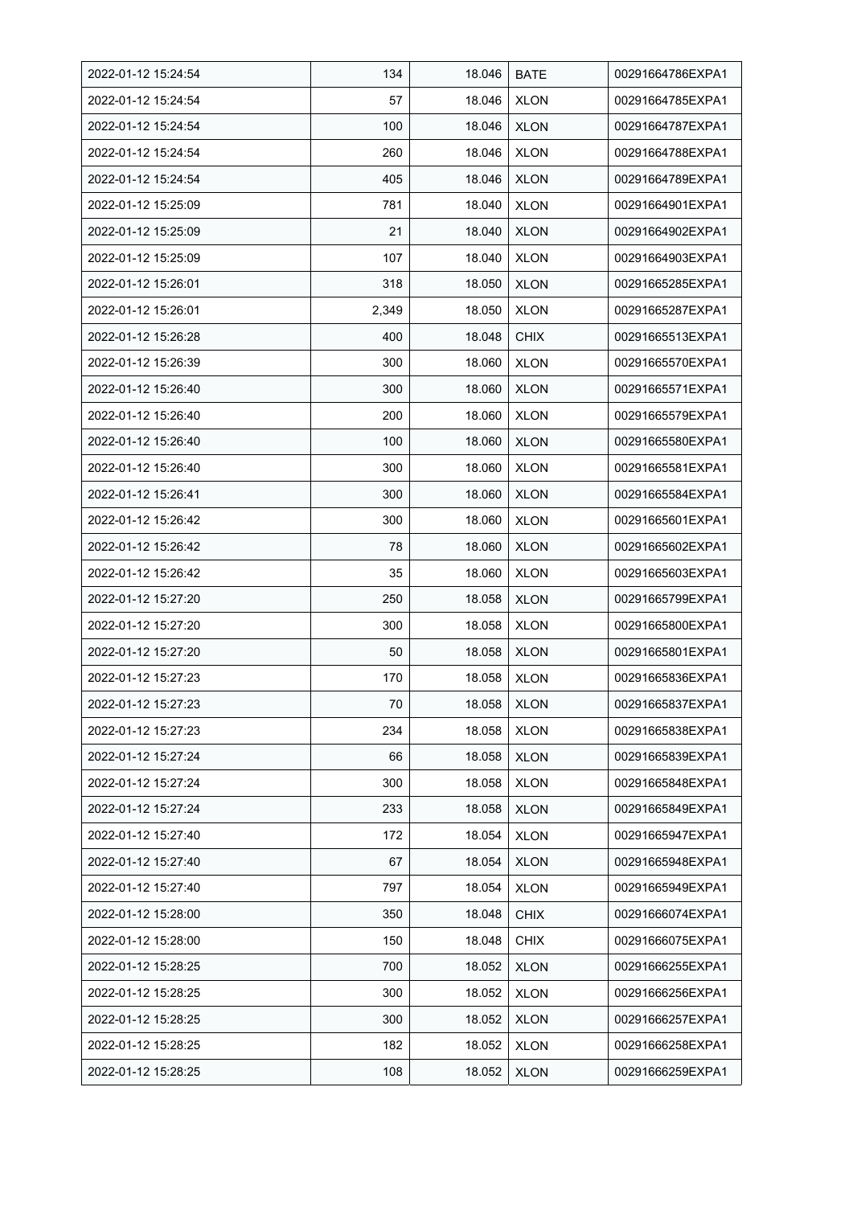| 2022-01-12 15:24:54 | 134 | 18.046 | BATE | 00291664786EXPA1 |
|---|---|---|---|---|
| 2022-01-12 15:24:54 | 57 | 18.046 | XLON | 00291664785EXPA1 |
| 2022-01-12 15:24:54 | 100 | 18.046 | XLON | 00291664787EXPA1 |
| 2022-01-12 15:24:54 | 260 | 18.046 | XLON | 00291664788EXPA1 |
| 2022-01-12 15:24:54 | 405 | 18.046 | XLON | 00291664789EXPA1 |
| 2022-01-12 15:25:09 | 781 | 18.040 | XLON | 00291664901EXPA1 |
| 2022-01-12 15:25:09 | 21 | 18.040 | XLON | 00291664902EXPA1 |
| 2022-01-12 15:25:09 | 107 | 18.040 | XLON | 00291664903EXPA1 |
| 2022-01-12 15:26:01 | 318 | 18.050 | XLON | 00291665285EXPA1 |
| 2022-01-12 15:26:01 | 2,349 | 18.050 | XLON | 00291665287EXPA1 |
| 2022-01-12 15:26:28 | 400 | 18.048 | CHIX | 00291665513EXPA1 |
| 2022-01-12 15:26:39 | 300 | 18.060 | XLON | 00291665570EXPA1 |
| 2022-01-12 15:26:40 | 300 | 18.060 | XLON | 00291665571EXPA1 |
| 2022-01-12 15:26:40 | 200 | 18.060 | XLON | 00291665579EXPA1 |
| 2022-01-12 15:26:40 | 100 | 18.060 | XLON | 00291665580EXPA1 |
| 2022-01-12 15:26:40 | 300 | 18.060 | XLON | 00291665581EXPA1 |
| 2022-01-12 15:26:41 | 300 | 18.060 | XLON | 00291665584EXPA1 |
| 2022-01-12 15:26:42 | 300 | 18.060 | XLON | 00291665601EXPA1 |
| 2022-01-12 15:26:42 | 78 | 18.060 | XLON | 00291665602EXPA1 |
| 2022-01-12 15:26:42 | 35 | 18.060 | XLON | 00291665603EXPA1 |
| 2022-01-12 15:27:20 | 250 | 18.058 | XLON | 00291665799EXPA1 |
| 2022-01-12 15:27:20 | 300 | 18.058 | XLON | 00291665800EXPA1 |
| 2022-01-12 15:27:20 | 50 | 18.058 | XLON | 00291665801EXPA1 |
| 2022-01-12 15:27:23 | 170 | 18.058 | XLON | 00291665836EXPA1 |
| 2022-01-12 15:27:23 | 70 | 18.058 | XLON | 00291665837EXPA1 |
| 2022-01-12 15:27:23 | 234 | 18.058 | XLON | 00291665838EXPA1 |
| 2022-01-12 15:27:24 | 66 | 18.058 | XLON | 00291665839EXPA1 |
| 2022-01-12 15:27:24 | 300 | 18.058 | XLON | 00291665848EXPA1 |
| 2022-01-12 15:27:24 | 233 | 18.058 | XLON | 00291665849EXPA1 |
| 2022-01-12 15:27:40 | 172 | 18.054 | XLON | 00291665947EXPA1 |
| 2022-01-12 15:27:40 | 67 | 18.054 | XLON | 00291665948EXPA1 |
| 2022-01-12 15:27:40 | 797 | 18.054 | XLON | 00291665949EXPA1 |
| 2022-01-12 15:28:00 | 350 | 18.048 | CHIX | 00291666074EXPA1 |
| 2022-01-12 15:28:00 | 150 | 18.048 | CHIX | 00291666075EXPA1 |
| 2022-01-12 15:28:25 | 700 | 18.052 | XLON | 00291666255EXPA1 |
| 2022-01-12 15:28:25 | 300 | 18.052 | XLON | 00291666256EXPA1 |
| 2022-01-12 15:28:25 | 300 | 18.052 | XLON | 00291666257EXPA1 |
| 2022-01-12 15:28:25 | 182 | 18.052 | XLON | 00291666258EXPA1 |
| 2022-01-12 15:28:25 | 108 | 18.052 | XLON | 00291666259EXPA1 |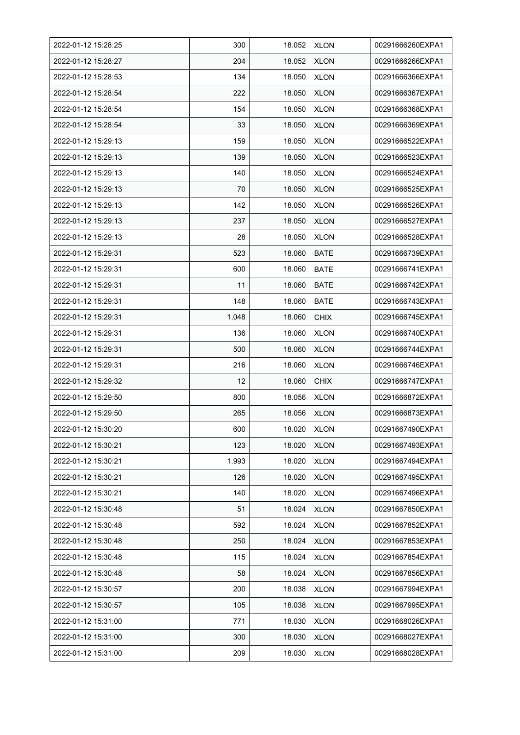| | | | | |
|---|---|---|---|---|
| 2022-01-12 15:28:25 | 300 | 18.052 | XLON | 00291666260EXPA1 |
| 2022-01-12 15:28:27 | 204 | 18.052 | XLON | 00291666266EXPA1 |
| 2022-01-12 15:28:53 | 134 | 18.050 | XLON | 00291666366EXPA1 |
| 2022-01-12 15:28:54 | 222 | 18.050 | XLON | 00291666367EXPA1 |
| 2022-01-12 15:28:54 | 154 | 18.050 | XLON | 00291666368EXPA1 |
| 2022-01-12 15:28:54 | 33 | 18.050 | XLON | 00291666369EXPA1 |
| 2022-01-12 15:29:13 | 159 | 18.050 | XLON | 00291666522EXPA1 |
| 2022-01-12 15:29:13 | 139 | 18.050 | XLON | 00291666523EXPA1 |
| 2022-01-12 15:29:13 | 140 | 18.050 | XLON | 00291666524EXPA1 |
| 2022-01-12 15:29:13 | 70 | 18.050 | XLON | 00291666525EXPA1 |
| 2022-01-12 15:29:13 | 142 | 18.050 | XLON | 00291666526EXPA1 |
| 2022-01-12 15:29:13 | 237 | 18.050 | XLON | 00291666527EXPA1 |
| 2022-01-12 15:29:13 | 28 | 18.050 | XLON | 00291666528EXPA1 |
| 2022-01-12 15:29:31 | 523 | 18.060 | BATE | 00291666739EXPA1 |
| 2022-01-12 15:29:31 | 600 | 18.060 | BATE | 00291666741EXPA1 |
| 2022-01-12 15:29:31 | 11 | 18.060 | BATE | 00291666742EXPA1 |
| 2022-01-12 15:29:31 | 148 | 18.060 | BATE | 00291666743EXPA1 |
| 2022-01-12 15:29:31 | 1,048 | 18.060 | CHIX | 00291666745EXPA1 |
| 2022-01-12 15:29:31 | 136 | 18.060 | XLON | 00291666740EXPA1 |
| 2022-01-12 15:29:31 | 500 | 18.060 | XLON | 00291666744EXPA1 |
| 2022-01-12 15:29:31 | 216 | 18.060 | XLON | 00291666746EXPA1 |
| 2022-01-12 15:29:32 | 12 | 18.060 | CHIX | 00291666747EXPA1 |
| 2022-01-12 15:29:50 | 800 | 18.056 | XLON | 00291666872EXPA1 |
| 2022-01-12 15:29:50 | 265 | 18.056 | XLON | 00291666873EXPA1 |
| 2022-01-12 15:30:20 | 600 | 18.020 | XLON | 00291667490EXPA1 |
| 2022-01-12 15:30:21 | 123 | 18.020 | XLON | 00291667493EXPA1 |
| 2022-01-12 15:30:21 | 1,993 | 18.020 | XLON | 00291667494EXPA1 |
| 2022-01-12 15:30:21 | 126 | 18.020 | XLON | 00291667495EXPA1 |
| 2022-01-12 15:30:21 | 140 | 18.020 | XLON | 00291667496EXPA1 |
| 2022-01-12 15:30:48 | 51 | 18.024 | XLON | 00291667850EXPA1 |
| 2022-01-12 15:30:48 | 592 | 18.024 | XLON | 00291667852EXPA1 |
| 2022-01-12 15:30:48 | 250 | 18.024 | XLON | 00291667853EXPA1 |
| 2022-01-12 15:30:48 | 115 | 18.024 | XLON | 00291667854EXPA1 |
| 2022-01-12 15:30:48 | 58 | 18.024 | XLON | 00291667856EXPA1 |
| 2022-01-12 15:30:57 | 200 | 18.038 | XLON | 00291667994EXPA1 |
| 2022-01-12 15:30:57 | 105 | 18.038 | XLON | 00291667995EXPA1 |
| 2022-01-12 15:31:00 | 771 | 18.030 | XLON | 00291668026EXPA1 |
| 2022-01-12 15:31:00 | 300 | 18.030 | XLON | 00291668027EXPA1 |
| 2022-01-12 15:31:00 | 209 | 18.030 | XLON | 00291668028EXPA1 |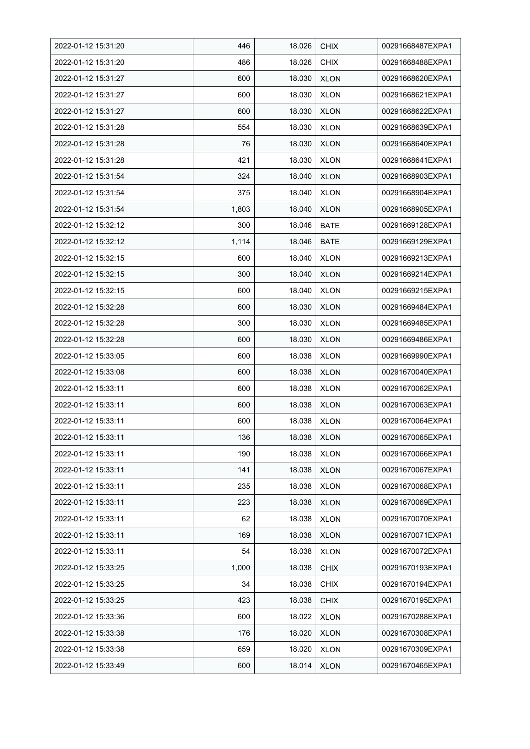| 2022-01-12 15:31:20 | 446 | 18.026 | CHIX | 00291668487EXPA1 |
|---|---|---|---|---|
| 2022-01-12 15:31:20 | 486 | 18.026 | CHIX | 00291668488EXPA1 |
| 2022-01-12 15:31:27 | 600 | 18.030 | XLON | 00291668620EXPA1 |
| 2022-01-12 15:31:27 | 600 | 18.030 | XLON | 00291668621EXPA1 |
| 2022-01-12 15:31:27 | 600 | 18.030 | XLON | 00291668622EXPA1 |
| 2022-01-12 15:31:28 | 554 | 18.030 | XLON | 00291668639EXPA1 |
| 2022-01-12 15:31:28 | 76 | 18.030 | XLON | 00291668640EXPA1 |
| 2022-01-12 15:31:28 | 421 | 18.030 | XLON | 00291668641EXPA1 |
| 2022-01-12 15:31:54 | 324 | 18.040 | XLON | 00291668903EXPA1 |
| 2022-01-12 15:31:54 | 375 | 18.040 | XLON | 00291668904EXPA1 |
| 2022-01-12 15:31:54 | 1,803 | 18.040 | XLON | 00291668905EXPA1 |
| 2022-01-12 15:32:12 | 300 | 18.046 | BATE | 00291669128EXPA1 |
| 2022-01-12 15:32:12 | 1,114 | 18.046 | BATE | 00291669129EXPA1 |
| 2022-01-12 15:32:15 | 600 | 18.040 | XLON | 00291669213EXPA1 |
| 2022-01-12 15:32:15 | 300 | 18.040 | XLON | 00291669214EXPA1 |
| 2022-01-12 15:32:15 | 600 | 18.040 | XLON | 00291669215EXPA1 |
| 2022-01-12 15:32:28 | 600 | 18.030 | XLON | 00291669484EXPA1 |
| 2022-01-12 15:32:28 | 300 | 18.030 | XLON | 00291669485EXPA1 |
| 2022-01-12 15:32:28 | 600 | 18.030 | XLON | 00291669486EXPA1 |
| 2022-01-12 15:33:05 | 600 | 18.038 | XLON | 00291669990EXPA1 |
| 2022-01-12 15:33:08 | 600 | 18.038 | XLON | 00291670040EXPA1 |
| 2022-01-12 15:33:11 | 600 | 18.038 | XLON | 00291670062EXPA1 |
| 2022-01-12 15:33:11 | 600 | 18.038 | XLON | 00291670063EXPA1 |
| 2022-01-12 15:33:11 | 600 | 18.038 | XLON | 00291670064EXPA1 |
| 2022-01-12 15:33:11 | 136 | 18.038 | XLON | 00291670065EXPA1 |
| 2022-01-12 15:33:11 | 190 | 18.038 | XLON | 00291670066EXPA1 |
| 2022-01-12 15:33:11 | 141 | 18.038 | XLON | 00291670067EXPA1 |
| 2022-01-12 15:33:11 | 235 | 18.038 | XLON | 00291670068EXPA1 |
| 2022-01-12 15:33:11 | 223 | 18.038 | XLON | 00291670069EXPA1 |
| 2022-01-12 15:33:11 | 62 | 18.038 | XLON | 00291670070EXPA1 |
| 2022-01-12 15:33:11 | 169 | 18.038 | XLON | 00291670071EXPA1 |
| 2022-01-12 15:33:11 | 54 | 18.038 | XLON | 00291670072EXPA1 |
| 2022-01-12 15:33:25 | 1,000 | 18.038 | CHIX | 00291670193EXPA1 |
| 2022-01-12 15:33:25 | 34 | 18.038 | CHIX | 00291670194EXPA1 |
| 2022-01-12 15:33:25 | 423 | 18.038 | CHIX | 00291670195EXPA1 |
| 2022-01-12 15:33:36 | 600 | 18.022 | XLON | 00291670288EXPA1 |
| 2022-01-12 15:33:38 | 176 | 18.020 | XLON | 00291670308EXPA1 |
| 2022-01-12 15:33:38 | 659 | 18.020 | XLON | 00291670309EXPA1 |
| 2022-01-12 15:33:49 | 600 | 18.014 | XLON | 00291670465EXPA1 |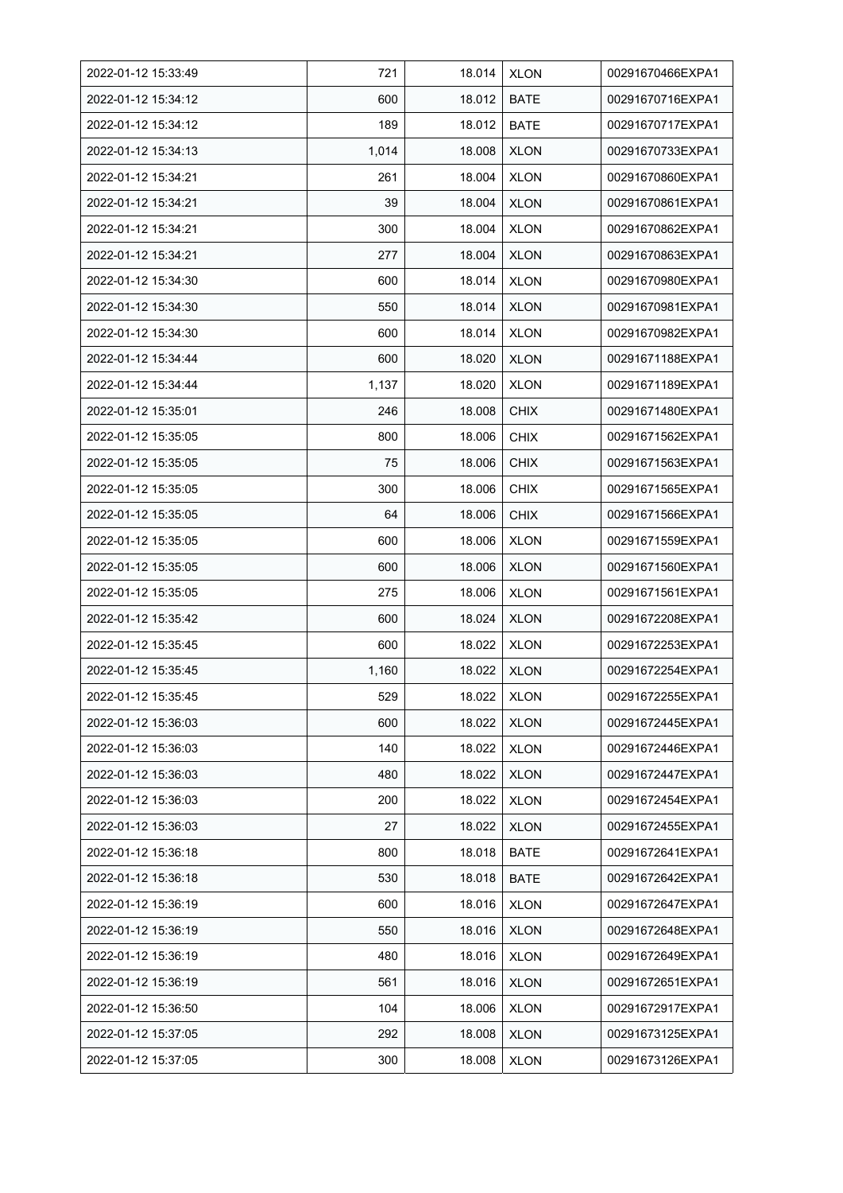| | | | | |
|---|---|---|---|---|
| 2022-01-12 15:33:49 | 721 | 18.014 | XLON | 00291670466EXPA1 |
| 2022-01-12 15:34:12 | 600 | 18.012 | BATE | 00291670716EXPA1 |
| 2022-01-12 15:34:12 | 189 | 18.012 | BATE | 00291670717EXPA1 |
| 2022-01-12 15:34:13 | 1,014 | 18.008 | XLON | 00291670733EXPA1 |
| 2022-01-12 15:34:21 | 261 | 18.004 | XLON | 00291670860EXPA1 |
| 2022-01-12 15:34:21 | 39 | 18.004 | XLON | 00291670861EXPA1 |
| 2022-01-12 15:34:21 | 300 | 18.004 | XLON | 00291670862EXPA1 |
| 2022-01-12 15:34:21 | 277 | 18.004 | XLON | 00291670863EXPA1 |
| 2022-01-12 15:34:30 | 600 | 18.014 | XLON | 00291670980EXPA1 |
| 2022-01-12 15:34:30 | 550 | 18.014 | XLON | 00291670981EXPA1 |
| 2022-01-12 15:34:30 | 600 | 18.014 | XLON | 00291670982EXPA1 |
| 2022-01-12 15:34:44 | 600 | 18.020 | XLON | 00291671188EXPA1 |
| 2022-01-12 15:34:44 | 1,137 | 18.020 | XLON | 00291671189EXPA1 |
| 2022-01-12 15:35:01 | 246 | 18.008 | CHIX | 00291671480EXPA1 |
| 2022-01-12 15:35:05 | 800 | 18.006 | CHIX | 00291671562EXPA1 |
| 2022-01-12 15:35:05 | 75 | 18.006 | CHIX | 00291671563EXPA1 |
| 2022-01-12 15:35:05 | 300 | 18.006 | CHIX | 00291671565EXPA1 |
| 2022-01-12 15:35:05 | 64 | 18.006 | CHIX | 00291671566EXPA1 |
| 2022-01-12 15:35:05 | 600 | 18.006 | XLON | 00291671559EXPA1 |
| 2022-01-12 15:35:05 | 600 | 18.006 | XLON | 00291671560EXPA1 |
| 2022-01-12 15:35:05 | 275 | 18.006 | XLON | 00291671561EXPA1 |
| 2022-01-12 15:35:42 | 600 | 18.024 | XLON | 00291672208EXPA1 |
| 2022-01-12 15:35:45 | 600 | 18.022 | XLON | 00291672253EXPA1 |
| 2022-01-12 15:35:45 | 1,160 | 18.022 | XLON | 00291672254EXPA1 |
| 2022-01-12 15:35:45 | 529 | 18.022 | XLON | 00291672255EXPA1 |
| 2022-01-12 15:36:03 | 600 | 18.022 | XLON | 00291672445EXPA1 |
| 2022-01-12 15:36:03 | 140 | 18.022 | XLON | 00291672446EXPA1 |
| 2022-01-12 15:36:03 | 480 | 18.022 | XLON | 00291672447EXPA1 |
| 2022-01-12 15:36:03 | 200 | 18.022 | XLON | 00291672454EXPA1 |
| 2022-01-12 15:36:03 | 27 | 18.022 | XLON | 00291672455EXPA1 |
| 2022-01-12 15:36:18 | 800 | 18.018 | BATE | 00291672641EXPA1 |
| 2022-01-12 15:36:18 | 530 | 18.018 | BATE | 00291672642EXPA1 |
| 2022-01-12 15:36:19 | 600 | 18.016 | XLON | 00291672647EXPA1 |
| 2022-01-12 15:36:19 | 550 | 18.016 | XLON | 00291672648EXPA1 |
| 2022-01-12 15:36:19 | 480 | 18.016 | XLON | 00291672649EXPA1 |
| 2022-01-12 15:36:19 | 561 | 18.016 | XLON | 00291672651EXPA1 |
| 2022-01-12 15:36:50 | 104 | 18.006 | XLON | 00291672917EXPA1 |
| 2022-01-12 15:37:05 | 292 | 18.008 | XLON | 00291673125EXPA1 |
| 2022-01-12 15:37:05 | 300 | 18.008 | XLON | 00291673126EXPA1 |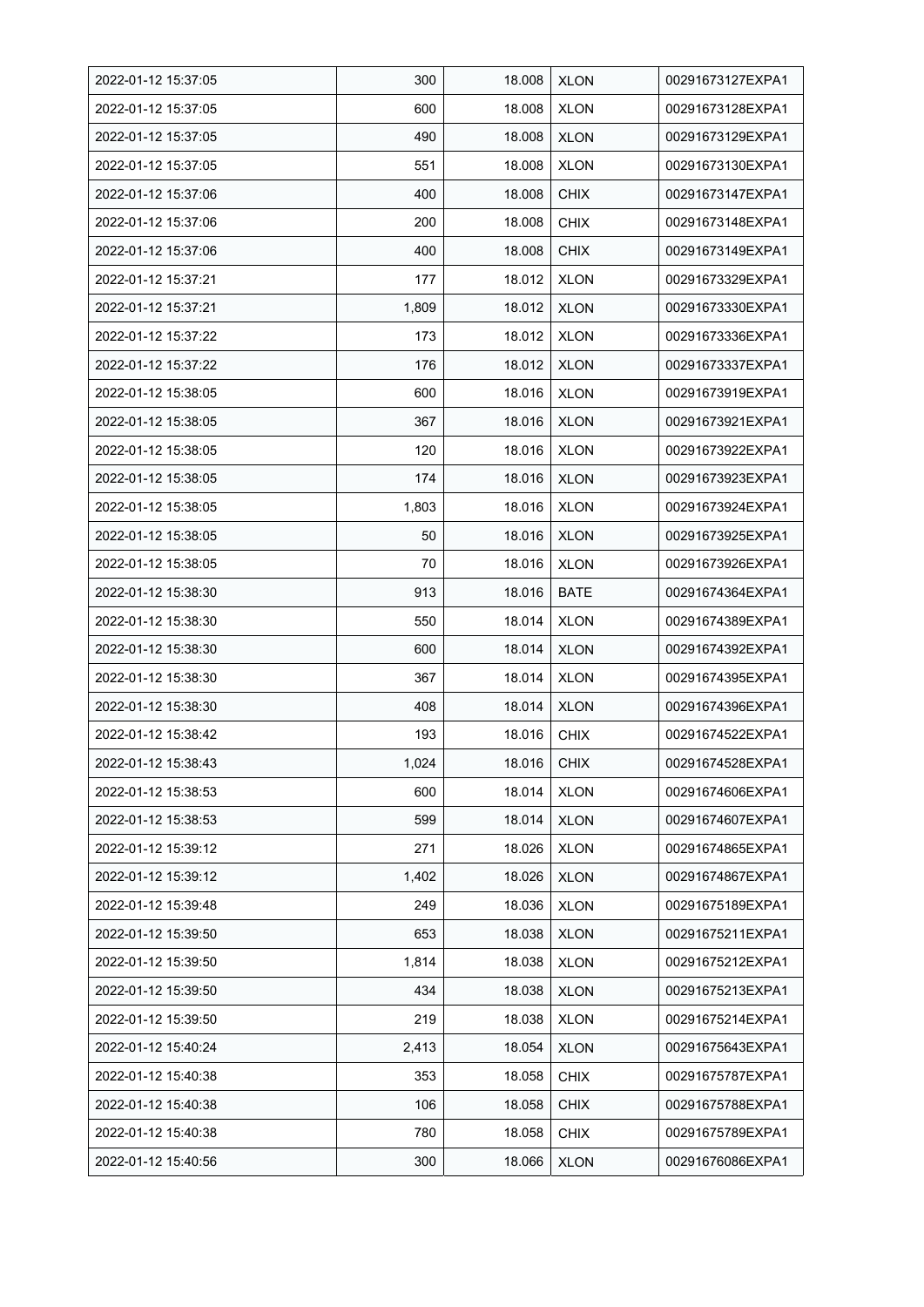| 2022-01-12 15:37:05 | 300 | 18.008 | XLON | 00291673127EXPA1 |
|---|---|---|---|---|
| 2022-01-12 15:37:05 | 600 | 18.008 | XLON | 00291673128EXPA1 |
| 2022-01-12 15:37:05 | 490 | 18.008 | XLON | 00291673129EXPA1 |
| 2022-01-12 15:37:05 | 551 | 18.008 | XLON | 00291673130EXPA1 |
| 2022-01-12 15:37:06 | 400 | 18.008 | CHIX | 00291673147EXPA1 |
| 2022-01-12 15:37:06 | 200 | 18.008 | CHIX | 00291673148EXPA1 |
| 2022-01-12 15:37:06 | 400 | 18.008 | CHIX | 00291673149EXPA1 |
| 2022-01-12 15:37:21 | 177 | 18.012 | XLON | 00291673329EXPA1 |
| 2022-01-12 15:37:21 | 1,809 | 18.012 | XLON | 00291673330EXPA1 |
| 2022-01-12 15:37:22 | 173 | 18.012 | XLON | 00291673336EXPA1 |
| 2022-01-12 15:37:22 | 176 | 18.012 | XLON | 00291673337EXPA1 |
| 2022-01-12 15:38:05 | 600 | 18.016 | XLON | 00291673919EXPA1 |
| 2022-01-12 15:38:05 | 367 | 18.016 | XLON | 00291673921EXPA1 |
| 2022-01-12 15:38:05 | 120 | 18.016 | XLON | 00291673922EXPA1 |
| 2022-01-12 15:38:05 | 174 | 18.016 | XLON | 00291673923EXPA1 |
| 2022-01-12 15:38:05 | 1,803 | 18.016 | XLON | 00291673924EXPA1 |
| 2022-01-12 15:38:05 | 50 | 18.016 | XLON | 00291673925EXPA1 |
| 2022-01-12 15:38:05 | 70 | 18.016 | XLON | 00291673926EXPA1 |
| 2022-01-12 15:38:30 | 913 | 18.016 | BATE | 00291674364EXPA1 |
| 2022-01-12 15:38:30 | 550 | 18.014 | XLON | 00291674389EXPA1 |
| 2022-01-12 15:38:30 | 600 | 18.014 | XLON | 00291674392EXPA1 |
| 2022-01-12 15:38:30 | 367 | 18.014 | XLON | 00291674395EXPA1 |
| 2022-01-12 15:38:30 | 408 | 18.014 | XLON | 00291674396EXPA1 |
| 2022-01-12 15:38:42 | 193 | 18.016 | CHIX | 00291674522EXPA1 |
| 2022-01-12 15:38:43 | 1,024 | 18.016 | CHIX | 00291674528EXPA1 |
| 2022-01-12 15:38:53 | 600 | 18.014 | XLON | 00291674606EXPA1 |
| 2022-01-12 15:38:53 | 599 | 18.014 | XLON | 00291674607EXPA1 |
| 2022-01-12 15:39:12 | 271 | 18.026 | XLON | 00291674865EXPA1 |
| 2022-01-12 15:39:12 | 1,402 | 18.026 | XLON | 00291674867EXPA1 |
| 2022-01-12 15:39:48 | 249 | 18.036 | XLON | 00291675189EXPA1 |
| 2022-01-12 15:39:50 | 653 | 18.038 | XLON | 00291675211EXPA1 |
| 2022-01-12 15:39:50 | 1,814 | 18.038 | XLON | 00291675212EXPA1 |
| 2022-01-12 15:39:50 | 434 | 18.038 | XLON | 00291675213EXPA1 |
| 2022-01-12 15:39:50 | 219 | 18.038 | XLON | 00291675214EXPA1 |
| 2022-01-12 15:40:24 | 2,413 | 18.054 | XLON | 00291675643EXPA1 |
| 2022-01-12 15:40:38 | 353 | 18.058 | CHIX | 00291675787EXPA1 |
| 2022-01-12 15:40:38 | 106 | 18.058 | CHIX | 00291675788EXPA1 |
| 2022-01-12 15:40:38 | 780 | 18.058 | CHIX | 00291675789EXPA1 |
| 2022-01-12 15:40:56 | 300 | 18.066 | XLON | 00291676086EXPA1 |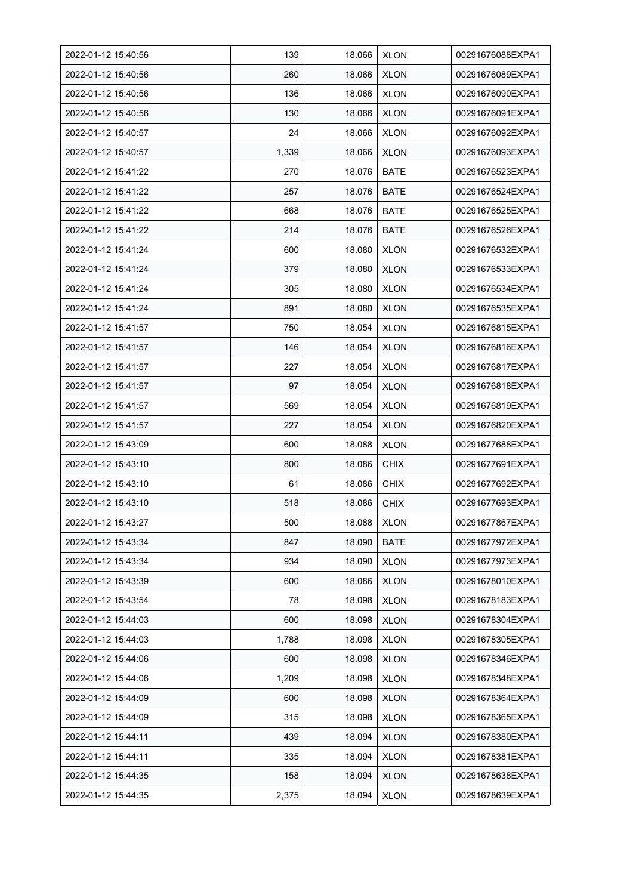| 2022-01-12 15:40:56 | 139 | 18.066 | XLON | 00291676088EXPA1 |
|---|---|---|---|---|
| 2022-01-12 15:40:56 | 260 | 18.066 | XLON | 00291676089EXPA1 |
| 2022-01-12 15:40:56 | 136 | 18.066 | XLON | 00291676090EXPA1 |
| 2022-01-12 15:40:56 | 130 | 18.066 | XLON | 00291676091EXPA1 |
| 2022-01-12 15:40:57 | 24 | 18.066 | XLON | 00291676092EXPA1 |
| 2022-01-12 15:40:57 | 1,339 | 18.066 | XLON | 00291676093EXPA1 |
| 2022-01-12 15:41:22 | 270 | 18.076 | BATE | 00291676523EXPA1 |
| 2022-01-12 15:41:22 | 257 | 18.076 | BATE | 00291676524EXPA1 |
| 2022-01-12 15:41:22 | 668 | 18.076 | BATE | 00291676525EXPA1 |
| 2022-01-12 15:41:22 | 214 | 18.076 | BATE | 00291676526EXPA1 |
| 2022-01-12 15:41:24 | 600 | 18.080 | XLON | 00291676532EXPA1 |
| 2022-01-12 15:41:24 | 379 | 18.080 | XLON | 00291676533EXPA1 |
| 2022-01-12 15:41:24 | 305 | 18.080 | XLON | 00291676534EXPA1 |
| 2022-01-12 15:41:24 | 891 | 18.080 | XLON | 00291676535EXPA1 |
| 2022-01-12 15:41:57 | 750 | 18.054 | XLON | 00291676815EXPA1 |
| 2022-01-12 15:41:57 | 146 | 18.054 | XLON | 00291676816EXPA1 |
| 2022-01-12 15:41:57 | 227 | 18.054 | XLON | 00291676817EXPA1 |
| 2022-01-12 15:41:57 | 97 | 18.054 | XLON | 00291676818EXPA1 |
| 2022-01-12 15:41:57 | 569 | 18.054 | XLON | 00291676819EXPA1 |
| 2022-01-12 15:41:57 | 227 | 18.054 | XLON | 00291676820EXPA1 |
| 2022-01-12 15:43:09 | 600 | 18.088 | XLON | 00291677688EXPA1 |
| 2022-01-12 15:43:10 | 800 | 18.086 | CHIX | 00291677691EXPA1 |
| 2022-01-12 15:43:10 | 61 | 18.086 | CHIX | 00291677692EXPA1 |
| 2022-01-12 15:43:10 | 518 | 18.086 | CHIX | 00291677693EXPA1 |
| 2022-01-12 15:43:27 | 500 | 18.088 | XLON | 00291677867EXPA1 |
| 2022-01-12 15:43:34 | 847 | 18.090 | BATE | 00291677972EXPA1 |
| 2022-01-12 15:43:34 | 934 | 18.090 | XLON | 00291677973EXPA1 |
| 2022-01-12 15:43:39 | 600 | 18.086 | XLON | 00291678010EXPA1 |
| 2022-01-12 15:43:54 | 78 | 18.098 | XLON | 00291678183EXPA1 |
| 2022-01-12 15:44:03 | 600 | 18.098 | XLON | 00291678304EXPA1 |
| 2022-01-12 15:44:03 | 1,788 | 18.098 | XLON | 00291678305EXPA1 |
| 2022-01-12 15:44:06 | 600 | 18.098 | XLON | 00291678346EXPA1 |
| 2022-01-12 15:44:06 | 1,209 | 18.098 | XLON | 00291678348EXPA1 |
| 2022-01-12 15:44:09 | 600 | 18.098 | XLON | 00291678364EXPA1 |
| 2022-01-12 15:44:09 | 315 | 18.098 | XLON | 00291678365EXPA1 |
| 2022-01-12 15:44:11 | 439 | 18.094 | XLON | 00291678380EXPA1 |
| 2022-01-12 15:44:11 | 335 | 18.094 | XLON | 00291678381EXPA1 |
| 2022-01-12 15:44:35 | 158 | 18.094 | XLON | 00291678638EXPA1 |
| 2022-01-12 15:44:35 | 2,375 | 18.094 | XLON | 00291678639EXPA1 |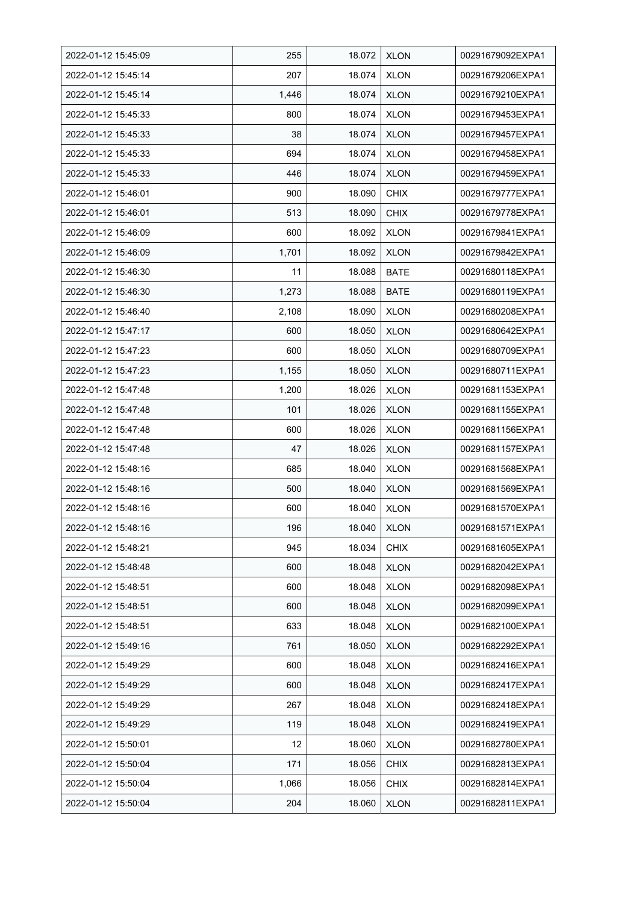| 2022-01-12 15:45:09 | 255 | 18.072 | XLON | 00291679092EXPA1 |
|---|---|---|---|---|
| 2022-01-12 15:45:14 | 207 | 18.074 | XLON | 00291679206EXPA1 |
| 2022-01-12 15:45:14 | 1,446 | 18.074 | XLON | 00291679210EXPA1 |
| 2022-01-12 15:45:33 | 800 | 18.074 | XLON | 00291679453EXPA1 |
| 2022-01-12 15:45:33 | 38 | 18.074 | XLON | 00291679457EXPA1 |
| 2022-01-12 15:45:33 | 694 | 18.074 | XLON | 00291679458EXPA1 |
| 2022-01-12 15:45:33 | 446 | 18.074 | XLON | 00291679459EXPA1 |
| 2022-01-12 15:46:01 | 900 | 18.090 | CHIX | 00291679777EXPA1 |
| 2022-01-12 15:46:01 | 513 | 18.090 | CHIX | 00291679778EXPA1 |
| 2022-01-12 15:46:09 | 600 | 18.092 | XLON | 00291679841EXPA1 |
| 2022-01-12 15:46:09 | 1,701 | 18.092 | XLON | 00291679842EXPA1 |
| 2022-01-12 15:46:30 | 11 | 18.088 | BATE | 00291680118EXPA1 |
| 2022-01-12 15:46:30 | 1,273 | 18.088 | BATE | 00291680119EXPA1 |
| 2022-01-12 15:46:40 | 2,108 | 18.090 | XLON | 00291680208EXPA1 |
| 2022-01-12 15:47:17 | 600 | 18.050 | XLON | 00291680642EXPA1 |
| 2022-01-12 15:47:23 | 600 | 18.050 | XLON | 00291680709EXPA1 |
| 2022-01-12 15:47:23 | 1,155 | 18.050 | XLON | 00291680711EXPA1 |
| 2022-01-12 15:47:48 | 1,200 | 18.026 | XLON | 00291681153EXPA1 |
| 2022-01-12 15:47:48 | 101 | 18.026 | XLON | 00291681155EXPA1 |
| 2022-01-12 15:47:48 | 600 | 18.026 | XLON | 00291681156EXPA1 |
| 2022-01-12 15:47:48 | 47 | 18.026 | XLON | 00291681157EXPA1 |
| 2022-01-12 15:48:16 | 685 | 18.040 | XLON | 00291681568EXPA1 |
| 2022-01-12 15:48:16 | 500 | 18.040 | XLON | 00291681569EXPA1 |
| 2022-01-12 15:48:16 | 600 | 18.040 | XLON | 00291681570EXPA1 |
| 2022-01-12 15:48:16 | 196 | 18.040 | XLON | 00291681571EXPA1 |
| 2022-01-12 15:48:21 | 945 | 18.034 | CHIX | 00291681605EXPA1 |
| 2022-01-12 15:48:48 | 600 | 18.048 | XLON | 00291682042EXPA1 |
| 2022-01-12 15:48:51 | 600 | 18.048 | XLON | 00291682098EXPA1 |
| 2022-01-12 15:48:51 | 600 | 18.048 | XLON | 00291682099EXPA1 |
| 2022-01-12 15:48:51 | 633 | 18.048 | XLON | 00291682100EXPA1 |
| 2022-01-12 15:49:16 | 761 | 18.050 | XLON | 00291682292EXPA1 |
| 2022-01-12 15:49:29 | 600 | 18.048 | XLON | 00291682416EXPA1 |
| 2022-01-12 15:49:29 | 600 | 18.048 | XLON | 00291682417EXPA1 |
| 2022-01-12 15:49:29 | 267 | 18.048 | XLON | 00291682418EXPA1 |
| 2022-01-12 15:49:29 | 119 | 18.048 | XLON | 00291682419EXPA1 |
| 2022-01-12 15:50:01 | 12 | 18.060 | XLON | 00291682780EXPA1 |
| 2022-01-12 15:50:04 | 171 | 18.056 | CHIX | 00291682813EXPA1 |
| 2022-01-12 15:50:04 | 1,066 | 18.056 | CHIX | 00291682814EXPA1 |
| 2022-01-12 15:50:04 | 204 | 18.060 | XLON | 00291682811EXPA1 |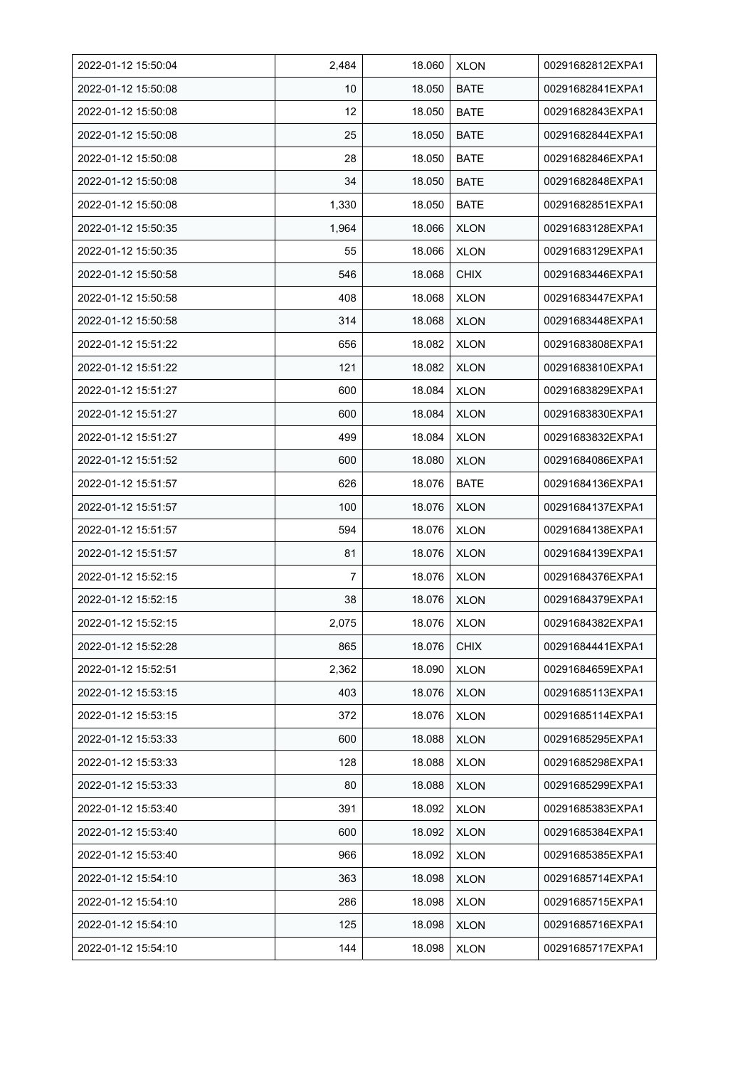| 2022-01-12 15:50:04 | 2,484 | 18.060 | XLON | 00291682812EXPA1 |
|---|---|---|---|---|
| 2022-01-12 15:50:08 | 10 | 18.050 | BATE | 00291682841EXPA1 |
| 2022-01-12 15:50:08 | 12 | 18.050 | BATE | 00291682843EXPA1 |
| 2022-01-12 15:50:08 | 25 | 18.050 | BATE | 00291682844EXPA1 |
| 2022-01-12 15:50:08 | 28 | 18.050 | BATE | 00291682846EXPA1 |
| 2022-01-12 15:50:08 | 34 | 18.050 | BATE | 00291682848EXPA1 |
| 2022-01-12 15:50:08 | 1,330 | 18.050 | BATE | 00291682851EXPA1 |
| 2022-01-12 15:50:35 | 1,964 | 18.066 | XLON | 00291683128EXPA1 |
| 2022-01-12 15:50:35 | 55 | 18.066 | XLON | 00291683129EXPA1 |
| 2022-01-12 15:50:58 | 546 | 18.068 | CHIX | 00291683446EXPA1 |
| 2022-01-12 15:50:58 | 408 | 18.068 | XLON | 00291683447EXPA1 |
| 2022-01-12 15:50:58 | 314 | 18.068 | XLON | 00291683448EXPA1 |
| 2022-01-12 15:51:22 | 656 | 18.082 | XLON | 00291683808EXPA1 |
| 2022-01-12 15:51:22 | 121 | 18.082 | XLON | 00291683810EXPA1 |
| 2022-01-12 15:51:27 | 600 | 18.084 | XLON | 00291683829EXPA1 |
| 2022-01-12 15:51:27 | 600 | 18.084 | XLON | 00291683830EXPA1 |
| 2022-01-12 15:51:27 | 499 | 18.084 | XLON | 00291683832EXPA1 |
| 2022-01-12 15:51:52 | 600 | 18.080 | XLON | 00291684086EXPA1 |
| 2022-01-12 15:51:57 | 626 | 18.076 | BATE | 00291684136EXPA1 |
| 2022-01-12 15:51:57 | 100 | 18.076 | XLON | 00291684137EXPA1 |
| 2022-01-12 15:51:57 | 594 | 18.076 | XLON | 00291684138EXPA1 |
| 2022-01-12 15:51:57 | 81 | 18.076 | XLON | 00291684139EXPA1 |
| 2022-01-12 15:52:15 | 7 | 18.076 | XLON | 00291684376EXPA1 |
| 2022-01-12 15:52:15 | 38 | 18.076 | XLON | 00291684379EXPA1 |
| 2022-01-12 15:52:15 | 2,075 | 18.076 | XLON | 00291684382EXPA1 |
| 2022-01-12 15:52:28 | 865 | 18.076 | CHIX | 00291684441EXPA1 |
| 2022-01-12 15:52:51 | 2,362 | 18.090 | XLON | 00291684659EXPA1 |
| 2022-01-12 15:53:15 | 403 | 18.076 | XLON | 00291685113EXPA1 |
| 2022-01-12 15:53:15 | 372 | 18.076 | XLON | 00291685114EXPA1 |
| 2022-01-12 15:53:33 | 600 | 18.088 | XLON | 00291685295EXPA1 |
| 2022-01-12 15:53:33 | 128 | 18.088 | XLON | 00291685298EXPA1 |
| 2022-01-12 15:53:33 | 80 | 18.088 | XLON | 00291685299EXPA1 |
| 2022-01-12 15:53:40 | 391 | 18.092 | XLON | 00291685383EXPA1 |
| 2022-01-12 15:53:40 | 600 | 18.092 | XLON | 00291685384EXPA1 |
| 2022-01-12 15:53:40 | 966 | 18.092 | XLON | 00291685385EXPA1 |
| 2022-01-12 15:54:10 | 363 | 18.098 | XLON | 00291685714EXPA1 |
| 2022-01-12 15:54:10 | 286 | 18.098 | XLON | 00291685715EXPA1 |
| 2022-01-12 15:54:10 | 125 | 18.098 | XLON | 00291685716EXPA1 |
| 2022-01-12 15:54:10 | 144 | 18.098 | XLON | 00291685717EXPA1 |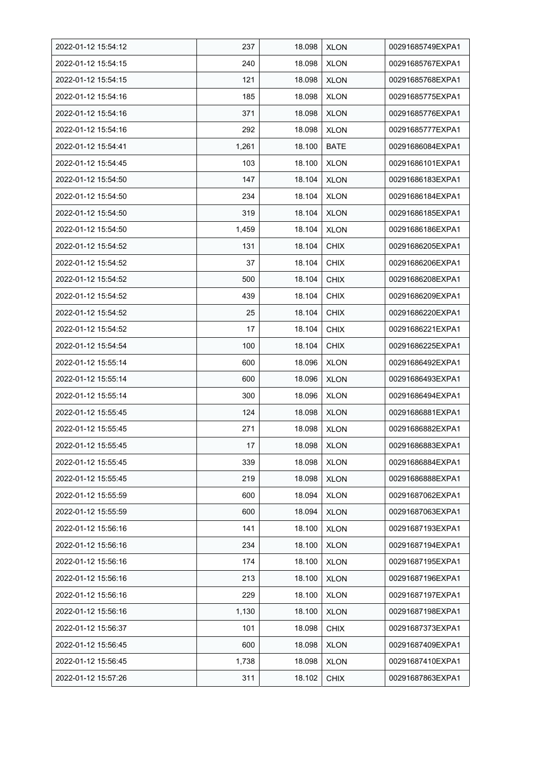| 2022-01-12 15:54:12 | 237 | 18.098 | XLON | 00291685749EXPA1 |
|---|---|---|---|---|
| 2022-01-12 15:54:15 | 240 | 18.098 | XLON | 00291685767EXPA1 |
| 2022-01-12 15:54:15 | 121 | 18.098 | XLON | 00291685768EXPA1 |
| 2022-01-12 15:54:16 | 185 | 18.098 | XLON | 00291685775EXPA1 |
| 2022-01-12 15:54:16 | 371 | 18.098 | XLON | 00291685776EXPA1 |
| 2022-01-12 15:54:16 | 292 | 18.098 | XLON | 00291685777EXPA1 |
| 2022-01-12 15:54:41 | 1,261 | 18.100 | BATE | 00291686084EXPA1 |
| 2022-01-12 15:54:45 | 103 | 18.100 | XLON | 00291686101EXPA1 |
| 2022-01-12 15:54:50 | 147 | 18.104 | XLON | 00291686183EXPA1 |
| 2022-01-12 15:54:50 | 234 | 18.104 | XLON | 00291686184EXPA1 |
| 2022-01-12 15:54:50 | 319 | 18.104 | XLON | 00291686185EXPA1 |
| 2022-01-12 15:54:50 | 1,459 | 18.104 | XLON | 00291686186EXPA1 |
| 2022-01-12 15:54:52 | 131 | 18.104 | CHIX | 00291686205EXPA1 |
| 2022-01-12 15:54:52 | 37 | 18.104 | CHIX | 00291686206EXPA1 |
| 2022-01-12 15:54:52 | 500 | 18.104 | CHIX | 00291686208EXPA1 |
| 2022-01-12 15:54:52 | 439 | 18.104 | CHIX | 00291686209EXPA1 |
| 2022-01-12 15:54:52 | 25 | 18.104 | CHIX | 00291686220EXPA1 |
| 2022-01-12 15:54:52 | 17 | 18.104 | CHIX | 00291686221EXPA1 |
| 2022-01-12 15:54:54 | 100 | 18.104 | CHIX | 00291686225EXPA1 |
| 2022-01-12 15:55:14 | 600 | 18.096 | XLON | 00291686492EXPA1 |
| 2022-01-12 15:55:14 | 600 | 18.096 | XLON | 00291686493EXPA1 |
| 2022-01-12 15:55:14 | 300 | 18.096 | XLON | 00291686494EXPA1 |
| 2022-01-12 15:55:45 | 124 | 18.098 | XLON | 00291686881EXPA1 |
| 2022-01-12 15:55:45 | 271 | 18.098 | XLON | 00291686882EXPA1 |
| 2022-01-12 15:55:45 | 17 | 18.098 | XLON | 00291686883EXPA1 |
| 2022-01-12 15:55:45 | 339 | 18.098 | XLON | 00291686884EXPA1 |
| 2022-01-12 15:55:45 | 219 | 18.098 | XLON | 00291686888EXPA1 |
| 2022-01-12 15:55:59 | 600 | 18.094 | XLON | 00291687062EXPA1 |
| 2022-01-12 15:55:59 | 600 | 18.094 | XLON | 00291687063EXPA1 |
| 2022-01-12 15:56:16 | 141 | 18.100 | XLON | 00291687193EXPA1 |
| 2022-01-12 15:56:16 | 234 | 18.100 | XLON | 00291687194EXPA1 |
| 2022-01-12 15:56:16 | 174 | 18.100 | XLON | 00291687195EXPA1 |
| 2022-01-12 15:56:16 | 213 | 18.100 | XLON | 00291687196EXPA1 |
| 2022-01-12 15:56:16 | 229 | 18.100 | XLON | 00291687197EXPA1 |
| 2022-01-12 15:56:16 | 1,130 | 18.100 | XLON | 00291687198EXPA1 |
| 2022-01-12 15:56:37 | 101 | 18.098 | CHIX | 00291687373EXPA1 |
| 2022-01-12 15:56:45 | 600 | 18.098 | XLON | 00291687409EXPA1 |
| 2022-01-12 15:56:45 | 1,738 | 18.098 | XLON | 00291687410EXPA1 |
| 2022-01-12 15:57:26 | 311 | 18.102 | CHIX | 00291687863EXPA1 |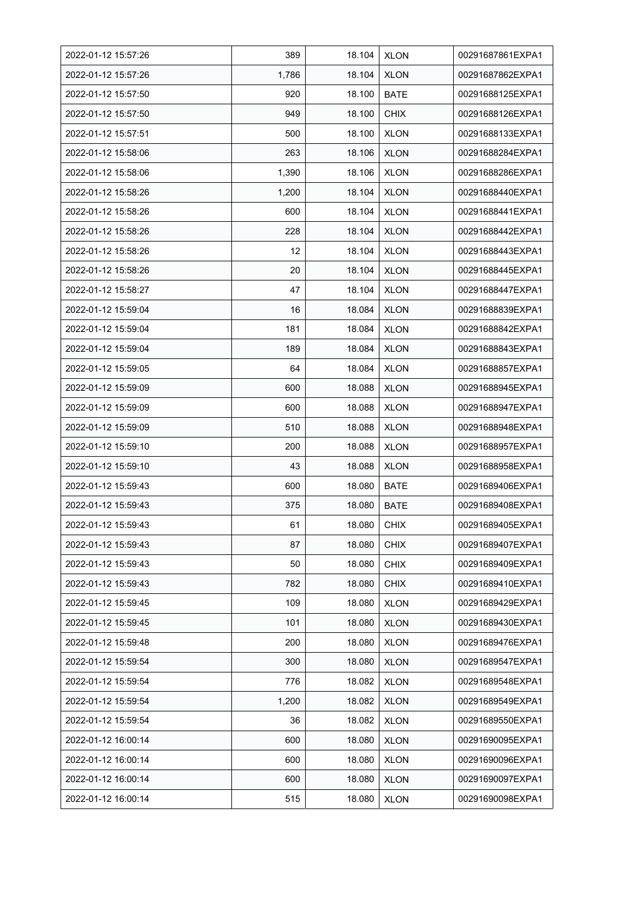| | | | | |
|---|---|---|---|---|
| 2022-01-12 15:57:26 | 389 | 18.104 | XLON | 00291687861EXPA1 |
| 2022-01-12 15:57:26 | 1,786 | 18.104 | XLON | 00291687862EXPA1 |
| 2022-01-12 15:57:50 | 920 | 18.100 | BATE | 00291688125EXPA1 |
| 2022-01-12 15:57:50 | 949 | 18.100 | CHIX | 00291688126EXPA1 |
| 2022-01-12 15:57:51 | 500 | 18.100 | XLON | 00291688133EXPA1 |
| 2022-01-12 15:58:06 | 263 | 18.106 | XLON | 00291688284EXPA1 |
| 2022-01-12 15:58:06 | 1,390 | 18.106 | XLON | 00291688286EXPA1 |
| 2022-01-12 15:58:26 | 1,200 | 18.104 | XLON | 00291688440EXPA1 |
| 2022-01-12 15:58:26 | 600 | 18.104 | XLON | 00291688441EXPA1 |
| 2022-01-12 15:58:26 | 228 | 18.104 | XLON | 00291688442EXPA1 |
| 2022-01-12 15:58:26 | 12 | 18.104 | XLON | 00291688443EXPA1 |
| 2022-01-12 15:58:26 | 20 | 18.104 | XLON | 00291688445EXPA1 |
| 2022-01-12 15:58:27 | 47 | 18.104 | XLON | 00291688447EXPA1 |
| 2022-01-12 15:59:04 | 16 | 18.084 | XLON | 00291688839EXPA1 |
| 2022-01-12 15:59:04 | 181 | 18.084 | XLON | 00291688842EXPA1 |
| 2022-01-12 15:59:04 | 189 | 18.084 | XLON | 00291688843EXPA1 |
| 2022-01-12 15:59:05 | 64 | 18.084 | XLON | 00291688857EXPA1 |
| 2022-01-12 15:59:09 | 600 | 18.088 | XLON | 00291688945EXPA1 |
| 2022-01-12 15:59:09 | 600 | 18.088 | XLON | 00291688947EXPA1 |
| 2022-01-12 15:59:09 | 510 | 18.088 | XLON | 00291688948EXPA1 |
| 2022-01-12 15:59:10 | 200 | 18.088 | XLON | 00291688957EXPA1 |
| 2022-01-12 15:59:10 | 43 | 18.088 | XLON | 00291688958EXPA1 |
| 2022-01-12 15:59:43 | 600 | 18.080 | BATE | 00291689406EXPA1 |
| 2022-01-12 15:59:43 | 375 | 18.080 | BATE | 00291689408EXPA1 |
| 2022-01-12 15:59:43 | 61 | 18.080 | CHIX | 00291689405EXPA1 |
| 2022-01-12 15:59:43 | 87 | 18.080 | CHIX | 00291689407EXPA1 |
| 2022-01-12 15:59:43 | 50 | 18.080 | CHIX | 00291689409EXPA1 |
| 2022-01-12 15:59:43 | 782 | 18.080 | CHIX | 00291689410EXPA1 |
| 2022-01-12 15:59:45 | 109 | 18.080 | XLON | 00291689429EXPA1 |
| 2022-01-12 15:59:45 | 101 | 18.080 | XLON | 00291689430EXPA1 |
| 2022-01-12 15:59:48 | 200 | 18.080 | XLON | 00291689476EXPA1 |
| 2022-01-12 15:59:54 | 300 | 18.080 | XLON | 00291689547EXPA1 |
| 2022-01-12 15:59:54 | 776 | 18.082 | XLON | 00291689548EXPA1 |
| 2022-01-12 15:59:54 | 1,200 | 18.082 | XLON | 00291689549EXPA1 |
| 2022-01-12 15:59:54 | 36 | 18.082 | XLON | 00291689550EXPA1 |
| 2022-01-12 16:00:14 | 600 | 18.080 | XLON | 00291690095EXPA1 |
| 2022-01-12 16:00:14 | 600 | 18.080 | XLON | 00291690096EXPA1 |
| 2022-01-12 16:00:14 | 600 | 18.080 | XLON | 00291690097EXPA1 |
| 2022-01-12 16:00:14 | 515 | 18.080 | XLON | 00291690098EXPA1 |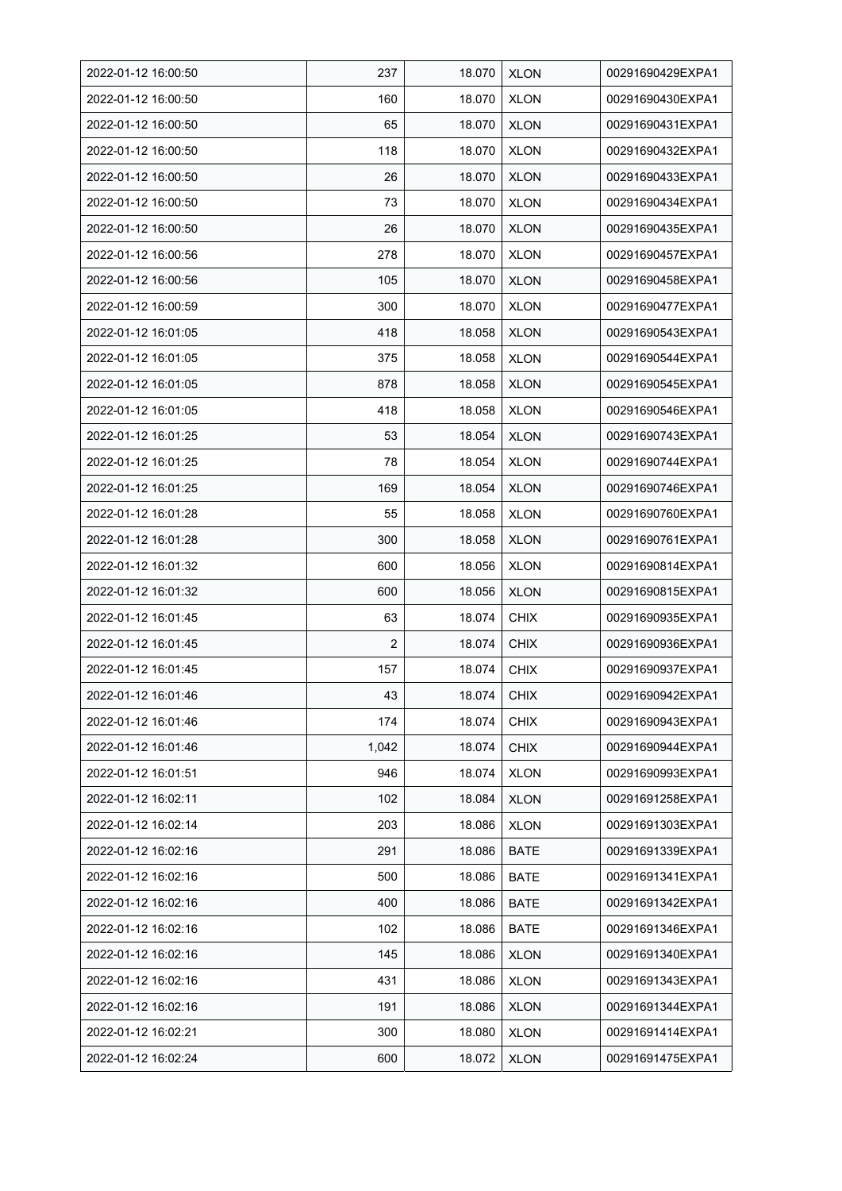| 2022-01-12 16:00:50 | 237 | 18.070 | XLON | 00291690429EXPA1 |
|---|---|---|---|---|
| 2022-01-12 16:00:50 | 160 | 18.070 | XLON | 00291690430EXPA1 |
| 2022-01-12 16:00:50 | 65 | 18.070 | XLON | 00291690431EXPA1 |
| 2022-01-12 16:00:50 | 118 | 18.070 | XLON | 00291690432EXPA1 |
| 2022-01-12 16:00:50 | 26 | 18.070 | XLON | 00291690433EXPA1 |
| 2022-01-12 16:00:50 | 73 | 18.070 | XLON | 00291690434EXPA1 |
| 2022-01-12 16:00:50 | 26 | 18.070 | XLON | 00291690435EXPA1 |
| 2022-01-12 16:00:56 | 278 | 18.070 | XLON | 00291690457EXPA1 |
| 2022-01-12 16:00:56 | 105 | 18.070 | XLON | 00291690458EXPA1 |
| 2022-01-12 16:00:59 | 300 | 18.070 | XLON | 00291690477EXPA1 |
| 2022-01-12 16:01:05 | 418 | 18.058 | XLON | 00291690543EXPA1 |
| 2022-01-12 16:01:05 | 375 | 18.058 | XLON | 00291690544EXPA1 |
| 2022-01-12 16:01:05 | 878 | 18.058 | XLON | 00291690545EXPA1 |
| 2022-01-12 16:01:05 | 418 | 18.058 | XLON | 00291690546EXPA1 |
| 2022-01-12 16:01:25 | 53 | 18.054 | XLON | 00291690743EXPA1 |
| 2022-01-12 16:01:25 | 78 | 18.054 | XLON | 00291690744EXPA1 |
| 2022-01-12 16:01:25 | 169 | 18.054 | XLON | 00291690746EXPA1 |
| 2022-01-12 16:01:28 | 55 | 18.058 | XLON | 00291690760EXPA1 |
| 2022-01-12 16:01:28 | 300 | 18.058 | XLON | 00291690761EXPA1 |
| 2022-01-12 16:01:32 | 600 | 18.056 | XLON | 00291690814EXPA1 |
| 2022-01-12 16:01:32 | 600 | 18.056 | XLON | 00291690815EXPA1 |
| 2022-01-12 16:01:45 | 63 | 18.074 | CHIX | 00291690935EXPA1 |
| 2022-01-12 16:01:45 | 2 | 18.074 | CHIX | 00291690936EXPA1 |
| 2022-01-12 16:01:45 | 157 | 18.074 | CHIX | 00291690937EXPA1 |
| 2022-01-12 16:01:46 | 43 | 18.074 | CHIX | 00291690942EXPA1 |
| 2022-01-12 16:01:46 | 174 | 18.074 | CHIX | 00291690943EXPA1 |
| 2022-01-12 16:01:46 | 1,042 | 18.074 | CHIX | 00291690944EXPA1 |
| 2022-01-12 16:01:51 | 946 | 18.074 | XLON | 00291690993EXPA1 |
| 2022-01-12 16:02:11 | 102 | 18.084 | XLON | 00291691258EXPA1 |
| 2022-01-12 16:02:14 | 203 | 18.086 | XLON | 00291691303EXPA1 |
| 2022-01-12 16:02:16 | 291 | 18.086 | BATE | 00291691339EXPA1 |
| 2022-01-12 16:02:16 | 500 | 18.086 | BATE | 00291691341EXPA1 |
| 2022-01-12 16:02:16 | 400 | 18.086 | BATE | 00291691342EXPA1 |
| 2022-01-12 16:02:16 | 102 | 18.086 | BATE | 00291691346EXPA1 |
| 2022-01-12 16:02:16 | 145 | 18.086 | XLON | 00291691340EXPA1 |
| 2022-01-12 16:02:16 | 431 | 18.086 | XLON | 00291691343EXPA1 |
| 2022-01-12 16:02:16 | 191 | 18.086 | XLON | 00291691344EXPA1 |
| 2022-01-12 16:02:21 | 300 | 18.080 | XLON | 00291691414EXPA1 |
| 2022-01-12 16:02:24 | 600 | 18.072 | XLON | 00291691475EXPA1 |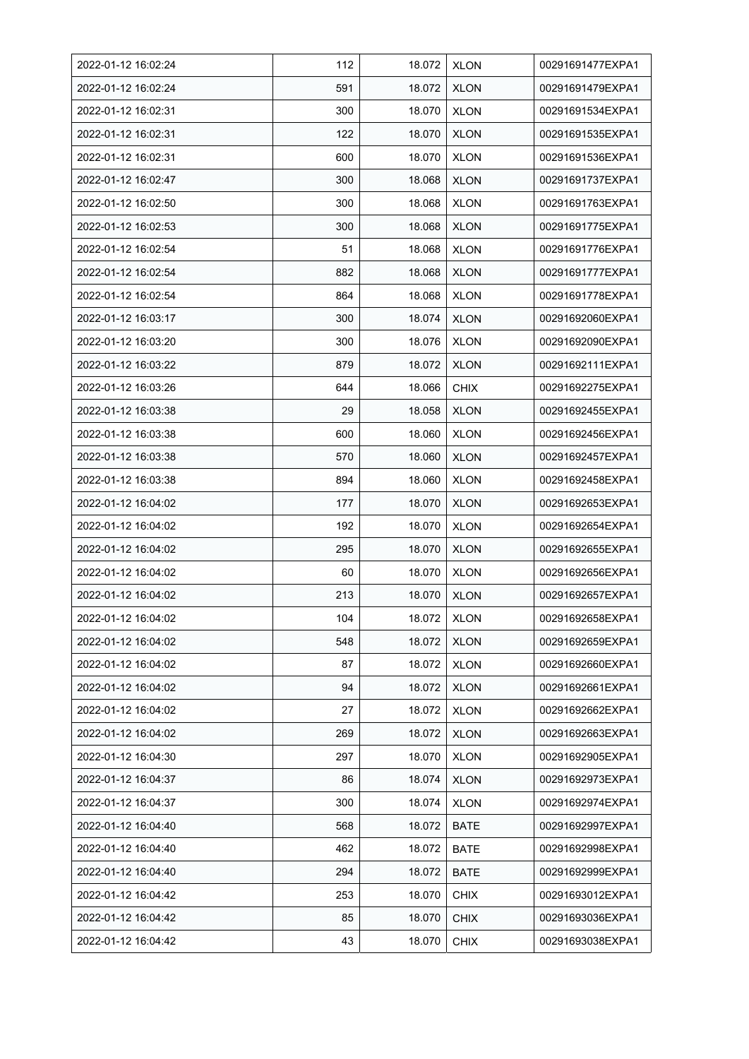| 2022-01-12 16:02:24 | 112 | 18.072 | XLON | 00291691477EXPA1 |
|---|---|---|---|---|
| 2022-01-12 16:02:24 | 591 | 18.072 | XLON | 00291691479EXPA1 |
| 2022-01-12 16:02:31 | 300 | 18.070 | XLON | 00291691534EXPA1 |
| 2022-01-12 16:02:31 | 122 | 18.070 | XLON | 00291691535EXPA1 |
| 2022-01-12 16:02:31 | 600 | 18.070 | XLON | 00291691536EXPA1 |
| 2022-01-12 16:02:47 | 300 | 18.068 | XLON | 00291691737EXPA1 |
| 2022-01-12 16:02:50 | 300 | 18.068 | XLON | 00291691763EXPA1 |
| 2022-01-12 16:02:53 | 300 | 18.068 | XLON | 00291691775EXPA1 |
| 2022-01-12 16:02:54 | 51 | 18.068 | XLON | 00291691776EXPA1 |
| 2022-01-12 16:02:54 | 882 | 18.068 | XLON | 00291691777EXPA1 |
| 2022-01-12 16:02:54 | 864 | 18.068 | XLON | 00291691778EXPA1 |
| 2022-01-12 16:03:17 | 300 | 18.074 | XLON | 00291692060EXPA1 |
| 2022-01-12 16:03:20 | 300 | 18.076 | XLON | 00291692090EXPA1 |
| 2022-01-12 16:03:22 | 879 | 18.072 | XLON | 00291692111EXPA1 |
| 2022-01-12 16:03:26 | 644 | 18.066 | CHIX | 00291692275EXPA1 |
| 2022-01-12 16:03:38 | 29 | 18.058 | XLON | 00291692455EXPA1 |
| 2022-01-12 16:03:38 | 600 | 18.060 | XLON | 00291692456EXPA1 |
| 2022-01-12 16:03:38 | 570 | 18.060 | XLON | 00291692457EXPA1 |
| 2022-01-12 16:03:38 | 894 | 18.060 | XLON | 00291692458EXPA1 |
| 2022-01-12 16:04:02 | 177 | 18.070 | XLON | 00291692653EXPA1 |
| 2022-01-12 16:04:02 | 192 | 18.070 | XLON | 00291692654EXPA1 |
| 2022-01-12 16:04:02 | 295 | 18.070 | XLON | 00291692655EXPA1 |
| 2022-01-12 16:04:02 | 60 | 18.070 | XLON | 00291692656EXPA1 |
| 2022-01-12 16:04:02 | 213 | 18.070 | XLON | 00291692657EXPA1 |
| 2022-01-12 16:04:02 | 104 | 18.072 | XLON | 00291692658EXPA1 |
| 2022-01-12 16:04:02 | 548 | 18.072 | XLON | 00291692659EXPA1 |
| 2022-01-12 16:04:02 | 87 | 18.072 | XLON | 00291692660EXPA1 |
| 2022-01-12 16:04:02 | 94 | 18.072 | XLON | 00291692661EXPA1 |
| 2022-01-12 16:04:02 | 27 | 18.072 | XLON | 00291692662EXPA1 |
| 2022-01-12 16:04:02 | 269 | 18.072 | XLON | 00291692663EXPA1 |
| 2022-01-12 16:04:30 | 297 | 18.070 | XLON | 00291692905EXPA1 |
| 2022-01-12 16:04:37 | 86 | 18.074 | XLON | 00291692973EXPA1 |
| 2022-01-12 16:04:37 | 300 | 18.074 | XLON | 00291692974EXPA1 |
| 2022-01-12 16:04:40 | 568 | 18.072 | BATE | 00291692997EXPA1 |
| 2022-01-12 16:04:40 | 462 | 18.072 | BATE | 00291692998EXPA1 |
| 2022-01-12 16:04:40 | 294 | 18.072 | BATE | 00291692999EXPA1 |
| 2022-01-12 16:04:42 | 253 | 18.070 | CHIX | 00291693012EXPA1 |
| 2022-01-12 16:04:42 | 85 | 18.070 | CHIX | 00291693036EXPA1 |
| 2022-01-12 16:04:42 | 43 | 18.070 | CHIX | 00291693038EXPA1 |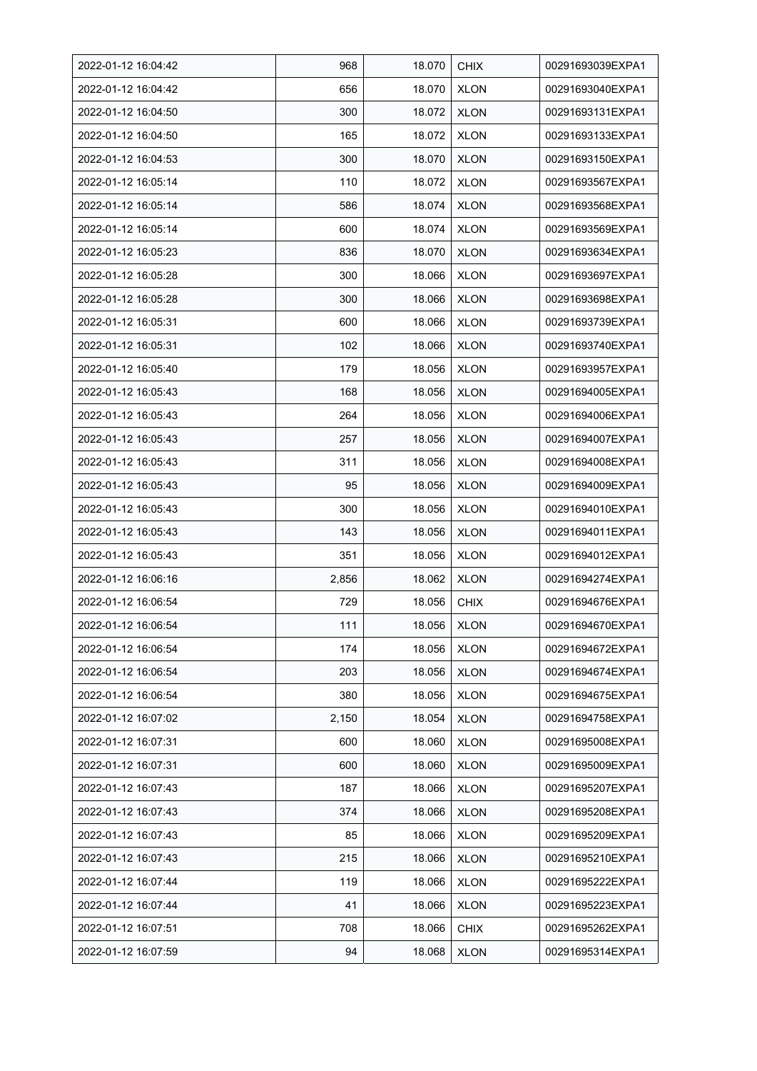| 2022-01-12 16:04:42 | 968 | 18.070 | CHIX | 00291693039EXPA1 |
|---|---|---|---|---|
| 2022-01-12 16:04:42 | 656 | 18.070 | XLON | 00291693040EXPA1 |
| 2022-01-12 16:04:50 | 300 | 18.072 | XLON | 00291693131EXPA1 |
| 2022-01-12 16:04:50 | 165 | 18.072 | XLON | 00291693133EXPA1 |
| 2022-01-12 16:04:53 | 300 | 18.070 | XLON | 00291693150EXPA1 |
| 2022-01-12 16:05:14 | 110 | 18.072 | XLON | 00291693567EXPA1 |
| 2022-01-12 16:05:14 | 586 | 18.074 | XLON | 00291693568EXPA1 |
| 2022-01-12 16:05:14 | 600 | 18.074 | XLON | 00291693569EXPA1 |
| 2022-01-12 16:05:23 | 836 | 18.070 | XLON | 00291693634EXPA1 |
| 2022-01-12 16:05:28 | 300 | 18.066 | XLON | 00291693697EXPA1 |
| 2022-01-12 16:05:28 | 300 | 18.066 | XLON | 00291693698EXPA1 |
| 2022-01-12 16:05:31 | 600 | 18.066 | XLON | 00291693739EXPA1 |
| 2022-01-12 16:05:31 | 102 | 18.066 | XLON | 00291693740EXPA1 |
| 2022-01-12 16:05:40 | 179 | 18.056 | XLON | 00291693957EXPA1 |
| 2022-01-12 16:05:43 | 168 | 18.056 | XLON | 00291694005EXPA1 |
| 2022-01-12 16:05:43 | 264 | 18.056 | XLON | 00291694006EXPA1 |
| 2022-01-12 16:05:43 | 257 | 18.056 | XLON | 00291694007EXPA1 |
| 2022-01-12 16:05:43 | 311 | 18.056 | XLON | 00291694008EXPA1 |
| 2022-01-12 16:05:43 | 95 | 18.056 | XLON | 00291694009EXPA1 |
| 2022-01-12 16:05:43 | 300 | 18.056 | XLON | 00291694010EXPA1 |
| 2022-01-12 16:05:43 | 143 | 18.056 | XLON | 00291694011EXPA1 |
| 2022-01-12 16:05:43 | 351 | 18.056 | XLON | 00291694012EXPA1 |
| 2022-01-12 16:06:16 | 2,856 | 18.062 | XLON | 00291694274EXPA1 |
| 2022-01-12 16:06:54 | 729 | 18.056 | CHIX | 00291694676EXPA1 |
| 2022-01-12 16:06:54 | 111 | 18.056 | XLON | 00291694670EXPA1 |
| 2022-01-12 16:06:54 | 174 | 18.056 | XLON | 00291694672EXPA1 |
| 2022-01-12 16:06:54 | 203 | 18.056 | XLON | 00291694674EXPA1 |
| 2022-01-12 16:06:54 | 380 | 18.056 | XLON | 00291694675EXPA1 |
| 2022-01-12 16:07:02 | 2,150 | 18.054 | XLON | 00291694758EXPA1 |
| 2022-01-12 16:07:31 | 600 | 18.060 | XLON | 00291695008EXPA1 |
| 2022-01-12 16:07:31 | 600 | 18.060 | XLON | 00291695009EXPA1 |
| 2022-01-12 16:07:43 | 187 | 18.066 | XLON | 00291695207EXPA1 |
| 2022-01-12 16:07:43 | 374 | 18.066 | XLON | 00291695208EXPA1 |
| 2022-01-12 16:07:43 | 85 | 18.066 | XLON | 00291695209EXPA1 |
| 2022-01-12 16:07:43 | 215 | 18.066 | XLON | 00291695210EXPA1 |
| 2022-01-12 16:07:44 | 119 | 18.066 | XLON | 00291695222EXPA1 |
| 2022-01-12 16:07:44 | 41 | 18.066 | XLON | 00291695223EXPA1 |
| 2022-01-12 16:07:51 | 708 | 18.066 | CHIX | 00291695262EXPA1 |
| 2022-01-12 16:07:59 | 94 | 18.068 | XLON | 00291695314EXPA1 |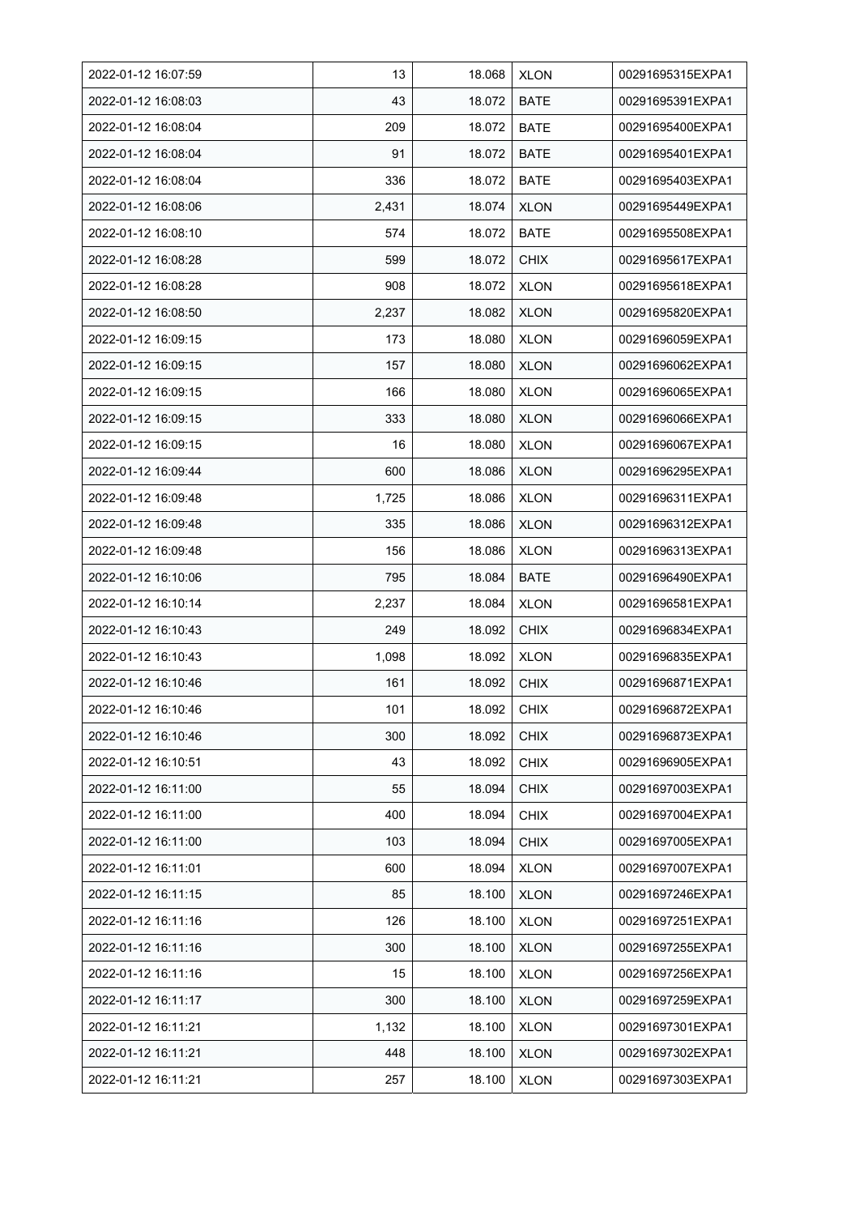| 2022-01-12 16:07:59 | 13 | 18.068 | XLON | 00291695315EXPA1 |
|---|---|---|---|---|
| 2022-01-12 16:08:03 | 43 | 18.072 | BATE | 00291695391EXPA1 |
| 2022-01-12 16:08:04 | 209 | 18.072 | BATE | 00291695400EXPA1 |
| 2022-01-12 16:08:04 | 91 | 18.072 | BATE | 00291695401EXPA1 |
| 2022-01-12 16:08:04 | 336 | 18.072 | BATE | 00291695403EXPA1 |
| 2022-01-12 16:08:06 | 2,431 | 18.074 | XLON | 00291695449EXPA1 |
| 2022-01-12 16:08:10 | 574 | 18.072 | BATE | 00291695508EXPA1 |
| 2022-01-12 16:08:28 | 599 | 18.072 | CHIX | 00291695617EXPA1 |
| 2022-01-12 16:08:28 | 908 | 18.072 | XLON | 00291695618EXPA1 |
| 2022-01-12 16:08:50 | 2,237 | 18.082 | XLON | 00291695820EXPA1 |
| 2022-01-12 16:09:15 | 173 | 18.080 | XLON | 00291696059EXPA1 |
| 2022-01-12 16:09:15 | 157 | 18.080 | XLON | 00291696062EXPA1 |
| 2022-01-12 16:09:15 | 166 | 18.080 | XLON | 00291696065EXPA1 |
| 2022-01-12 16:09:15 | 333 | 18.080 | XLON | 00291696066EXPA1 |
| 2022-01-12 16:09:15 | 16 | 18.080 | XLON | 00291696067EXPA1 |
| 2022-01-12 16:09:44 | 600 | 18.086 | XLON | 00291696295EXPA1 |
| 2022-01-12 16:09:48 | 1,725 | 18.086 | XLON | 00291696311EXPA1 |
| 2022-01-12 16:09:48 | 335 | 18.086 | XLON | 00291696312EXPA1 |
| 2022-01-12 16:09:48 | 156 | 18.086 | XLON | 00291696313EXPA1 |
| 2022-01-12 16:10:06 | 795 | 18.084 | BATE | 00291696490EXPA1 |
| 2022-01-12 16:10:14 | 2,237 | 18.084 | XLON | 00291696581EXPA1 |
| 2022-01-12 16:10:43 | 249 | 18.092 | CHIX | 00291696834EXPA1 |
| 2022-01-12 16:10:43 | 1,098 | 18.092 | XLON | 00291696835EXPA1 |
| 2022-01-12 16:10:46 | 161 | 18.092 | CHIX | 00291696871EXPA1 |
| 2022-01-12 16:10:46 | 101 | 18.092 | CHIX | 00291696872EXPA1 |
| 2022-01-12 16:10:46 | 300 | 18.092 | CHIX | 00291696873EXPA1 |
| 2022-01-12 16:10:51 | 43 | 18.092 | CHIX | 00291696905EXPA1 |
| 2022-01-12 16:11:00 | 55 | 18.094 | CHIX | 00291697003EXPA1 |
| 2022-01-12 16:11:00 | 400 | 18.094 | CHIX | 00291697004EXPA1 |
| 2022-01-12 16:11:00 | 103 | 18.094 | CHIX | 00291697005EXPA1 |
| 2022-01-12 16:11:01 | 600 | 18.094 | XLON | 00291697007EXPA1 |
| 2022-01-12 16:11:15 | 85 | 18.100 | XLON | 00291697246EXPA1 |
| 2022-01-12 16:11:16 | 126 | 18.100 | XLON | 00291697251EXPA1 |
| 2022-01-12 16:11:16 | 300 | 18.100 | XLON | 00291697255EXPA1 |
| 2022-01-12 16:11:16 | 15 | 18.100 | XLON | 00291697256EXPA1 |
| 2022-01-12 16:11:17 | 300 | 18.100 | XLON | 00291697259EXPA1 |
| 2022-01-12 16:11:21 | 1,132 | 18.100 | XLON | 00291697301EXPA1 |
| 2022-01-12 16:11:21 | 448 | 18.100 | XLON | 00291697302EXPA1 |
| 2022-01-12 16:11:21 | 257 | 18.100 | XLON | 00291697303EXPA1 |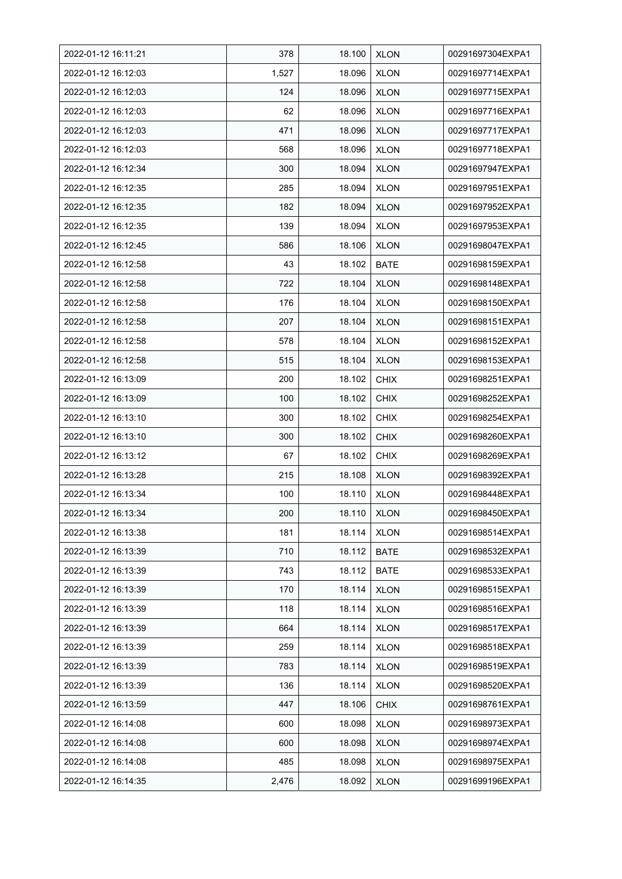| 2022-01-12 16:11:21 | 378 | 18.100 | XLON | 00291697304EXPA1 |
|---|---|---|---|---|
| 2022-01-12 16:12:03 | 1,527 | 18.096 | XLON | 00291697714EXPA1 |
| 2022-01-12 16:12:03 | 124 | 18.096 | XLON | 00291697715EXPA1 |
| 2022-01-12 16:12:03 | 62 | 18.096 | XLON | 00291697716EXPA1 |
| 2022-01-12 16:12:03 | 471 | 18.096 | XLON | 00291697717EXPA1 |
| 2022-01-12 16:12:03 | 568 | 18.096 | XLON | 00291697718EXPA1 |
| 2022-01-12 16:12:34 | 300 | 18.094 | XLON | 00291697947EXPA1 |
| 2022-01-12 16:12:35 | 285 | 18.094 | XLON | 00291697951EXPA1 |
| 2022-01-12 16:12:35 | 182 | 18.094 | XLON | 00291697952EXPA1 |
| 2022-01-12 16:12:35 | 139 | 18.094 | XLON | 00291697953EXPA1 |
| 2022-01-12 16:12:45 | 586 | 18.106 | XLON | 00291698047EXPA1 |
| 2022-01-12 16:12:58 | 43 | 18.102 | BATE | 00291698159EXPA1 |
| 2022-01-12 16:12:58 | 722 | 18.104 | XLON | 00291698148EXPA1 |
| 2022-01-12 16:12:58 | 176 | 18.104 | XLON | 00291698150EXPA1 |
| 2022-01-12 16:12:58 | 207 | 18.104 | XLON | 00291698151EXPA1 |
| 2022-01-12 16:12:58 | 578 | 18.104 | XLON | 00291698152EXPA1 |
| 2022-01-12 16:12:58 | 515 | 18.104 | XLON | 00291698153EXPA1 |
| 2022-01-12 16:13:09 | 200 | 18.102 | CHIX | 00291698251EXPA1 |
| 2022-01-12 16:13:09 | 100 | 18.102 | CHIX | 00291698252EXPA1 |
| 2022-01-12 16:13:10 | 300 | 18.102 | CHIX | 00291698254EXPA1 |
| 2022-01-12 16:13:10 | 300 | 18.102 | CHIX | 00291698260EXPA1 |
| 2022-01-12 16:13:12 | 67 | 18.102 | CHIX | 00291698269EXPA1 |
| 2022-01-12 16:13:28 | 215 | 18.108 | XLON | 00291698392EXPA1 |
| 2022-01-12 16:13:34 | 100 | 18.110 | XLON | 00291698448EXPA1 |
| 2022-01-12 16:13:34 | 200 | 18.110 | XLON | 00291698450EXPA1 |
| 2022-01-12 16:13:38 | 181 | 18.114 | XLON | 00291698514EXPA1 |
| 2022-01-12 16:13:39 | 710 | 18.112 | BATE | 00291698532EXPA1 |
| 2022-01-12 16:13:39 | 743 | 18.112 | BATE | 00291698533EXPA1 |
| 2022-01-12 16:13:39 | 170 | 18.114 | XLON | 00291698515EXPA1 |
| 2022-01-12 16:13:39 | 118 | 18.114 | XLON | 00291698516EXPA1 |
| 2022-01-12 16:13:39 | 664 | 18.114 | XLON | 00291698517EXPA1 |
| 2022-01-12 16:13:39 | 259 | 18.114 | XLON | 00291698518EXPA1 |
| 2022-01-12 16:13:39 | 783 | 18.114 | XLON | 00291698519EXPA1 |
| 2022-01-12 16:13:39 | 136 | 18.114 | XLON | 00291698520EXPA1 |
| 2022-01-12 16:13:59 | 447 | 18.106 | CHIX | 00291698761EXPA1 |
| 2022-01-12 16:14:08 | 600 | 18.098 | XLON | 00291698973EXPA1 |
| 2022-01-12 16:14:08 | 600 | 18.098 | XLON | 00291698974EXPA1 |
| 2022-01-12 16:14:08 | 485 | 18.098 | XLON | 00291698975EXPA1 |
| 2022-01-12 16:14:35 | 2,476 | 18.092 | XLON | 00291699196EXPA1 |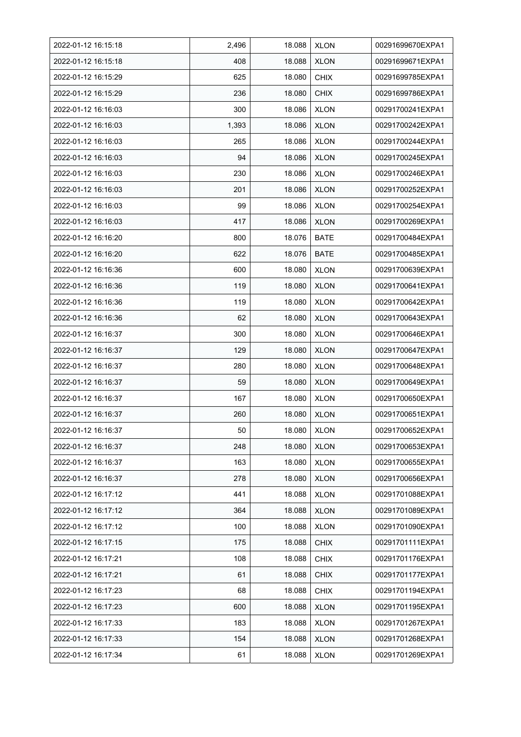| 2022-01-12 16:15:18 | 2,496 | 18.088 | XLON | 00291699670EXPA1 |
|---|---|---|---|---|
| 2022-01-12 16:15:18 | 408 | 18.088 | XLON | 00291699671EXPA1 |
| 2022-01-12 16:15:29 | 625 | 18.080 | CHIX | 00291699785EXPA1 |
| 2022-01-12 16:15:29 | 236 | 18.080 | CHIX | 00291699786EXPA1 |
| 2022-01-12 16:16:03 | 300 | 18.086 | XLON | 00291700241EXPA1 |
| 2022-01-12 16:16:03 | 1,393 | 18.086 | XLON | 00291700242EXPA1 |
| 2022-01-12 16:16:03 | 265 | 18.086 | XLON | 00291700244EXPA1 |
| 2022-01-12 16:16:03 | 94 | 18.086 | XLON | 00291700245EXPA1 |
| 2022-01-12 16:16:03 | 230 | 18.086 | XLON | 00291700246EXPA1 |
| 2022-01-12 16:16:03 | 201 | 18.086 | XLON | 00291700252EXPA1 |
| 2022-01-12 16:16:03 | 99 | 18.086 | XLON | 00291700254EXPA1 |
| 2022-01-12 16:16:03 | 417 | 18.086 | XLON | 00291700269EXPA1 |
| 2022-01-12 16:16:20 | 800 | 18.076 | BATE | 00291700484EXPA1 |
| 2022-01-12 16:16:20 | 622 | 18.076 | BATE | 00291700485EXPA1 |
| 2022-01-12 16:16:36 | 600 | 18.080 | XLON | 00291700639EXPA1 |
| 2022-01-12 16:16:36 | 119 | 18.080 | XLON | 00291700641EXPA1 |
| 2022-01-12 16:16:36 | 119 | 18.080 | XLON | 00291700642EXPA1 |
| 2022-01-12 16:16:36 | 62 | 18.080 | XLON | 00291700643EXPA1 |
| 2022-01-12 16:16:37 | 300 | 18.080 | XLON | 00291700646EXPA1 |
| 2022-01-12 16:16:37 | 129 | 18.080 | XLON | 00291700647EXPA1 |
| 2022-01-12 16:16:37 | 280 | 18.080 | XLON | 00291700648EXPA1 |
| 2022-01-12 16:16:37 | 59 | 18.080 | XLON | 00291700649EXPA1 |
| 2022-01-12 16:16:37 | 167 | 18.080 | XLON | 00291700650EXPA1 |
| 2022-01-12 16:16:37 | 260 | 18.080 | XLON | 00291700651EXPA1 |
| 2022-01-12 16:16:37 | 50 | 18.080 | XLON | 00291700652EXPA1 |
| 2022-01-12 16:16:37 | 248 | 18.080 | XLON | 00291700653EXPA1 |
| 2022-01-12 16:16:37 | 163 | 18.080 | XLON | 00291700655EXPA1 |
| 2022-01-12 16:16:37 | 278 | 18.080 | XLON | 00291700656EXPA1 |
| 2022-01-12 16:17:12 | 441 | 18.088 | XLON | 00291701088EXPA1 |
| 2022-01-12 16:17:12 | 364 | 18.088 | XLON | 00291701089EXPA1 |
| 2022-01-12 16:17:12 | 100 | 18.088 | XLON | 00291701090EXPA1 |
| 2022-01-12 16:17:15 | 175 | 18.088 | CHIX | 00291701111EXPA1 |
| 2022-01-12 16:17:21 | 108 | 18.088 | CHIX | 00291701176EXPA1 |
| 2022-01-12 16:17:21 | 61 | 18.088 | CHIX | 00291701177EXPA1 |
| 2022-01-12 16:17:23 | 68 | 18.088 | CHIX | 00291701194EXPA1 |
| 2022-01-12 16:17:23 | 600 | 18.088 | XLON | 00291701195EXPA1 |
| 2022-01-12 16:17:33 | 183 | 18.088 | XLON | 00291701267EXPA1 |
| 2022-01-12 16:17:33 | 154 | 18.088 | XLON | 00291701268EXPA1 |
| 2022-01-12 16:17:34 | 61 | 18.088 | XLON | 00291701269EXPA1 |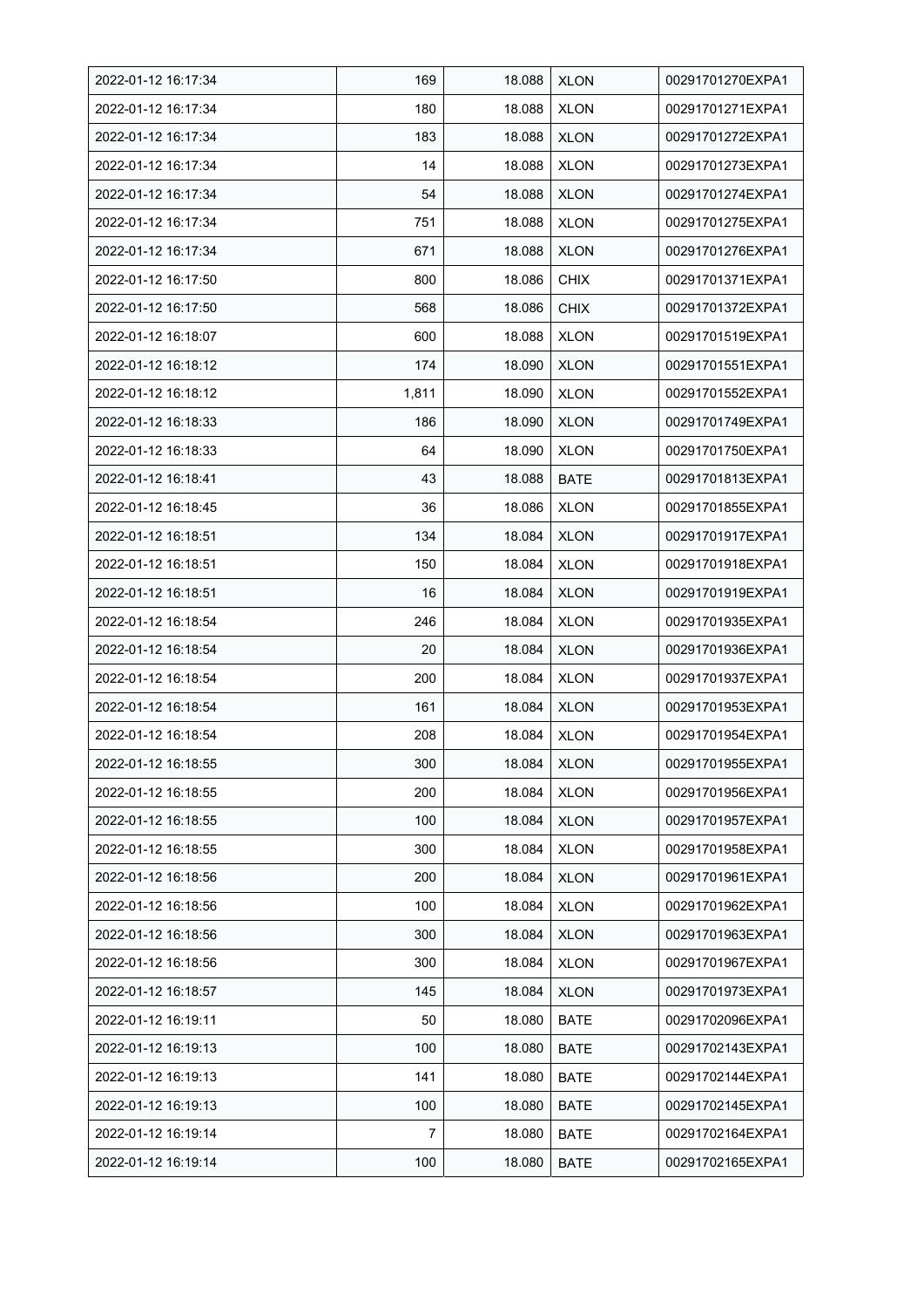| | | | | |
|---|---|---|---|---|
| 2022-01-12 16:17:34 | 169 | 18.088 | XLON | 00291701270EXPA1 |
| 2022-01-12 16:17:34 | 180 | 18.088 | XLON | 00291701271EXPA1 |
| 2022-01-12 16:17:34 | 183 | 18.088 | XLON | 00291701272EXPA1 |
| 2022-01-12 16:17:34 | 14 | 18.088 | XLON | 00291701273EXPA1 |
| 2022-01-12 16:17:34 | 54 | 18.088 | XLON | 00291701274EXPA1 |
| 2022-01-12 16:17:34 | 751 | 18.088 | XLON | 00291701275EXPA1 |
| 2022-01-12 16:17:34 | 671 | 18.088 | XLON | 00291701276EXPA1 |
| 2022-01-12 16:17:50 | 800 | 18.086 | CHIX | 00291701371EXPA1 |
| 2022-01-12 16:17:50 | 568 | 18.086 | CHIX | 00291701372EXPA1 |
| 2022-01-12 16:18:07 | 600 | 18.088 | XLON | 00291701519EXPA1 |
| 2022-01-12 16:18:12 | 174 | 18.090 | XLON | 00291701551EXPA1 |
| 2022-01-12 16:18:12 | 1,811 | 18.090 | XLON | 00291701552EXPA1 |
| 2022-01-12 16:18:33 | 186 | 18.090 | XLON | 00291701749EXPA1 |
| 2022-01-12 16:18:33 | 64 | 18.090 | XLON | 00291701750EXPA1 |
| 2022-01-12 16:18:41 | 43 | 18.088 | BATE | 00291701813EXPA1 |
| 2022-01-12 16:18:45 | 36 | 18.086 | XLON | 00291701855EXPA1 |
| 2022-01-12 16:18:51 | 134 | 18.084 | XLON | 00291701917EXPA1 |
| 2022-01-12 16:18:51 | 150 | 18.084 | XLON | 00291701918EXPA1 |
| 2022-01-12 16:18:51 | 16 | 18.084 | XLON | 00291701919EXPA1 |
| 2022-01-12 16:18:54 | 246 | 18.084 | XLON | 00291701935EXPA1 |
| 2022-01-12 16:18:54 | 20 | 18.084 | XLON | 00291701936EXPA1 |
| 2022-01-12 16:18:54 | 200 | 18.084 | XLON | 00291701937EXPA1 |
| 2022-01-12 16:18:54 | 161 | 18.084 | XLON | 00291701953EXPA1 |
| 2022-01-12 16:18:54 | 208 | 18.084 | XLON | 00291701954EXPA1 |
| 2022-01-12 16:18:55 | 300 | 18.084 | XLON | 00291701955EXPA1 |
| 2022-01-12 16:18:55 | 200 | 18.084 | XLON | 00291701956EXPA1 |
| 2022-01-12 16:18:55 | 100 | 18.084 | XLON | 00291701957EXPA1 |
| 2022-01-12 16:18:55 | 300 | 18.084 | XLON | 00291701958EXPA1 |
| 2022-01-12 16:18:56 | 200 | 18.084 | XLON | 00291701961EXPA1 |
| 2022-01-12 16:18:56 | 100 | 18.084 | XLON | 00291701962EXPA1 |
| 2022-01-12 16:18:56 | 300 | 18.084 | XLON | 00291701963EXPA1 |
| 2022-01-12 16:18:56 | 300 | 18.084 | XLON | 00291701967EXPA1 |
| 2022-01-12 16:18:57 | 145 | 18.084 | XLON | 00291701973EXPA1 |
| 2022-01-12 16:19:11 | 50 | 18.080 | BATE | 00291702096EXPA1 |
| 2022-01-12 16:19:13 | 100 | 18.080 | BATE | 00291702143EXPA1 |
| 2022-01-12 16:19:13 | 141 | 18.080 | BATE | 00291702144EXPA1 |
| 2022-01-12 16:19:13 | 100 | 18.080 | BATE | 00291702145EXPA1 |
| 2022-01-12 16:19:14 | 7 | 18.080 | BATE | 00291702164EXPA1 |
| 2022-01-12 16:19:14 | 100 | 18.080 | BATE | 00291702165EXPA1 |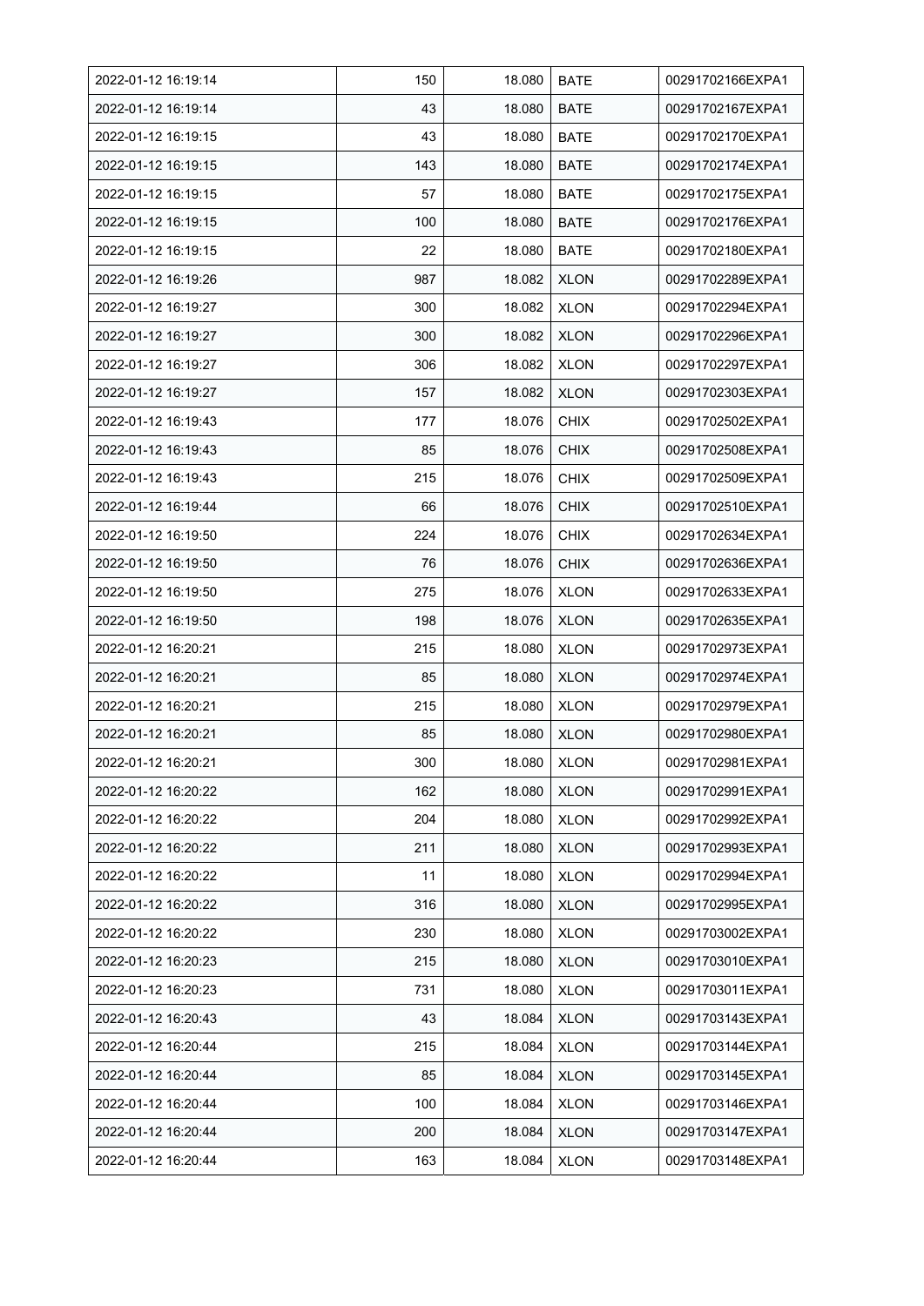| 2022-01-12 16:19:14 | 150 | 18.080 | BATE | 00291702166EXPA1 |
|---|---|---|---|---|
| 2022-01-12 16:19:14 | 43 | 18.080 | BATE | 00291702167EXPA1 |
| 2022-01-12 16:19:15 | 43 | 18.080 | BATE | 00291702170EXPA1 |
| 2022-01-12 16:19:15 | 143 | 18.080 | BATE | 00291702174EXPA1 |
| 2022-01-12 16:19:15 | 57 | 18.080 | BATE | 00291702175EXPA1 |
| 2022-01-12 16:19:15 | 100 | 18.080 | BATE | 00291702176EXPA1 |
| 2022-01-12 16:19:15 | 22 | 18.080 | BATE | 00291702180EXPA1 |
| 2022-01-12 16:19:26 | 987 | 18.082 | XLON | 00291702289EXPA1 |
| 2022-01-12 16:19:27 | 300 | 18.082 | XLON | 00291702294EXPA1 |
| 2022-01-12 16:19:27 | 300 | 18.082 | XLON | 00291702296EXPA1 |
| 2022-01-12 16:19:27 | 306 | 18.082 | XLON | 00291702297EXPA1 |
| 2022-01-12 16:19:27 | 157 | 18.082 | XLON | 00291702303EXPA1 |
| 2022-01-12 16:19:43 | 177 | 18.076 | CHIX | 00291702502EXPA1 |
| 2022-01-12 16:19:43 | 85 | 18.076 | CHIX | 00291702508EXPA1 |
| 2022-01-12 16:19:43 | 215 | 18.076 | CHIX | 00291702509EXPA1 |
| 2022-01-12 16:19:44 | 66 | 18.076 | CHIX | 00291702510EXPA1 |
| 2022-01-12 16:19:50 | 224 | 18.076 | CHIX | 00291702634EXPA1 |
| 2022-01-12 16:19:50 | 76 | 18.076 | CHIX | 00291702636EXPA1 |
| 2022-01-12 16:19:50 | 275 | 18.076 | XLON | 00291702633EXPA1 |
| 2022-01-12 16:19:50 | 198 | 18.076 | XLON | 00291702635EXPA1 |
| 2022-01-12 16:20:21 | 215 | 18.080 | XLON | 00291702973EXPA1 |
| 2022-01-12 16:20:21 | 85 | 18.080 | XLON | 00291702974EXPA1 |
| 2022-01-12 16:20:21 | 215 | 18.080 | XLON | 00291702979EXPA1 |
| 2022-01-12 16:20:21 | 85 | 18.080 | XLON | 00291702980EXPA1 |
| 2022-01-12 16:20:21 | 300 | 18.080 | XLON | 00291702981EXPA1 |
| 2022-01-12 16:20:22 | 162 | 18.080 | XLON | 00291702991EXPA1 |
| 2022-01-12 16:20:22 | 204 | 18.080 | XLON | 00291702992EXPA1 |
| 2022-01-12 16:20:22 | 211 | 18.080 | XLON | 00291702993EXPA1 |
| 2022-01-12 16:20:22 | 11 | 18.080 | XLON | 00291702994EXPA1 |
| 2022-01-12 16:20:22 | 316 | 18.080 | XLON | 00291702995EXPA1 |
| 2022-01-12 16:20:22 | 230 | 18.080 | XLON | 00291703002EXPA1 |
| 2022-01-12 16:20:23 | 215 | 18.080 | XLON | 00291703010EXPA1 |
| 2022-01-12 16:20:23 | 731 | 18.080 | XLON | 00291703011EXPA1 |
| 2022-01-12 16:20:43 | 43 | 18.084 | XLON | 00291703143EXPA1 |
| 2022-01-12 16:20:44 | 215 | 18.084 | XLON | 00291703144EXPA1 |
| 2022-01-12 16:20:44 | 85 | 18.084 | XLON | 00291703145EXPA1 |
| 2022-01-12 16:20:44 | 100 | 18.084 | XLON | 00291703146EXPA1 |
| 2022-01-12 16:20:44 | 200 | 18.084 | XLON | 00291703147EXPA1 |
| 2022-01-12 16:20:44 | 163 | 18.084 | XLON | 00291703148EXPA1 |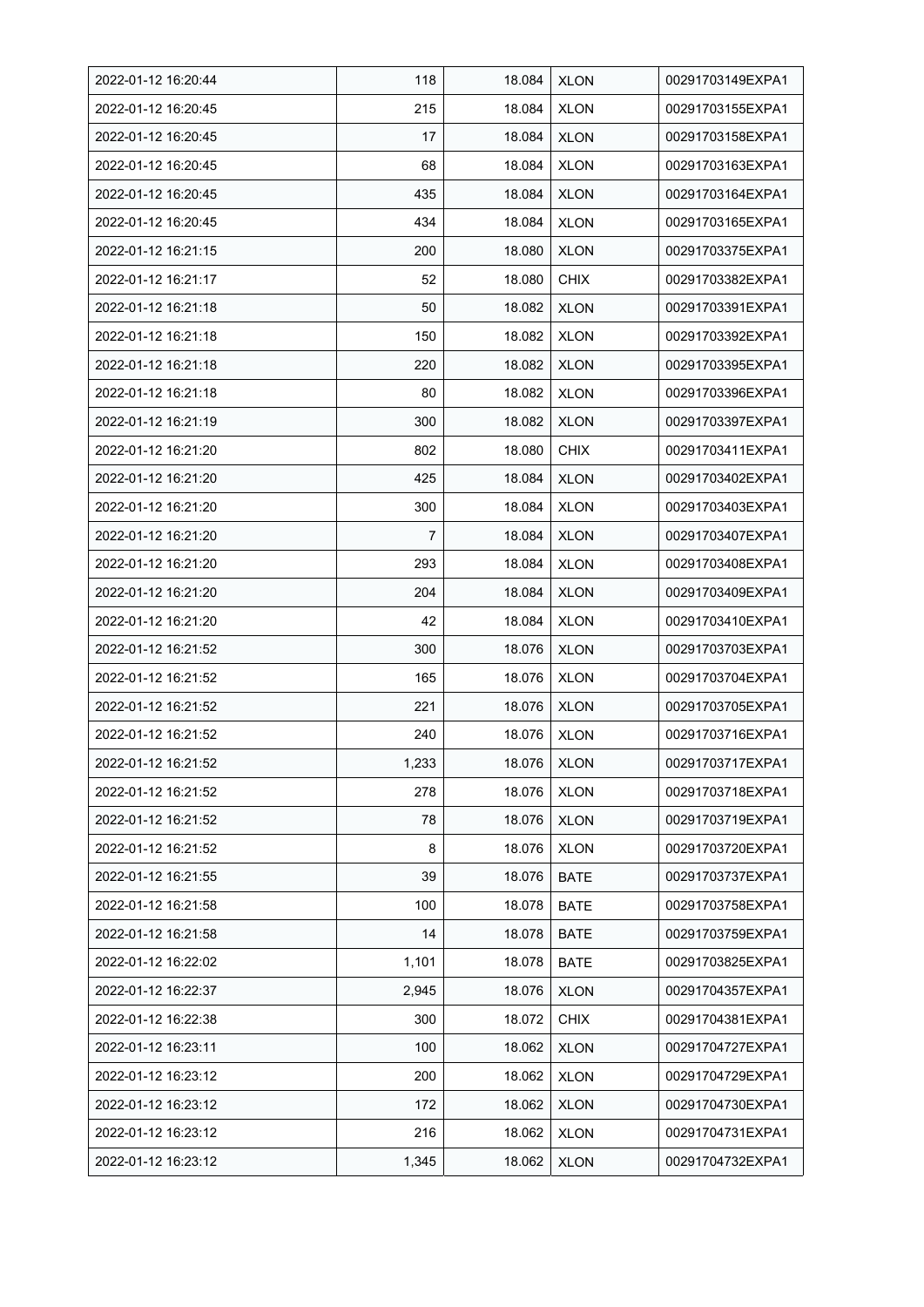| 2022-01-12 16:20:44 | 118 | 18.084 | XLON | 00291703149EXPA1 |
|---|---|---|---|---|
| 2022-01-12 16:20:45 | 215 | 18.084 | XLON | 00291703155EXPA1 |
| 2022-01-12 16:20:45 | 17 | 18.084 | XLON | 00291703158EXPA1 |
| 2022-01-12 16:20:45 | 68 | 18.084 | XLON | 00291703163EXPA1 |
| 2022-01-12 16:20:45 | 435 | 18.084 | XLON | 00291703164EXPA1 |
| 2022-01-12 16:20:45 | 434 | 18.084 | XLON | 00291703165EXPA1 |
| 2022-01-12 16:21:15 | 200 | 18.080 | XLON | 00291703375EXPA1 |
| 2022-01-12 16:21:17 | 52 | 18.080 | CHIX | 00291703382EXPA1 |
| 2022-01-12 16:21:18 | 50 | 18.082 | XLON | 00291703391EXPA1 |
| 2022-01-12 16:21:18 | 150 | 18.082 | XLON | 00291703392EXPA1 |
| 2022-01-12 16:21:18 | 220 | 18.082 | XLON | 00291703395EXPA1 |
| 2022-01-12 16:21:18 | 80 | 18.082 | XLON | 00291703396EXPA1 |
| 2022-01-12 16:21:19 | 300 | 18.082 | XLON | 00291703397EXPA1 |
| 2022-01-12 16:21:20 | 802 | 18.080 | CHIX | 00291703411EXPA1 |
| 2022-01-12 16:21:20 | 425 | 18.084 | XLON | 00291703402EXPA1 |
| 2022-01-12 16:21:20 | 300 | 18.084 | XLON | 00291703403EXPA1 |
| 2022-01-12 16:21:20 | 7 | 18.084 | XLON | 00291703407EXPA1 |
| 2022-01-12 16:21:20 | 293 | 18.084 | XLON | 00291703408EXPA1 |
| 2022-01-12 16:21:20 | 204 | 18.084 | XLON | 00291703409EXPA1 |
| 2022-01-12 16:21:20 | 42 | 18.084 | XLON | 00291703410EXPA1 |
| 2022-01-12 16:21:52 | 300 | 18.076 | XLON | 00291703703EXPA1 |
| 2022-01-12 16:21:52 | 165 | 18.076 | XLON | 00291703704EXPA1 |
| 2022-01-12 16:21:52 | 221 | 18.076 | XLON | 00291703705EXPA1 |
| 2022-01-12 16:21:52 | 240 | 18.076 | XLON | 00291703716EXPA1 |
| 2022-01-12 16:21:52 | 1,233 | 18.076 | XLON | 00291703717EXPA1 |
| 2022-01-12 16:21:52 | 278 | 18.076 | XLON | 00291703718EXPA1 |
| 2022-01-12 16:21:52 | 78 | 18.076 | XLON | 00291703719EXPA1 |
| 2022-01-12 16:21:52 | 8 | 18.076 | XLON | 00291703720EXPA1 |
| 2022-01-12 16:21:55 | 39 | 18.076 | BATE | 00291703737EXPA1 |
| 2022-01-12 16:21:58 | 100 | 18.078 | BATE | 00291703758EXPA1 |
| 2022-01-12 16:21:58 | 14 | 18.078 | BATE | 00291703759EXPA1 |
| 2022-01-12 16:22:02 | 1,101 | 18.078 | BATE | 00291703825EXPA1 |
| 2022-01-12 16:22:37 | 2,945 | 18.076 | XLON | 00291704357EXPA1 |
| 2022-01-12 16:22:38 | 300 | 18.072 | CHIX | 00291704381EXPA1 |
| 2022-01-12 16:23:11 | 100 | 18.062 | XLON | 00291704727EXPA1 |
| 2022-01-12 16:23:12 | 200 | 18.062 | XLON | 00291704729EXPA1 |
| 2022-01-12 16:23:12 | 172 | 18.062 | XLON | 00291704730EXPA1 |
| 2022-01-12 16:23:12 | 216 | 18.062 | XLON | 00291704731EXPA1 |
| 2022-01-12 16:23:12 | 1,345 | 18.062 | XLON | 00291704732EXPA1 |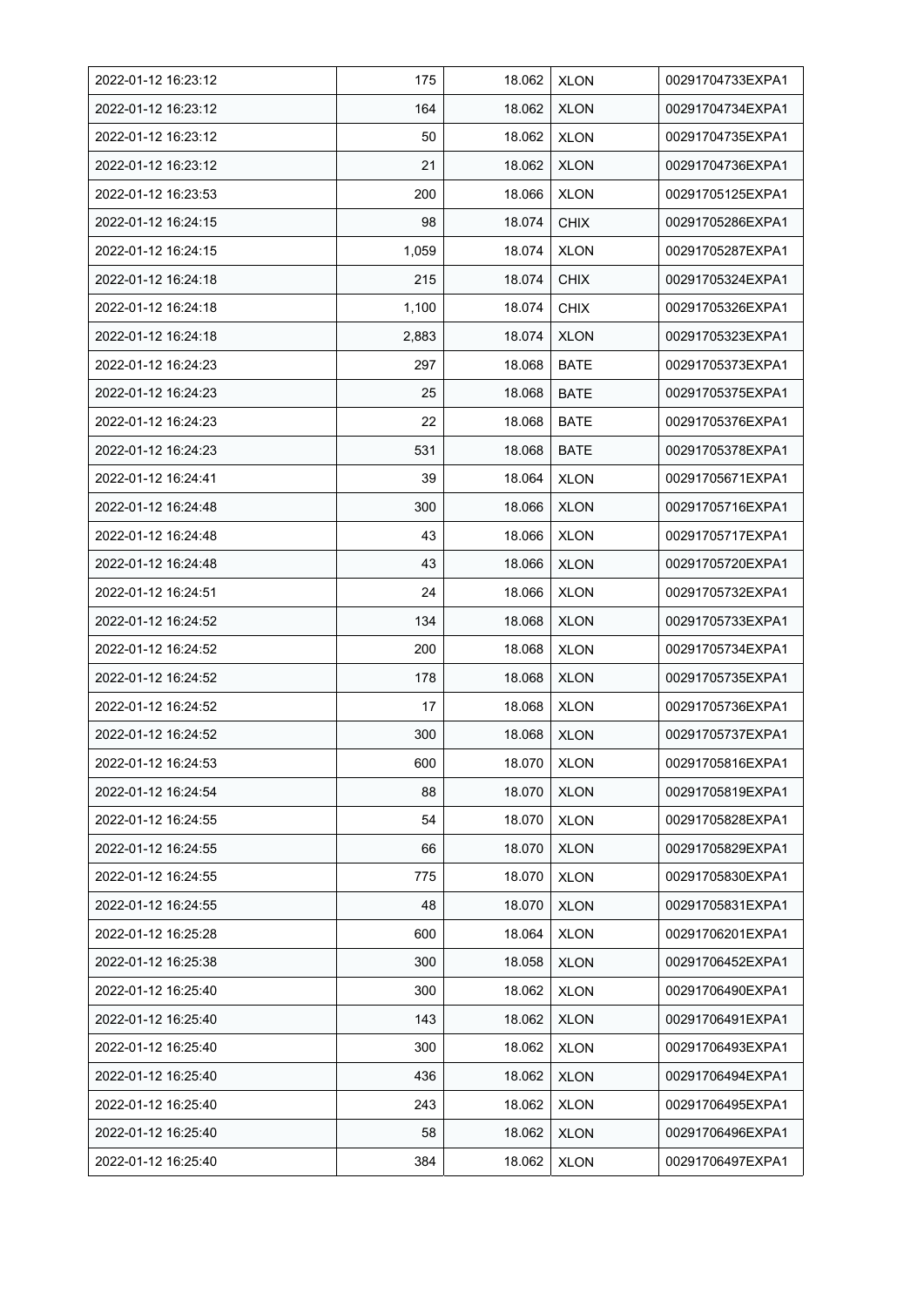| 2022-01-12 16:23:12 | 175 | 18.062 | XLON | 00291704733EXPA1 |
|---|---|---|---|---|
| 2022-01-12 16:23:12 | 164 | 18.062 | XLON | 00291704734EXPA1 |
| 2022-01-12 16:23:12 | 50 | 18.062 | XLON | 00291704735EXPA1 |
| 2022-01-12 16:23:12 | 21 | 18.062 | XLON | 00291704736EXPA1 |
| 2022-01-12 16:23:53 | 200 | 18.066 | XLON | 00291705125EXPA1 |
| 2022-01-12 16:24:15 | 98 | 18.074 | CHIX | 00291705286EXPA1 |
| 2022-01-12 16:24:15 | 1,059 | 18.074 | XLON | 00291705287EXPA1 |
| 2022-01-12 16:24:18 | 215 | 18.074 | CHIX | 00291705324EXPA1 |
| 2022-01-12 16:24:18 | 1,100 | 18.074 | CHIX | 00291705326EXPA1 |
| 2022-01-12 16:24:18 | 2,883 | 18.074 | XLON | 00291705323EXPA1 |
| 2022-01-12 16:24:23 | 297 | 18.068 | BATE | 00291705373EXPA1 |
| 2022-01-12 16:24:23 | 25 | 18.068 | BATE | 00291705375EXPA1 |
| 2022-01-12 16:24:23 | 22 | 18.068 | BATE | 00291705376EXPA1 |
| 2022-01-12 16:24:23 | 531 | 18.068 | BATE | 00291705378EXPA1 |
| 2022-01-12 16:24:41 | 39 | 18.064 | XLON | 00291705671EXPA1 |
| 2022-01-12 16:24:48 | 300 | 18.066 | XLON | 00291705716EXPA1 |
| 2022-01-12 16:24:48 | 43 | 18.066 | XLON | 00291705717EXPA1 |
| 2022-01-12 16:24:48 | 43 | 18.066 | XLON | 00291705720EXPA1 |
| 2022-01-12 16:24:51 | 24 | 18.066 | XLON | 00291705732EXPA1 |
| 2022-01-12 16:24:52 | 134 | 18.068 | XLON | 00291705733EXPA1 |
| 2022-01-12 16:24:52 | 200 | 18.068 | XLON | 00291705734EXPA1 |
| 2022-01-12 16:24:52 | 178 | 18.068 | XLON | 00291705735EXPA1 |
| 2022-01-12 16:24:52 | 17 | 18.068 | XLON | 00291705736EXPA1 |
| 2022-01-12 16:24:52 | 300 | 18.068 | XLON | 00291705737EXPA1 |
| 2022-01-12 16:24:53 | 600 | 18.070 | XLON | 00291705816EXPA1 |
| 2022-01-12 16:24:54 | 88 | 18.070 | XLON | 00291705819EXPA1 |
| 2022-01-12 16:24:55 | 54 | 18.070 | XLON | 00291705828EXPA1 |
| 2022-01-12 16:24:55 | 66 | 18.070 | XLON | 00291705829EXPA1 |
| 2022-01-12 16:24:55 | 775 | 18.070 | XLON | 00291705830EXPA1 |
| 2022-01-12 16:24:55 | 48 | 18.070 | XLON | 00291705831EXPA1 |
| 2022-01-12 16:25:28 | 600 | 18.064 | XLON | 00291706201EXPA1 |
| 2022-01-12 16:25:38 | 300 | 18.058 | XLON | 00291706452EXPA1 |
| 2022-01-12 16:25:40 | 300 | 18.062 | XLON | 00291706490EXPA1 |
| 2022-01-12 16:25:40 | 143 | 18.062 | XLON | 00291706491EXPA1 |
| 2022-01-12 16:25:40 | 300 | 18.062 | XLON | 00291706493EXPA1 |
| 2022-01-12 16:25:40 | 436 | 18.062 | XLON | 00291706494EXPA1 |
| 2022-01-12 16:25:40 | 243 | 18.062 | XLON | 00291706495EXPA1 |
| 2022-01-12 16:25:40 | 58 | 18.062 | XLON | 00291706496EXPA1 |
| 2022-01-12 16:25:40 | 384 | 18.062 | XLON | 00291706497EXPA1 |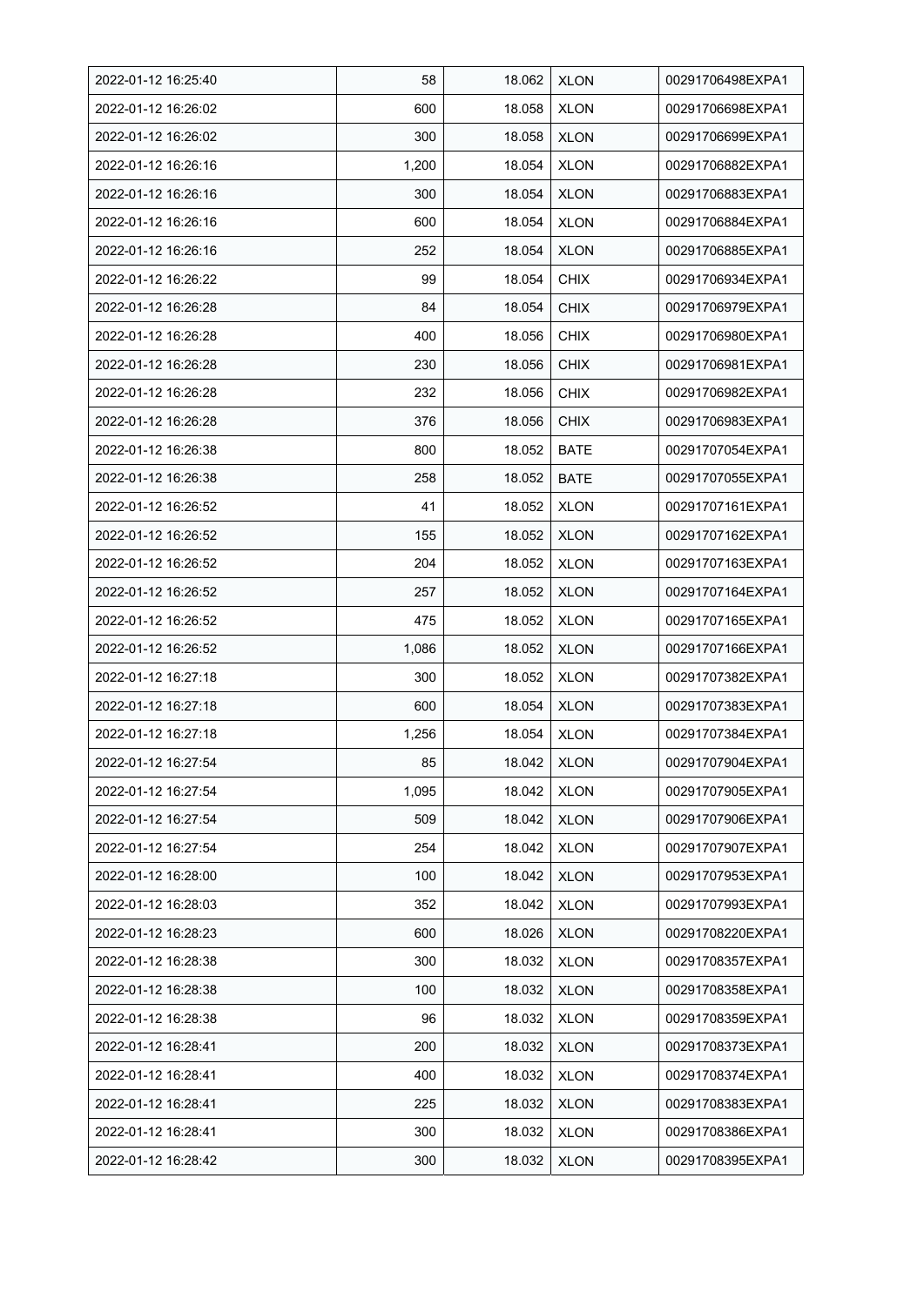| | | | | |
|---|---|---|---|---|
| 2022-01-12 16:25:40 | 58 | 18.062 | XLON | 00291706498EXPA1 |
| 2022-01-12 16:26:02 | 600 | 18.058 | XLON | 00291706698EXPA1 |
| 2022-01-12 16:26:02 | 300 | 18.058 | XLON | 00291706699EXPA1 |
| 2022-01-12 16:26:16 | 1,200 | 18.054 | XLON | 00291706882EXPA1 |
| 2022-01-12 16:26:16 | 300 | 18.054 | XLON | 00291706883EXPA1 |
| 2022-01-12 16:26:16 | 600 | 18.054 | XLON | 00291706884EXPA1 |
| 2022-01-12 16:26:16 | 252 | 18.054 | XLON | 00291706885EXPA1 |
| 2022-01-12 16:26:22 | 99 | 18.054 | CHIX | 00291706934EXPA1 |
| 2022-01-12 16:26:28 | 84 | 18.054 | CHIX | 00291706979EXPA1 |
| 2022-01-12 16:26:28 | 400 | 18.056 | CHIX | 00291706980EXPA1 |
| 2022-01-12 16:26:28 | 230 | 18.056 | CHIX | 00291706981EXPA1 |
| 2022-01-12 16:26:28 | 232 | 18.056 | CHIX | 00291706982EXPA1 |
| 2022-01-12 16:26:28 | 376 | 18.056 | CHIX | 00291706983EXPA1 |
| 2022-01-12 16:26:38 | 800 | 18.052 | BATE | 00291707054EXPA1 |
| 2022-01-12 16:26:38 | 258 | 18.052 | BATE | 00291707055EXPA1 |
| 2022-01-12 16:26:52 | 41 | 18.052 | XLON | 00291707161EXPA1 |
| 2022-01-12 16:26:52 | 155 | 18.052 | XLON | 00291707162EXPA1 |
| 2022-01-12 16:26:52 | 204 | 18.052 | XLON | 00291707163EXPA1 |
| 2022-01-12 16:26:52 | 257 | 18.052 | XLON | 00291707164EXPA1 |
| 2022-01-12 16:26:52 | 475 | 18.052 | XLON | 00291707165EXPA1 |
| 2022-01-12 16:26:52 | 1,086 | 18.052 | XLON | 00291707166EXPA1 |
| 2022-01-12 16:27:18 | 300 | 18.052 | XLON | 00291707382EXPA1 |
| 2022-01-12 16:27:18 | 600 | 18.054 | XLON | 00291707383EXPA1 |
| 2022-01-12 16:27:18 | 1,256 | 18.054 | XLON | 00291707384EXPA1 |
| 2022-01-12 16:27:54 | 85 | 18.042 | XLON | 00291707904EXPA1 |
| 2022-01-12 16:27:54 | 1,095 | 18.042 | XLON | 00291707905EXPA1 |
| 2022-01-12 16:27:54 | 509 | 18.042 | XLON | 00291707906EXPA1 |
| 2022-01-12 16:27:54 | 254 | 18.042 | XLON | 00291707907EXPA1 |
| 2022-01-12 16:28:00 | 100 | 18.042 | XLON | 00291707953EXPA1 |
| 2022-01-12 16:28:03 | 352 | 18.042 | XLON | 00291707993EXPA1 |
| 2022-01-12 16:28:23 | 600 | 18.026 | XLON | 00291708220EXPA1 |
| 2022-01-12 16:28:38 | 300 | 18.032 | XLON | 00291708357EXPA1 |
| 2022-01-12 16:28:38 | 100 | 18.032 | XLON | 00291708358EXPA1 |
| 2022-01-12 16:28:38 | 96 | 18.032 | XLON | 00291708359EXPA1 |
| 2022-01-12 16:28:41 | 200 | 18.032 | XLON | 00291708373EXPA1 |
| 2022-01-12 16:28:41 | 400 | 18.032 | XLON | 00291708374EXPA1 |
| 2022-01-12 16:28:41 | 225 | 18.032 | XLON | 00291708383EXPA1 |
| 2022-01-12 16:28:41 | 300 | 18.032 | XLON | 00291708386EXPA1 |
| 2022-01-12 16:28:42 | 300 | 18.032 | XLON | 00291708395EXPA1 |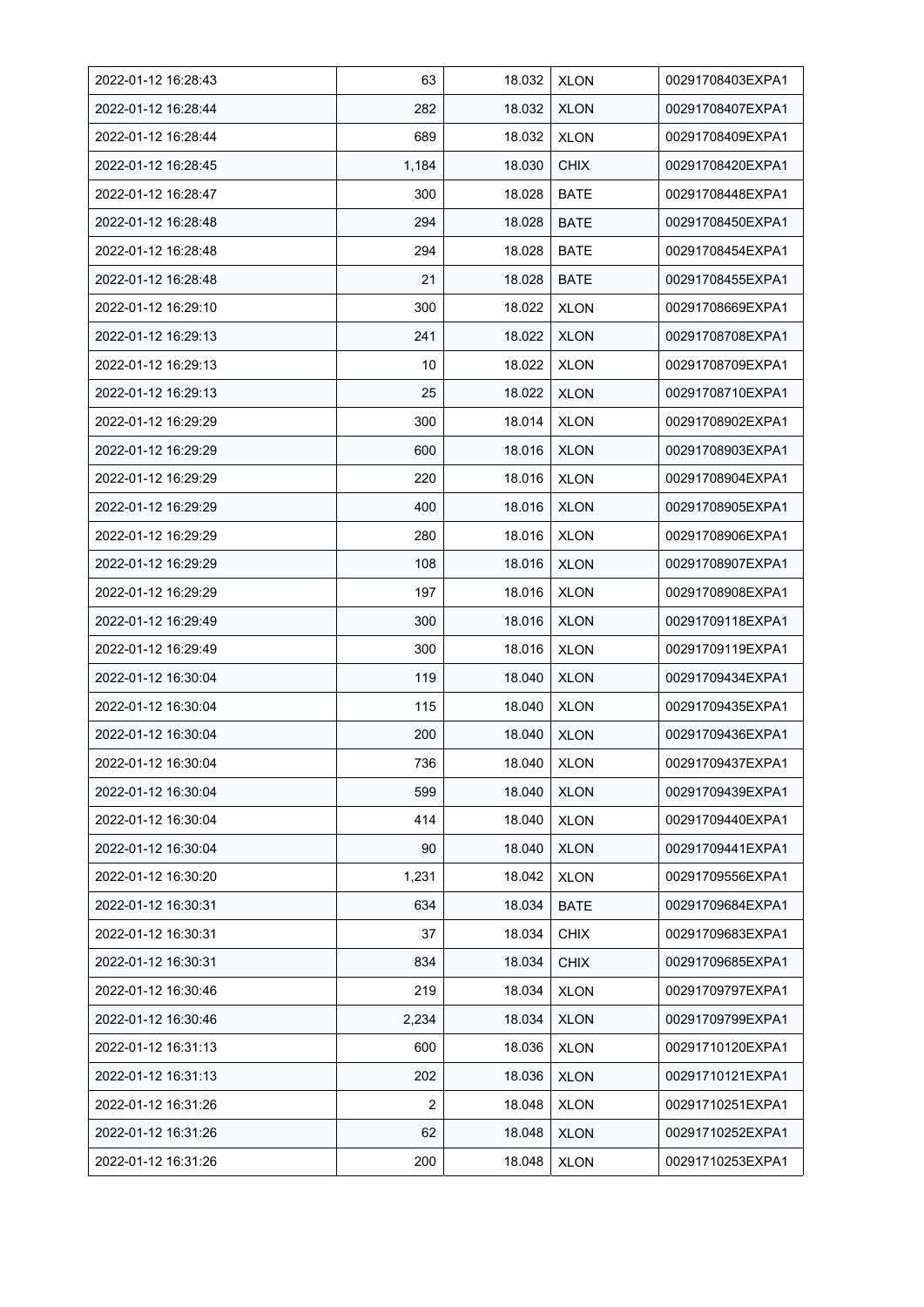| 2022-01-12 16:28:43 | 63 | 18.032 | XLON | 00291708403EXPA1 |
|---|---|---|---|---|
| 2022-01-12 16:28:44 | 282 | 18.032 | XLON | 00291708407EXPA1 |
| 2022-01-12 16:28:44 | 689 | 18.032 | XLON | 00291708409EXPA1 |
| 2022-01-12 16:28:45 | 1,184 | 18.030 | CHIX | 00291708420EXPA1 |
| 2022-01-12 16:28:47 | 300 | 18.028 | BATE | 00291708448EXPA1 |
| 2022-01-12 16:28:48 | 294 | 18.028 | BATE | 00291708450EXPA1 |
| 2022-01-12 16:28:48 | 294 | 18.028 | BATE | 00291708454EXPA1 |
| 2022-01-12 16:28:48 | 21 | 18.028 | BATE | 00291708455EXPA1 |
| 2022-01-12 16:29:10 | 300 | 18.022 | XLON | 00291708669EXPA1 |
| 2022-01-12 16:29:13 | 241 | 18.022 | XLON | 00291708708EXPA1 |
| 2022-01-12 16:29:13 | 10 | 18.022 | XLON | 00291708709EXPA1 |
| 2022-01-12 16:29:13 | 25 | 18.022 | XLON | 00291708710EXPA1 |
| 2022-01-12 16:29:29 | 300 | 18.014 | XLON | 00291708902EXPA1 |
| 2022-01-12 16:29:29 | 600 | 18.016 | XLON | 00291708903EXPA1 |
| 2022-01-12 16:29:29 | 220 | 18.016 | XLON | 00291708904EXPA1 |
| 2022-01-12 16:29:29 | 400 | 18.016 | XLON | 00291708905EXPA1 |
| 2022-01-12 16:29:29 | 280 | 18.016 | XLON | 00291708906EXPA1 |
| 2022-01-12 16:29:29 | 108 | 18.016 | XLON | 00291708907EXPA1 |
| 2022-01-12 16:29:29 | 197 | 18.016 | XLON | 00291708908EXPA1 |
| 2022-01-12 16:29:49 | 300 | 18.016 | XLON | 00291709118EXPA1 |
| 2022-01-12 16:29:49 | 300 | 18.016 | XLON | 00291709119EXPA1 |
| 2022-01-12 16:30:04 | 119 | 18.040 | XLON | 00291709434EXPA1 |
| 2022-01-12 16:30:04 | 115 | 18.040 | XLON | 00291709435EXPA1 |
| 2022-01-12 16:30:04 | 200 | 18.040 | XLON | 00291709436EXPA1 |
| 2022-01-12 16:30:04 | 736 | 18.040 | XLON | 00291709437EXPA1 |
| 2022-01-12 16:30:04 | 599 | 18.040 | XLON | 00291709439EXPA1 |
| 2022-01-12 16:30:04 | 414 | 18.040 | XLON | 00291709440EXPA1 |
| 2022-01-12 16:30:04 | 90 | 18.040 | XLON | 00291709441EXPA1 |
| 2022-01-12 16:30:20 | 1,231 | 18.042 | XLON | 00291709556EXPA1 |
| 2022-01-12 16:30:31 | 634 | 18.034 | BATE | 00291709684EXPA1 |
| 2022-01-12 16:30:31 | 37 | 18.034 | CHIX | 00291709683EXPA1 |
| 2022-01-12 16:30:31 | 834 | 18.034 | CHIX | 00291709685EXPA1 |
| 2022-01-12 16:30:46 | 219 | 18.034 | XLON | 00291709797EXPA1 |
| 2022-01-12 16:30:46 | 2,234 | 18.034 | XLON | 00291709799EXPA1 |
| 2022-01-12 16:31:13 | 600 | 18.036 | XLON | 00291710120EXPA1 |
| 2022-01-12 16:31:13 | 202 | 18.036 | XLON | 00291710121EXPA1 |
| 2022-01-12 16:31:26 | 2 | 18.048 | XLON | 00291710251EXPA1 |
| 2022-01-12 16:31:26 | 62 | 18.048 | XLON | 00291710252EXPA1 |
| 2022-01-12 16:31:26 | 200 | 18.048 | XLON | 00291710253EXPA1 |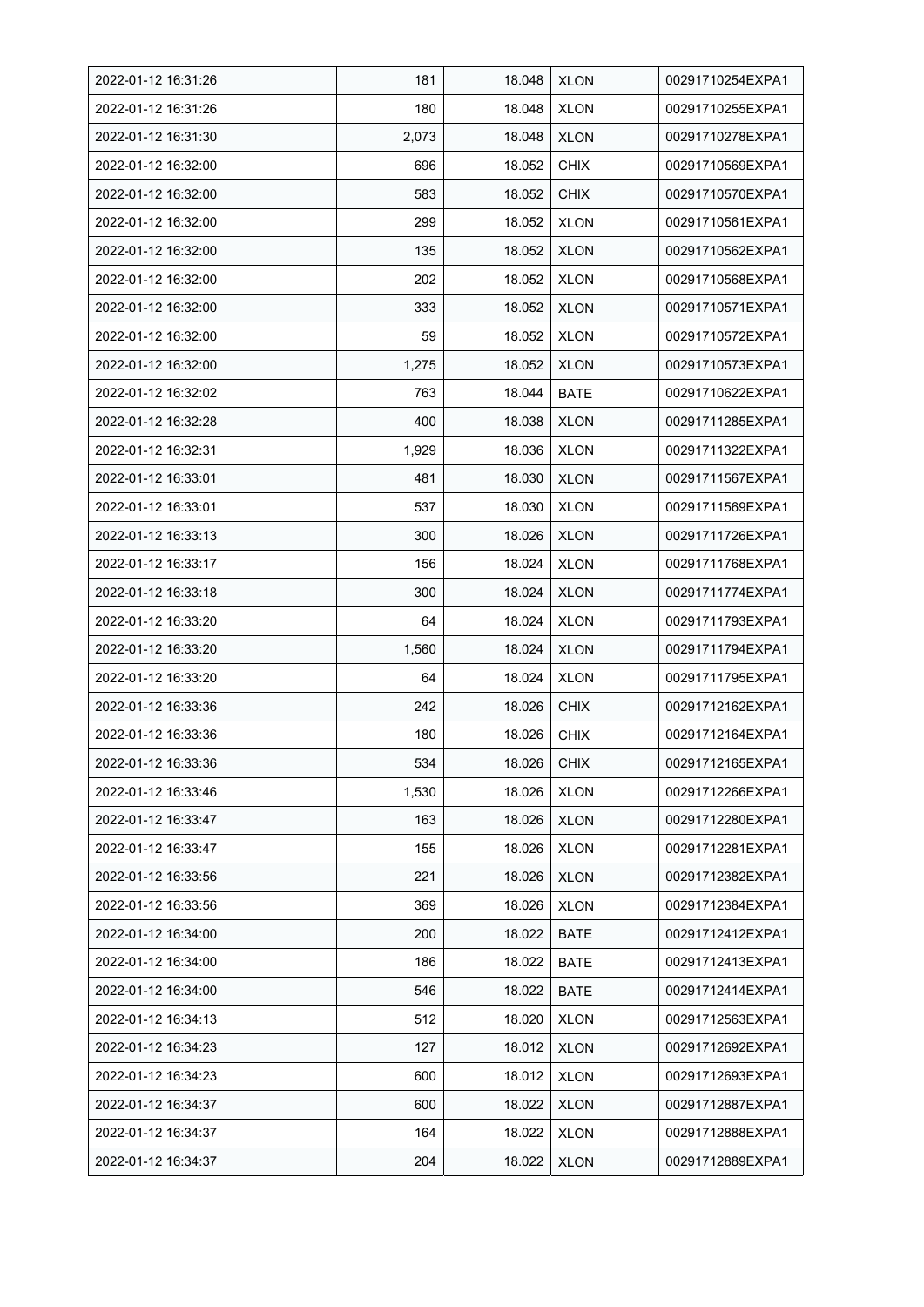| 2022-01-12 16:31:26 | 181 | 18.048 | XLON | 00291710254EXPA1 |
|---|---|---|---|---|
| 2022-01-12 16:31:26 | 180 | 18.048 | XLON | 00291710255EXPA1 |
| 2022-01-12 16:31:30 | 2,073 | 18.048 | XLON | 00291710278EXPA1 |
| 2022-01-12 16:32:00 | 696 | 18.052 | CHIX | 00291710569EXPA1 |
| 2022-01-12 16:32:00 | 583 | 18.052 | CHIX | 00291710570EXPA1 |
| 2022-01-12 16:32:00 | 299 | 18.052 | XLON | 00291710561EXPA1 |
| 2022-01-12 16:32:00 | 135 | 18.052 | XLON | 00291710562EXPA1 |
| 2022-01-12 16:32:00 | 202 | 18.052 | XLON | 00291710568EXPA1 |
| 2022-01-12 16:32:00 | 333 | 18.052 | XLON | 00291710571EXPA1 |
| 2022-01-12 16:32:00 | 59 | 18.052 | XLON | 00291710572EXPA1 |
| 2022-01-12 16:32:00 | 1,275 | 18.052 | XLON | 00291710573EXPA1 |
| 2022-01-12 16:32:02 | 763 | 18.044 | BATE | 00291710622EXPA1 |
| 2022-01-12 16:32:28 | 400 | 18.038 | XLON | 00291711285EXPA1 |
| 2022-01-12 16:32:31 | 1,929 | 18.036 | XLON | 00291711322EXPA1 |
| 2022-01-12 16:33:01 | 481 | 18.030 | XLON | 00291711567EXPA1 |
| 2022-01-12 16:33:01 | 537 | 18.030 | XLON | 00291711569EXPA1 |
| 2022-01-12 16:33:13 | 300 | 18.026 | XLON | 00291711726EXPA1 |
| 2022-01-12 16:33:17 | 156 | 18.024 | XLON | 00291711768EXPA1 |
| 2022-01-12 16:33:18 | 300 | 18.024 | XLON | 00291711774EXPA1 |
| 2022-01-12 16:33:20 | 64 | 18.024 | XLON | 00291711793EXPA1 |
| 2022-01-12 16:33:20 | 1,560 | 18.024 | XLON | 00291711794EXPA1 |
| 2022-01-12 16:33:20 | 64 | 18.024 | XLON | 00291711795EXPA1 |
| 2022-01-12 16:33:36 | 242 | 18.026 | CHIX | 00291712162EXPA1 |
| 2022-01-12 16:33:36 | 180 | 18.026 | CHIX | 00291712164EXPA1 |
| 2022-01-12 16:33:36 | 534 | 18.026 | CHIX | 00291712165EXPA1 |
| 2022-01-12 16:33:46 | 1,530 | 18.026 | XLON | 00291712266EXPA1 |
| 2022-01-12 16:33:47 | 163 | 18.026 | XLON | 00291712280EXPA1 |
| 2022-01-12 16:33:47 | 155 | 18.026 | XLON | 00291712281EXPA1 |
| 2022-01-12 16:33:56 | 221 | 18.026 | XLON | 00291712382EXPA1 |
| 2022-01-12 16:33:56 | 369 | 18.026 | XLON | 00291712384EXPA1 |
| 2022-01-12 16:34:00 | 200 | 18.022 | BATE | 00291712412EXPA1 |
| 2022-01-12 16:34:00 | 186 | 18.022 | BATE | 00291712413EXPA1 |
| 2022-01-12 16:34:00 | 546 | 18.022 | BATE | 00291712414EXPA1 |
| 2022-01-12 16:34:13 | 512 | 18.020 | XLON | 00291712563EXPA1 |
| 2022-01-12 16:34:23 | 127 | 18.012 | XLON | 00291712692EXPA1 |
| 2022-01-12 16:34:23 | 600 | 18.012 | XLON | 00291712693EXPA1 |
| 2022-01-12 16:34:37 | 600 | 18.022 | XLON | 00291712887EXPA1 |
| 2022-01-12 16:34:37 | 164 | 18.022 | XLON | 00291712888EXPA1 |
| 2022-01-12 16:34:37 | 204 | 18.022 | XLON | 00291712889EXPA1 |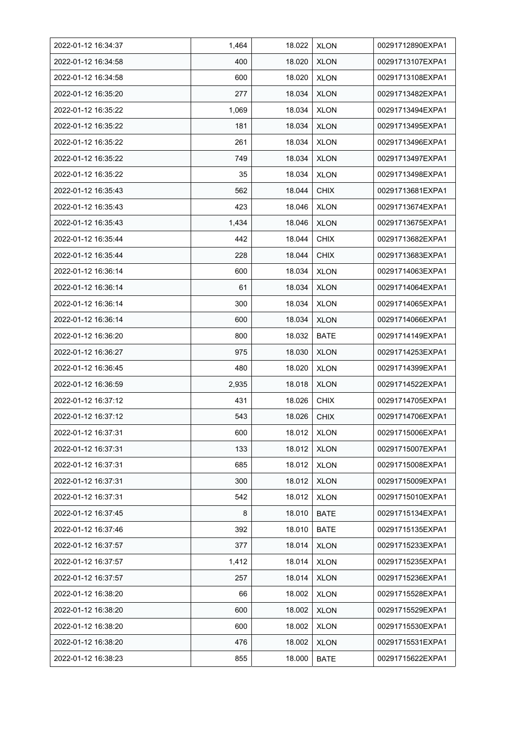| 2022-01-12 16:34:37 | 1,464 | 18.022 | XLON | 00291712890EXPA1 |
|---|---|---|---|---|
| 2022-01-12 16:34:58 | 400 | 18.020 | XLON | 00291713107EXPA1 |
| 2022-01-12 16:34:58 | 600 | 18.020 | XLON | 00291713108EXPA1 |
| 2022-01-12 16:35:20 | 277 | 18.034 | XLON | 00291713482EXPA1 |
| 2022-01-12 16:35:22 | 1,069 | 18.034 | XLON | 00291713494EXPA1 |
| 2022-01-12 16:35:22 | 181 | 18.034 | XLON | 00291713495EXPA1 |
| 2022-01-12 16:35:22 | 261 | 18.034 | XLON | 00291713496EXPA1 |
| 2022-01-12 16:35:22 | 749 | 18.034 | XLON | 00291713497EXPA1 |
| 2022-01-12 16:35:22 | 35 | 18.034 | XLON | 00291713498EXPA1 |
| 2022-01-12 16:35:43 | 562 | 18.044 | CHIX | 00291713681EXPA1 |
| 2022-01-12 16:35:43 | 423 | 18.046 | XLON | 00291713674EXPA1 |
| 2022-01-12 16:35:43 | 1,434 | 18.046 | XLON | 00291713675EXPA1 |
| 2022-01-12 16:35:44 | 442 | 18.044 | CHIX | 00291713682EXPA1 |
| 2022-01-12 16:35:44 | 228 | 18.044 | CHIX | 00291713683EXPA1 |
| 2022-01-12 16:36:14 | 600 | 18.034 | XLON | 00291714063EXPA1 |
| 2022-01-12 16:36:14 | 61 | 18.034 | XLON | 00291714064EXPA1 |
| 2022-01-12 16:36:14 | 300 | 18.034 | XLON | 00291714065EXPA1 |
| 2022-01-12 16:36:14 | 600 | 18.034 | XLON | 00291714066EXPA1 |
| 2022-01-12 16:36:20 | 800 | 18.032 | BATE | 00291714149EXPA1 |
| 2022-01-12 16:36:27 | 975 | 18.030 | XLON | 00291714253EXPA1 |
| 2022-01-12 16:36:45 | 480 | 18.020 | XLON | 00291714399EXPA1 |
| 2022-01-12 16:36:59 | 2,935 | 18.018 | XLON | 00291714522EXPA1 |
| 2022-01-12 16:37:12 | 431 | 18.026 | CHIX | 00291714705EXPA1 |
| 2022-01-12 16:37:12 | 543 | 18.026 | CHIX | 00291714706EXPA1 |
| 2022-01-12 16:37:31 | 600 | 18.012 | XLON | 00291715006EXPA1 |
| 2022-01-12 16:37:31 | 133 | 18.012 | XLON | 00291715007EXPA1 |
| 2022-01-12 16:37:31 | 685 | 18.012 | XLON | 00291715008EXPA1 |
| 2022-01-12 16:37:31 | 300 | 18.012 | XLON | 00291715009EXPA1 |
| 2022-01-12 16:37:31 | 542 | 18.012 | XLON | 00291715010EXPA1 |
| 2022-01-12 16:37:45 | 8 | 18.010 | BATE | 00291715134EXPA1 |
| 2022-01-12 16:37:46 | 392 | 18.010 | BATE | 00291715135EXPA1 |
| 2022-01-12 16:37:57 | 377 | 18.014 | XLON | 00291715233EXPA1 |
| 2022-01-12 16:37:57 | 1,412 | 18.014 | XLON | 00291715235EXPA1 |
| 2022-01-12 16:37:57 | 257 | 18.014 | XLON | 00291715236EXPA1 |
| 2022-01-12 16:38:20 | 66 | 18.002 | XLON | 00291715528EXPA1 |
| 2022-01-12 16:38:20 | 600 | 18.002 | XLON | 00291715529EXPA1 |
| 2022-01-12 16:38:20 | 600 | 18.002 | XLON | 00291715530EXPA1 |
| 2022-01-12 16:38:20 | 476 | 18.002 | XLON | 00291715531EXPA1 |
| 2022-01-12 16:38:23 | 855 | 18.000 | BATE | 00291715622EXPA1 |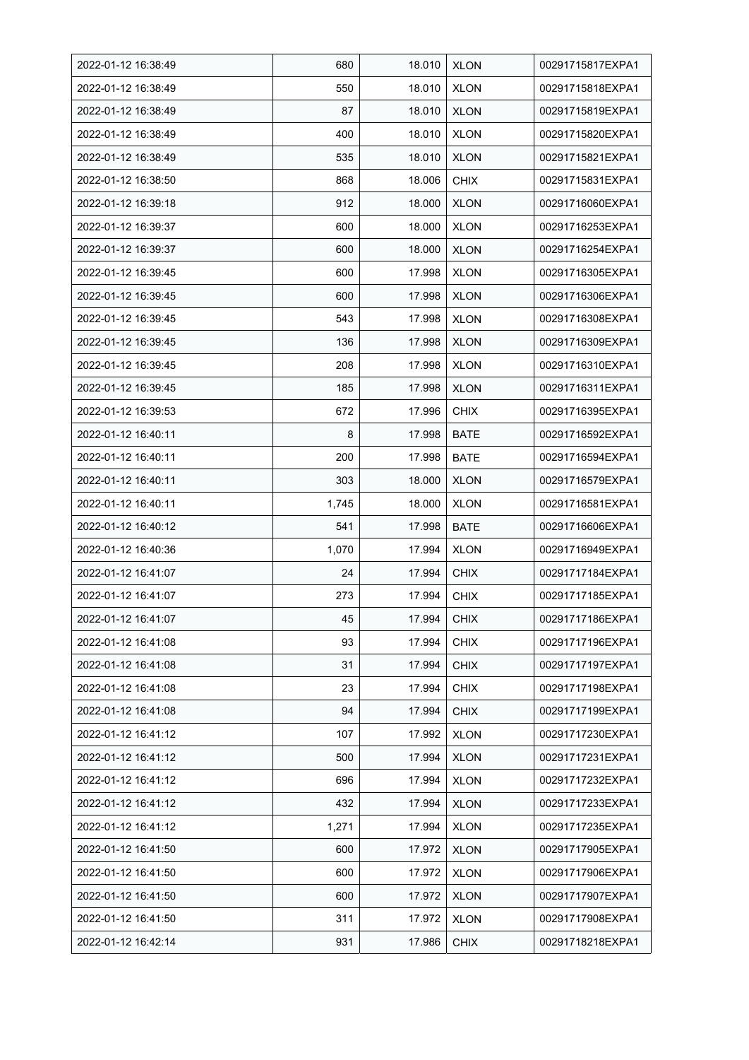| 2022-01-12 16:38:49 | 680 | 18.010 | XLON | 00291715817EXPA1 |
|---|---|---|---|---|
| 2022-01-12 16:38:49 | 550 | 18.010 | XLON | 00291715818EXPA1 |
| 2022-01-12 16:38:49 | 87 | 18.010 | XLON | 00291715819EXPA1 |
| 2022-01-12 16:38:49 | 400 | 18.010 | XLON | 00291715820EXPA1 |
| 2022-01-12 16:38:49 | 535 | 18.010 | XLON | 00291715821EXPA1 |
| 2022-01-12 16:38:50 | 868 | 18.006 | CHIX | 00291715831EXPA1 |
| 2022-01-12 16:39:18 | 912 | 18.000 | XLON | 00291716060EXPA1 |
| 2022-01-12 16:39:37 | 600 | 18.000 | XLON | 00291716253EXPA1 |
| 2022-01-12 16:39:37 | 600 | 18.000 | XLON | 00291716254EXPA1 |
| 2022-01-12 16:39:45 | 600 | 17.998 | XLON | 00291716305EXPA1 |
| 2022-01-12 16:39:45 | 600 | 17.998 | XLON | 00291716306EXPA1 |
| 2022-01-12 16:39:45 | 543 | 17.998 | XLON | 00291716308EXPA1 |
| 2022-01-12 16:39:45 | 136 | 17.998 | XLON | 00291716309EXPA1 |
| 2022-01-12 16:39:45 | 208 | 17.998 | XLON | 00291716310EXPA1 |
| 2022-01-12 16:39:45 | 185 | 17.998 | XLON | 00291716311EXPA1 |
| 2022-01-12 16:39:53 | 672 | 17.996 | CHIX | 00291716395EXPA1 |
| 2022-01-12 16:40:11 | 8 | 17.998 | BATE | 00291716592EXPA1 |
| 2022-01-12 16:40:11 | 200 | 17.998 | BATE | 00291716594EXPA1 |
| 2022-01-12 16:40:11 | 303 | 18.000 | XLON | 00291716579EXPA1 |
| 2022-01-12 16:40:11 | 1,745 | 18.000 | XLON | 00291716581EXPA1 |
| 2022-01-12 16:40:12 | 541 | 17.998 | BATE | 00291716606EXPA1 |
| 2022-01-12 16:40:36 | 1,070 | 17.994 | XLON | 00291716949EXPA1 |
| 2022-01-12 16:41:07 | 24 | 17.994 | CHIX | 00291717184EXPA1 |
| 2022-01-12 16:41:07 | 273 | 17.994 | CHIX | 00291717185EXPA1 |
| 2022-01-12 16:41:07 | 45 | 17.994 | CHIX | 00291717186EXPA1 |
| 2022-01-12 16:41:08 | 93 | 17.994 | CHIX | 00291717196EXPA1 |
| 2022-01-12 16:41:08 | 31 | 17.994 | CHIX | 00291717197EXPA1 |
| 2022-01-12 16:41:08 | 23 | 17.994 | CHIX | 00291717198EXPA1 |
| 2022-01-12 16:41:08 | 94 | 17.994 | CHIX | 00291717199EXPA1 |
| 2022-01-12 16:41:12 | 107 | 17.992 | XLON | 00291717230EXPA1 |
| 2022-01-12 16:41:12 | 500 | 17.994 | XLON | 00291717231EXPA1 |
| 2022-01-12 16:41:12 | 696 | 17.994 | XLON | 00291717232EXPA1 |
| 2022-01-12 16:41:12 | 432 | 17.994 | XLON | 00291717233EXPA1 |
| 2022-01-12 16:41:12 | 1,271 | 17.994 | XLON | 00291717235EXPA1 |
| 2022-01-12 16:41:50 | 600 | 17.972 | XLON | 00291717905EXPA1 |
| 2022-01-12 16:41:50 | 600 | 17.972 | XLON | 00291717906EXPA1 |
| 2022-01-12 16:41:50 | 600 | 17.972 | XLON | 00291717907EXPA1 |
| 2022-01-12 16:41:50 | 311 | 17.972 | XLON | 00291717908EXPA1 |
| 2022-01-12 16:42:14 | 931 | 17.986 | CHIX | 00291718218EXPA1 |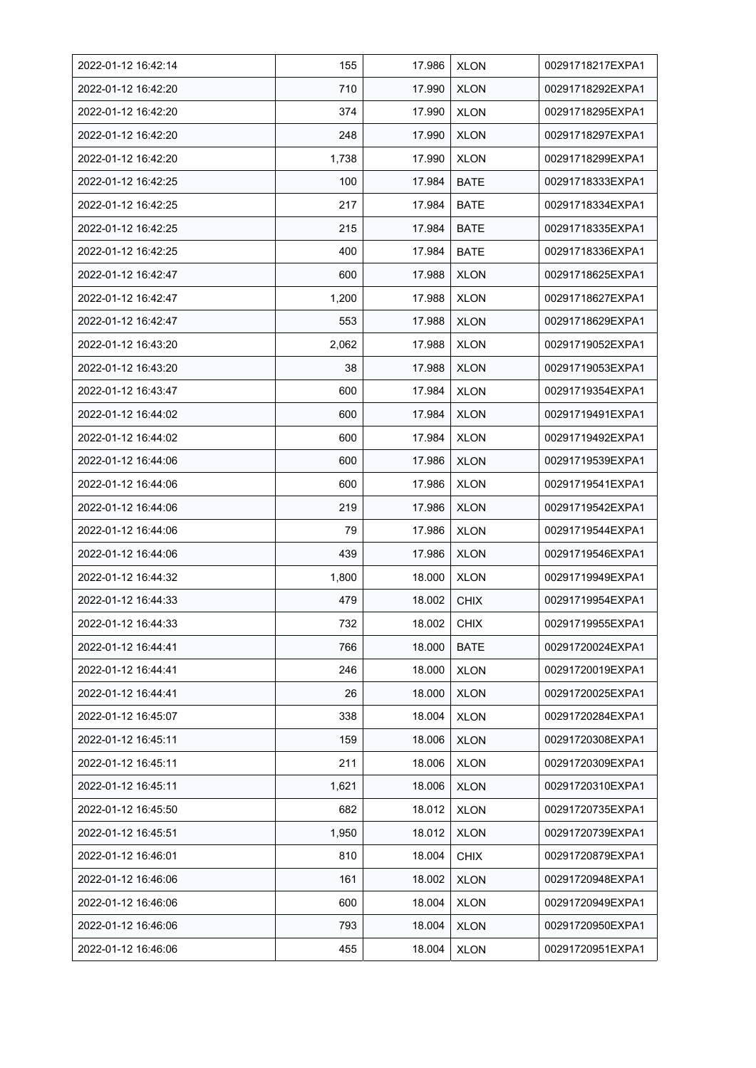| 2022-01-12 16:42:14 | 155 | 17.986 | XLON | 00291718217EXPA1 |
|---|---|---|---|---|
| 2022-01-12 16:42:20 | 710 | 17.990 | XLON | 00291718292EXPA1 |
| 2022-01-12 16:42:20 | 374 | 17.990 | XLON | 00291718295EXPA1 |
| 2022-01-12 16:42:20 | 248 | 17.990 | XLON | 00291718297EXPA1 |
| 2022-01-12 16:42:20 | 1,738 | 17.990 | XLON | 00291718299EXPA1 |
| 2022-01-12 16:42:25 | 100 | 17.984 | BATE | 00291718333EXPA1 |
| 2022-01-12 16:42:25 | 217 | 17.984 | BATE | 00291718334EXPA1 |
| 2022-01-12 16:42:25 | 215 | 17.984 | BATE | 00291718335EXPA1 |
| 2022-01-12 16:42:25 | 400 | 17.984 | BATE | 00291718336EXPA1 |
| 2022-01-12 16:42:47 | 600 | 17.988 | XLON | 00291718625EXPA1 |
| 2022-01-12 16:42:47 | 1,200 | 17.988 | XLON | 00291718627EXPA1 |
| 2022-01-12 16:42:47 | 553 | 17.988 | XLON | 00291718629EXPA1 |
| 2022-01-12 16:43:20 | 2,062 | 17.988 | XLON | 00291719052EXPA1 |
| 2022-01-12 16:43:20 | 38 | 17.988 | XLON | 00291719053EXPA1 |
| 2022-01-12 16:43:47 | 600 | 17.984 | XLON | 00291719354EXPA1 |
| 2022-01-12 16:44:02 | 600 | 17.984 | XLON | 00291719491EXPA1 |
| 2022-01-12 16:44:02 | 600 | 17.984 | XLON | 00291719492EXPA1 |
| 2022-01-12 16:44:06 | 600 | 17.986 | XLON | 00291719539EXPA1 |
| 2022-01-12 16:44:06 | 600 | 17.986 | XLON | 00291719541EXPA1 |
| 2022-01-12 16:44:06 | 219 | 17.986 | XLON | 00291719542EXPA1 |
| 2022-01-12 16:44:06 | 79 | 17.986 | XLON | 00291719544EXPA1 |
| 2022-01-12 16:44:06 | 439 | 17.986 | XLON | 00291719546EXPA1 |
| 2022-01-12 16:44:32 | 1,800 | 18.000 | XLON | 00291719949EXPA1 |
| 2022-01-12 16:44:33 | 479 | 18.002 | CHIX | 00291719954EXPA1 |
| 2022-01-12 16:44:33 | 732 | 18.002 | CHIX | 00291719955EXPA1 |
| 2022-01-12 16:44:41 | 766 | 18.000 | BATE | 00291720024EXPA1 |
| 2022-01-12 16:44:41 | 246 | 18.000 | XLON | 00291720019EXPA1 |
| 2022-01-12 16:44:41 | 26 | 18.000 | XLON | 00291720025EXPA1 |
| 2022-01-12 16:45:07 | 338 | 18.004 | XLON | 00291720284EXPA1 |
| 2022-01-12 16:45:11 | 159 | 18.006 | XLON | 00291720308EXPA1 |
| 2022-01-12 16:45:11 | 211 | 18.006 | XLON | 00291720309EXPA1 |
| 2022-01-12 16:45:11 | 1,621 | 18.006 | XLON | 00291720310EXPA1 |
| 2022-01-12 16:45:50 | 682 | 18.012 | XLON | 00291720735EXPA1 |
| 2022-01-12 16:45:51 | 1,950 | 18.012 | XLON | 00291720739EXPA1 |
| 2022-01-12 16:46:01 | 810 | 18.004 | CHIX | 00291720879EXPA1 |
| 2022-01-12 16:46:06 | 161 | 18.002 | XLON | 00291720948EXPA1 |
| 2022-01-12 16:46:06 | 600 | 18.004 | XLON | 00291720949EXPA1 |
| 2022-01-12 16:46:06 | 793 | 18.004 | XLON | 00291720950EXPA1 |
| 2022-01-12 16:46:06 | 455 | 18.004 | XLON | 00291720951EXPA1 |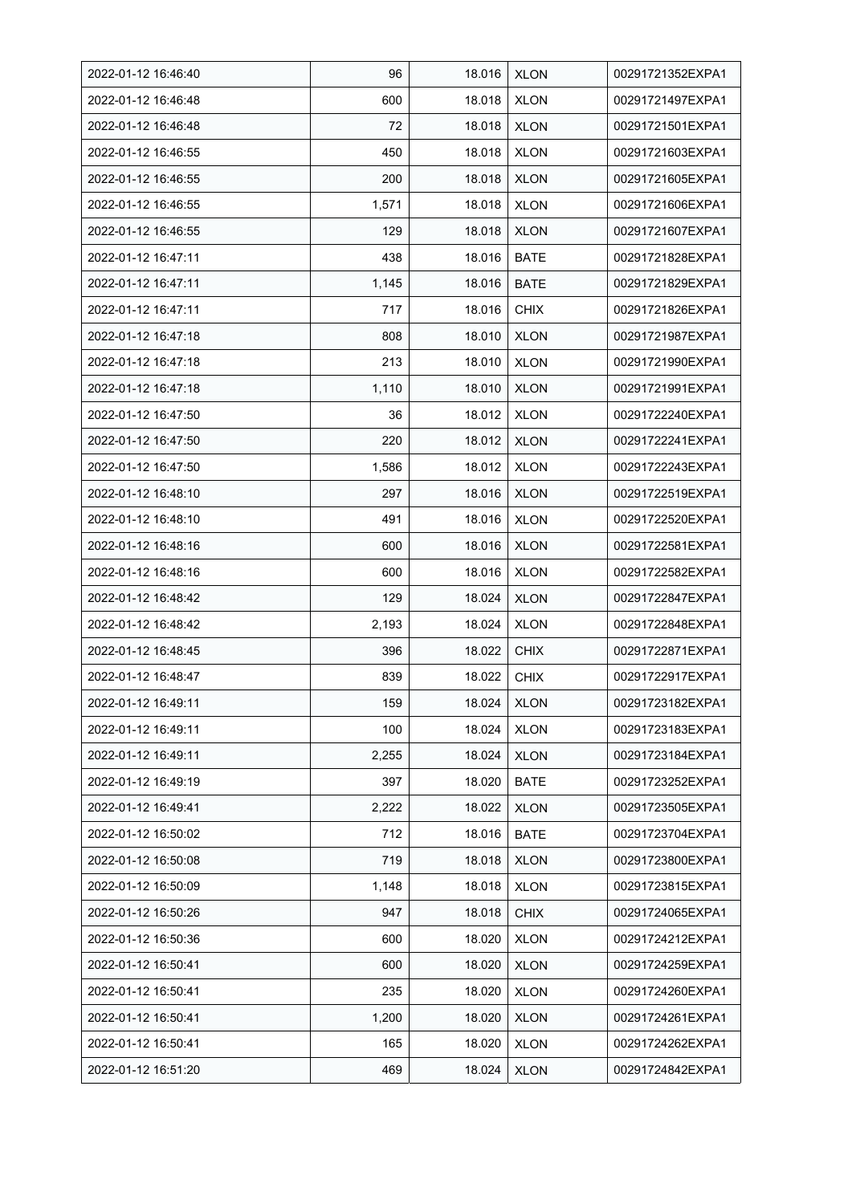| 2022-01-12 16:46:40 | 96 | 18.016 | XLON | 00291721352EXPA1 |
|---|---|---|---|---|
| 2022-01-12 16:46:48 | 600 | 18.018 | XLON | 00291721497EXPA1 |
| 2022-01-12 16:46:48 | 72 | 18.018 | XLON | 00291721501EXPA1 |
| 2022-01-12 16:46:55 | 450 | 18.018 | XLON | 00291721603EXPA1 |
| 2022-01-12 16:46:55 | 200 | 18.018 | XLON | 00291721605EXPA1 |
| 2022-01-12 16:46:55 | 1,571 | 18.018 | XLON | 00291721606EXPA1 |
| 2022-01-12 16:46:55 | 129 | 18.018 | XLON | 00291721607EXPA1 |
| 2022-01-12 16:47:11 | 438 | 18.016 | BATE | 00291721828EXPA1 |
| 2022-01-12 16:47:11 | 1,145 | 18.016 | BATE | 00291721829EXPA1 |
| 2022-01-12 16:47:11 | 717 | 18.016 | CHIX | 00291721826EXPA1 |
| 2022-01-12 16:47:18 | 808 | 18.010 | XLON | 00291721987EXPA1 |
| 2022-01-12 16:47:18 | 213 | 18.010 | XLON | 00291721990EXPA1 |
| 2022-01-12 16:47:18 | 1,110 | 18.010 | XLON | 00291721991EXPA1 |
| 2022-01-12 16:47:50 | 36 | 18.012 | XLON | 00291722240EXPA1 |
| 2022-01-12 16:47:50 | 220 | 18.012 | XLON | 00291722241EXPA1 |
| 2022-01-12 16:47:50 | 1,586 | 18.012 | XLON | 00291722243EXPA1 |
| 2022-01-12 16:48:10 | 297 | 18.016 | XLON | 00291722519EXPA1 |
| 2022-01-12 16:48:10 | 491 | 18.016 | XLON | 00291722520EXPA1 |
| 2022-01-12 16:48:16 | 600 | 18.016 | XLON | 00291722581EXPA1 |
| 2022-01-12 16:48:16 | 600 | 18.016 | XLON | 00291722582EXPA1 |
| 2022-01-12 16:48:42 | 129 | 18.024 | XLON | 00291722847EXPA1 |
| 2022-01-12 16:48:42 | 2,193 | 18.024 | XLON | 00291722848EXPA1 |
| 2022-01-12 16:48:45 | 396 | 18.022 | CHIX | 00291722871EXPA1 |
| 2022-01-12 16:48:47 | 839 | 18.022 | CHIX | 00291722917EXPA1 |
| 2022-01-12 16:49:11 | 159 | 18.024 | XLON | 00291723182EXPA1 |
| 2022-01-12 16:49:11 | 100 | 18.024 | XLON | 00291723183EXPA1 |
| 2022-01-12 16:49:11 | 2,255 | 18.024 | XLON | 00291723184EXPA1 |
| 2022-01-12 16:49:19 | 397 | 18.020 | BATE | 00291723252EXPA1 |
| 2022-01-12 16:49:41 | 2,222 | 18.022 | XLON | 00291723505EXPA1 |
| 2022-01-12 16:50:02 | 712 | 18.016 | BATE | 00291723704EXPA1 |
| 2022-01-12 16:50:08 | 719 | 18.018 | XLON | 00291723800EXPA1 |
| 2022-01-12 16:50:09 | 1,148 | 18.018 | XLON | 00291723815EXPA1 |
| 2022-01-12 16:50:26 | 947 | 18.018 | CHIX | 00291724065EXPA1 |
| 2022-01-12 16:50:36 | 600 | 18.020 | XLON | 00291724212EXPA1 |
| 2022-01-12 16:50:41 | 600 | 18.020 | XLON | 00291724259EXPA1 |
| 2022-01-12 16:50:41 | 235 | 18.020 | XLON | 00291724260EXPA1 |
| 2022-01-12 16:50:41 | 1,200 | 18.020 | XLON | 00291724261EXPA1 |
| 2022-01-12 16:50:41 | 165 | 18.020 | XLON | 00291724262EXPA1 |
| 2022-01-12 16:51:20 | 469 | 18.024 | XLON | 00291724842EXPA1 |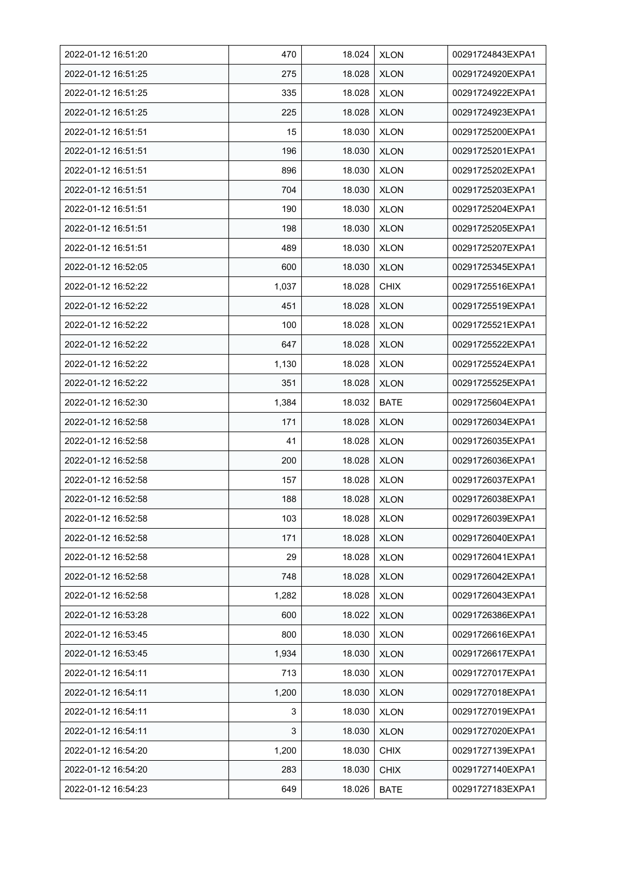| 2022-01-12 16:51:20 | 470 | 18.024 | XLON | 00291724843EXPA1 |
|---|---|---|---|---|
| 2022-01-12 16:51:25 | 275 | 18.028 | XLON | 00291724920EXPA1 |
| 2022-01-12 16:51:25 | 335 | 18.028 | XLON | 00291724922EXPA1 |
| 2022-01-12 16:51:25 | 225 | 18.028 | XLON | 00291724923EXPA1 |
| 2022-01-12 16:51:51 | 15 | 18.030 | XLON | 00291725200EXPA1 |
| 2022-01-12 16:51:51 | 196 | 18.030 | XLON | 00291725201EXPA1 |
| 2022-01-12 16:51:51 | 896 | 18.030 | XLON | 00291725202EXPA1 |
| 2022-01-12 16:51:51 | 704 | 18.030 | XLON | 00291725203EXPA1 |
| 2022-01-12 16:51:51 | 190 | 18.030 | XLON | 00291725204EXPA1 |
| 2022-01-12 16:51:51 | 198 | 18.030 | XLON | 00291725205EXPA1 |
| 2022-01-12 16:51:51 | 489 | 18.030 | XLON | 00291725207EXPA1 |
| 2022-01-12 16:52:05 | 600 | 18.030 | XLON | 00291725345EXPA1 |
| 2022-01-12 16:52:22 | 1,037 | 18.028 | CHIX | 00291725516EXPA1 |
| 2022-01-12 16:52:22 | 451 | 18.028 | XLON | 00291725519EXPA1 |
| 2022-01-12 16:52:22 | 100 | 18.028 | XLON | 00291725521EXPA1 |
| 2022-01-12 16:52:22 | 647 | 18.028 | XLON | 00291725522EXPA1 |
| 2022-01-12 16:52:22 | 1,130 | 18.028 | XLON | 00291725524EXPA1 |
| 2022-01-12 16:52:22 | 351 | 18.028 | XLON | 00291725525EXPA1 |
| 2022-01-12 16:52:30 | 1,384 | 18.032 | BATE | 00291725604EXPA1 |
| 2022-01-12 16:52:58 | 171 | 18.028 | XLON | 00291726034EXPA1 |
| 2022-01-12 16:52:58 | 41 | 18.028 | XLON | 00291726035EXPA1 |
| 2022-01-12 16:52:58 | 200 | 18.028 | XLON | 00291726036EXPA1 |
| 2022-01-12 16:52:58 | 157 | 18.028 | XLON | 00291726037EXPA1 |
| 2022-01-12 16:52:58 | 188 | 18.028 | XLON | 00291726038EXPA1 |
| 2022-01-12 16:52:58 | 103 | 18.028 | XLON | 00291726039EXPA1 |
| 2022-01-12 16:52:58 | 171 | 18.028 | XLON | 00291726040EXPA1 |
| 2022-01-12 16:52:58 | 29 | 18.028 | XLON | 00291726041EXPA1 |
| 2022-01-12 16:52:58 | 748 | 18.028 | XLON | 00291726042EXPA1 |
| 2022-01-12 16:52:58 | 1,282 | 18.028 | XLON | 00291726043EXPA1 |
| 2022-01-12 16:53:28 | 600 | 18.022 | XLON | 00291726386EXPA1 |
| 2022-01-12 16:53:45 | 800 | 18.030 | XLON | 00291726616EXPA1 |
| 2022-01-12 16:53:45 | 1,934 | 18.030 | XLON | 00291726617EXPA1 |
| 2022-01-12 16:54:11 | 713 | 18.030 | XLON | 00291727017EXPA1 |
| 2022-01-12 16:54:11 | 1,200 | 18.030 | XLON | 00291727018EXPA1 |
| 2022-01-12 16:54:11 | 3 | 18.030 | XLON | 00291727019EXPA1 |
| 2022-01-12 16:54:11 | 3 | 18.030 | XLON | 00291727020EXPA1 |
| 2022-01-12 16:54:20 | 1,200 | 18.030 | CHIX | 00291727139EXPA1 |
| 2022-01-12 16:54:20 | 283 | 18.030 | CHIX | 00291727140EXPA1 |
| 2022-01-12 16:54:23 | 649 | 18.026 | BATE | 00291727183EXPA1 |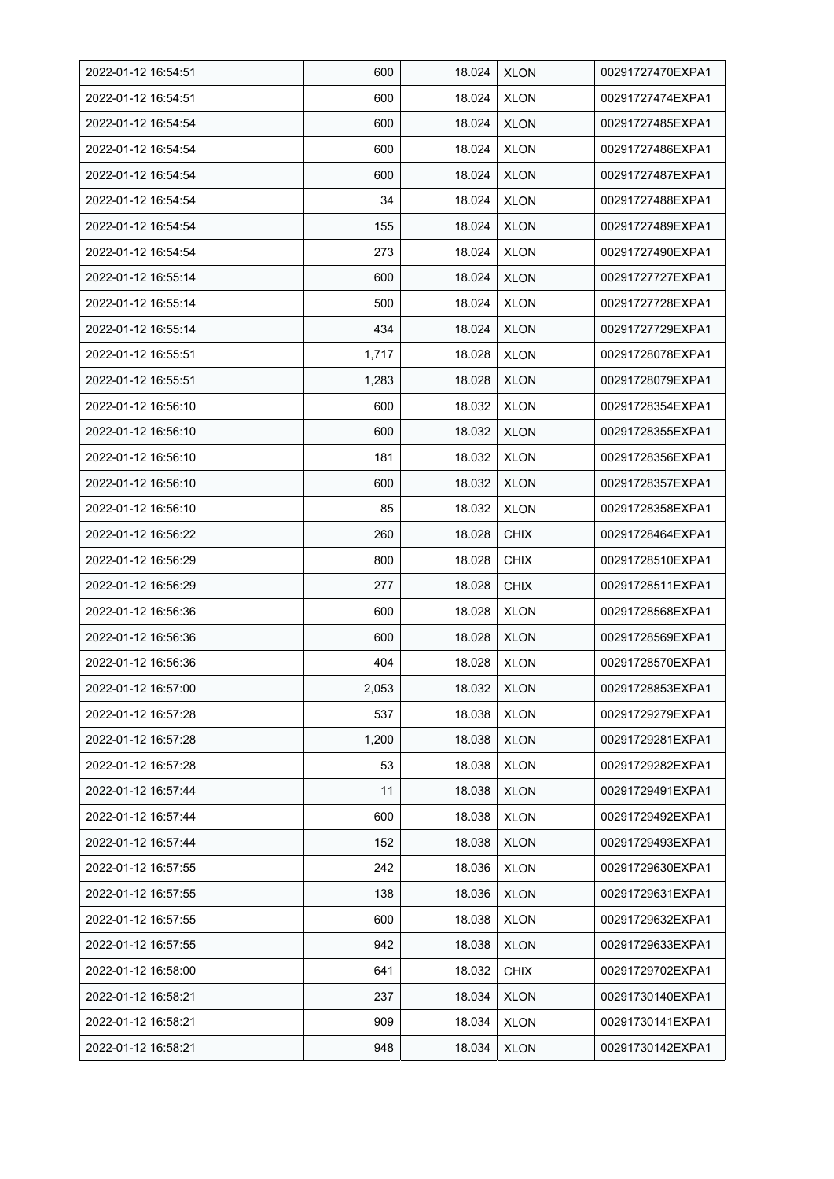| 2022-01-12 16:54:51 | 600 | 18.024 | XLON | 00291727470EXPA1 |
|---|---|---|---|---|
| 2022-01-12 16:54:51 | 600 | 18.024 | XLON | 00291727474EXPA1 |
| 2022-01-12 16:54:54 | 600 | 18.024 | XLON | 00291727485EXPA1 |
| 2022-01-12 16:54:54 | 600 | 18.024 | XLON | 00291727486EXPA1 |
| 2022-01-12 16:54:54 | 600 | 18.024 | XLON | 00291727487EXPA1 |
| 2022-01-12 16:54:54 | 34 | 18.024 | XLON | 00291727488EXPA1 |
| 2022-01-12 16:54:54 | 155 | 18.024 | XLON | 00291727489EXPA1 |
| 2022-01-12 16:54:54 | 273 | 18.024 | XLON | 00291727490EXPA1 |
| 2022-01-12 16:55:14 | 600 | 18.024 | XLON | 00291727727EXPA1 |
| 2022-01-12 16:55:14 | 500 | 18.024 | XLON | 00291727728EXPA1 |
| 2022-01-12 16:55:14 | 434 | 18.024 | XLON | 00291727729EXPA1 |
| 2022-01-12 16:55:51 | 1,717 | 18.028 | XLON | 00291728078EXPA1 |
| 2022-01-12 16:55:51 | 1,283 | 18.028 | XLON | 00291728079EXPA1 |
| 2022-01-12 16:56:10 | 600 | 18.032 | XLON | 00291728354EXPA1 |
| 2022-01-12 16:56:10 | 600 | 18.032 | XLON | 00291728355EXPA1 |
| 2022-01-12 16:56:10 | 181 | 18.032 | XLON | 00291728356EXPA1 |
| 2022-01-12 16:56:10 | 600 | 18.032 | XLON | 00291728357EXPA1 |
| 2022-01-12 16:56:10 | 85 | 18.032 | XLON | 00291728358EXPA1 |
| 2022-01-12 16:56:22 | 260 | 18.028 | CHIX | 00291728464EXPA1 |
| 2022-01-12 16:56:29 | 800 | 18.028 | CHIX | 00291728510EXPA1 |
| 2022-01-12 16:56:29 | 277 | 18.028 | CHIX | 00291728511EXPA1 |
| 2022-01-12 16:56:36 | 600 | 18.028 | XLON | 00291728568EXPA1 |
| 2022-01-12 16:56:36 | 600 | 18.028 | XLON | 00291728569EXPA1 |
| 2022-01-12 16:56:36 | 404 | 18.028 | XLON | 00291728570EXPA1 |
| 2022-01-12 16:57:00 | 2,053 | 18.032 | XLON | 00291728853EXPA1 |
| 2022-01-12 16:57:28 | 537 | 18.038 | XLON | 00291729279EXPA1 |
| 2022-01-12 16:57:28 | 1,200 | 18.038 | XLON | 00291729281EXPA1 |
| 2022-01-12 16:57:28 | 53 | 18.038 | XLON | 00291729282EXPA1 |
| 2022-01-12 16:57:44 | 11 | 18.038 | XLON | 00291729491EXPA1 |
| 2022-01-12 16:57:44 | 600 | 18.038 | XLON | 00291729492EXPA1 |
| 2022-01-12 16:57:44 | 152 | 18.038 | XLON | 00291729493EXPA1 |
| 2022-01-12 16:57:55 | 242 | 18.036 | XLON | 00291729630EXPA1 |
| 2022-01-12 16:57:55 | 138 | 18.036 | XLON | 00291729631EXPA1 |
| 2022-01-12 16:57:55 | 600 | 18.038 | XLON | 00291729632EXPA1 |
| 2022-01-12 16:57:55 | 942 | 18.038 | XLON | 00291729633EXPA1 |
| 2022-01-12 16:58:00 | 641 | 18.032 | CHIX | 00291729702EXPA1 |
| 2022-01-12 16:58:21 | 237 | 18.034 | XLON | 00291730140EXPA1 |
| 2022-01-12 16:58:21 | 909 | 18.034 | XLON | 00291730141EXPA1 |
| 2022-01-12 16:58:21 | 948 | 18.034 | XLON | 00291730142EXPA1 |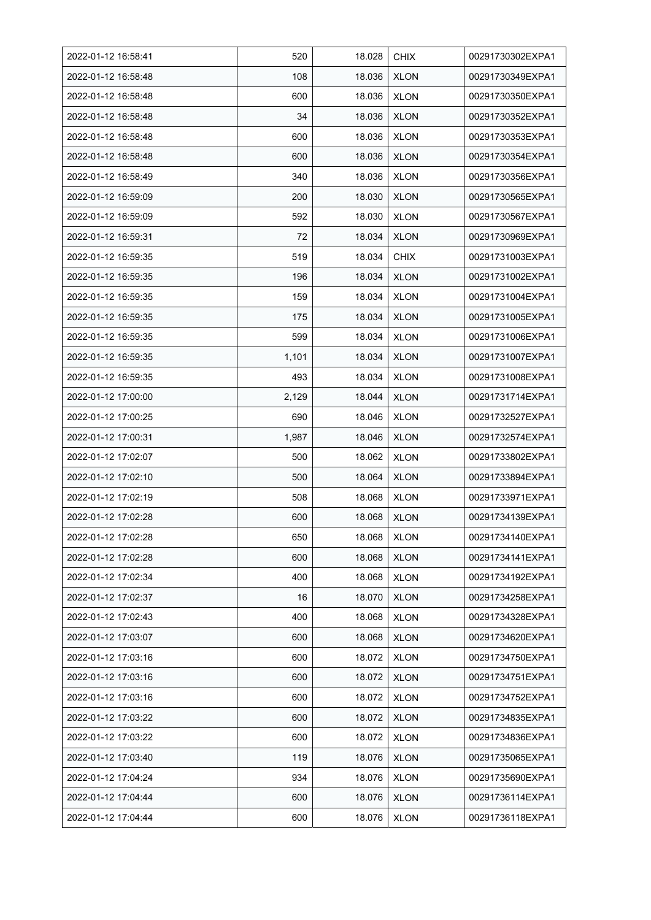| | | | | |
|---|---|---|---|---|
| 2022-01-12 16:58:41 | 520 | 18.028 | CHIX | 00291730302EXPA1 |
| 2022-01-12 16:58:48 | 108 | 18.036 | XLON | 00291730349EXPA1 |
| 2022-01-12 16:58:48 | 600 | 18.036 | XLON | 00291730350EXPA1 |
| 2022-01-12 16:58:48 | 34 | 18.036 | XLON | 00291730352EXPA1 |
| 2022-01-12 16:58:48 | 600 | 18.036 | XLON | 00291730353EXPA1 |
| 2022-01-12 16:58:48 | 600 | 18.036 | XLON | 00291730354EXPA1 |
| 2022-01-12 16:58:49 | 340 | 18.036 | XLON | 00291730356EXPA1 |
| 2022-01-12 16:59:09 | 200 | 18.030 | XLON | 00291730565EXPA1 |
| 2022-01-12 16:59:09 | 592 | 18.030 | XLON | 00291730567EXPA1 |
| 2022-01-12 16:59:31 | 72 | 18.034 | XLON | 00291730969EXPA1 |
| 2022-01-12 16:59:35 | 519 | 18.034 | CHIX | 00291731003EXPA1 |
| 2022-01-12 16:59:35 | 196 | 18.034 | XLON | 00291731002EXPA1 |
| 2022-01-12 16:59:35 | 159 | 18.034 | XLON | 00291731004EXPA1 |
| 2022-01-12 16:59:35 | 175 | 18.034 | XLON | 00291731005EXPA1 |
| 2022-01-12 16:59:35 | 599 | 18.034 | XLON | 00291731006EXPA1 |
| 2022-01-12 16:59:35 | 1,101 | 18.034 | XLON | 00291731007EXPA1 |
| 2022-01-12 16:59:35 | 493 | 18.034 | XLON | 00291731008EXPA1 |
| 2022-01-12 17:00:00 | 2,129 | 18.044 | XLON | 00291731714EXPA1 |
| 2022-01-12 17:00:25 | 690 | 18.046 | XLON | 00291732527EXPA1 |
| 2022-01-12 17:00:31 | 1,987 | 18.046 | XLON | 00291732574EXPA1 |
| 2022-01-12 17:02:07 | 500 | 18.062 | XLON | 00291733802EXPA1 |
| 2022-01-12 17:02:10 | 500 | 18.064 | XLON | 00291733894EXPA1 |
| 2022-01-12 17:02:19 | 508 | 18.068 | XLON | 00291733971EXPA1 |
| 2022-01-12 17:02:28 | 600 | 18.068 | XLON | 00291734139EXPA1 |
| 2022-01-12 17:02:28 | 650 | 18.068 | XLON | 00291734140EXPA1 |
| 2022-01-12 17:02:28 | 600 | 18.068 | XLON | 00291734141EXPA1 |
| 2022-01-12 17:02:34 | 400 | 18.068 | XLON | 00291734192EXPA1 |
| 2022-01-12 17:02:37 | 16 | 18.070 | XLON | 00291734258EXPA1 |
| 2022-01-12 17:02:43 | 400 | 18.068 | XLON | 00291734328EXPA1 |
| 2022-01-12 17:03:07 | 600 | 18.068 | XLON | 00291734620EXPA1 |
| 2022-01-12 17:03:16 | 600 | 18.072 | XLON | 00291734750EXPA1 |
| 2022-01-12 17:03:16 | 600 | 18.072 | XLON | 00291734751EXPA1 |
| 2022-01-12 17:03:16 | 600 | 18.072 | XLON | 00291734752EXPA1 |
| 2022-01-12 17:03:22 | 600 | 18.072 | XLON | 00291734835EXPA1 |
| 2022-01-12 17:03:22 | 600 | 18.072 | XLON | 00291734836EXPA1 |
| 2022-01-12 17:03:40 | 119 | 18.076 | XLON | 00291735065EXPA1 |
| 2022-01-12 17:04:24 | 934 | 18.076 | XLON | 00291735690EXPA1 |
| 2022-01-12 17:04:44 | 600 | 18.076 | XLON | 00291736114EXPA1 |
| 2022-01-12 17:04:44 | 600 | 18.076 | XLON | 00291736118EXPA1 |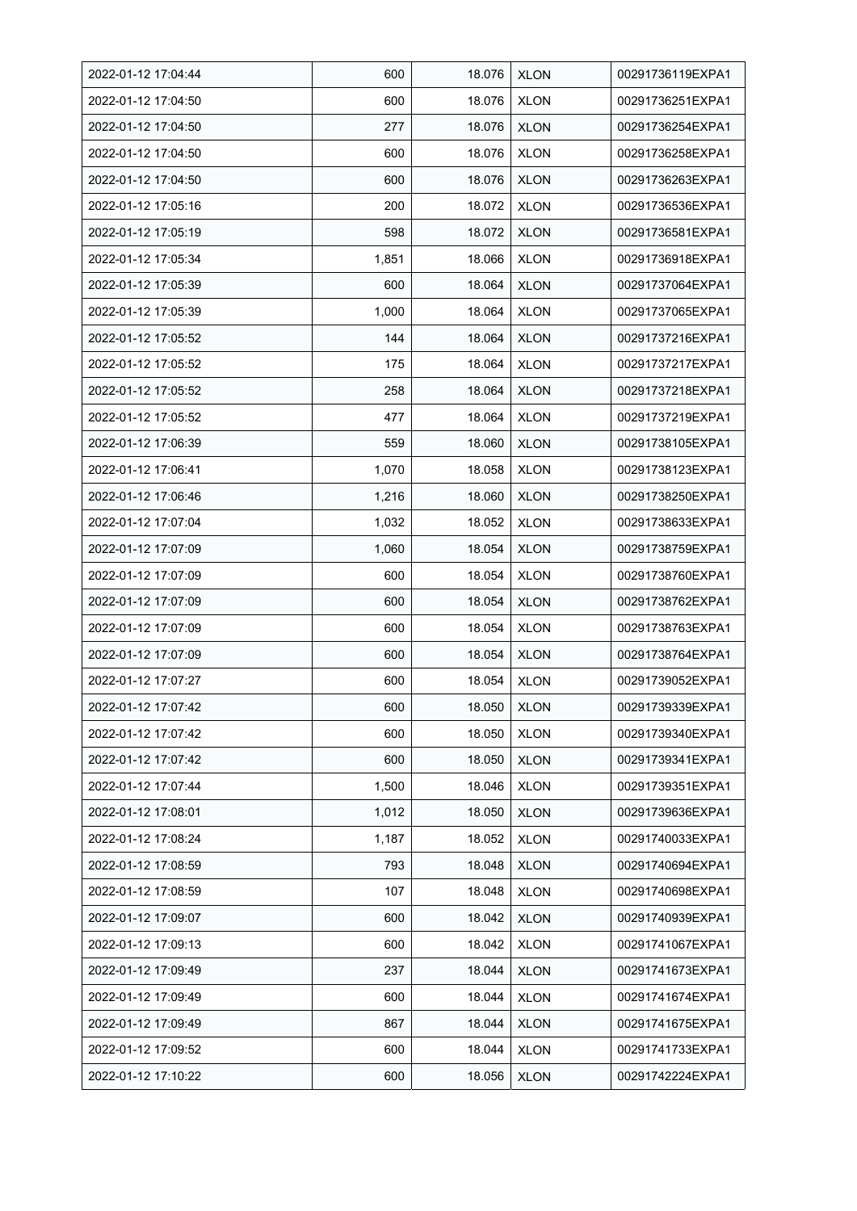| 2022-01-12 17:04:44 | 600 | 18.076 | XLON | 00291736119EXPA1 |
|---|---|---|---|---|
| 2022-01-12 17:04:50 | 600 | 18.076 | XLON | 00291736251EXPA1 |
| 2022-01-12 17:04:50 | 277 | 18.076 | XLON | 00291736254EXPA1 |
| 2022-01-12 17:04:50 | 600 | 18.076 | XLON | 00291736258EXPA1 |
| 2022-01-12 17:04:50 | 600 | 18.076 | XLON | 00291736263EXPA1 |
| 2022-01-12 17:05:16 | 200 | 18.072 | XLON | 00291736536EXPA1 |
| 2022-01-12 17:05:19 | 598 | 18.072 | XLON | 00291736581EXPA1 |
| 2022-01-12 17:05:34 | 1,851 | 18.066 | XLON | 00291736918EXPA1 |
| 2022-01-12 17:05:39 | 600 | 18.064 | XLON | 00291737064EXPA1 |
| 2022-01-12 17:05:39 | 1,000 | 18.064 | XLON | 00291737065EXPA1 |
| 2022-01-12 17:05:52 | 144 | 18.064 | XLON | 00291737216EXPA1 |
| 2022-01-12 17:05:52 | 175 | 18.064 | XLON | 00291737217EXPA1 |
| 2022-01-12 17:05:52 | 258 | 18.064 | XLON | 00291737218EXPA1 |
| 2022-01-12 17:05:52 | 477 | 18.064 | XLON | 00291737219EXPA1 |
| 2022-01-12 17:06:39 | 559 | 18.060 | XLON | 00291738105EXPA1 |
| 2022-01-12 17:06:41 | 1,070 | 18.058 | XLON | 00291738123EXPA1 |
| 2022-01-12 17:06:46 | 1,216 | 18.060 | XLON | 00291738250EXPA1 |
| 2022-01-12 17:07:04 | 1,032 | 18.052 | XLON | 00291738633EXPA1 |
| 2022-01-12 17:07:09 | 1,060 | 18.054 | XLON | 00291738759EXPA1 |
| 2022-01-12 17:07:09 | 600 | 18.054 | XLON | 00291738760EXPA1 |
| 2022-01-12 17:07:09 | 600 | 18.054 | XLON | 00291738762EXPA1 |
| 2022-01-12 17:07:09 | 600 | 18.054 | XLON | 00291738763EXPA1 |
| 2022-01-12 17:07:09 | 600 | 18.054 | XLON | 00291738764EXPA1 |
| 2022-01-12 17:07:27 | 600 | 18.054 | XLON | 00291739052EXPA1 |
| 2022-01-12 17:07:42 | 600 | 18.050 | XLON | 00291739339EXPA1 |
| 2022-01-12 17:07:42 | 600 | 18.050 | XLON | 00291739340EXPA1 |
| 2022-01-12 17:07:42 | 600 | 18.050 | XLON | 00291739341EXPA1 |
| 2022-01-12 17:07:44 | 1,500 | 18.046 | XLON | 00291739351EXPA1 |
| 2022-01-12 17:08:01 | 1,012 | 18.050 | XLON | 00291739636EXPA1 |
| 2022-01-12 17:08:24 | 1,187 | 18.052 | XLON | 00291740033EXPA1 |
| 2022-01-12 17:08:59 | 793 | 18.048 | XLON | 00291740694EXPA1 |
| 2022-01-12 17:08:59 | 107 | 18.048 | XLON | 00291740698EXPA1 |
| 2022-01-12 17:09:07 | 600 | 18.042 | XLON | 00291740939EXPA1 |
| 2022-01-12 17:09:13 | 600 | 18.042 | XLON | 00291741067EXPA1 |
| 2022-01-12 17:09:49 | 237 | 18.044 | XLON | 00291741673EXPA1 |
| 2022-01-12 17:09:49 | 600 | 18.044 | XLON | 00291741674EXPA1 |
| 2022-01-12 17:09:49 | 867 | 18.044 | XLON | 00291741675EXPA1 |
| 2022-01-12 17:09:52 | 600 | 18.044 | XLON | 00291741733EXPA1 |
| 2022-01-12 17:10:22 | 600 | 18.056 | XLON | 00291742224EXPA1 |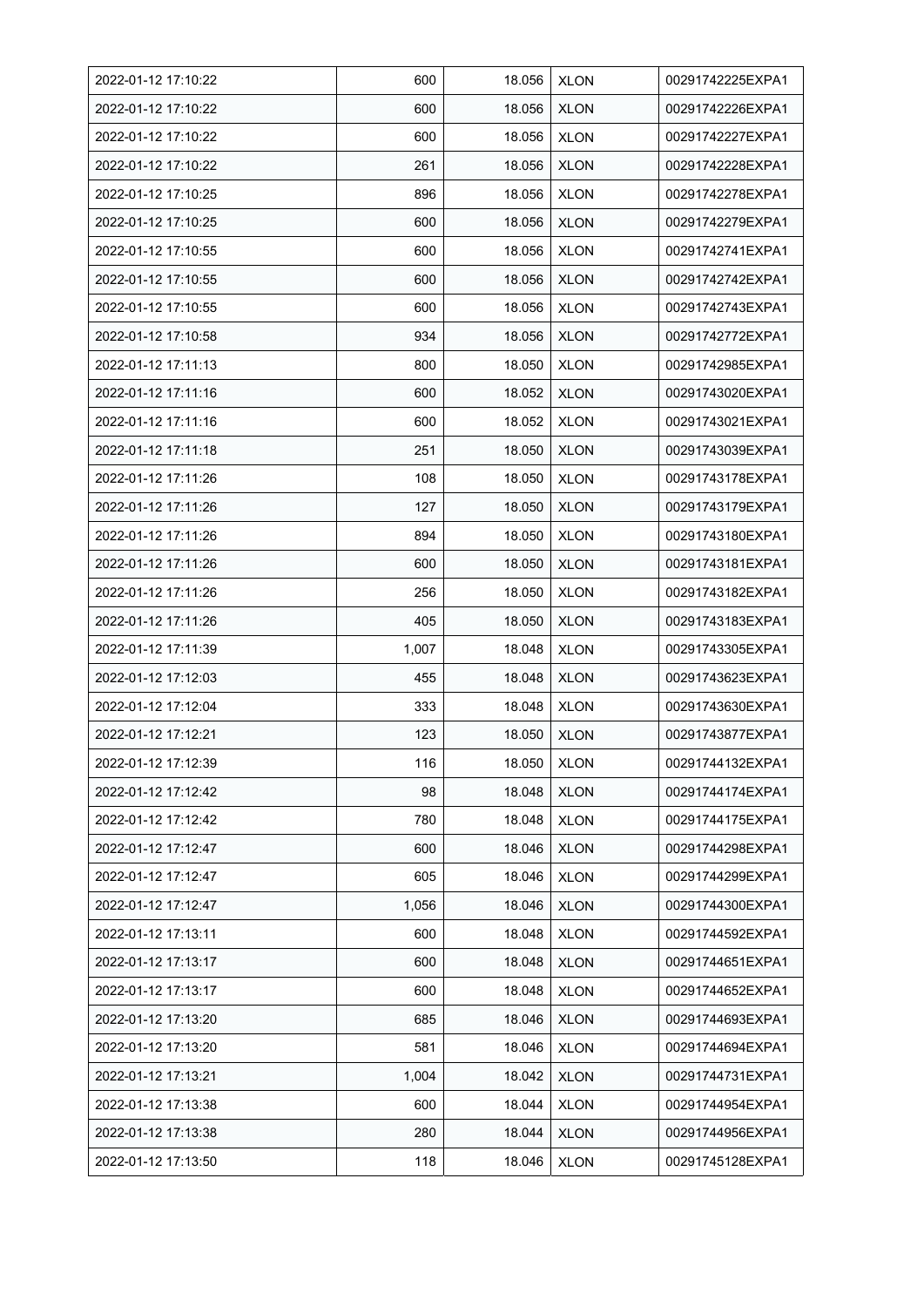| 2022-01-12 17:10:22 | 600 | 18.056 | XLON | 00291742225EXPA1 |
|---|---|---|---|---|
| 2022-01-12 17:10:22 | 600 | 18.056 | XLON | 00291742226EXPA1 |
| 2022-01-12 17:10:22 | 600 | 18.056 | XLON | 00291742227EXPA1 |
| 2022-01-12 17:10:22 | 261 | 18.056 | XLON | 00291742228EXPA1 |
| 2022-01-12 17:10:25 | 896 | 18.056 | XLON | 00291742278EXPA1 |
| 2022-01-12 17:10:25 | 600 | 18.056 | XLON | 00291742279EXPA1 |
| 2022-01-12 17:10:55 | 600 | 18.056 | XLON | 00291742741EXPA1 |
| 2022-01-12 17:10:55 | 600 | 18.056 | XLON | 00291742742EXPA1 |
| 2022-01-12 17:10:55 | 600 | 18.056 | XLON | 00291742743EXPA1 |
| 2022-01-12 17:10:58 | 934 | 18.056 | XLON | 00291742772EXPA1 |
| 2022-01-12 17:11:13 | 800 | 18.050 | XLON | 00291742985EXPA1 |
| 2022-01-12 17:11:16 | 600 | 18.052 | XLON | 00291743020EXPA1 |
| 2022-01-12 17:11:16 | 600 | 18.052 | XLON | 00291743021EXPA1 |
| 2022-01-12 17:11:18 | 251 | 18.050 | XLON | 00291743039EXPA1 |
| 2022-01-12 17:11:26 | 108 | 18.050 | XLON | 00291743178EXPA1 |
| 2022-01-12 17:11:26 | 127 | 18.050 | XLON | 00291743179EXPA1 |
| 2022-01-12 17:11:26 | 894 | 18.050 | XLON | 00291743180EXPA1 |
| 2022-01-12 17:11:26 | 600 | 18.050 | XLON | 00291743181EXPA1 |
| 2022-01-12 17:11:26 | 256 | 18.050 | XLON | 00291743182EXPA1 |
| 2022-01-12 17:11:26 | 405 | 18.050 | XLON | 00291743183EXPA1 |
| 2022-01-12 17:11:39 | 1,007 | 18.048 | XLON | 00291743305EXPA1 |
| 2022-01-12 17:12:03 | 455 | 18.048 | XLON | 00291743623EXPA1 |
| 2022-01-12 17:12:04 | 333 | 18.048 | XLON | 00291743630EXPA1 |
| 2022-01-12 17:12:21 | 123 | 18.050 | XLON | 00291743877EXPA1 |
| 2022-01-12 17:12:39 | 116 | 18.050 | XLON | 00291744132EXPA1 |
| 2022-01-12 17:12:42 | 98 | 18.048 | XLON | 00291744174EXPA1 |
| 2022-01-12 17:12:42 | 780 | 18.048 | XLON | 00291744175EXPA1 |
| 2022-01-12 17:12:47 | 600 | 18.046 | XLON | 00291744298EXPA1 |
| 2022-01-12 17:12:47 | 605 | 18.046 | XLON | 00291744299EXPA1 |
| 2022-01-12 17:12:47 | 1,056 | 18.046 | XLON | 00291744300EXPA1 |
| 2022-01-12 17:13:11 | 600 | 18.048 | XLON | 00291744592EXPA1 |
| 2022-01-12 17:13:17 | 600 | 18.048 | XLON | 00291744651EXPA1 |
| 2022-01-12 17:13:17 | 600 | 18.048 | XLON | 00291744652EXPA1 |
| 2022-01-12 17:13:20 | 685 | 18.046 | XLON | 00291744693EXPA1 |
| 2022-01-12 17:13:20 | 581 | 18.046 | XLON | 00291744694EXPA1 |
| 2022-01-12 17:13:21 | 1,004 | 18.042 | XLON | 00291744731EXPA1 |
| 2022-01-12 17:13:38 | 600 | 18.044 | XLON | 00291744954EXPA1 |
| 2022-01-12 17:13:38 | 280 | 18.044 | XLON | 00291744956EXPA1 |
| 2022-01-12 17:13:50 | 118 | 18.046 | XLON | 00291745128EXPA1 |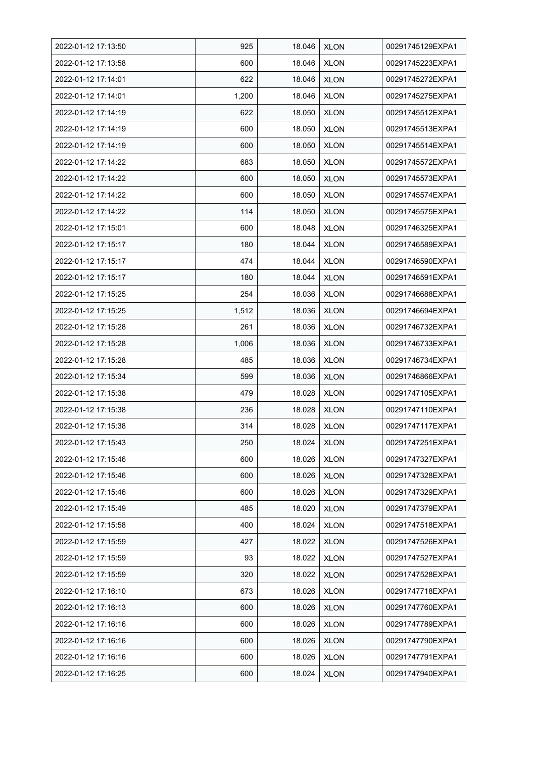| 2022-01-12 17:13:50 | 925 | 18.046 | XLON | 00291745129EXPA1 |
|---|---|---|---|---|
| 2022-01-12 17:13:58 | 600 | 18.046 | XLON | 00291745223EXPA1 |
| 2022-01-12 17:14:01 | 622 | 18.046 | XLON | 00291745272EXPA1 |
| 2022-01-12 17:14:01 | 1,200 | 18.046 | XLON | 00291745275EXPA1 |
| 2022-01-12 17:14:19 | 622 | 18.050 | XLON | 00291745512EXPA1 |
| 2022-01-12 17:14:19 | 600 | 18.050 | XLON | 00291745513EXPA1 |
| 2022-01-12 17:14:19 | 600 | 18.050 | XLON | 00291745514EXPA1 |
| 2022-01-12 17:14:22 | 683 | 18.050 | XLON | 00291745572EXPA1 |
| 2022-01-12 17:14:22 | 600 | 18.050 | XLON | 00291745573EXPA1 |
| 2022-01-12 17:14:22 | 600 | 18.050 | XLON | 00291745574EXPA1 |
| 2022-01-12 17:14:22 | 114 | 18.050 | XLON | 00291745575EXPA1 |
| 2022-01-12 17:15:01 | 600 | 18.048 | XLON | 00291746325EXPA1 |
| 2022-01-12 17:15:17 | 180 | 18.044 | XLON | 00291746589EXPA1 |
| 2022-01-12 17:15:17 | 474 | 18.044 | XLON | 00291746590EXPA1 |
| 2022-01-12 17:15:17 | 180 | 18.044 | XLON | 00291746591EXPA1 |
| 2022-01-12 17:15:25 | 254 | 18.036 | XLON | 00291746688EXPA1 |
| 2022-01-12 17:15:25 | 1,512 | 18.036 | XLON | 00291746694EXPA1 |
| 2022-01-12 17:15:28 | 261 | 18.036 | XLON | 00291746732EXPA1 |
| 2022-01-12 17:15:28 | 1,006 | 18.036 | XLON | 00291746733EXPA1 |
| 2022-01-12 17:15:28 | 485 | 18.036 | XLON | 00291746734EXPA1 |
| 2022-01-12 17:15:34 | 599 | 18.036 | XLON | 00291746866EXPA1 |
| 2022-01-12 17:15:38 | 479 | 18.028 | XLON | 00291747105EXPA1 |
| 2022-01-12 17:15:38 | 236 | 18.028 | XLON | 00291747110EXPA1 |
| 2022-01-12 17:15:38 | 314 | 18.028 | XLON | 00291747117EXPA1 |
| 2022-01-12 17:15:43 | 250 | 18.024 | XLON | 00291747251EXPA1 |
| 2022-01-12 17:15:46 | 600 | 18.026 | XLON | 00291747327EXPA1 |
| 2022-01-12 17:15:46 | 600 | 18.026 | XLON | 00291747328EXPA1 |
| 2022-01-12 17:15:46 | 600 | 18.026 | XLON | 00291747329EXPA1 |
| 2022-01-12 17:15:49 | 485 | 18.020 | XLON | 00291747379EXPA1 |
| 2022-01-12 17:15:58 | 400 | 18.024 | XLON | 00291747518EXPA1 |
| 2022-01-12 17:15:59 | 427 | 18.022 | XLON | 00291747526EXPA1 |
| 2022-01-12 17:15:59 | 93 | 18.022 | XLON | 00291747527EXPA1 |
| 2022-01-12 17:15:59 | 320 | 18.022 | XLON | 00291747528EXPA1 |
| 2022-01-12 17:16:10 | 673 | 18.026 | XLON | 00291747718EXPA1 |
| 2022-01-12 17:16:13 | 600 | 18.026 | XLON | 00291747760EXPA1 |
| 2022-01-12 17:16:16 | 600 | 18.026 | XLON | 00291747789EXPA1 |
| 2022-01-12 17:16:16 | 600 | 18.026 | XLON | 00291747790EXPA1 |
| 2022-01-12 17:16:16 | 600 | 18.026 | XLON | 00291747791EXPA1 |
| 2022-01-12 17:16:25 | 600 | 18.024 | XLON | 00291747940EXPA1 |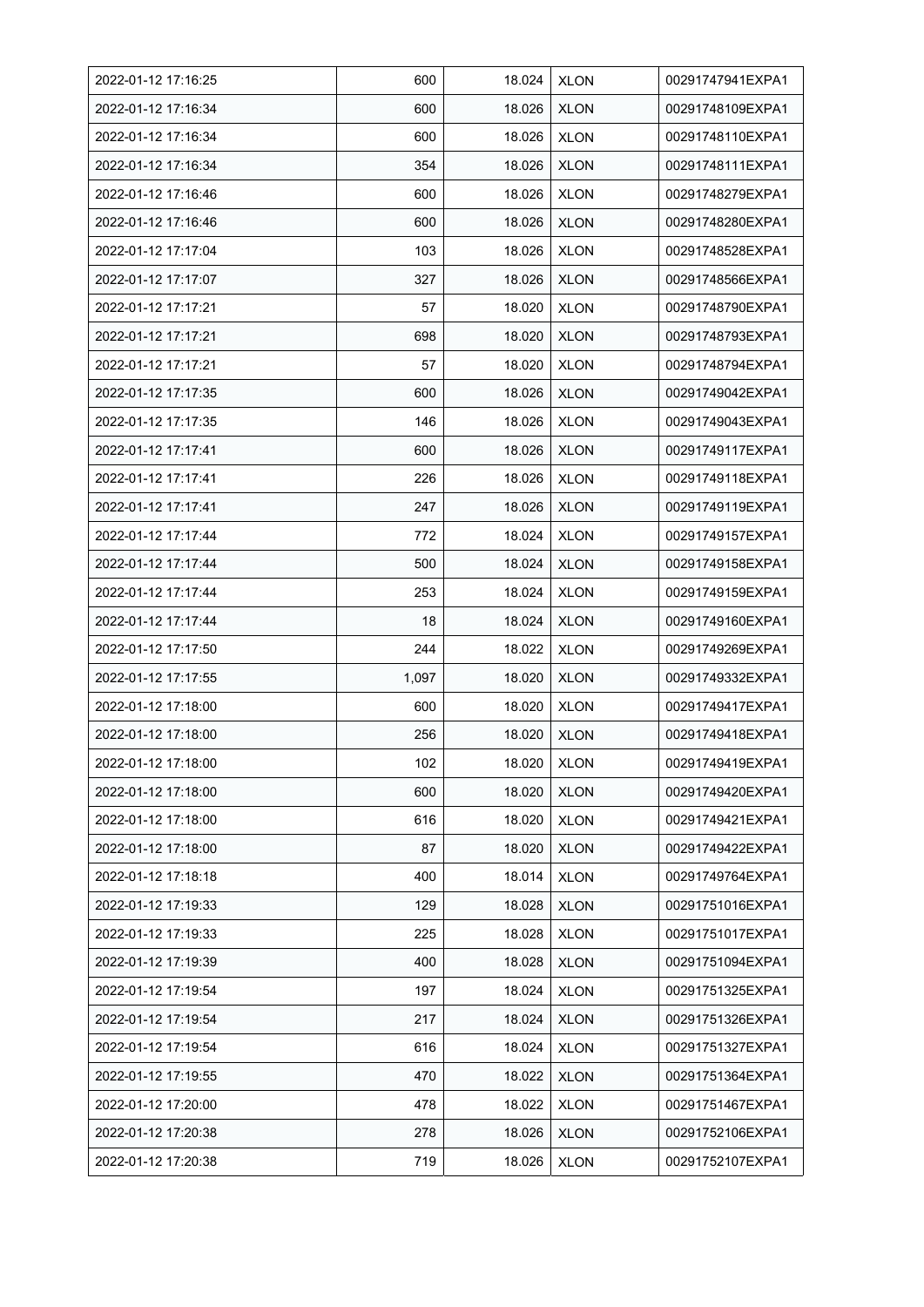| 2022-01-12 17:16:25 | 600 | 18.024 | XLON | 00291747941EXPA1 |
|---|---|---|---|---|
| 2022-01-12 17:16:34 | 600 | 18.026 | XLON | 00291748109EXPA1 |
| 2022-01-12 17:16:34 | 600 | 18.026 | XLON | 00291748110EXPA1 |
| 2022-01-12 17:16:34 | 354 | 18.026 | XLON | 00291748111EXPA1 |
| 2022-01-12 17:16:46 | 600 | 18.026 | XLON | 00291748279EXPA1 |
| 2022-01-12 17:16:46 | 600 | 18.026 | XLON | 00291748280EXPA1 |
| 2022-01-12 17:17:04 | 103 | 18.026 | XLON | 00291748528EXPA1 |
| 2022-01-12 17:17:07 | 327 | 18.026 | XLON | 00291748566EXPA1 |
| 2022-01-12 17:17:21 | 57 | 18.020 | XLON | 00291748790EXPA1 |
| 2022-01-12 17:17:21 | 698 | 18.020 | XLON | 00291748793EXPA1 |
| 2022-01-12 17:17:21 | 57 | 18.020 | XLON | 00291748794EXPA1 |
| 2022-01-12 17:17:35 | 600 | 18.026 | XLON | 00291749042EXPA1 |
| 2022-01-12 17:17:35 | 146 | 18.026 | XLON | 00291749043EXPA1 |
| 2022-01-12 17:17:41 | 600 | 18.026 | XLON | 00291749117EXPA1 |
| 2022-01-12 17:17:41 | 226 | 18.026 | XLON | 00291749118EXPA1 |
| 2022-01-12 17:17:41 | 247 | 18.026 | XLON | 00291749119EXPA1 |
| 2022-01-12 17:17:44 | 772 | 18.024 | XLON | 00291749157EXPA1 |
| 2022-01-12 17:17:44 | 500 | 18.024 | XLON | 00291749158EXPA1 |
| 2022-01-12 17:17:44 | 253 | 18.024 | XLON | 00291749159EXPA1 |
| 2022-01-12 17:17:44 | 18 | 18.024 | XLON | 00291749160EXPA1 |
| 2022-01-12 17:17:50 | 244 | 18.022 | XLON | 00291749269EXPA1 |
| 2022-01-12 17:17:55 | 1,097 | 18.020 | XLON | 00291749332EXPA1 |
| 2022-01-12 17:18:00 | 600 | 18.020 | XLON | 00291749417EXPA1 |
| 2022-01-12 17:18:00 | 256 | 18.020 | XLON | 00291749418EXPA1 |
| 2022-01-12 17:18:00 | 102 | 18.020 | XLON | 00291749419EXPA1 |
| 2022-01-12 17:18:00 | 600 | 18.020 | XLON | 00291749420EXPA1 |
| 2022-01-12 17:18:00 | 616 | 18.020 | XLON | 00291749421EXPA1 |
| 2022-01-12 17:18:00 | 87 | 18.020 | XLON | 00291749422EXPA1 |
| 2022-01-12 17:18:18 | 400 | 18.014 | XLON | 00291749764EXPA1 |
| 2022-01-12 17:19:33 | 129 | 18.028 | XLON | 00291751016EXPA1 |
| 2022-01-12 17:19:33 | 225 | 18.028 | XLON | 00291751017EXPA1 |
| 2022-01-12 17:19:39 | 400 | 18.028 | XLON | 00291751094EXPA1 |
| 2022-01-12 17:19:54 | 197 | 18.024 | XLON | 00291751325EXPA1 |
| 2022-01-12 17:19:54 | 217 | 18.024 | XLON | 00291751326EXPA1 |
| 2022-01-12 17:19:54 | 616 | 18.024 | XLON | 00291751327EXPA1 |
| 2022-01-12 17:19:55 | 470 | 18.022 | XLON | 00291751364EXPA1 |
| 2022-01-12 17:20:00 | 478 | 18.022 | XLON | 00291751467EXPA1 |
| 2022-01-12 17:20:38 | 278 | 18.026 | XLON | 00291752106EXPA1 |
| 2022-01-12 17:20:38 | 719 | 18.026 | XLON | 00291752107EXPA1 |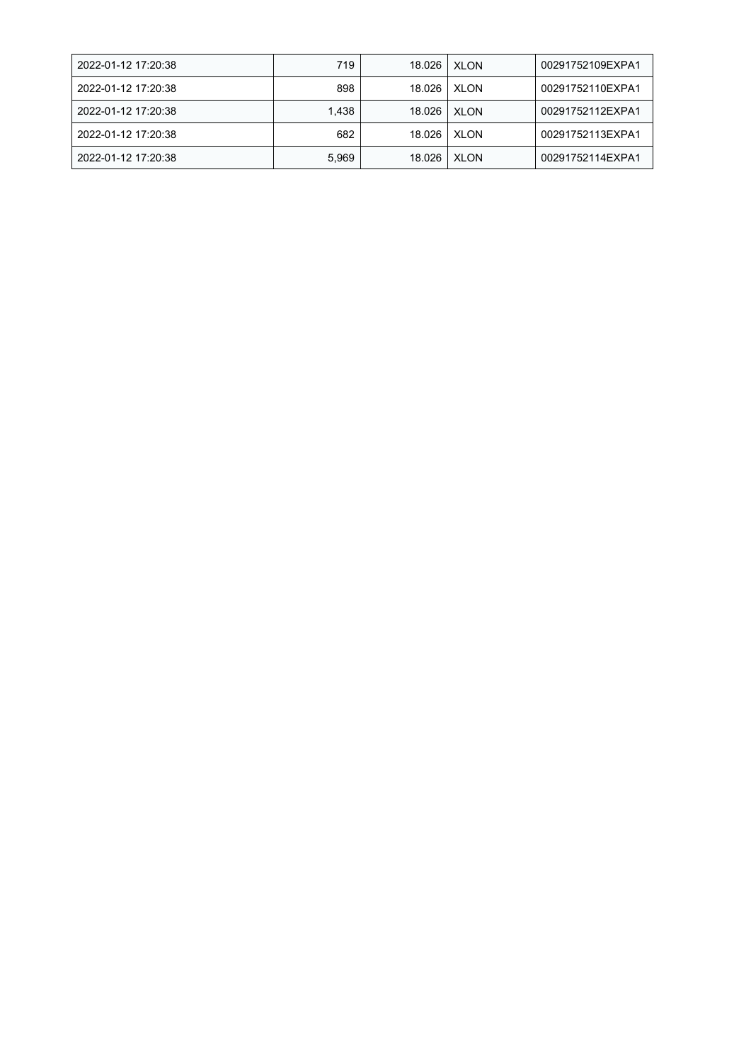| | | | | |
|---|---|---|---|---|
| 2022-01-12 17:20:38 | 719 | 18.026 | XLON | 00291752109EXPA1 |
| 2022-01-12 17:20:38 | 898 | 18.026 | XLON | 00291752110EXPA1 |
| 2022-01-12 17:20:38 | 1,438 | 18.026 | XLON | 00291752112EXPA1 |
| 2022-01-12 17:20:38 | 682 | 18.026 | XLON | 00291752113EXPA1 |
| 2022-01-12 17:20:38 | 5,969 | 18.026 | XLON | 00291752114EXPA1 |